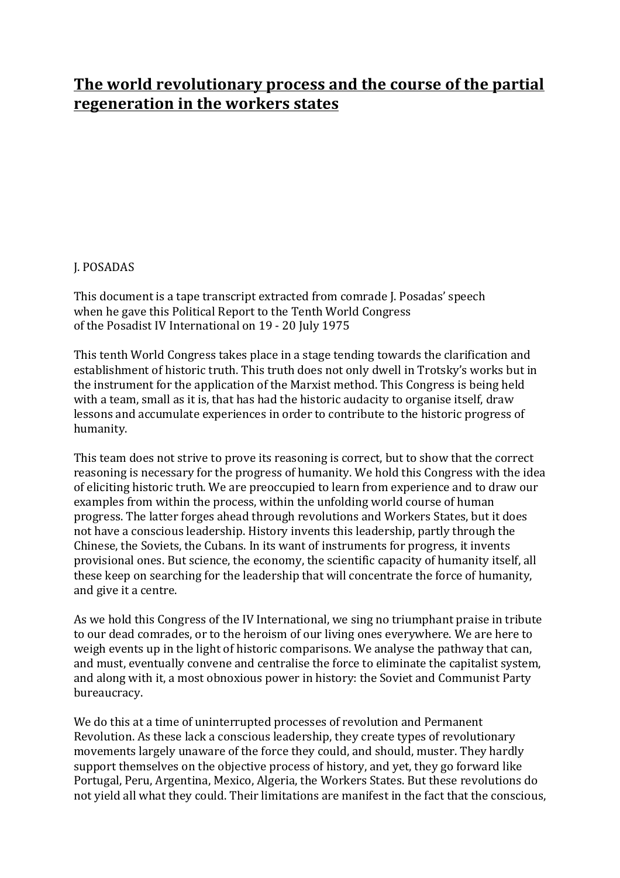# The world revolutionary process and the course of the partial regeneration in the workers states

J. POSADAS

This document is a tape transcript extracted from comrade J. Posadas' speech when he gave this Political Report to the Tenth World Congress of the Posadist IV International on 19 - 20 July 1975

This tenth World Congress takes place in a stage tending towards the clarification and establishment of historic truth. This truth does not only dwell in Trotsky's works but in the instrument for the application of the Marxist method. This Congress is being held with a team, small as it is, that has had the historic audacity to organise itself, draw lessons and accumulate experiences in order to contribute to the historic progress of humanity.

This team does not strive to prove its reasoning is correct, but to show that the correct reasoning is necessary for the progress of humanity. We hold this Congress with the idea of eliciting historic truth. We are preoccupied to learn from experience and to draw our examples from within the process, within the unfolding world course of human progress. The latter forges ahead through revolutions and Workers States, but it does not have a conscious leadership. History invents this leadership, partly through the Chinese, the Soviets, the Cubans. In its want of instruments for progress, it invents provisional ones. But science, the economy, the scientific capacity of humanity itself, all these keep on searching for the leadership that will concentrate the force of humanity, and give it a centre.

As we hold this Congress of the IV International, we sing no triumphant praise in tribute to our dead comrades, or to the heroism of our living ones everywhere. We are here to weigh events up in the light of historic comparisons. We analyse the pathway that can, and must, eventually convene and centralise the force to eliminate the capitalist system, and along with it, a most obnoxious power in history: the Soviet and Communist Party bureaucracy.

We do this at a time of uninterrupted processes of revolution and Permanent Revolution. As these lack a conscious leadership, they create types of revolutionary movements largely unaware of the force they could, and should, muster. They hardly support themselves on the objective process of history, and yet, they go forward like Portugal, Peru, Argentina, Mexico, Algeria, the Workers States. But these revolutions do not yield all what they could. Their limitations are manifest in the fact that the conscious,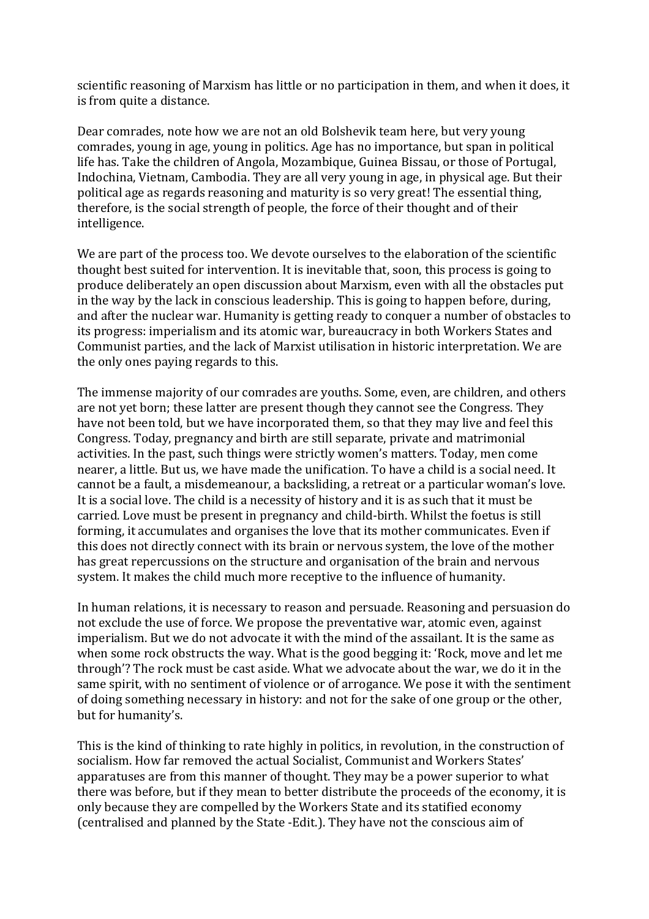scientific reasoning of Marxism has little or no participation in them, and when it does, it is from quite a distance.

Dear comrades, note how we are not an old Bolshevik team here, but very young comrades, young in age, young in politics. Age has no importance, but span in political life has. Take the children of Angola, Mozambique, Guinea Bissau, or those of Portugal, Indochina, Vietnam, Cambodia. They are all very young in age, in physical age. But their political age as regards reasoning and maturity is so very great! The essential thing, therefore, is the social strength of people, the force of their thought and of their intelligence.

We are part of the process too. We devote ourselves to the elaboration of the scientific thought best suited for intervention. It is inevitable that, soon, this process is going to produce deliberately an open discussion about Marxism, even with all the obstacles put in the way by the lack in conscious leadership. This is going to happen before, during, and after the nuclear war. Humanity is getting ready to conquer a number of obstacles to its progress: imperialism and its atomic war, bureaucracy in both Workers States and Communist parties, and the lack of Marxist utilisation in historic interpretation. We are the only ones paying regards to this.

The immense majority of our comrades are youths. Some, even, are children, and others are not yet born; these latter are present though they cannot see the Congress. They have not been told, but we have incorporated them, so that they may live and feel this Congress. Today, pregnancy and birth are still separate, private and matrimonial activities. In the past, such things were strictly women's matters. Today, men come nearer, a little. But us, we have made the unification. To have a child is a social need. It cannot be a fault, a misdemeanour, a backsliding, a retreat or a particular woman's love. It is a social love. The child is a necessity of history and it is as such that it must be carried. Love must be present in pregnancy and child-birth. Whilst the foetus is still forming, it accumulates and organises the love that its mother communicates. Even if this does not directly connect with its brain or nervous system, the love of the mother has great repercussions on the structure and organisation of the brain and nervous system. It makes the child much more receptive to the influence of humanity.

In human relations, it is necessary to reason and persuade. Reasoning and persuasion do not exclude the use of force. We propose the preventative war, atomic even, against imperialism. But we do not advocate it with the mind of the assailant. It is the same as when some rock obstructs the way. What is the good begging it: 'Rock, move and let me through'? The rock must be cast aside. What we advocate about the war, we do it in the same spirit, with no sentiment of violence or of arrogance. We pose it with the sentiment of doing something necessary in history: and not for the sake of one group or the other, but for humanity's.

This is the kind of thinking to rate highly in politics, in revolution, in the construction of socialism. How far removed the actual Socialist, Communist and Workers States' apparatuses are from this manner of thought. They may be a power superior to what there was before, but if they mean to better distribute the proceeds of the economy, it is only because they are compelled by the Workers State and its statified economy (centralised and planned by the State -Edit.). They have not the conscious aim of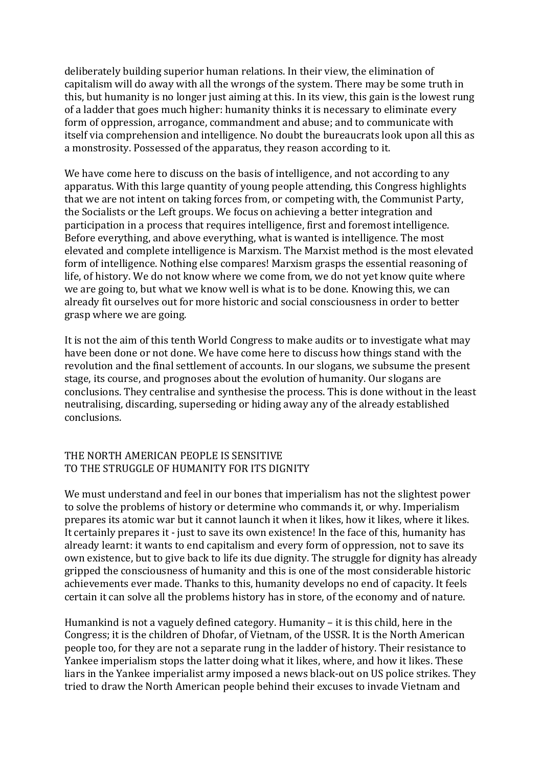deliberately building superior human relations. In their view, the elimination of capitalism will do away with all the wrongs of the system. There may be some truth in this, but humanity is no longer just aiming at this. In its view, this gain is the lowest rung of a ladder that goes much higher: humanity thinks it is necessary to eliminate every form of oppression, arrogance, commandment and abuse; and to communicate with itself via comprehension and intelligence. No doubt the bureaucrats look upon all this as a monstrosity. Possessed of the apparatus, they reason according to it.

We have come here to discuss on the basis of intelligence, and not according to any apparatus. With this large quantity of young people attending, this Congress highlights that we are not intent on taking forces from, or competing with, the Communist Party, the Socialists or the Left groups. We focus on achieving a better integration and participation in a process that requires intelligence, first and foremost intelligence. Before everything, and above everything, what is wanted is intelligence. The most elevated and complete intelligence is Marxism. The Marxist method is the most elevated form of intelligence. Nothing else compares! Marxism grasps the essential reasoning of life, of history. We do not know where we come from, we do not yet know quite where we are going to, but what we know well is what is to be done. Knowing this, we can already fit ourselves out for more historic and social consciousness in order to better grasp where we are going.

It is not the aim of this tenth World Congress to make audits or to investigate what may have been done or not done. We have come here to discuss how things stand with the revolution and the final settlement of accounts. In our slogans, we subsume the present stage, its course, and prognoses about the evolution of humanity. Our slogans are conclusions. They centralise and synthesise the process. This is done without in the least neutralising, discarding, superseding or hiding away any of the already established conclusions.

## THE NORTH AMERICAN PEOPLE IS SENSITIVE TO THE STRUGGLE OF HUMANITY FOR ITS DIGNITY

We must understand and feel in our bones that imperialism has not the slightest power to solve the problems of history or determine who commands it, or why. Imperialism prepares its atomic war but it cannot launch it when it likes, how it likes, where it likes. It certainly prepares it - just to save its own existence! In the face of this, humanity has already learnt: it wants to end capitalism and every form of oppression, not to save its own existence, but to give back to life its due dignity. The struggle for dignity has already gripped the consciousness of humanity and this is one of the most considerable historic achievements ever made. Thanks to this, humanity develops no end of capacity. It feels certain it can solve all the problems history has in store, of the economy and of nature.

Humankind is not a vaguely defined category. Humanity – it is this child, here in the Congress; it is the children of Dhofar, of Vietnam, of the USSR. It is the North American people too, for they are not a separate rung in the ladder of history. Their resistance to Yankee imperialism stops the latter doing what it likes, where, and how it likes. These liars in the Yankee imperialist army imposed a news black-out on US police strikes. They tried to draw the North American people behind their excuses to invade Vietnam and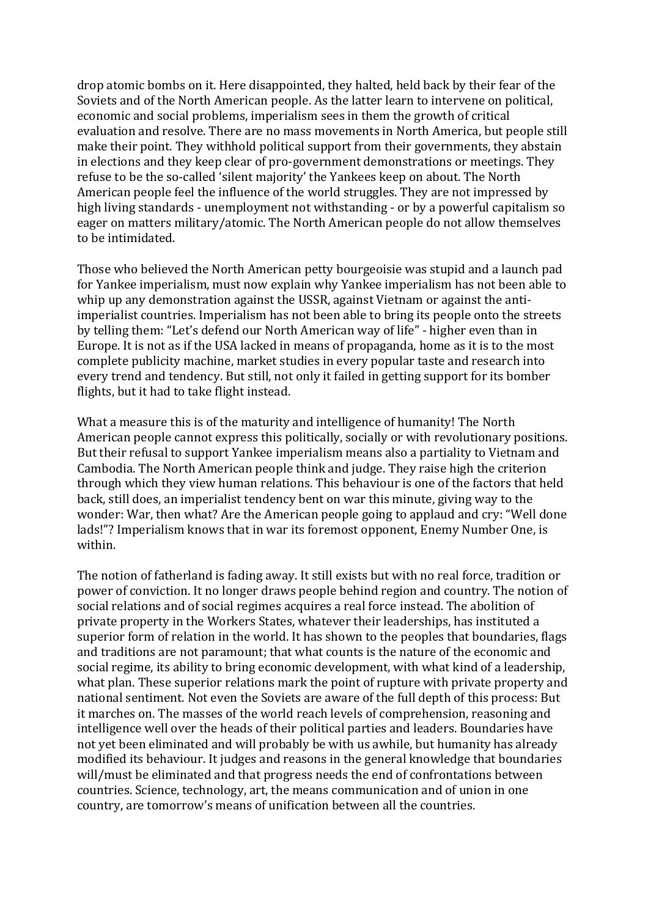drop atomic bombs on it. Here disappointed, they halted, held back by their fear of the Soviets and of the North American people. As the latter learn to intervene on political, economic and social problems, imperialism sees in them the growth of critical evaluation and resolve. There are no mass movements in North America, but people still make their point. They withhold political support from their governments, they abstain in elections and they keep clear of pro-government demonstrations or meetings. They refuse to be the so-called 'silent majority' the Yankees keep on about. The North American people feel the influence of the world struggles. They are not impressed by high living standards - unemployment not withstanding - or by a powerful capitalism so eager on matters military/atomic. The North American people do not allow themselves to be intimidated.

Those who believed the North American petty bourgeoisie was stupid and a launch pad for Yankee imperialism, must now explain why Yankee imperialism has not been able to whip up any demonstration against the USSR, against Vietnam or against the anti-imperialist countries. Imperialism has not been able to bring its people onto the streets by telling them: "Let's defend our North American way of life" - higher even than in Europe. It is not as if the USA lacked in means of propaganda, home as it is to the most complete publicity machine, market studies in every popular taste and research into every trend and tendency. But still, not only it failed in getting support for its bomber flights, but it had to take flight instead.

What a measure this is of the maturity and intelligence of humanity! The North American people cannot express this politically, socially or with revolutionary positions. But their refusal to support Yankee imperialism means also a partiality to Vietnam and Cambodia. The North American people think and judge. They raise high the criterion through which they view human relations. This behaviour is one of the factors that held back, still does, an imperialist tendency bent on war this minute, giving way to the wonder: War, then what? Are the American people going to applaud and cry: "Well done lads!"? Imperialism knows that in war its foremost opponent, Enemy Number One, is within.

The notion of fatherland is fading away. It still exists but with no real force, tradition or power of conviction. It no longer draws people behind region and country. The notion of social relations and of social regimes acquires a real force instead. The abolition of private property in the Workers States, whatever their leaderships, has instituted a superior form of relation in the world. It has shown to the peoples that boundaries, flags and traditions are not paramount; that what counts is the nature of the economic and social regime, its ability to bring economic development, with what kind of a leadership, what plan. These superior relations mark the point of rupture with private property and national sentiment. Not even the Soviets are aware of the full depth of this process: But it marches on. The masses of the world reach levels of comprehension, reasoning and intelligence well over the heads of their political parties and leaders. Boundaries have not yet been eliminated and will probably be with us awhile, but humanity has already modified its behaviour. It judges and reasons in the general knowledge that boundaries will/must be eliminated and that progress needs the end of confrontations between countries. Science, technology, art, the means communication and of union in one country, are tomorrow's means of unification between all the countries.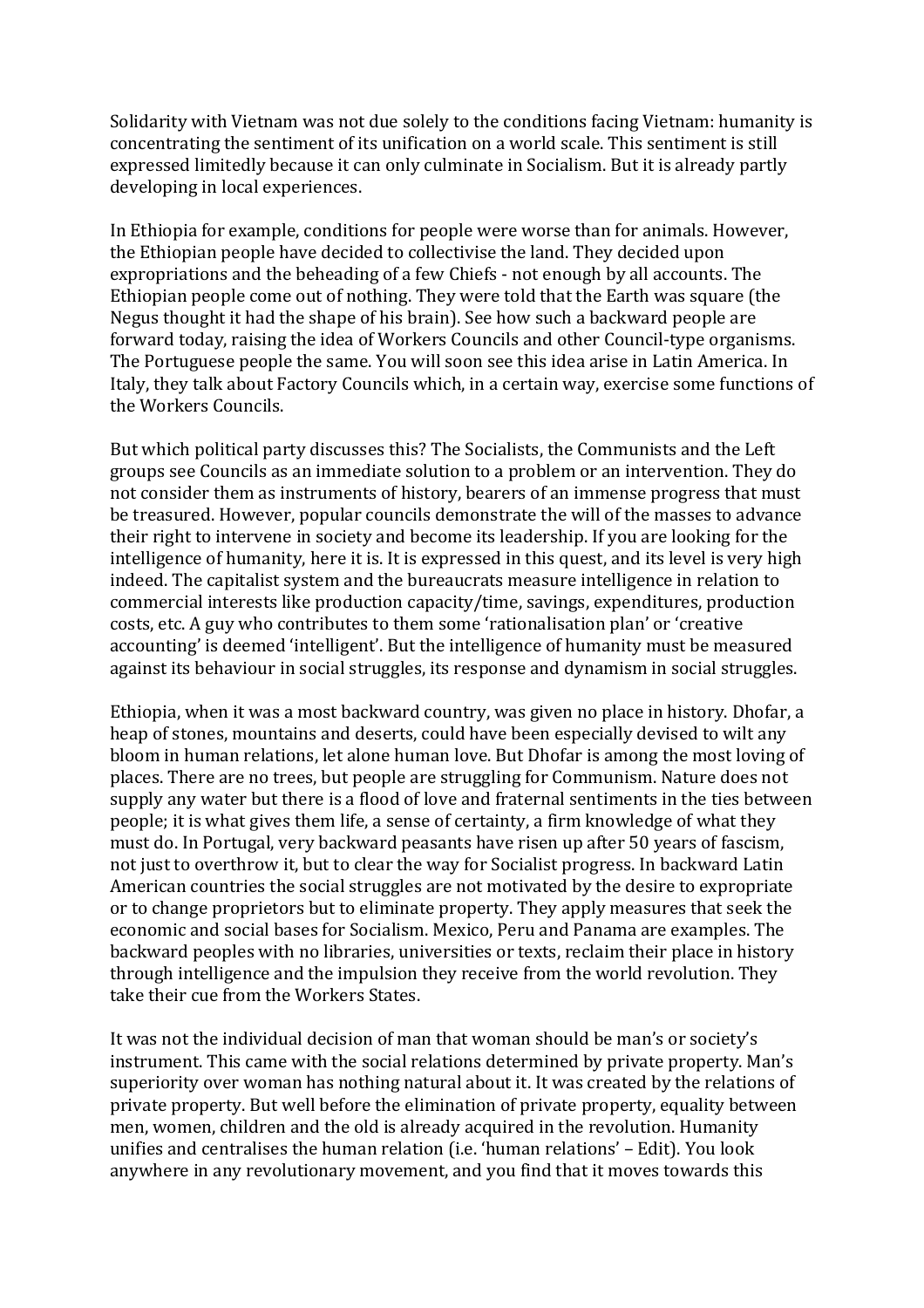Solidarity with Vietnam was not due solely to the conditions facing Vietnam: humanity is concentrating the sentiment of its unification on a world scale. This sentiment is still expressed limitedly because it can only culminate in Socialism. But it is already partly developing in local experiences.

In Ethiopia for example, conditions for people were worse than for animals. However, the Ethiopian people have decided to collectivise the land. They decided upon expropriations and the beheading of a few Chiefs - not enough by all accounts. The Ethiopian people come out of nothing. They were told that the Earth was square (the Negus thought it had the shape of his brain). See how such a backward people are forward today, raising the idea of Workers Councils and other Council-type organisms. The Portuguese people the same. You will soon see this idea arise in Latin America. In Italy, they talk about Factory Councils which, in a certain way, exercise some functions of the Workers Councils.

But which political party discusses this? The Socialists, the Communists and the Left groups see Councils as an immediate solution to a problem or an intervention. They do not consider them as instruments of history, bearers of an immense progress that must be treasured. However, popular councils demonstrate the will of the masses to advance their right to intervene in society and become its leadership. If you are looking for the intelligence of humanity, here it is. It is expressed in this quest, and its level is very high indeed. The capitalist system and the bureaucrats measure intelligence in relation to commercial interests like production capacity/time, savings, expenditures, production costs, etc. A guy who contributes to them some 'rationalisation plan' or 'creative accounting' is deemed 'intelligent'. But the intelligence of humanity must be measured against its behaviour in social struggles, its response and dynamism in social struggles.

Ethiopia, when it was a most backward country, was given no place in history. Dhofar, a heap of stones, mountains and deserts, could have been especially devised to wilt any bloom in human relations, let alone human love. But Dhofar is among the most loving of places. There are no trees, but people are struggling for Communism. Nature does not supply any water but there is a flood of love and fraternal sentiments in the ties between people; it is what gives them life, a sense of certainty, a firm knowledge of what they must do. In Portugal, very backward peasants have risen up after 50 years of fascism, not just to overthrow it, but to clear the way for Socialist progress. In backward Latin American countries the social struggles are not motivated by the desire to expropriate or to change proprietors but to eliminate property. They apply measures that seek the economic and social bases for Socialism. Mexico, Peru and Panama are examples. The backward peoples with no libraries, universities or texts, reclaim their place in history through intelligence and the impulsion they receive from the world revolution. They take their cue from the Workers States.

It was not the individual decision of man that woman should be man's or society's instrument. This came with the social relations determined by private property. Man's superiority over woman has nothing natural about it. It was created by the relations of private property. But well before the elimination of private property, equality between men, women, children and the old is already acquired in the revolution. Humanity unifies and centralises the human relation (i.e. 'human relations' – Edit). You look anywhere in any revolutionary movement, and you find that it moves towards this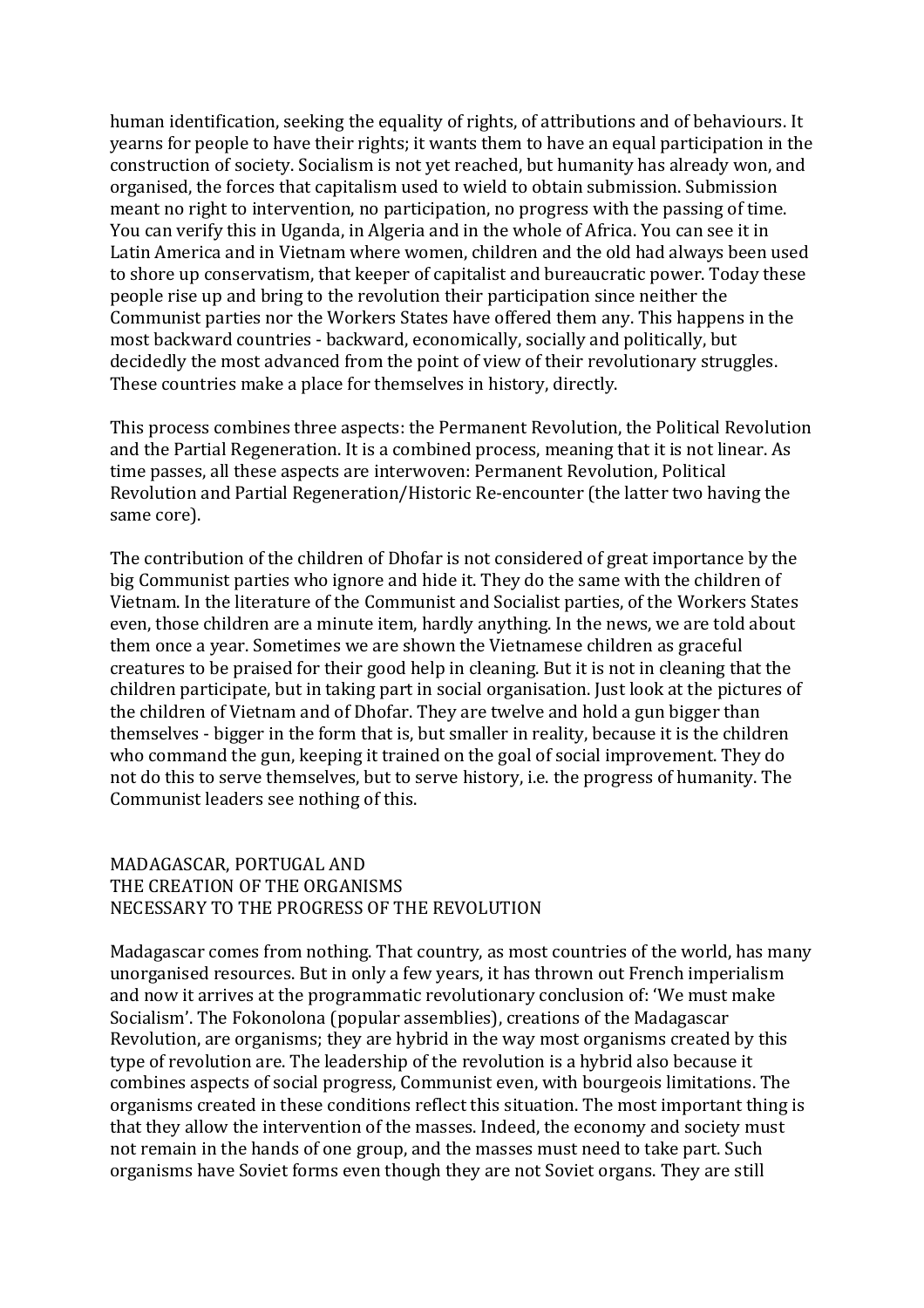human identification, seeking the equality of rights, of attributions and of behaviours. It yearns for people to have their rights; it wants them to have an equal participation in the construction of society. Socialism is not yet reached, but humanity has already won, and organised, the forces that capitalism used to wield to obtain submission. Submission meant no right to intervention, no participation, no progress with the passing of time. You can verify this in Uganda, in Algeria and in the whole of Africa. You can see it in Latin America and in Vietnam where women, children and the old had always been used to shore up conservatism, that keeper of capitalist and bureaucratic power. Today these people rise up and bring to the revolution their participation since neither the Communist parties nor the Workers States have offered them any. This happens in the most backward countries - backward, economically, socially and politically, but decidedly the most advanced from the point of view of their revolutionary struggles. These countries make a place for themselves in history, directly.

This process combines three aspects: the Permanent Revolution, the Political Revolution and the Partial Regeneration. It is a combined process, meaning that it is not linear. As time passes, all these aspects are interwoven: Permanent Revolution, Political Revolution and Partial Regeneration/Historic Re-encounter (the latter two having the same core).

The contribution of the children of Dhofar is not considered of great importance by the big Communist parties who ignore and hide it. They do the same with the children of Vietnam. In the literature of the Communist and Socialist parties, of the Workers States even, those children are a minute item, hardly anything. In the news, we are told about them once a year. Sometimes we are shown the Vietnamese children as graceful creatures to be praised for their good help in cleaning. But it is not in cleaning that the children participate, but in taking part in social organisation. Just look at the pictures of the children of Vietnam and of Dhofar. They are twelve and hold a gun bigger than themselves - bigger in the form that is, but smaller in reality, because it is the children who command the gun, keeping it trained on the goal of social improvement. They do not do this to serve themselves, but to serve history, i.e. the progress of humanity. The Communist leaders see nothing of this.

## MADAGASCAR, PORTUGAL AND THE CREATION OF THE ORGANISMS NECESSARY TO THE PROGRESS OF THE REVOLUTION

Madagascar comes from nothing. That country, as most countries of the world, has many unorganised resources. But in only a few years, it has thrown out French imperialism and now it arrives at the programmatic revolutionary conclusion of: 'We must make Socialism'. The Fokonolona (popular assemblies), creations of the Madagascar Revolution, are organisms; they are hybrid in the way most organisms created by this type of revolution are. The leadership of the revolution is a hybrid also because it combines aspects of social progress, Communist even, with bourgeois limitations. The organisms created in these conditions reflect this situation. The most important thing is that they allow the intervention of the masses. Indeed, the economy and society must not remain in the hands of one group, and the masses must need to take part. Such organisms have Soviet forms even though they are not Soviet organs. They are still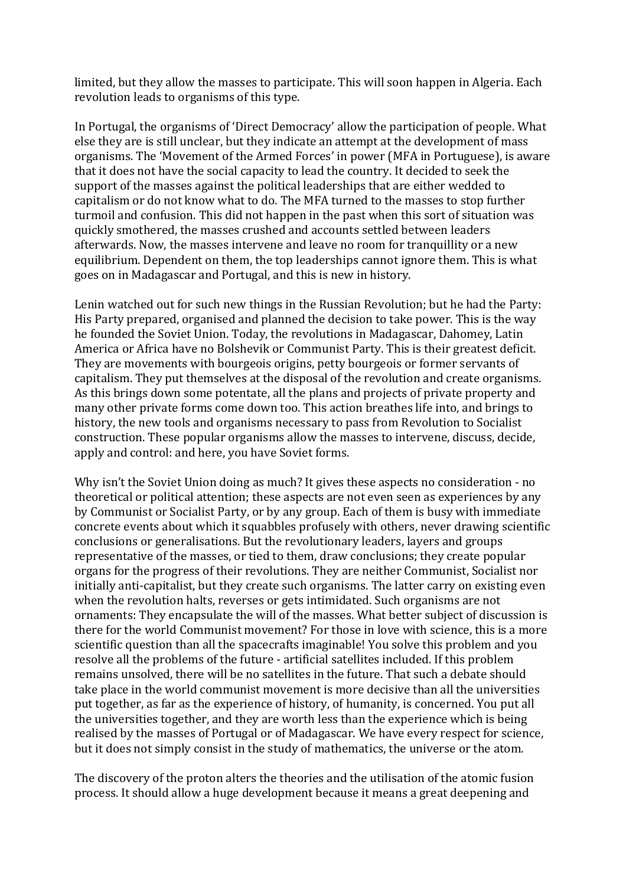limited, but they allow the masses to participate. This will soon happen in Algeria. Each revolution leads to organisms of this type.

In Portugal, the organisms of 'Direct Democracy' allow the participation of people. What else they are is still unclear, but they indicate an attempt at the development of mass organisms. The 'Movement of the Armed Forces' in power (MFA in Portuguese), is aware that it does not have the social capacity to lead the country. It decided to seek the support of the masses against the political leaderships that are either wedded to capitalism or do not know what to do. The MFA turned to the masses to stop further turmoil and confusion. This did not happen in the past when this sort of situation was quickly smothered, the masses crushed and accounts settled between leaders afterwards. Now, the masses intervene and leave no room for tranquillity or a new equilibrium. Dependent on them, the top leaderships cannot ignore them. This is what goes on in Madagascar and Portugal, and this is new in history.

Lenin watched out for such new things in the Russian Revolution; but he had the Party: His Party prepared, organised and planned the decision to take power. This is the way he founded the Soviet Union. Today, the revolutions in Madagascar, Dahomey, Latin America or Africa have no Bolshevik or Communist Party. This is their greatest deficit. They are movements with bourgeois origins, petty bourgeois or former servants of capitalism. They put themselves at the disposal of the revolution and create organisms. As this brings down some potentate, all the plans and projects of private property and many other private forms come down too. This action breathes life into, and brings to history, the new tools and organisms necessary to pass from Revolution to Socialist construction. These popular organisms allow the masses to intervene, discuss, decide, apply and control: and here, you have Soviet forms.

Why isn't the Soviet Union doing as much? It gives these aspects no consideration - no theoretical or political attention; these aspects are not even seen as experiences by any by Communist or Socialist Party, or by any group. Each of them is busy with immediate concrete events about which it squabbles profusely with others, never drawing scientific conclusions or generalisations. But the revolutionary leaders, layers and groups representative of the masses, or tied to them, draw conclusions; they create popular organs for the progress of their revolutions. They are neither Communist, Socialist nor initially anti-capitalist, but they create such organisms. The latter carry on existing even when the revolution halts, reverses or gets intimidated. Such organisms are not ornaments: They encapsulate the will of the masses. What better subject of discussion is there for the world Communist movement? For those in love with science, this is a more scientific question than all the spacecrafts imaginable! You solve this problem and you resolve all the problems of the future - artificial satellites included. If this problem remains unsolved, there will be no satellites in the future. That such a debate should take place in the world communist movement is more decisive than all the universities put together, as far as the experience of history, of humanity, is concerned. You put all the universities together, and they are worth less than the experience which is being realised by the masses of Portugal or of Madagascar. We have every respect for science, but it does not simply consist in the study of mathematics, the universe or the atom.

The discovery of the proton alters the theories and the utilisation of the atomic fusion process. It should allow a huge development because it means a great deepening and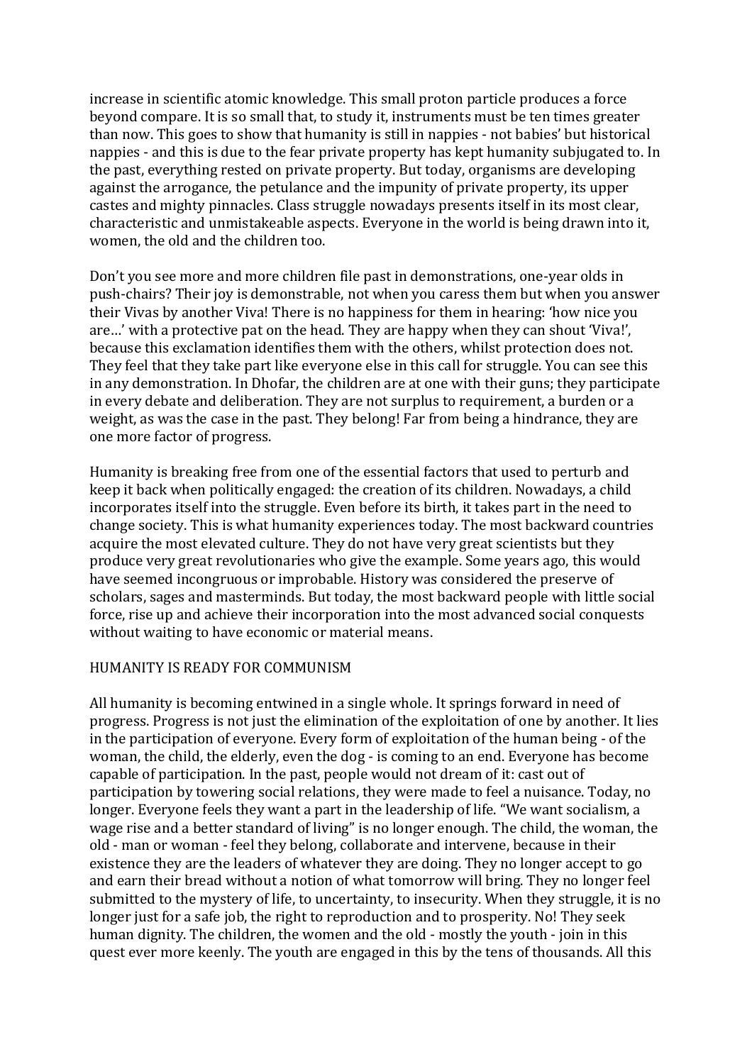increase in scientific atomic knowledge. This small proton particle produces a force beyond compare. It is so small that, to study it, instruments must be ten times greater than now. This goes to show that humanity is still in nappies - not babies' but historical nappies - and this is due to the fear private property has kept humanity subjugated to. In the past, everything rested on private property. But today, organisms are developing against the arrogance, the petulance and the impunity of private property, its upper castes and mighty pinnacles. Class struggle nowadays presents itself in its most clear, characteristic and unmistakeable aspects. Everyone in the world is being drawn into it, women, the old and the children too.

Don't you see more and more children file past in demonstrations, one-year olds in push-chairs? Their joy is demonstrable, not when you caress them but when you answer their Vivas by another Viva! There is no happiness for them in hearing: 'how nice you are…' with a protective pat on the head. They are happy when they can shout 'Viva!', because this exclamation identifies them with the others, whilst protection does not. They feel that they take part like everyone else in this call for struggle. You can see this in any demonstration. In Dhofar, the children are at one with their guns; they participate in every debate and deliberation. They are not surplus to requirement, a burden or a weight, as was the case in the past. They belong! Far from being a hindrance, they are one more factor of progress.

Humanity is breaking free from one of the essential factors that used to perturb and keep it back when politically engaged: the creation of its children. Nowadays, a child incorporates itself into the struggle. Even before its birth, it takes part in the need to change society. This is what humanity experiences today. The most backward countries acquire the most elevated culture. They do not have very great scientists but they produce very great revolutionaries who give the example. Some years ago, this would have seemed incongruous or improbable. History was considered the preserve of scholars, sages and masterminds. But today, the most backward people with little social force, rise up and achieve their incorporation into the most advanced social conquests without waiting to have economic or material means.

## HUMANITY IS READY FOR COMMUNISM

All humanity is becoming entwined in a single whole. It springs forward in need of progress. Progress is not just the elimination of the exploitation of one by another. It lies in the participation of everyone. Every form of exploitation of the human being - of the woman, the child, the elderly, even the dog - is coming to an end. Everyone has become capable of participation. In the past, people would not dream of it: cast out of participation by towering social relations, they were made to feel a nuisance. Today, no longer. Everyone feels they want a part in the leadership of life. "We want socialism, a wage rise and a better standard of living" is no longer enough. The child, the woman, the old - man or woman - feel they belong, collaborate and intervene, because in their existence they are the leaders of whatever they are doing. They no longer accept to go and earn their bread without a notion of what tomorrow will bring. They no longer feel submitted to the mystery of life, to uncertainty, to insecurity. When they struggle, it is no longer just for a safe job, the right to reproduction and to prosperity. No! They seek human dignity. The children, the women and the old - mostly the youth - join in this quest ever more keenly. The youth are engaged in this by the tens of thousands. All this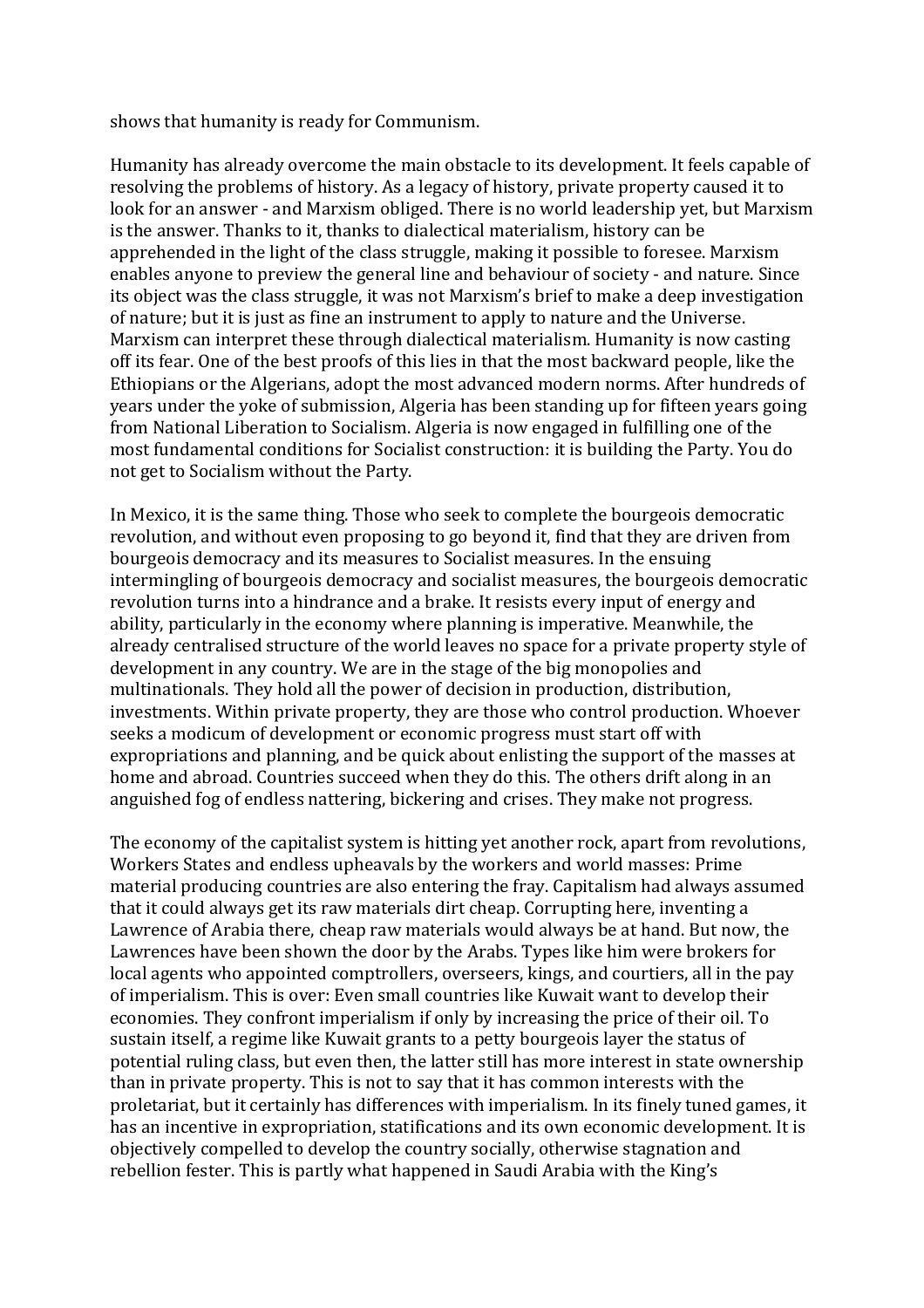shows that humanity is ready for Communism.

Humanity has already overcome the main obstacle to its development. It feels capable of resolving the problems of history. As a legacy of history, private property caused it to look for an answer - and Marxism obliged. There is no world leadership yet, but Marxism is the answer. Thanks to it, thanks to dialectical materialism, history can be apprehended in the light of the class struggle, making it possible to foresee. Marxism enables anyone to preview the general line and behaviour of society - and nature. Since its object was the class struggle, it was not Marxism's brief to make a deep investigation of nature; but it is just as fine an instrument to apply to nature and the Universe. Marxism can interpret these through dialectical materialism. Humanity is now casting off its fear. One of the best proofs of this lies in that the most backward people, like the Ethiopians or the Algerians, adopt the most advanced modern norms. After hundreds of years under the yoke of submission, Algeria has been standing up for fifteen years going from National Liberation to Socialism. Algeria is now engaged in fulfilling one of the most fundamental conditions for Socialist construction: it is building the Party. You do not get to Socialism without the Party.

In Mexico, it is the same thing. Those who seek to complete the bourgeois democratic revolution, and without even proposing to go beyond it, find that they are driven from bourgeois democracy and its measures to Socialist measures. In the ensuing intermingling of bourgeois democracy and socialist measures, the bourgeois democratic revolution turns into a hindrance and a brake. It resists every input of energy and ability, particularly in the economy where planning is imperative. Meanwhile, the already centralised structure of the world leaves no space for a private property style of development in any country. We are in the stage of the big monopolies and multinationals. They hold all the power of decision in production, distribution, investments. Within private property, they are those who control production. Whoever seeks a modicum of development or economic progress must start off with expropriations and planning, and be quick about enlisting the support of the masses at home and abroad. Countries succeed when they do this. The others drift along in an anguished fog of endless nattering, bickering and crises. They make not progress.

The economy of the capitalist system is hitting yet another rock, apart from revolutions, Workers States and endless upheavals by the workers and world masses: Prime material producing countries are also entering the fray. Capitalism had always assumed that it could always get its raw materials dirt cheap. Corrupting here, inventing a Lawrence of Arabia there, cheap raw materials would always be at hand. But now, the Lawrences have been shown the door by the Arabs. Types like him were brokers for local agents who appointed comptrollers, overseers, kings, and courtiers, all in the pay of imperialism. This is over: Even small countries like Kuwait want to develop their economies. They confront imperialism if only by increasing the price of their oil. To sustain itself, a regime like Kuwait grants to a petty bourgeois layer the status of potential ruling class, but even then, the latter still has more interest in state ownership than in private property. This is not to say that it has common interests with the proletariat, but it certainly has differences with imperialism. In its finely tuned games, it has an incentive in expropriation, statifications and its own economic development. It is objectively compelled to develop the country socially, otherwise stagnation and rebellion fester. This is partly what happened in Saudi Arabia with the King's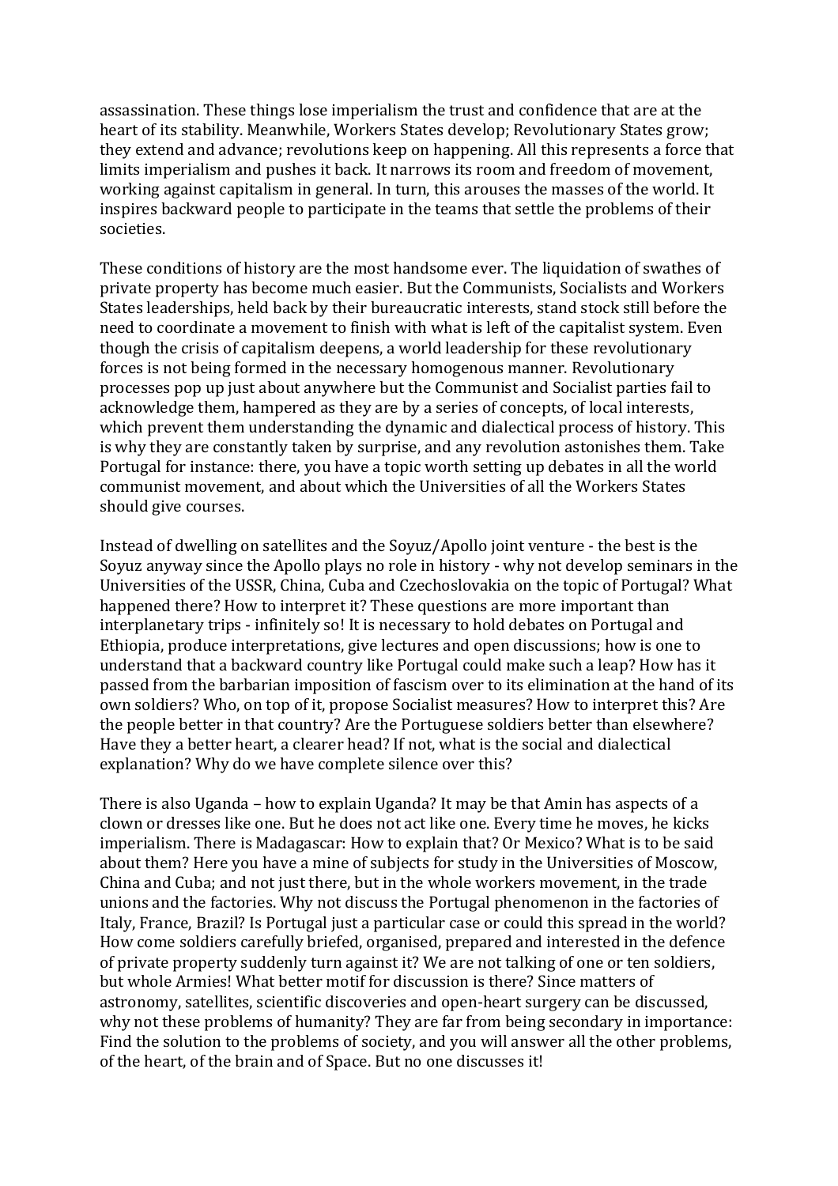assassination. These things lose imperialism the trust and confidence that are at the heart of its stability. Meanwhile, Workers States develop; Revolutionary States grow; they extend and advance; revolutions keep on happening. All this represents a force that limits imperialism and pushes it back. It narrows its room and freedom of movement, working against capitalism in general. In turn, this arouses the masses of the world. It inspires backward people to participate in the teams that settle the problems of their societies.

These conditions of history are the most handsome ever. The liquidation of swathes of private property has become much easier. But the Communists, Socialists and Workers States leaderships, held back by their bureaucratic interests, stand stock still before the need to coordinate a movement to finish with what is left of the capitalist system. Even though the crisis of capitalism deepens, a world leadership for these revolutionary forces is not being formed in the necessary homogenous manner. Revolutionary processes pop up just about anywhere but the Communist and Socialist parties fail to acknowledge them, hampered as they are by a series of concepts, of local interests, which prevent them understanding the dynamic and dialectical process of history. This is why they are constantly taken by surprise, and any revolution astonishes them. Take Portugal for instance: there, you have a topic worth setting up debates in all the world communist movement, and about which the Universities of all the Workers States should give courses.

Instead of dwelling on satellites and the Soyuz/Apollo joint venture - the best is the Soyuz anyway since the Apollo plays no role in history - why not develop seminars in the Universities of the USSR, China, Cuba and Czechoslovakia on the topic of Portugal? What happened there? How to interpret it? These questions are more important than interplanetary trips - infinitely so! It is necessary to hold debates on Portugal and Ethiopia, produce interpretations, give lectures and open discussions; how is one to understand that a backward country like Portugal could make such a leap? How has it passed from the barbarian imposition of fascism over to its elimination at the hand of its own soldiers? Who, on top of it, propose Socialist measures? How to interpret this? Are the people better in that country? Are the Portuguese soldiers better than elsewhere? Have they a better heart, a clearer head? If not, what is the social and dialectical explanation? Why do we have complete silence over this?

There is also Uganda – how to explain Uganda? It may be that Amin has aspects of a clown or dresses like one. But he does not act like one. Every time he moves, he kicks imperialism. There is Madagascar: How to explain that? Or Mexico? What is to be said about them? Here you have a mine of subjects for study in the Universities of Moscow, China and Cuba; and not just there, but in the whole workers movement, in the trade unions and the factories. Why not discuss the Portugal phenomenon in the factories of Italy, France, Brazil? Is Portugal just a particular case or could this spread in the world? How come soldiers carefully briefed, organised, prepared and interested in the defence of private property suddenly turn against it? We are not talking of one or ten soldiers, but whole Armies! What better motif for discussion is there? Since matters of astronomy, satellites, scientific discoveries and open-heart surgery can be discussed, why not these problems of humanity? They are far from being secondary in importance: Find the solution to the problems of society, and you will answer all the other problems, of the heart, of the brain and of Space. But no one discusses it!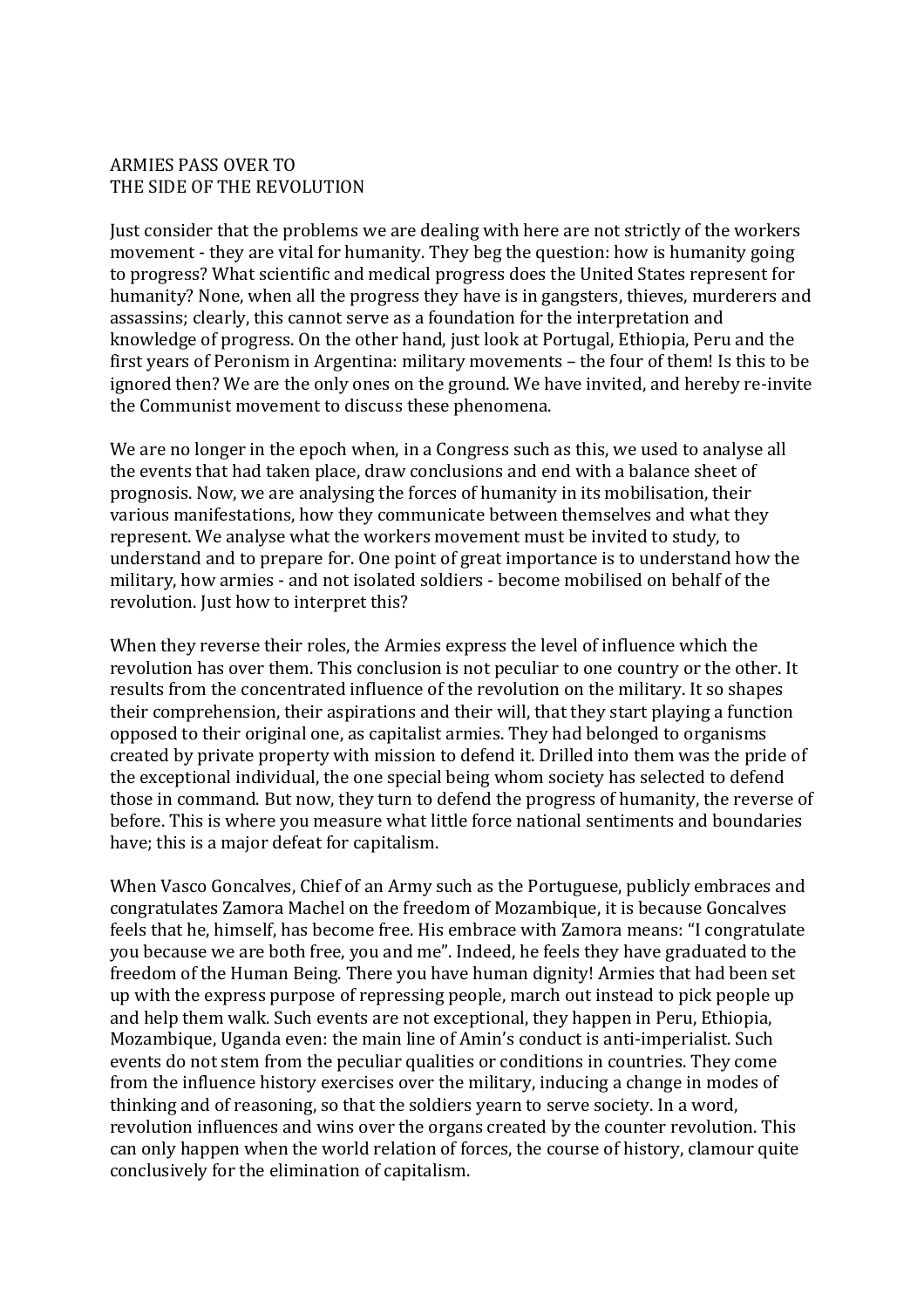## ARMIES PASS OVER TO THE SIDE OF THE REVOLUTION

Just consider that the problems we are dealing with here are not strictly of the workers movement - they are vital for humanity. They beg the question: how is humanity going to progress? What scientific and medical progress does the United States represent for humanity? None, when all the progress they have is in gangsters, thieves, murderers and assassins; clearly, this cannot serve as a foundation for the interpretation and knowledge of progress. On the other hand, just look at Portugal, Ethiopia, Peru and the first years of Peronism in Argentina: military movements – the four of them! Is this to be ignored then? We are the only ones on the ground. We have invited, and hereby re-invite the Communist movement to discuss these phenomena.

We are no longer in the epoch when, in a Congress such as this, we used to analyse all the events that had taken place, draw conclusions and end with a balance sheet of prognosis. Now, we are analysing the forces of humanity in its mobilisation, their various manifestations, how they communicate between themselves and what they represent. We analyse what the workers movement must be invited to study, to understand and to prepare for. One point of great importance is to understand how the military, how armies - and not isolated soldiers - become mobilised on behalf of the revolution. Just how to interpret this?

When they reverse their roles, the Armies express the level of influence which the revolution has over them. This conclusion is not peculiar to one country or the other. It results from the concentrated influence of the revolution on the military. It so shapes their comprehension, their aspirations and their will, that they start playing a function opposed to their original one, as capitalist armies. They had belonged to organisms created by private property with mission to defend it. Drilled into them was the pride of the exceptional individual, the one special being whom society has selected to defend those in command. But now, they turn to defend the progress of humanity, the reverse of before. This is where you measure what little force national sentiments and boundaries have; this is a major defeat for capitalism.

When Vasco Goncalves, Chief of an Army such as the Portuguese, publicly embraces and congratulates Zamora Machel on the freedom of Mozambique, it is because Goncalves feels that he, himself, has become free. His embrace with Zamora means: "I congratulate you because we are both free, you and me". Indeed, he feels they have graduated to the freedom of the Human Being. There you have human dignity! Armies that had been set up with the express purpose of repressing people, march out instead to pick people up and help them walk. Such events are not exceptional, they happen in Peru, Ethiopia, Mozambique, Uganda even: the main line of Amin's conduct is anti-imperialist. Such events do not stem from the peculiar qualities or conditions in countries. They come from the influence history exercises over the military, inducing a change in modes of thinking and of reasoning, so that the soldiers yearn to serve society. In a word, revolution influences and wins over the organs created by the counter revolution. This can only happen when the world relation of forces, the course of history, clamour quite conclusively for the elimination of capitalism.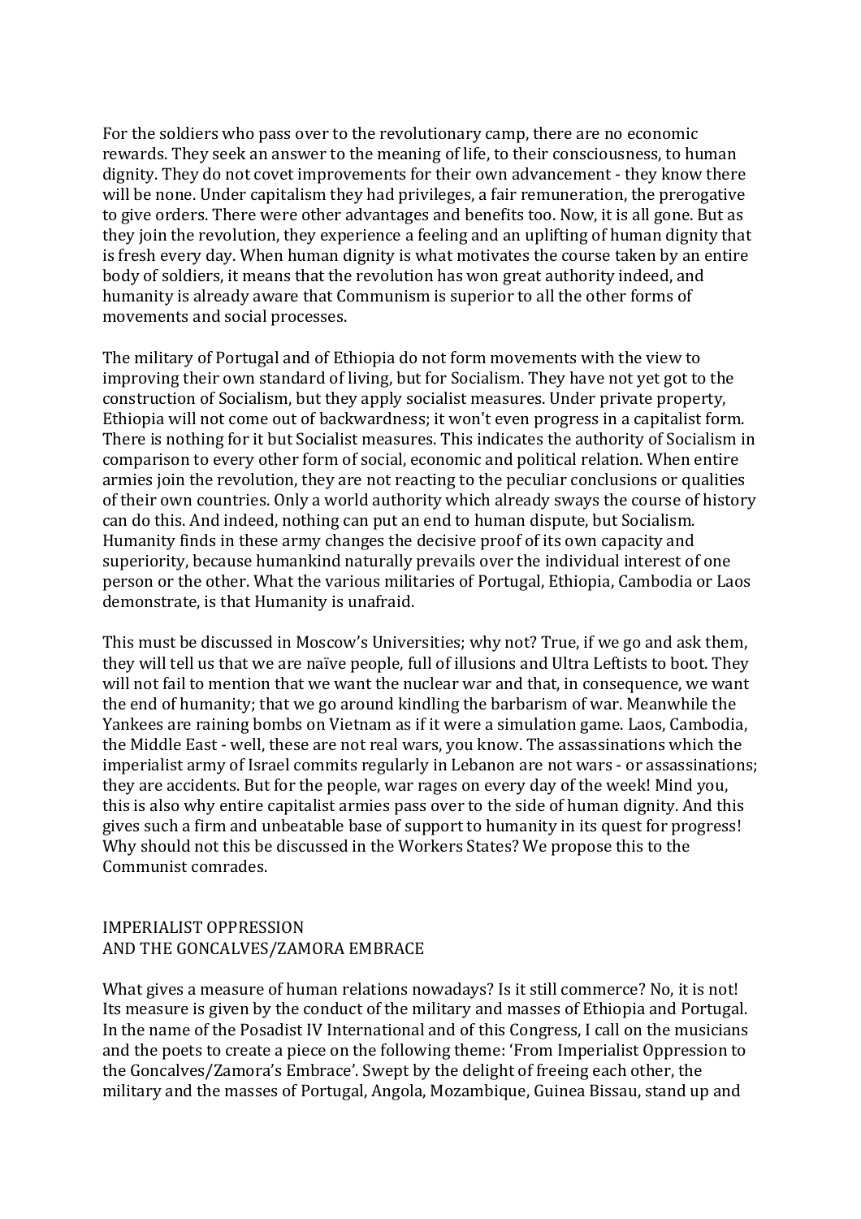For the soldiers who pass over to the revolutionary camp, there are no economic rewards. They seek an answer to the meaning of life, to their consciousness, to human dignity. They do not covet improvements for their own advancement - they know there will be none. Under capitalism they had privileges, a fair remuneration, the prerogative to give orders. There were other advantages and benefits too. Now, it is all gone. But as they join the revolution, they experience a feeling and an uplifting of human dignity that is fresh every day. When human dignity is what motivates the course taken by an entire body of soldiers, it means that the revolution has won great authority indeed, and humanity is already aware that Communism is superior to all the other forms of movements and social processes.

The military of Portugal and of Ethiopia do not form movements with the view to improving their own standard of living, but for Socialism. They have not yet got to the construction of Socialism, but they apply socialist measures. Under private property, Ethiopia will not come out of backwardness; it won't even progress in a capitalist form. There is nothing for it but Socialist measures. This indicates the authority of Socialism in comparison to every other form of social, economic and political relation. When entire armies join the revolution, they are not reacting to the peculiar conclusions or qualities of their own countries. Only a world authority which already sways the course of history can do this. And indeed, nothing can put an end to human dispute, but Socialism. Humanity finds in these army changes the decisive proof of its own capacity and superiority, because humankind naturally prevails over the individual interest of one person or the other. What the various militaries of Portugal, Ethiopia, Cambodia or Laos demonstrate, is that Humanity is unafraid.

This must be discussed in Moscow's Universities; why not? True, if we go and ask them, they will tell us that we are naïve people, full of illusions and Ultra Leftists to boot. They will not fail to mention that we want the nuclear war and that, in consequence, we want the end of humanity; that we go around kindling the barbarism of war. Meanwhile the Yankees are raining bombs on Vietnam as if it were a simulation game. Laos, Cambodia, the Middle East - well, these are not real wars, you know. The assassinations which the imperialist army of Israel commits regularly in Lebanon are not wars - or assassinations; they are accidents. But for the people, war rages on every day of the week! Mind you, this is also why entire capitalist armies pass over to the side of human dignity. And this gives such a firm and unbeatable base of support to humanity in its quest for progress! Why should not this be discussed in the Workers States? We propose this to the Communist comrades.

## IMPERIALIST OPPRESSION AND THE GONCALVES/ZAMORA EMBRACE

What gives a measure of human relations nowadays? Is it still commerce? No, it is not! Its measure is given by the conduct of the military and masses of Ethiopia and Portugal. In the name of the Posadist IV International and of this Congress, I call on the musicians and the poets to create a piece on the following theme: 'From Imperialist Oppression to the Goncalves/Zamora's Embrace'. Swept by the delight of freeing each other, the military and the masses of Portugal, Angola, Mozambique, Guinea Bissau, stand up and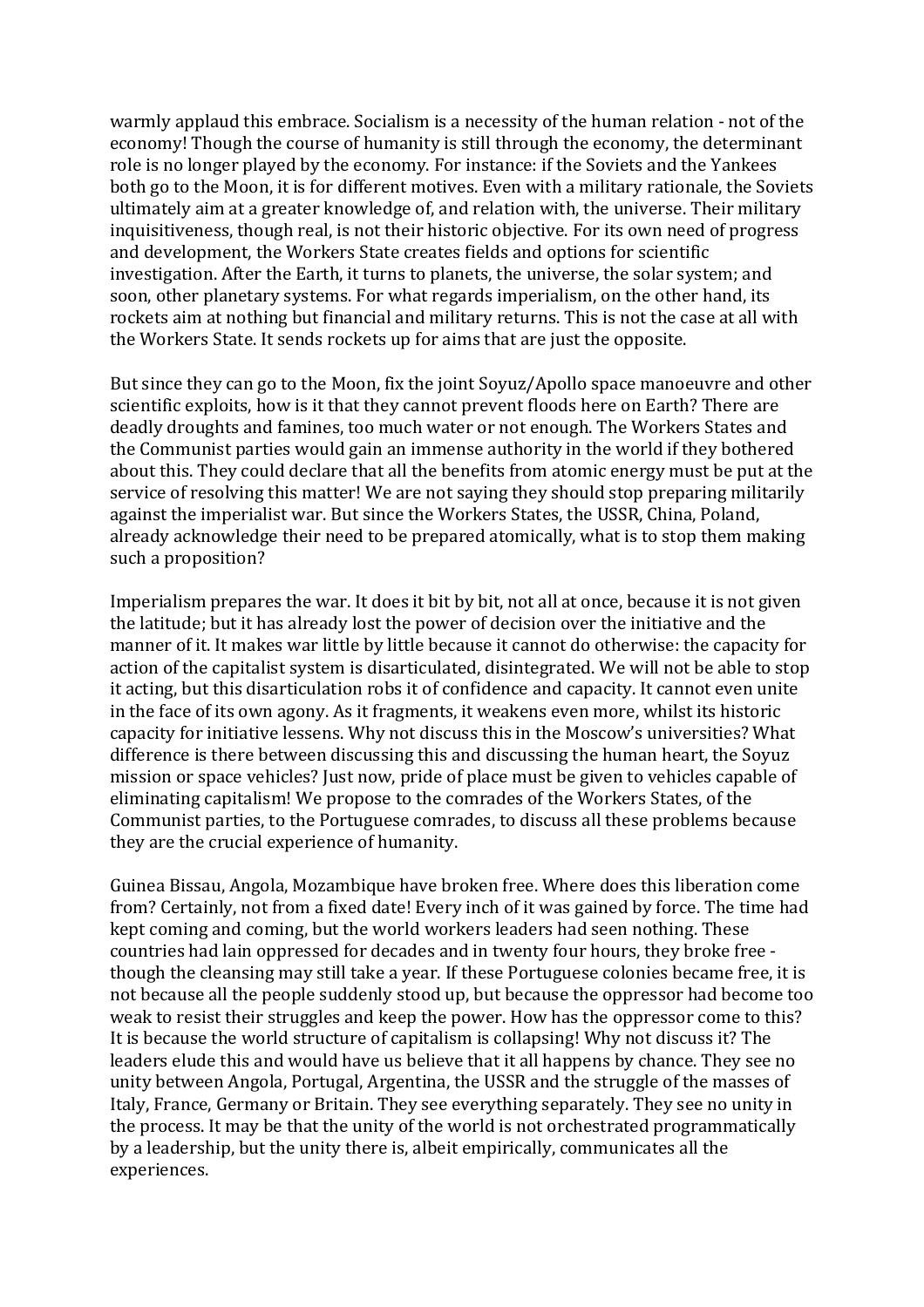warmly applaud this embrace. Socialism is a necessity of the human relation - not of the economy! Though the course of humanity is still through the economy, the determinant role is no longer played by the economy. For instance: if the Soviets and the Yankees both go to the Moon, it is for different motives. Even with a military rationale, the Soviets ultimately aim at a greater knowledge of, and relation with, the universe. Their military inquisitiveness, though real, is not their historic objective. For its own need of progress and development, the Workers State creates fields and options for scientific investigation. After the Earth, it turns to planets, the universe, the solar system; and soon, other planetary systems. For what regards imperialism, on the other hand, its rockets aim at nothing but financial and military returns. This is not the case at all with the Workers State. It sends rockets up for aims that are just the opposite.

But since they can go to the Moon, fix the joint Soyuz/Apollo space manoeuvre and other scientific exploits, how is it that they cannot prevent floods here on Earth? There are deadly droughts and famines, too much water or not enough. The Workers States and the Communist parties would gain an immense authority in the world if they bothered about this. They could declare that all the benefits from atomic energy must be put at the service of resolving this matter! We are not saying they should stop preparing militarily against the imperialist war. But since the Workers States, the USSR, China, Poland, already acknowledge their need to be prepared atomically, what is to stop them making such a proposition?

Imperialism prepares the war. It does it bit by bit, not all at once, because it is not given the latitude; but it has already lost the power of decision over the initiative and the manner of it. It makes war little by little because it cannot do otherwise: the capacity for action of the capitalist system is disarticulated, disintegrated. We will not be able to stop it acting, but this disarticulation robs it of confidence and capacity. It cannot even unite in the face of its own agony. As it fragments, it weakens even more, whilst its historic capacity for initiative lessens. Why not discuss this in the Moscow's universities? What difference is there between discussing this and discussing the human heart, the Soyuz mission or space vehicles? Just now, pride of place must be given to vehicles capable of eliminating capitalism! We propose to the comrades of the Workers States, of the Communist parties, to the Portuguese comrades, to discuss all these problems because they are the crucial experience of humanity.

Guinea Bissau, Angola, Mozambique have broken free. Where does this liberation come from? Certainly, not from a fixed date! Every inch of it was gained by force. The time had kept coming and coming, but the world workers leaders had seen nothing. These countries had lain oppressed for decades and in twenty four hours, they broke free - though the cleansing may still take a year. If these Portuguese colonies became free, it is not because all the people suddenly stood up, but because the oppressor had become too weak to resist their struggles and keep the power. How has the oppressor come to this? It is because the world structure of capitalism is collapsing! Why not discuss it? The leaders elude this and would have us believe that it all happens by chance. They see no unity between Angola, Portugal, Argentina, the USSR and the struggle of the masses of Italy, France, Germany or Britain. They see everything separately. They see no unity in the process. It may be that the unity of the world is not orchestrated programmatically by a leadership, but the unity there is, albeit empirically, communicates all the experiences.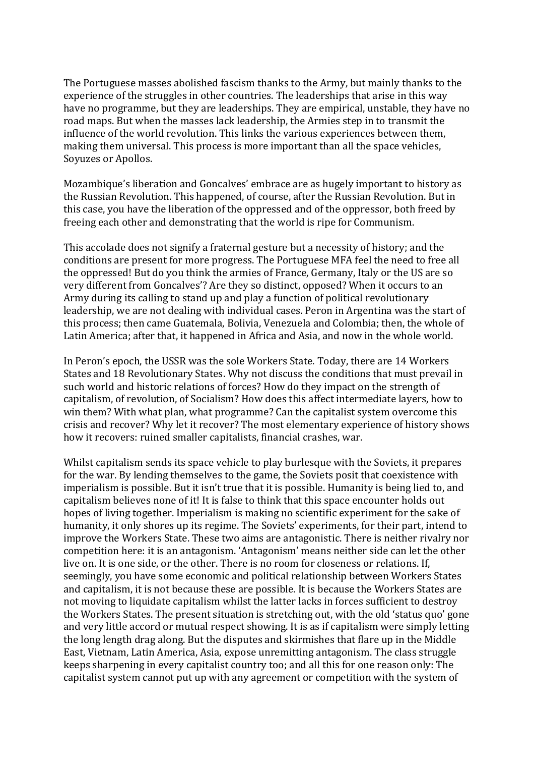The Portuguese masses abolished fascism thanks to the Army, but mainly thanks to the experience of the struggles in other countries. The leaderships that arise in this way have no programme, but they are leaderships. They are empirical, unstable, they have no road maps. But when the masses lack leadership, the Armies step in to transmit the influence of the world revolution. This links the various experiences between them, making them universal. This process is more important than all the space vehicles, Soyuzes or Apollos.

Mozambique's liberation and Goncalves' embrace are as hugely important to history as the Russian Revolution. This happened, of course, after the Russian Revolution. But in this case, you have the liberation of the oppressed and of the oppressor, both freed by freeing each other and demonstrating that the world is ripe for Communism.

This accolade does not signify a fraternal gesture but a necessity of history; and the conditions are present for more progress. The Portuguese MFA feel the need to free all the oppressed! But do you think the armies of France, Germany, Italy or the US are so very different from Goncalves'? Are they so distinct, opposed? When it occurs to an Army during its calling to stand up and play a function of political revolutionary leadership, we are not dealing with individual cases. Peron in Argentina was the start of this process; then came Guatemala, Bolivia, Venezuela and Colombia; then, the whole of Latin America; after that, it happened in Africa and Asia, and now in the whole world.

In Peron's epoch, the USSR was the sole Workers State. Today, there are 14 Workers States and 18 Revolutionary States. Why not discuss the conditions that must prevail in such world and historic relations of forces? How do they impact on the strength of capitalism, of revolution, of Socialism? How does this affect intermediate layers, how to win them? With what plan, what programme? Can the capitalist system overcome this crisis and recover? Why let it recover? The most elementary experience of history shows how it recovers: ruined smaller capitalists, financial crashes, war.

Whilst capitalism sends its space vehicle to play burlesque with the Soviets, it prepares for the war. By lending themselves to the game, the Soviets posit that coexistence with imperialism is possible. But it isn't true that it is possible. Humanity is being lied to, and capitalism believes none of it! It is false to think that this space encounter holds out hopes of living together. Imperialism is making no scientific experiment for the sake of humanity, it only shores up its regime. The Soviets' experiments, for their part, intend to improve the Workers State. These two aims are antagonistic. There is neither rivalry nor competition here: it is an antagonism. 'Antagonism' means neither side can let the other live on. It is one side, or the other. There is no room for closeness or relations. If, seemingly, you have some economic and political relationship between Workers States and capitalism, it is not because these are possible. It is because the Workers States are not moving to liquidate capitalism whilst the latter lacks in forces sufficient to destroy the Workers States. The present situation is stretching out, with the old 'status quo' gone and very little accord or mutual respect showing. It is as if capitalism were simply letting the long length drag along. But the disputes and skirmishes that flare up in the Middle East, Vietnam, Latin America, Asia, expose unremitting antagonism. The class struggle keeps sharpening in every capitalist country too; and all this for one reason only: The capitalist system cannot put up with any agreement or competition with the system of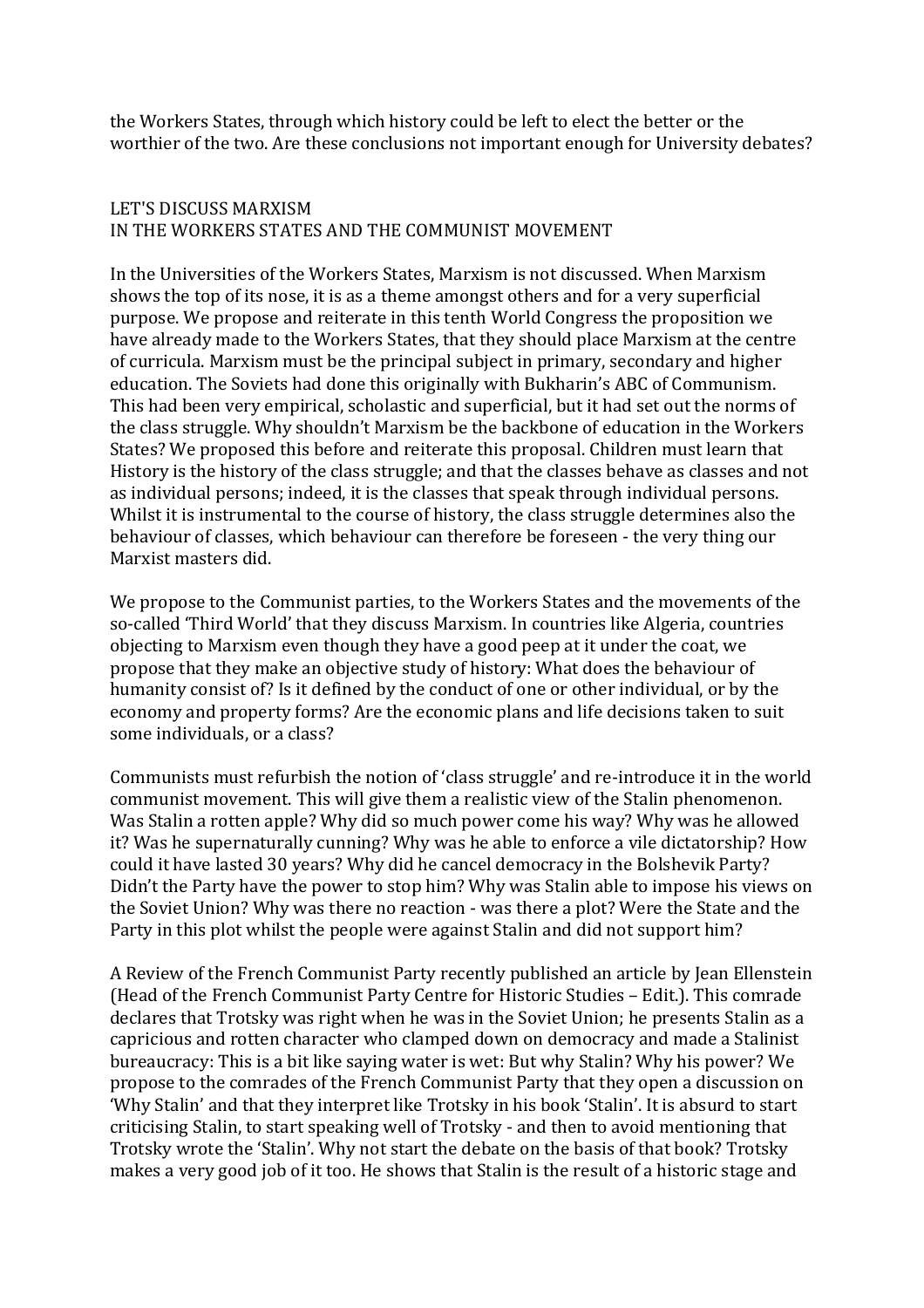the Workers States, through which history could be left to elect the better or the worthier of the two. Are these conclusions not important enough for University debates?

## LET'S DISCUSS MARXISM IN THE WORKERS STATES AND THE COMMUNIST MOVEMENT

In the Universities of the Workers States, Marxism is not discussed. When Marxism shows the top of its nose, it is as a theme amongst others and for a very superficial purpose. We propose and reiterate in this tenth World Congress the proposition we have already made to the Workers States, that they should place Marxism at the centre of curricula. Marxism must be the principal subject in primary, secondary and higher education. The Soviets had done this originally with Bukharin's ABC of Communism. This had been very empirical, scholastic and superficial, but it had set out the norms of the class struggle. Why shouldn't Marxism be the backbone of education in the Workers States? We proposed this before and reiterate this proposal. Children must learn that History is the history of the class struggle; and that the classes behave as classes and not as individual persons; indeed, it is the classes that speak through individual persons. Whilst it is instrumental to the course of history, the class struggle determines also the behaviour of classes, which behaviour can therefore be foreseen - the very thing our Marxist masters did.

We propose to the Communist parties, to the Workers States and the movements of the so-called 'Third World' that they discuss Marxism. In countries like Algeria, countries objecting to Marxism even though they have a good peep at it under the coat, we propose that they make an objective study of history: What does the behaviour of humanity consist of? Is it defined by the conduct of one or other individual, or by the economy and property forms? Are the economic plans and life decisions taken to suit some individuals, or a class?

Communists must refurbish the notion of 'class struggle' and re-introduce it in the world communist movement. This will give them a realistic view of the Stalin phenomenon. Was Stalin a rotten apple? Why did so much power come his way? Why was he allowed it? Was he supernaturally cunning? Why was he able to enforce a vile dictatorship? How could it have lasted 30 years? Why did he cancel democracy in the Bolshevik Party? Didn't the Party have the power to stop him? Why was Stalin able to impose his views on the Soviet Union? Why was there no reaction - was there a plot? Were the State and the Party in this plot whilst the people were against Stalin and did not support him?

A Review of the French Communist Party recently published an article by Jean Ellenstein (Head of the French Communist Party Centre for Historic Studies – Edit.). This comrade declares that Trotsky was right when he was in the Soviet Union; he presents Stalin as a capricious and rotten character who clamped down on democracy and made a Stalinist bureaucracy: This is a bit like saying water is wet: But why Stalin? Why his power? We propose to the comrades of the French Communist Party that they open a discussion on 'Why Stalin' and that they interpret like Trotsky in his book 'Stalin'. It is absurd to start criticising Stalin, to start speaking well of Trotsky - and then to avoid mentioning that Trotsky wrote the 'Stalin'. Why not start the debate on the basis of that book? Trotsky makes a very good job of it too. He shows that Stalin is the result of a historic stage and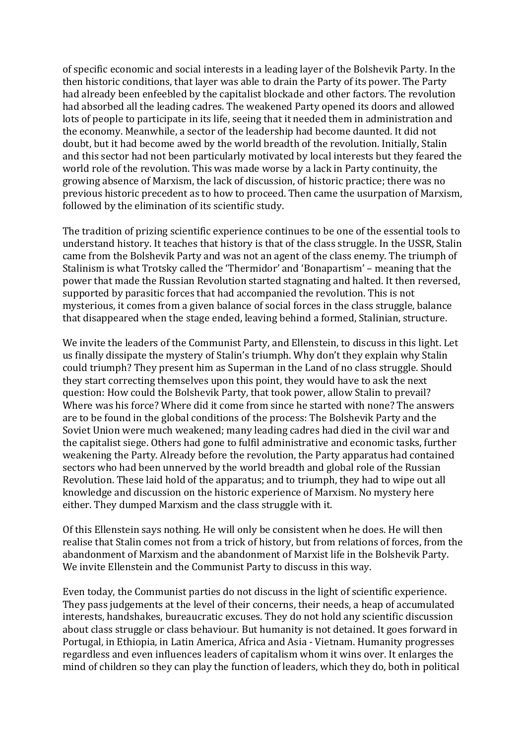of specific economic and social interests in a leading layer of the Bolshevik Party. In the then historic conditions, that layer was able to drain the Party of its power. The Party had already been enfeebled by the capitalist blockade and other factors. The revolution had absorbed all the leading cadres. The weakened Party opened its doors and allowed lots of people to participate in its life, seeing that it needed them in administration and the economy. Meanwhile, a sector of the leadership had become daunted. It did not doubt, but it had become awed by the world breadth of the revolution. Initially, Stalin and this sector had not been particularly motivated by local interests but they feared the world role of the revolution. This was made worse by a lack in Party continuity, the growing absence of Marxism, the lack of discussion, of historic practice; there was no previous historic precedent as to how to proceed. Then came the usurpation of Marxism, followed by the elimination of its scientific study.

The tradition of prizing scientific experience continues to be one of the essential tools to understand history. It teaches that history is that of the class struggle. In the USSR, Stalin came from the Bolshevik Party and was not an agent of the class enemy. The triumph of Stalinism is what Trotsky called the 'Thermidor' and 'Bonapartism' – meaning that the power that made the Russian Revolution started stagnating and halted. It then reversed, supported by parasitic forces that had accompanied the revolution. This is not mysterious, it comes from a given balance of social forces in the class struggle, balance that disappeared when the stage ended, leaving behind a formed, Stalinian, structure.

We invite the leaders of the Communist Party, and Ellenstein, to discuss in this light. Let us finally dissipate the mystery of Stalin's triumph. Why don't they explain why Stalin could triumph? They present him as Superman in the Land of no class struggle. Should they start correcting themselves upon this point, they would have to ask the next question: How could the Bolshevik Party, that took power, allow Stalin to prevail? Where was his force? Where did it come from since he started with none? The answers are to be found in the global conditions of the process: The Bolshevik Party and the Soviet Union were much weakened; many leading cadres had died in the civil war and the capitalist siege. Others had gone to fulfil administrative and economic tasks, further weakening the Party. Already before the revolution, the Party apparatus had contained sectors who had been unnerved by the world breadth and global role of the Russian Revolution. These laid hold of the apparatus; and to triumph, they had to wipe out all knowledge and discussion on the historic experience of Marxism. No mystery here either. They dumped Marxism and the class struggle with it.

Of this Ellenstein says nothing. He will only be consistent when he does. He will then realise that Stalin comes not from a trick of history, but from relations of forces, from the abandonment of Marxism and the abandonment of Marxist life in the Bolshevik Party. We invite Ellenstein and the Communist Party to discuss in this way.

Even today, the Communist parties do not discuss in the light of scientific experience. They pass judgements at the level of their concerns, their needs, a heap of accumulated interests, handshakes, bureaucratic excuses. They do not hold any scientific discussion about class struggle or class behaviour. But humanity is not detained. It goes forward in Portugal, in Ethiopia, in Latin America, Africa and Asia - Vietnam. Humanity progresses regardless and even influences leaders of capitalism whom it wins over. It enlarges the mind of children so they can play the function of leaders, which they do, both in political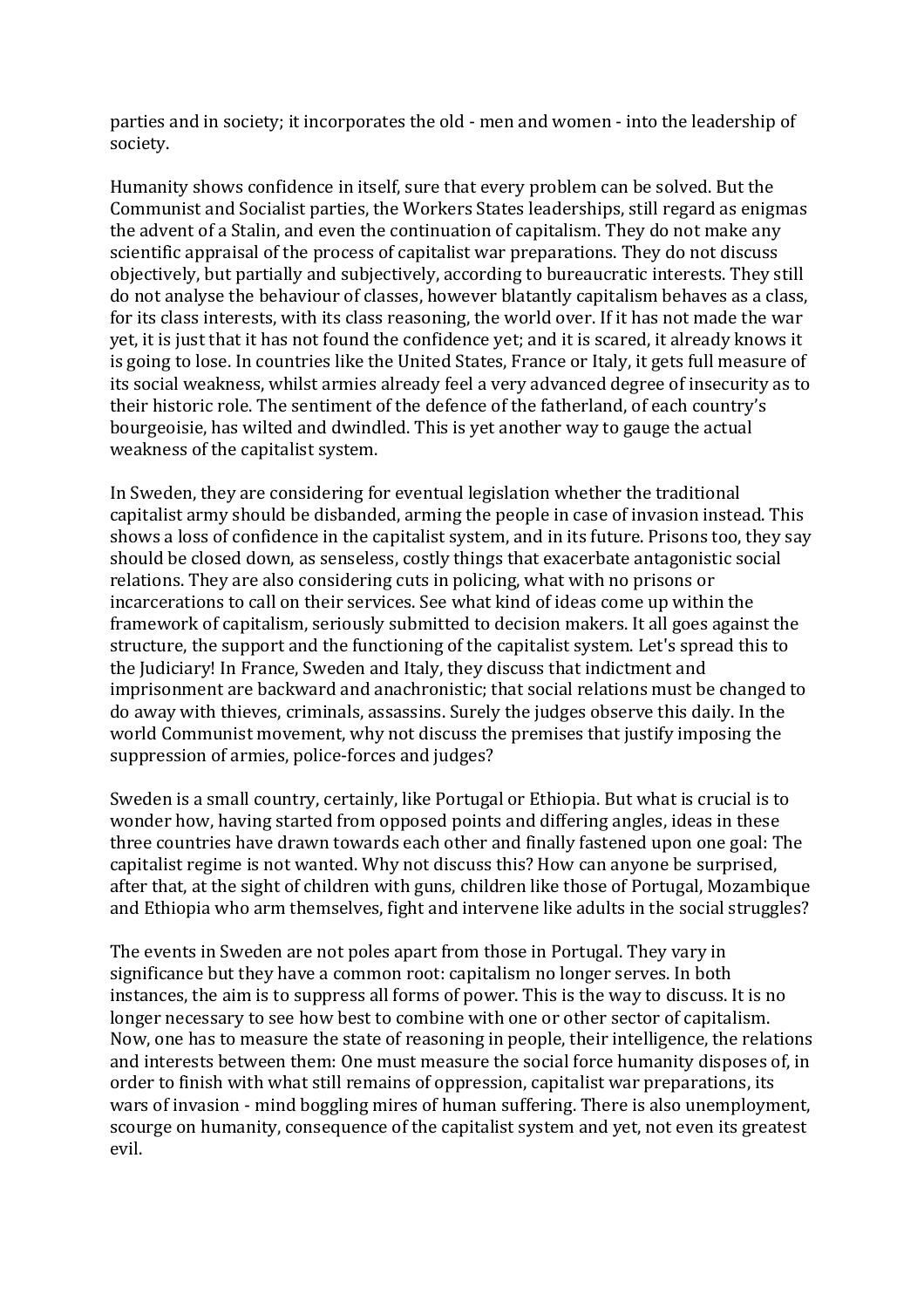parties and in society; it incorporates the old - men and women - into the leadership of society.

Humanity shows confidence in itself, sure that every problem can be solved. But the Communist and Socialist parties, the Workers States leaderships, still regard as enigmas the advent of a Stalin, and even the continuation of capitalism. They do not make any scientific appraisal of the process of capitalist war preparations. They do not discuss objectively, but partially and subjectively, according to bureaucratic interests. They still do not analyse the behaviour of classes, however blatantly capitalism behaves as a class, for its class interests, with its class reasoning, the world over. If it has not made the war yet, it is just that it has not found the confidence yet; and it is scared, it already knows it is going to lose. In countries like the United States, France or Italy, it gets full measure of its social weakness, whilst armies already feel a very advanced degree of insecurity as to their historic role. The sentiment of the defence of the fatherland, of each country's bourgeoisie, has wilted and dwindled. This is yet another way to gauge the actual weakness of the capitalist system.

In Sweden, they are considering for eventual legislation whether the traditional capitalist army should be disbanded, arming the people in case of invasion instead. This shows a loss of confidence in the capitalist system, and in its future. Prisons too, they say should be closed down, as senseless, costly things that exacerbate antagonistic social relations. They are also considering cuts in policing, what with no prisons or incarcerations to call on their services. See what kind of ideas come up within the framework of capitalism, seriously submitted to decision makers. It all goes against the structure, the support and the functioning of the capitalist system. Let's spread this to the Judiciary! In France, Sweden and Italy, they discuss that indictment and imprisonment are backward and anachronistic; that social relations must be changed to do away with thieves, criminals, assassins. Surely the judges observe this daily. In the world Communist movement, why not discuss the premises that justify imposing the suppression of armies, police-forces and judges?

Sweden is a small country, certainly, like Portugal or Ethiopia. But what is crucial is to wonder how, having started from opposed points and differing angles, ideas in these three countries have drawn towards each other and finally fastened upon one goal: The capitalist regime is not wanted. Why not discuss this? How can anyone be surprised, after that, at the sight of children with guns, children like those of Portugal, Mozambique and Ethiopia who arm themselves, fight and intervene like adults in the social struggles?

The events in Sweden are not poles apart from those in Portugal. They vary in significance but they have a common root: capitalism no longer serves. In both instances, the aim is to suppress all forms of power. This is the way to discuss. It is no longer necessary to see how best to combine with one or other sector of capitalism. Now, one has to measure the state of reasoning in people, their intelligence, the relations and interests between them: One must measure the social force humanity disposes of, in order to finish with what still remains of oppression, capitalist war preparations, its wars of invasion - mind boggling mires of human suffering. There is also unemployment, scourge on humanity, consequence of the capitalist system and yet, not even its greatest evil.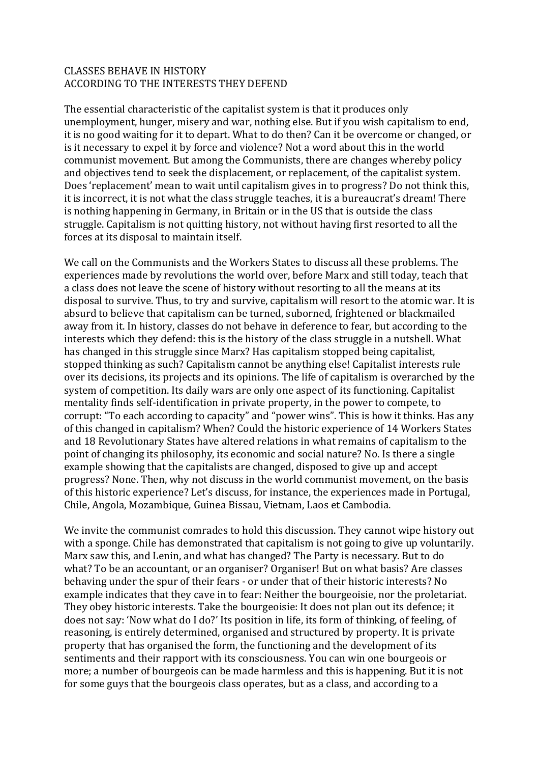# CLASSES BEHAVE IN HISTORY ACCORDING TO THE INTERESTS THEY DEFEND

The essential characteristic of the capitalist system is that it produces only unemployment, hunger, misery and war, nothing else. But if you wish capitalism to end, it is no good waiting for it to depart. What to do then? Can it be overcome or changed, or is it necessary to expel it by force and violence? Not a word about this in the world communist movement. But among the Communists, there are changes whereby policy and objectives tend to seek the displacement, or replacement, of the capitalist system. Does 'replacement' mean to wait until capitalism gives in to progress? Do not think this, it is incorrect, it is not what the class struggle teaches, it is a bureaucrat's dream! There is nothing happening in Germany, in Britain or in the US that is outside the class struggle. Capitalism is not quitting history, not without having first resorted to all the forces at its disposal to maintain itself.

We call on the Communists and the Workers States to discuss all these problems. The experiences made by revolutions the world over, before Marx and still today, teach that a class does not leave the scene of history without resorting to all the means at its disposal to survive. Thus, to try and survive, capitalism will resort to the atomic war. It is absurd to believe that capitalism can be turned, suborned, frightened or blackmailed away from it. In history, classes do not behave in deference to fear, but according to the interests which they defend: this is the history of the class struggle in a nutshell. What has changed in this struggle since Marx? Has capitalism stopped being capitalist, stopped thinking as such? Capitalism cannot be anything else! Capitalist interests rule over its decisions, its projects and its opinions. The life of capitalism is overarched by the system of competition. Its daily wars are only one aspect of its functioning. Capitalist mentality finds self-identification in private property, in the power to compete, to corrupt: "To each according to capacity" and "power wins". This is how it thinks. Has any of this changed in capitalism? When? Could the historic experience of 14 Workers States and 18 Revolutionary States have altered relations in what remains of capitalism to the point of changing its philosophy, its economic and social nature? No. Is there a single example showing that the capitalists are changed, disposed to give up and accept progress? None. Then, why not discuss in the world communist movement, on the basis of this historic experience? Let's discuss, for instance, the experiences made in Portugal, Chile, Angola, Mozambique, Guinea Bissau, Vietnam, Laos et Cambodia.

We invite the communist comrades to hold this discussion. They cannot wipe history out with a sponge. Chile has demonstrated that capitalism is not going to give up voluntarily. Marx saw this, and Lenin, and what has changed? The Party is necessary. But to do what? To be an accountant, or an organiser? Organiser! But on what basis? Are classes behaving under the spur of their fears - or under that of their historic interests? No example indicates that they cave in to fear: Neither the bourgeoisie, nor the proletariat. They obey historic interests. Take the bourgeoisie: It does not plan out its defence; it does not say: 'Now what do I do?' Its position in life, its form of thinking, of feeling, of reasoning, is entirely determined, organised and structured by property. It is private property that has organised the form, the functioning and the development of its sentiments and their rapport with its consciousness. You can win one bourgeois or more; a number of bourgeois can be made harmless and this is happening. But it is not for some guys that the bourgeois class operates, but as a class, and according to a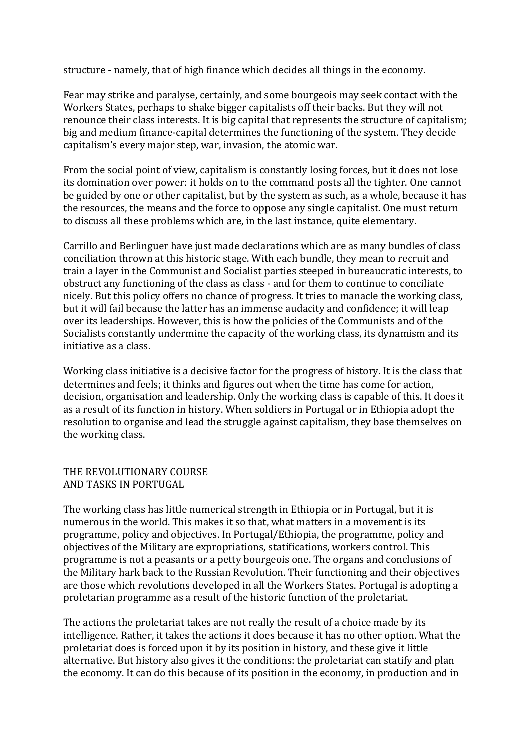structure - namely, that of high finance which decides all things in the economy.

Fear may strike and paralyse, certainly, and some bourgeois may seek contact with the Workers States, perhaps to shake bigger capitalists off their backs. But they will not renounce their class interests. It is big capital that represents the structure of capitalism; big and medium finance-capital determines the functioning of the system. They decide capitalism's every major step, war, invasion, the atomic war.

From the social point of view, capitalism is constantly losing forces, but it does not lose its domination over power: it holds on to the command posts all the tighter. One cannot be guided by one or other capitalist, but by the system as such, as a whole, because it has the resources, the means and the force to oppose any single capitalist. One must return to discuss all these problems which are, in the last instance, quite elementary.

Carrillo and Berlinguer have just made declarations which are as many bundles of class conciliation thrown at this historic stage. With each bundle, they mean to recruit and train a layer in the Communist and Socialist parties steeped in bureaucratic interests, to obstruct any functioning of the class as class - and for them to continue to conciliate nicely. But this policy offers no chance of progress. It tries to manacle the working class, but it will fail because the latter has an immense audacity and confidence; it will leap over its leaderships. However, this is how the policies of the Communists and of the Socialists constantly undermine the capacity of the working class, its dynamism and its initiative as a class.

Working class initiative is a decisive factor for the progress of history. It is the class that determines and feels; it thinks and figures out when the time has come for action, decision, organisation and leadership. Only the working class is capable of this. It does it as a result of its function in history. When soldiers in Portugal or in Ethiopia adopt the resolution to organise and lead the struggle against capitalism, they base themselves on the working class.

## THE REVOLUTIONARY COURSE AND TASKS IN PORTUGAL

The working class has little numerical strength in Ethiopia or in Portugal, but it is numerous in the world. This makes it so that, what matters in a movement is its programme, policy and objectives. In Portugal/Ethiopia, the programme, policy and objectives of the Military are expropriations, statifications, workers control. This programme is not a peasants or a petty bourgeois one. The organs and conclusions of the Military hark back to the Russian Revolution. Their functioning and their objectives are those which revolutions developed in all the Workers States. Portugal is adopting a proletarian programme as a result of the historic function of the proletariat.

The actions the proletariat takes are not really the result of a choice made by its intelligence. Rather, it takes the actions it does because it has no other option. What the proletariat does is forced upon it by its position in history, and these give it little alternative. But history also gives it the conditions: the proletariat can statify and plan the economy. It can do this because of its position in the economy, in production and in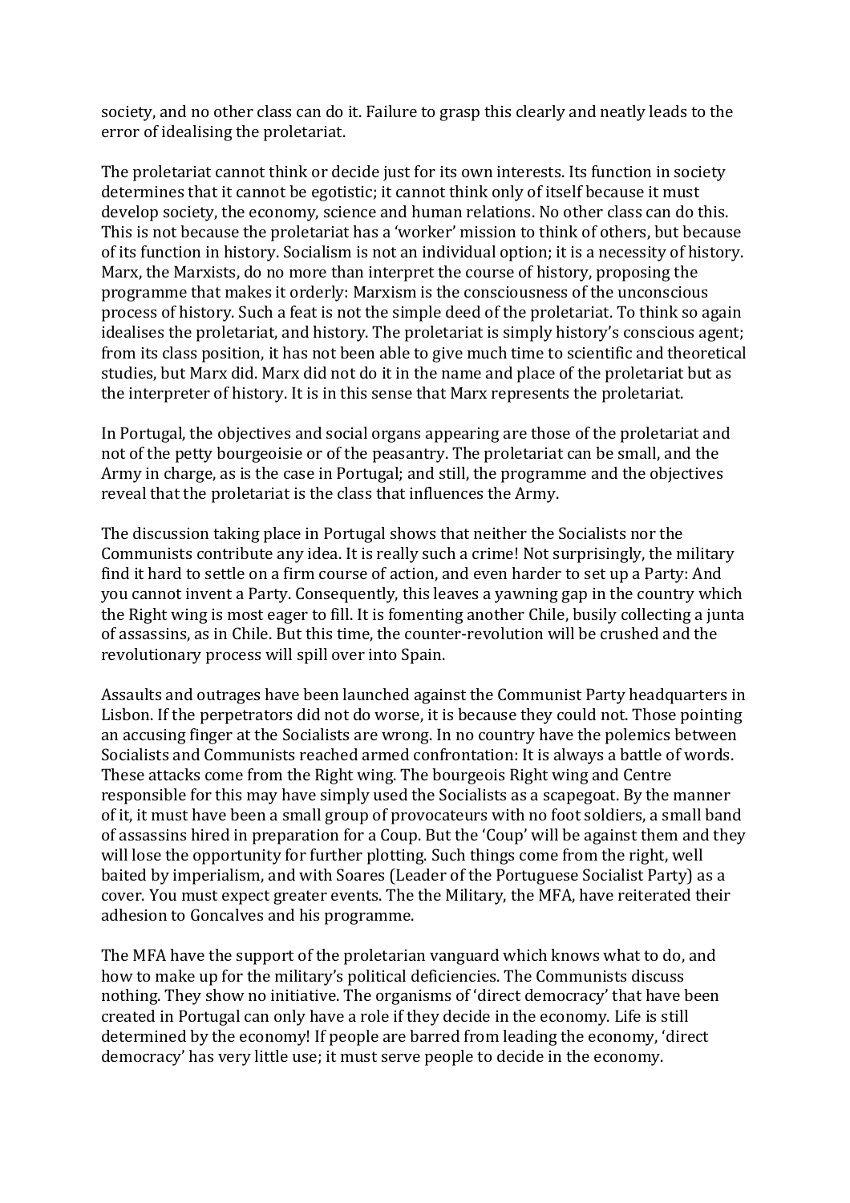society, and no other class can do it. Failure to grasp this clearly and neatly leads to the error of idealising the proletariat.

The proletariat cannot think or decide just for its own interests. Its function in society determines that it cannot be egotistic; it cannot think only of itself because it must develop society, the economy, science and human relations. No other class can do this. This is not because the proletariat has a 'worker' mission to think of others, but because of its function in history. Socialism is not an individual option; it is a necessity of history. Marx, the Marxists, do no more than interpret the course of history, proposing the programme that makes it orderly: Marxism is the consciousness of the unconscious process of history. Such a feat is not the simple deed of the proletariat. To think so again idealises the proletariat, and history. The proletariat is simply history's conscious agent; from its class position, it has not been able to give much time to scientific and theoretical studies, but Marx did. Marx did not do it in the name and place of the proletariat but as the interpreter of history. It is in this sense that Marx represents the proletariat.

In Portugal, the objectives and social organs appearing are those of the proletariat and not of the petty bourgeoisie or of the peasantry. The proletariat can be small, and the Army in charge, as is the case in Portugal; and still, the programme and the objectives reveal that the proletariat is the class that influences the Army.

The discussion taking place in Portugal shows that neither the Socialists nor the Communists contribute any idea. It is really such a crime! Not surprisingly, the military find it hard to settle on a firm course of action, and even harder to set up a Party: And you cannot invent a Party. Consequently, this leaves a yawning gap in the country which the Right wing is most eager to fill. It is fomenting another Chile, busily collecting a junta of assassins, as in Chile. But this time, the counter-revolution will be crushed and the revolutionary process will spill over into Spain.

Assaults and outrages have been launched against the Communist Party headquarters in Lisbon. If the perpetrators did not do worse, it is because they could not. Those pointing an accusing finger at the Socialists are wrong. In no country have the polemics between Socialists and Communists reached armed confrontation: It is always a battle of words. These attacks come from the Right wing. The bourgeois Right wing and Centre responsible for this may have simply used the Socialists as a scapegoat. By the manner of it, it must have been a small group of provocateurs with no foot soldiers, a small band of assassins hired in preparation for a Coup. But the 'Coup' will be against them and they will lose the opportunity for further plotting. Such things come from the right, well baited by imperialism, and with Soares (Leader of the Portuguese Socialist Party) as a cover. You must expect greater events. The the Military, the MFA, have reiterated their adhesion to Goncalves and his programme.

The MFA have the support of the proletarian vanguard which knows what to do, and how to make up for the military's political deficiencies. The Communists discuss nothing. They show no initiative. The organisms of 'direct democracy' that have been created in Portugal can only have a role if they decide in the economy. Life is still determined by the economy! If people are barred from leading the economy, 'direct democracy' has very little use; it must serve people to decide in the economy.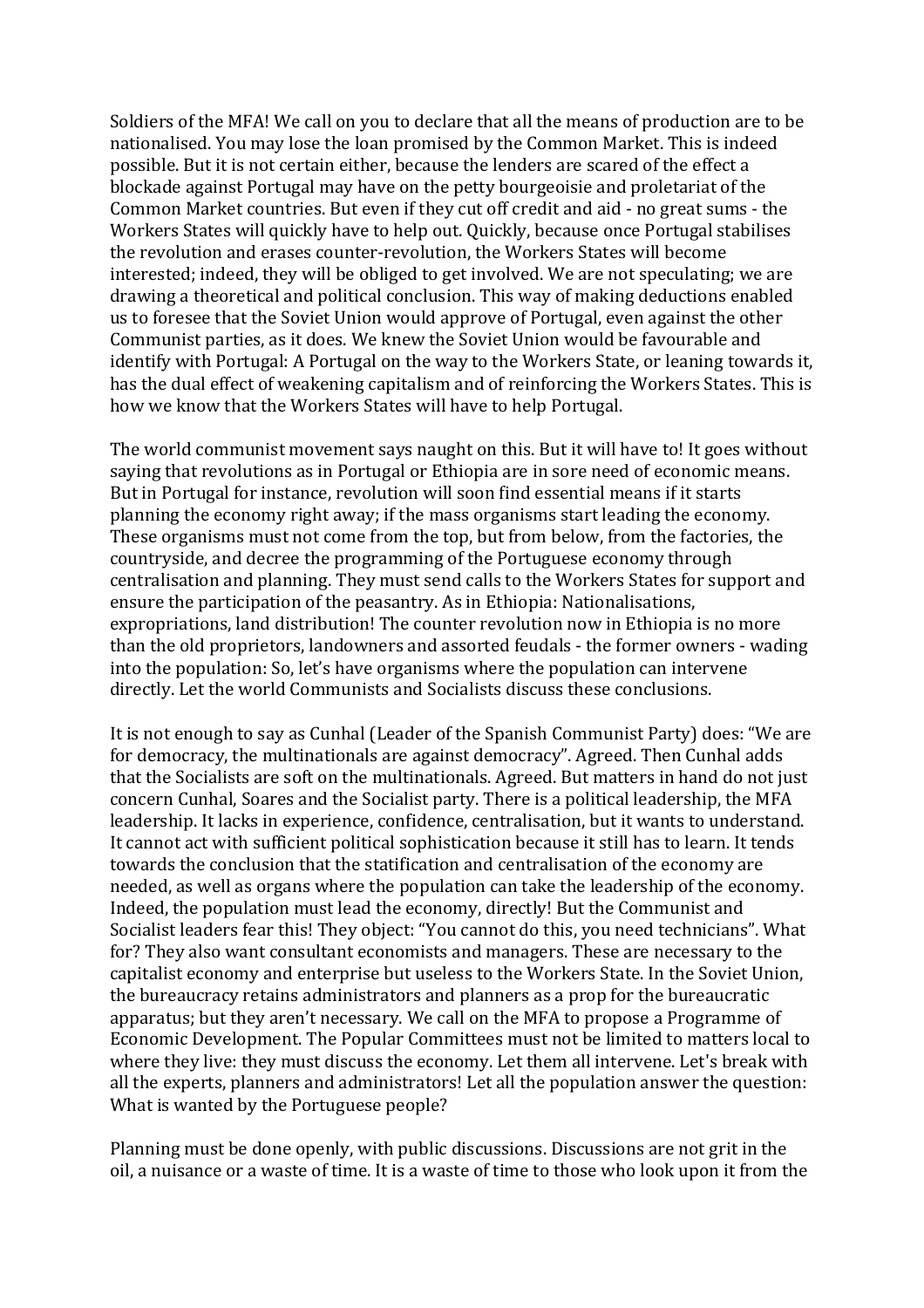Soldiers of the MFA! We call on you to declare that all the means of production are to be nationalised. You may lose the loan promised by the Common Market. This is indeed possible. But it is not certain either, because the lenders are scared of the effect a blockade against Portugal may have on the petty bourgeoisie and proletariat of the Common Market countries. But even if they cut off credit and aid - no great sums - the Workers States will quickly have to help out. Quickly, because once Portugal stabilises the revolution and erases counter-revolution, the Workers States will become interested; indeed, they will be obliged to get involved. We are not speculating; we are drawing a theoretical and political conclusion. This way of making deductions enabled us to foresee that the Soviet Union would approve of Portugal, even against the other Communist parties, as it does. We knew the Soviet Union would be favourable and identify with Portugal: A Portugal on the way to the Workers State, or leaning towards it, has the dual effect of weakening capitalism and of reinforcing the Workers States. This is how we know that the Workers States will have to help Portugal.

The world communist movement says naught on this. But it will have to! It goes without saying that revolutions as in Portugal or Ethiopia are in sore need of economic means. But in Portugal for instance, revolution will soon find essential means if it starts planning the economy right away; if the mass organisms start leading the economy. These organisms must not come from the top, but from below, from the factories, the countryside, and decree the programming of the Portuguese economy through centralisation and planning. They must send calls to the Workers States for support and ensure the participation of the peasantry. As in Ethiopia: Nationalisations, expropriations, land distribution! The counter revolution now in Ethiopia is no more than the old proprietors, landowners and assorted feudals - the former owners - wading into the population: So, let's have organisms where the population can intervene directly. Let the world Communists and Socialists discuss these conclusions.

It is not enough to say as Cunhal (Leader of the Spanish Communist Party) does: "We are for democracy, the multinationals are against democracy". Agreed. Then Cunhal adds that the Socialists are soft on the multinationals. Agreed. But matters in hand do not just concern Cunhal, Soares and the Socialist party. There is a political leadership, the MFA leadership. It lacks in experience, confidence, centralisation, but it wants to understand. It cannot act with sufficient political sophistication because it still has to learn. It tends towards the conclusion that the statification and centralisation of the economy are needed, as well as organs where the population can take the leadership of the economy. Indeed, the population must lead the economy, directly! But the Communist and Socialist leaders fear this! They object: "You cannot do this, you need technicians". What for? They also want consultant economists and managers. These are necessary to the capitalist economy and enterprise but useless to the Workers State. In the Soviet Union, the bureaucracy retains administrators and planners as a prop for the bureaucratic apparatus; but they aren't necessary. We call on the MFA to propose a Programme of Economic Development. The Popular Committees must not be limited to matters local to where they live: they must discuss the economy. Let them all intervene. Let's break with all the experts, planners and administrators! Let all the population answer the question: What is wanted by the Portuguese people?

Planning must be done openly, with public discussions. Discussions are not grit in the oil, a nuisance or a waste of time. It is a waste of time to those who look upon it from the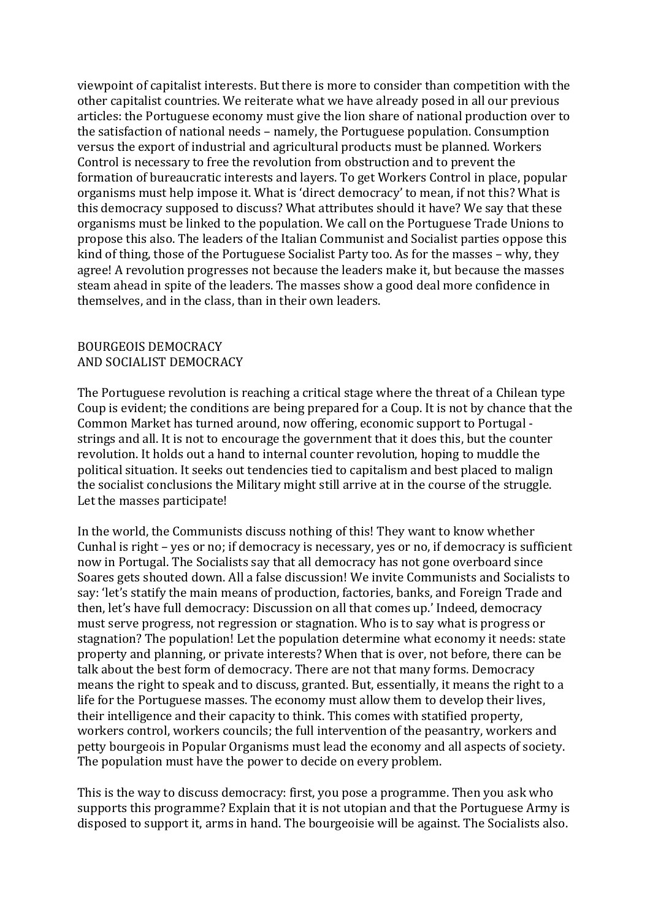viewpoint of capitalist interests. But there is more to consider than competition with the other capitalist countries. We reiterate what we have already posed in all our previous articles: the Portuguese economy must give the lion share of national production over to the satisfaction of national needs – namely, the Portuguese population. Consumption versus the export of industrial and agricultural products must be planned. Workers Control is necessary to free the revolution from obstruction and to prevent the formation of bureaucratic interests and layers. To get Workers Control in place, popular organisms must help impose it. What is 'direct democracy' to mean, if not this? What is this democracy supposed to discuss? What attributes should it have? We say that these organisms must be linked to the population. We call on the Portuguese Trade Unions to propose this also. The leaders of the Italian Communist and Socialist parties oppose this kind of thing, those of the Portuguese Socialist Party too. As for the masses – why, they agree! A revolution progresses not because the leaders make it, but because the masses steam ahead in spite of the leaders. The masses show a good deal more confidence in themselves, and in the class, than in their own leaders.

## BOURGEOIS DEMOCRACY AND SOCIALIST DEMOCRACY

The Portuguese revolution is reaching a critical stage where the threat of a Chilean type Coup is evident; the conditions are being prepared for a Coup. It is not by chance that the Common Market has turned around, now offering, economic support to Portugal - strings and all. It is not to encourage the government that it does this, but the counter revolution. It holds out a hand to internal counter revolution, hoping to muddle the political situation. It seeks out tendencies tied to capitalism and best placed to malign the socialist conclusions the Military might still arrive at in the course of the struggle. Let the masses participate!

In the world, the Communists discuss nothing of this! They want to know whether Cunhal is right – yes or no; if democracy is necessary, yes or no, if democracy is sufficient now in Portugal. The Socialists say that all democracy has not gone overboard since Soares gets shouted down. All a false discussion! We invite Communists and Socialists to say: 'let's statify the main means of production, factories, banks, and Foreign Trade and then, let's have full democracy: Discussion on all that comes up.' Indeed, democracy must serve progress, not regression or stagnation. Who is to say what is progress or stagnation? The population! Let the population determine what economy it needs: state property and planning, or private interests? When that is over, not before, there can be talk about the best form of democracy. There are not that many forms. Democracy means the right to speak and to discuss, granted. But, essentially, it means the right to a life for the Portuguese masses. The economy must allow them to develop their lives, their intelligence and their capacity to think. This comes with statified property, workers control, workers councils; the full intervention of the peasantry, workers and petty bourgeois in Popular Organisms must lead the economy and all aspects of society. The population must have the power to decide on every problem.

This is the way to discuss democracy: first, you pose a programme. Then you ask who supports this programme? Explain that it is not utopian and that the Portuguese Army is disposed to support it, arms in hand. The bourgeoisie will be against. The Socialists also.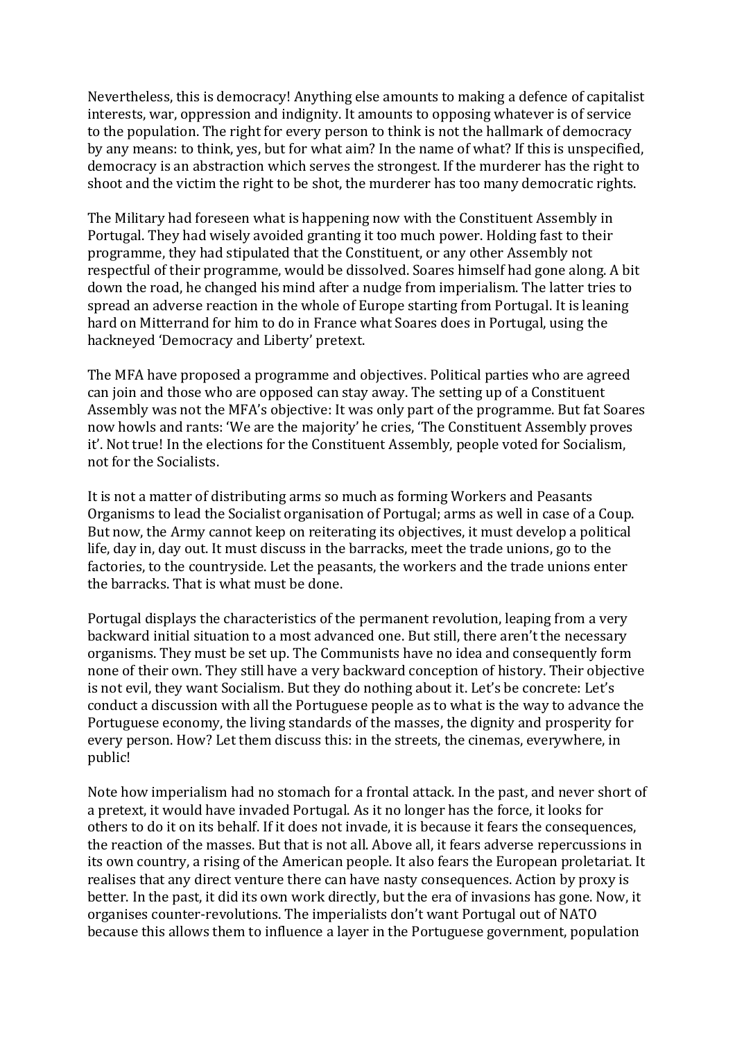Nevertheless, this is democracy! Anything else amounts to making a defence of capitalist interests, war, oppression and indignity. It amounts to opposing whatever is of service to the population. The right for every person to think is not the hallmark of democracy by any means: to think, yes, but for what aim? In the name of what? If this is unspecified, democracy is an abstraction which serves the strongest. If the murderer has the right to shoot and the victim the right to be shot, the murderer has too many democratic rights.

The Military had foreseen what is happening now with the Constituent Assembly in Portugal. They had wisely avoided granting it too much power. Holding fast to their programme, they had stipulated that the Constituent, or any other Assembly not respectful of their programme, would be dissolved. Soares himself had gone along. A bit down the road, he changed his mind after a nudge from imperialism. The latter tries to spread an adverse reaction in the whole of Europe starting from Portugal. It is leaning hard on Mitterrand for him to do in France what Soares does in Portugal, using the hackneyed 'Democracy and Liberty' pretext.

The MFA have proposed a programme and objectives. Political parties who are agreed can join and those who are opposed can stay away. The setting up of a Constituent Assembly was not the MFA's objective: It was only part of the programme. But fat Soares now howls and rants: 'We are the majority' he cries, 'The Constituent Assembly proves it'. Not true! In the elections for the Constituent Assembly, people voted for Socialism, not for the Socialists.

It is not a matter of distributing arms so much as forming Workers and Peasants Organisms to lead the Socialist organisation of Portugal; arms as well in case of a Coup. But now, the Army cannot keep on reiterating its objectives, it must develop a political life, day in, day out. It must discuss in the barracks, meet the trade unions, go to the factories, to the countryside. Let the peasants, the workers and the trade unions enter the barracks. That is what must be done.

Portugal displays the characteristics of the permanent revolution, leaping from a very backward initial situation to a most advanced one. But still, there aren't the necessary organisms. They must be set up. The Communists have no idea and consequently form none of their own. They still have a very backward conception of history. Their objective is not evil, they want Socialism. But they do nothing about it. Let's be concrete: Let's conduct a discussion with all the Portuguese people as to what is the way to advance the Portuguese economy, the living standards of the masses, the dignity and prosperity for every person. How? Let them discuss this: in the streets, the cinemas, everywhere, in public!

Note how imperialism had no stomach for a frontal attack. In the past, and never short of a pretext, it would have invaded Portugal. As it no longer has the force, it looks for others to do it on its behalf. If it does not invade, it is because it fears the consequences, the reaction of the masses. But that is not all. Above all, it fears adverse repercussions in its own country, a rising of the American people. It also fears the European proletariat. It realises that any direct venture there can have nasty consequences. Action by proxy is better. In the past, it did its own work directly, but the era of invasions has gone. Now, it organises counter-revolutions. The imperialists don't want Portugal out of NATO because this allows them to influence a layer in the Portuguese government, population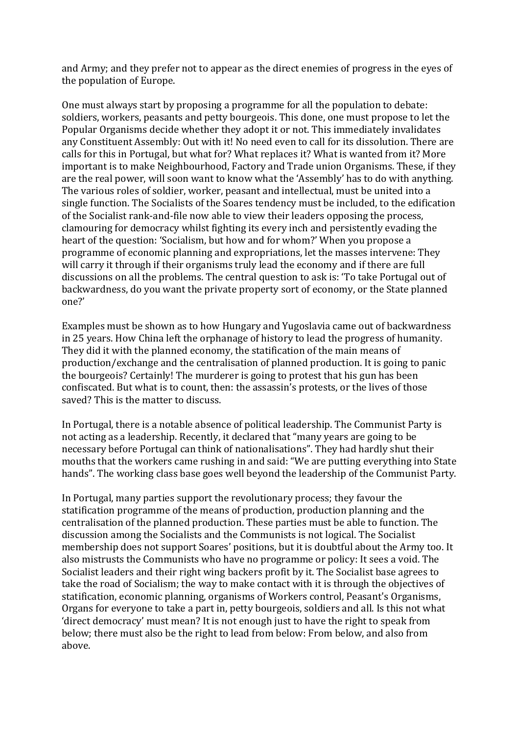and Army; and they prefer not to appear as the direct enemies of progress in the eyes of the population of Europe.

One must always start by proposing a programme for all the population to debate: soldiers, workers, peasants and petty bourgeois. This done, one must propose to let the Popular Organisms decide whether they adopt it or not. This immediately invalidates any Constituent Assembly: Out with it! No need even to call for its dissolution. There are calls for this in Portugal, but what for? What replaces it? What is wanted from it? More important is to make Neighbourhood, Factory and Trade union Organisms. These, if they are the real power, will soon want to know what the 'Assembly' has to do with anything. The various roles of soldier, worker, peasant and intellectual, must be united into a single function. The Socialists of the Soares tendency must be included, to the edification of the Socialist rank-and-file now able to view their leaders opposing the process, clamouring for democracy whilst fighting its every inch and persistently evading the heart of the question: 'Socialism, but how and for whom?' When you propose a programme of economic planning and expropriations, let the masses intervene: They will carry it through if their organisms truly lead the economy and if there are full discussions on all the problems. The central question to ask is: 'To take Portugal out of backwardness, do you want the private property sort of economy, or the State planned one?'

Examples must be shown as to how Hungary and Yugoslavia came out of backwardness in 25 years. How China left the orphanage of history to lead the progress of humanity. They did it with the planned economy, the statification of the main means of production/exchange and the centralisation of planned production. It is going to panic the bourgeois? Certainly! The murderer is going to protest that his gun has been confiscated. But what is to count, then: the assassin's protests, or the lives of those saved? This is the matter to discuss.

In Portugal, there is a notable absence of political leadership. The Communist Party is not acting as a leadership. Recently, it declared that "many years are going to be necessary before Portugal can think of nationalisations". They had hardly shut their mouths that the workers came rushing in and said: "We are putting everything into State hands". The working class base goes well beyond the leadership of the Communist Party.

In Portugal, many parties support the revolutionary process; they favour the statification programme of the means of production, production planning and the centralisation of the planned production. These parties must be able to function. The discussion among the Socialists and the Communists is not logical. The Socialist membership does not support Soares' positions, but it is doubtful about the Army too. It also mistrusts the Communists who have no programme or policy: It sees a void. The Socialist leaders and their right wing backers profit by it. The Socialist base agrees to take the road of Socialism; the way to make contact with it is through the objectives of statification, economic planning, organisms of Workers control, Peasant's Organisms, Organs for everyone to take a part in, petty bourgeois, soldiers and all. Is this not what 'direct democracy' must mean? It is not enough just to have the right to speak from below; there must also be the right to lead from below: From below, and also from above.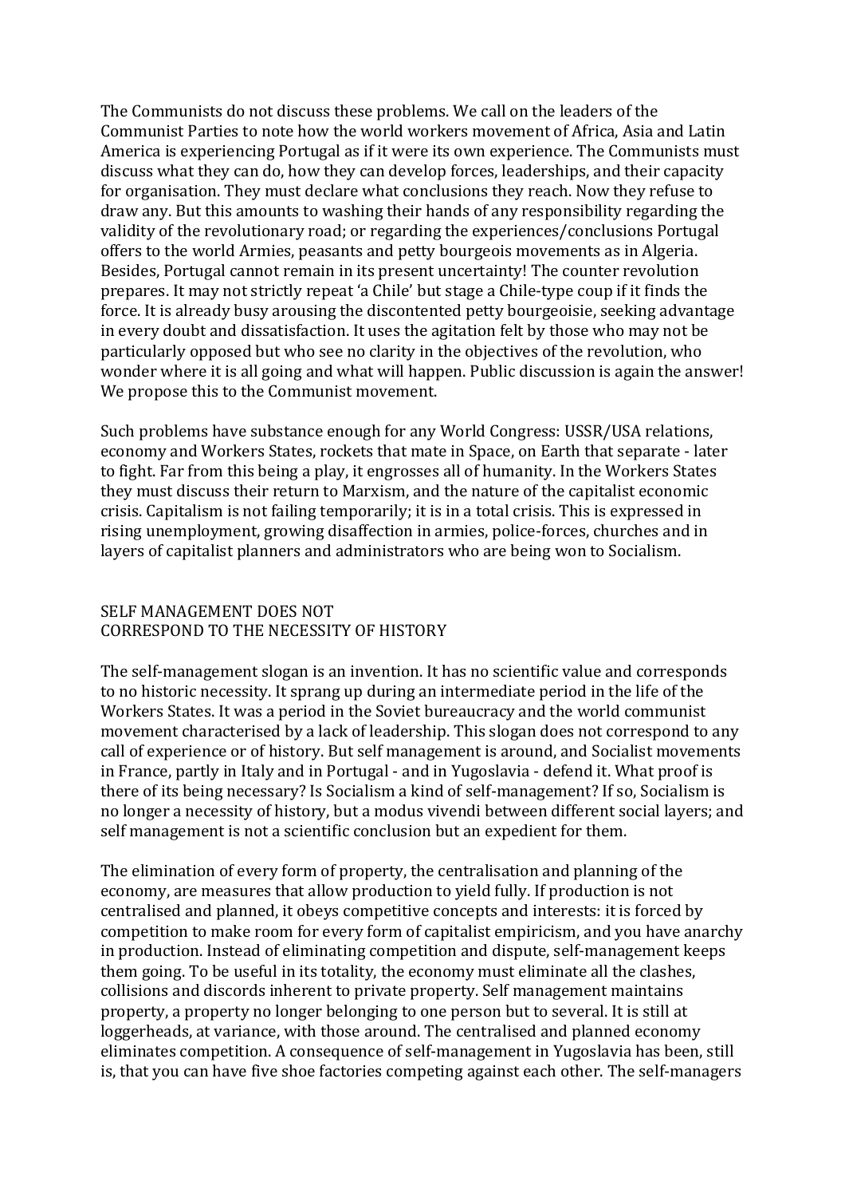The Communists do not discuss these problems. We call on the leaders of the Communist Parties to note how the world workers movement of Africa, Asia and Latin America is experiencing Portugal as if it were its own experience. The Communists must discuss what they can do, how they can develop forces, leaderships, and their capacity for organisation. They must declare what conclusions they reach. Now they refuse to draw any. But this amounts to washing their hands of any responsibility regarding the validity of the revolutionary road; or regarding the experiences/conclusions Portugal offers to the world Armies, peasants and petty bourgeois movements as in Algeria. Besides, Portugal cannot remain in its present uncertainty! The counter revolution prepares. It may not strictly repeat 'a Chile' but stage a Chile-type coup if it finds the force. It is already busy arousing the discontented petty bourgeoisie, seeking advantage in every doubt and dissatisfaction. It uses the agitation felt by those who may not be particularly opposed but who see no clarity in the objectives of the revolution, who wonder where it is all going and what will happen. Public discussion is again the answer! We propose this to the Communist movement.

Such problems have substance enough for any World Congress: USSR/USA relations, economy and Workers States, rockets that mate in Space, on Earth that separate - later to fight. Far from this being a play, it engrosses all of humanity. In the Workers States they must discuss their return to Marxism, and the nature of the capitalist economic crisis. Capitalism is not failing temporarily; it is in a total crisis. This is expressed in rising unemployment, growing disaffection in armies, police-forces, churches and in layers of capitalist planners and administrators who are being won to Socialism.

## SELF MANAGEMENT DOES NOT CORRESPOND TO THE NECESSITY OF HISTORY

The self-management slogan is an invention. It has no scientific value and corresponds to no historic necessity. It sprang up during an intermediate period in the life of the Workers States. It was a period in the Soviet bureaucracy and the world communist movement characterised by a lack of leadership. This slogan does not correspond to any call of experience or of history. But self management is around, and Socialist movements in France, partly in Italy and in Portugal - and in Yugoslavia - defend it. What proof is there of its being necessary? Is Socialism a kind of self-management? If so, Socialism is no longer a necessity of history, but a modus vivendi between different social layers; and self management is not a scientific conclusion but an expedient for them.

The elimination of every form of property, the centralisation and planning of the economy, are measures that allow production to yield fully. If production is not centralised and planned, it obeys competitive concepts and interests: it is forced by competition to make room for every form of capitalist empiricism, and you have anarchy in production. Instead of eliminating competition and dispute, self-management keeps them going. To be useful in its totality, the economy must eliminate all the clashes, collisions and discords inherent to private property. Self management maintains property, a property no longer belonging to one person but to several. It is still at loggerheads, at variance, with those around. The centralised and planned economy eliminates competition. A consequence of self-management in Yugoslavia has been, still is, that you can have five shoe factories competing against each other. The self-managers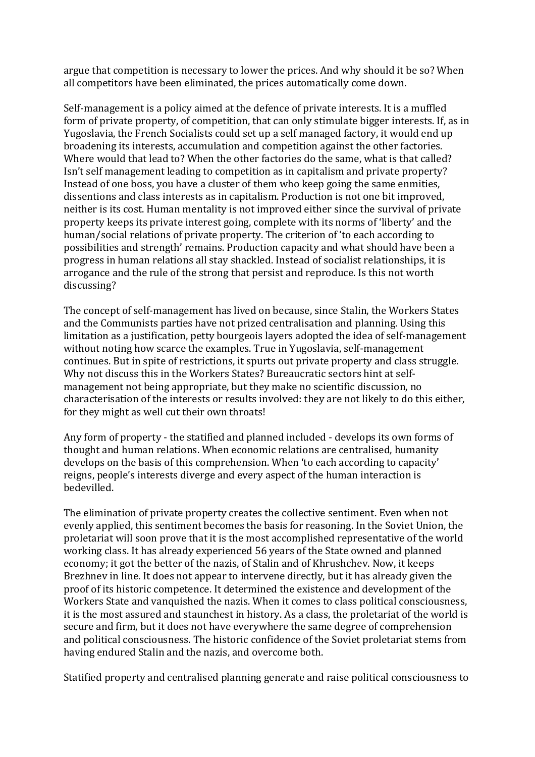argue that competition is necessary to lower the prices. And why should it be so? When all competitors have been eliminated, the prices automatically come down.

Self-management is a policy aimed at the defence of private interests. It is a muffled form of private property, of competition, that can only stimulate bigger interests. If, as in Yugoslavia, the French Socialists could set up a self managed factory, it would end up broadening its interests, accumulation and competition against the other factories. Where would that lead to? When the other factories do the same, what is that called? Isn't self management leading to competition as in capitalism and private property? Instead of one boss, you have a cluster of them who keep going the same enmities, dissentions and class interests as in capitalism. Production is not one bit improved, neither is its cost. Human mentality is not improved either since the survival of private property keeps its private interest going, complete with its norms of 'liberty' and the human/social relations of private property. The criterion of 'to each according to possibilities and strength' remains. Production capacity and what should have been a progress in human relations all stay shackled. Instead of socialist relationships, it is arrogance and the rule of the strong that persist and reproduce. Is this not worth discussing?

The concept of self-management has lived on because, since Stalin, the Workers States and the Communists parties have not prized centralisation and planning. Using this limitation as a justification, petty bourgeois layers adopted the idea of self-management without noting how scarce the examples. True in Yugoslavia, self-management continues. But in spite of restrictions, it spurts out private property and class struggle. Why not discuss this in the Workers States? Bureaucratic sectors hint at self-management not being appropriate, but they make no scientific discussion, no characterisation of the interests or results involved: they are not likely to do this either, for they might as well cut their own throats!

Any form of property - the statified and planned included - develops its own forms of thought and human relations. When economic relations are centralised, humanity develops on the basis of this comprehension. When 'to each according to capacity' reigns, people's interests diverge and every aspect of the human interaction is bedevilled.

The elimination of private property creates the collective sentiment. Even when not evenly applied, this sentiment becomes the basis for reasoning. In the Soviet Union, the proletariat will soon prove that it is the most accomplished representative of the world working class. It has already experienced 56 years of the State owned and planned economy; it got the better of the nazis, of Stalin and of Khrushchev. Now, it keeps Brezhnev in line. It does not appear to intervene directly, but it has already given the proof of its historic competence. It determined the existence and development of the Workers State and vanquished the nazis. When it comes to class political consciousness, it is the most assured and staunchest in history. As a class, the proletariat of the world is secure and firm, but it does not have everywhere the same degree of comprehension and political consciousness. The historic confidence of the Soviet proletariat stems from having endured Stalin and the nazis, and overcome both.

Statified property and centralised planning generate and raise political consciousness to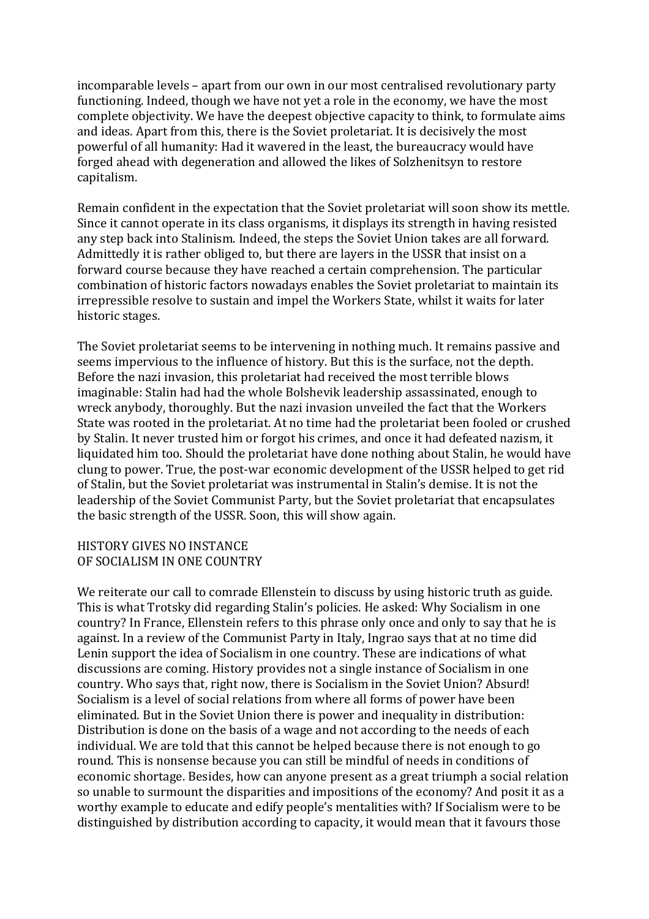incomparable levels – apart from our own in our most centralised revolutionary party functioning. Indeed, though we have not yet a role in the economy, we have the most complete objectivity. We have the deepest objective capacity to think, to formulate aims and ideas. Apart from this, there is the Soviet proletariat. It is decisively the most powerful of all humanity: Had it wavered in the least, the bureaucracy would have forged ahead with degeneration and allowed the likes of Solzhenitsyn to restore capitalism.

Remain confident in the expectation that the Soviet proletariat will soon show its mettle. Since it cannot operate in its class organisms, it displays its strength in having resisted any step back into Stalinism. Indeed, the steps the Soviet Union takes are all forward. Admittedly it is rather obliged to, but there are layers in the USSR that insist on a forward course because they have reached a certain comprehension. The particular combination of historic factors nowadays enables the Soviet proletariat to maintain its irrepressible resolve to sustain and impel the Workers State, whilst it waits for later historic stages.

The Soviet proletariat seems to be intervening in nothing much. It remains passive and seems impervious to the influence of history. But this is the surface, not the depth. Before the nazi invasion, this proletariat had received the most terrible blows imaginable: Stalin had had the whole Bolshevik leadership assassinated, enough to wreck anybody, thoroughly. But the nazi invasion unveiled the fact that the Workers State was rooted in the proletariat. At no time had the proletariat been fooled or crushed by Stalin. It never trusted him or forgot his crimes, and once it had defeated nazism, it liquidated him too. Should the proletariat have done nothing about Stalin, he would have clung to power. True, the post-war economic development of the USSR helped to get rid of Stalin, but the Soviet proletariat was instrumental in Stalin's demise. It is not the leadership of the Soviet Communist Party, but the Soviet proletariat that encapsulates the basic strength of the USSR. Soon, this will show again.

## HISTORY GIVES NO INSTANCE OF SOCIALISM IN ONE COUNTRY

We reiterate our call to comrade Ellenstein to discuss by using historic truth as guide. This is what Trotsky did regarding Stalin's policies. He asked: Why Socialism in one country? In France, Ellenstein refers to this phrase only once and only to say that he is against. In a review of the Communist Party in Italy, Ingrao says that at no time did Lenin support the idea of Socialism in one country. These are indications of what discussions are coming. History provides not a single instance of Socialism in one country. Who says that, right now, there is Socialism in the Soviet Union? Absurd! Socialism is a level of social relations from where all forms of power have been eliminated. But in the Soviet Union there is power and inequality in distribution: Distribution is done on the basis of a wage and not according to the needs of each individual. We are told that this cannot be helped because there is not enough to go round. This is nonsense because you can still be mindful of needs in conditions of economic shortage. Besides, how can anyone present as a great triumph a social relation so unable to surmount the disparities and impositions of the economy? And posit it as a worthy example to educate and edify people's mentalities with? If Socialism were to be distinguished by distribution according to capacity, it would mean that it favours those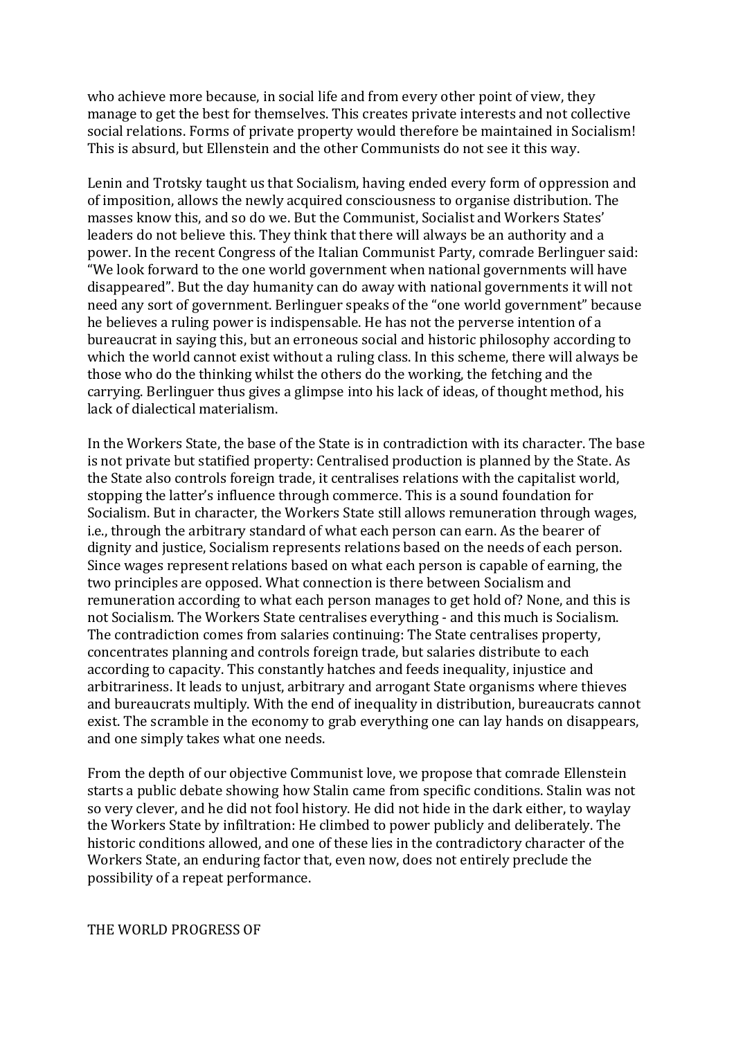who achieve more because, in social life and from every other point of view, they manage to get the best for themselves. This creates private interests and not collective social relations. Forms of private property would therefore be maintained in Socialism! This is absurd, but Ellenstein and the other Communists do not see it this way.

Lenin and Trotsky taught us that Socialism, having ended every form of oppression and of imposition, allows the newly acquired consciousness to organise distribution. The masses know this, and so do we. But the Communist, Socialist and Workers States' leaders do not believe this. They think that there will always be an authority and a power. In the recent Congress of the Italian Communist Party, comrade Berlinguer said: "We look forward to the one world government when national governments will have disappeared". But the day humanity can do away with national governments it will not need any sort of government. Berlinguer speaks of the "one world government" because he believes a ruling power is indispensable. He has not the perverse intention of a bureaucrat in saying this, but an erroneous social and historic philosophy according to which the world cannot exist without a ruling class. In this scheme, there will always be those who do the thinking whilst the others do the working, the fetching and the carrying. Berlinguer thus gives a glimpse into his lack of ideas, of thought method, his lack of dialectical materialism.

In the Workers State, the base of the State is in contradiction with its character. The base is not private but statified property: Centralised production is planned by the State. As the State also controls foreign trade, it centralises relations with the capitalist world, stopping the latter's influence through commerce. This is a sound foundation for Socialism. But in character, the Workers State still allows remuneration through wages, i.e., through the arbitrary standard of what each person can earn. As the bearer of dignity and justice, Socialism represents relations based on the needs of each person. Since wages represent relations based on what each person is capable of earning, the two principles are opposed. What connection is there between Socialism and remuneration according to what each person manages to get hold of? None, and this is not Socialism. The Workers State centralises everything - and this much is Socialism. The contradiction comes from salaries continuing: The State centralises property, concentrates planning and controls foreign trade, but salaries distribute to each according to capacity. This constantly hatches and feeds inequality, injustice and arbitrariness. It leads to unjust, arbitrary and arrogant State organisms where thieves and bureaucrats multiply. With the end of inequality in distribution, bureaucrats cannot exist. The scramble in the economy to grab everything one can lay hands on disappears, and one simply takes what one needs.

From the depth of our objective Communist love, we propose that comrade Ellenstein starts a public debate showing how Stalin came from specific conditions. Stalin was not so very clever, and he did not fool history. He did not hide in the dark either, to waylay the Workers State by infiltration: He climbed to power publicly and deliberately. The historic conditions allowed, and one of these lies in the contradictory character of the Workers State, an enduring factor that, even now, does not entirely preclude the possibility of a repeat performance.

THE WORLD PROGRESS OF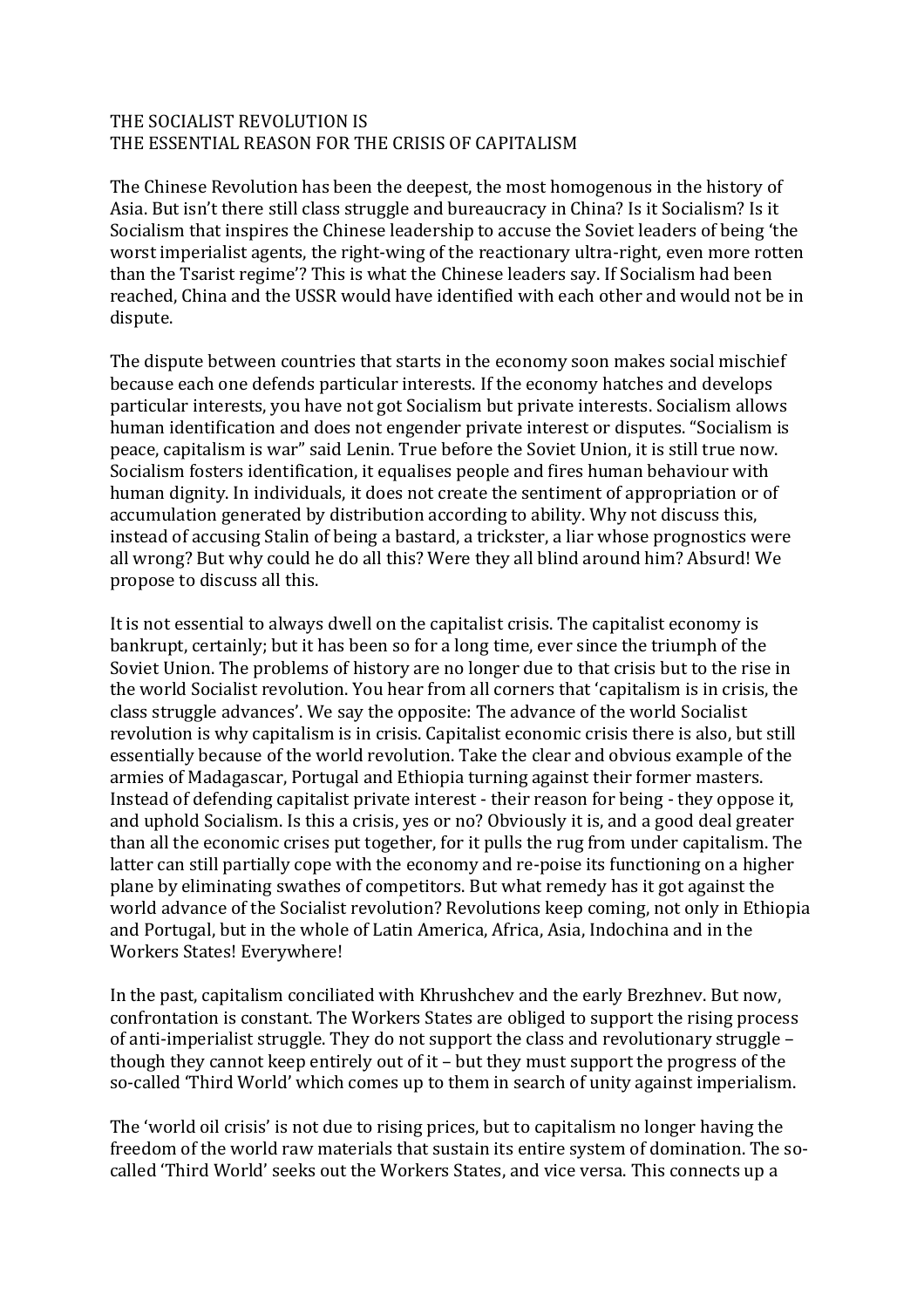# THE SOCIALIST REVOLUTION IS THE ESSENTIAL REASON FOR THE CRISIS OF CAPITALISM

The Chinese Revolution has been the deepest, the most homogenous in the history of Asia. But isn't there still class struggle and bureaucracy in China? Is it Socialism? Is it Socialism that inspires the Chinese leadership to accuse the Soviet leaders of being 'the worst imperialist agents, the right-wing of the reactionary ultra-right, even more rotten than the Tsarist regime'? This is what the Chinese leaders say. If Socialism had been reached, China and the USSR would have identified with each other and would not be in dispute.

The dispute between countries that starts in the economy soon makes social mischief because each one defends particular interests. If the economy hatches and develops particular interests, you have not got Socialism but private interests. Socialism allows human identification and does not engender private interest or disputes. "Socialism is peace, capitalism is war" said Lenin. True before the Soviet Union, it is still true now. Socialism fosters identification, it equalises people and fires human behaviour with human dignity. In individuals, it does not create the sentiment of appropriation or of accumulation generated by distribution according to ability. Why not discuss this, instead of accusing Stalin of being a bastard, a trickster, a liar whose prognostics were all wrong? But why could he do all this? Were they all blind around him? Absurd! We propose to discuss all this.

It is not essential to always dwell on the capitalist crisis. The capitalist economy is bankrupt, certainly; but it has been so for a long time, ever since the triumph of the Soviet Union. The problems of history are no longer due to that crisis but to the rise in the world Socialist revolution. You hear from all corners that 'capitalism is in crisis, the class struggle advances'. We say the opposite: The advance of the world Socialist revolution is why capitalism is in crisis. Capitalist economic crisis there is also, but still essentially because of the world revolution. Take the clear and obvious example of the armies of Madagascar, Portugal and Ethiopia turning against their former masters. Instead of defending capitalist private interest - their reason for being - they oppose it, and uphold Socialism. Is this a crisis, yes or no? Obviously it is, and a good deal greater than all the economic crises put together, for it pulls the rug from under capitalism. The latter can still partially cope with the economy and re-poise its functioning on a higher plane by eliminating swathes of competitors. But what remedy has it got against the world advance of the Socialist revolution? Revolutions keep coming, not only in Ethiopia and Portugal, but in the whole of Latin America, Africa, Asia, Indochina and in the Workers States! Everywhere!

In the past, capitalism conciliated with Khrushchev and the early Brezhnev. But now, confrontation is constant. The Workers States are obliged to support the rising process of anti-imperialist struggle. They do not support the class and revolutionary struggle – though they cannot keep entirely out of it – but they must support the progress of the so-called 'Third World' which comes up to them in search of unity against imperialism.

The 'world oil crisis' is not due to rising prices, but to capitalism no longer having the freedom of the world raw materials that sustain its entire system of domination. The so-called 'Third World' seeks out the Workers States, and vice versa. This connects up a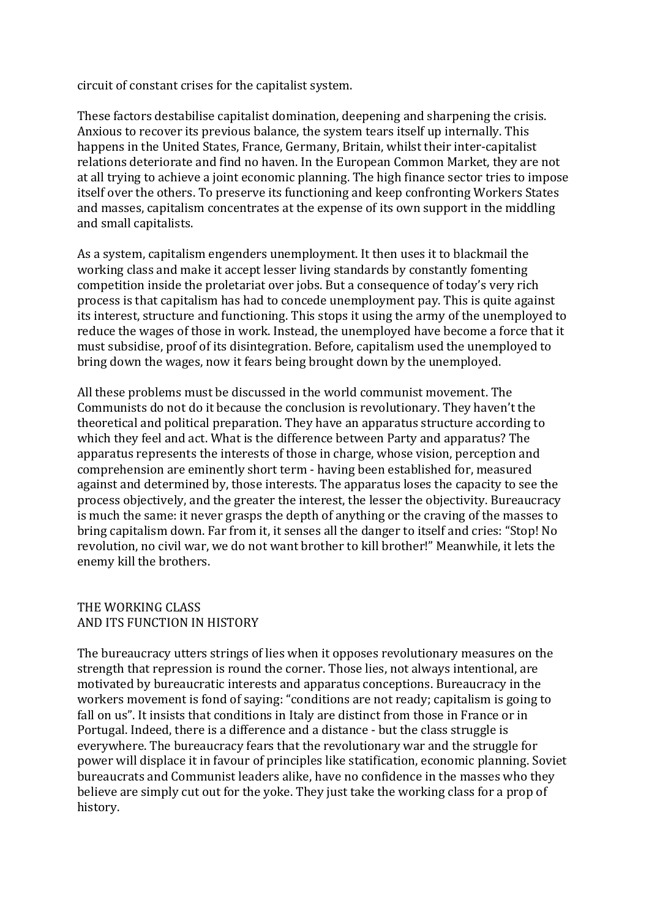circuit of constant crises for the capitalist system.

These factors destabilise capitalist domination, deepening and sharpening the crisis. Anxious to recover its previous balance, the system tears itself up internally. This happens in the United States, France, Germany, Britain, whilst their inter-capitalist relations deteriorate and find no haven. In the European Common Market, they are not at all trying to achieve a joint economic planning. The high finance sector tries to impose itself over the others. To preserve its functioning and keep confronting Workers States and masses, capitalism concentrates at the expense of its own support in the middling and small capitalists.

As a system, capitalism engenders unemployment. It then uses it to blackmail the working class and make it accept lesser living standards by constantly fomenting competition inside the proletariat over jobs. But a consequence of today's very rich process is that capitalism has had to concede unemployment pay. This is quite against its interest, structure and functioning. This stops it using the army of the unemployed to reduce the wages of those in work. Instead, the unemployed have become a force that it must subsidise, proof of its disintegration. Before, capitalism used the unemployed to bring down the wages, now it fears being brought down by the unemployed.

All these problems must be discussed in the world communist movement. The Communists do not do it because the conclusion is revolutionary. They haven't the theoretical and political preparation. They have an apparatus structure according to which they feel and act. What is the difference between Party and apparatus? The apparatus represents the interests of those in charge, whose vision, perception and comprehension are eminently short term - having been established for, measured against and determined by, those interests. The apparatus loses the capacity to see the process objectively, and the greater the interest, the lesser the objectivity. Bureaucracy is much the same: it never grasps the depth of anything or the craving of the masses to bring capitalism down. Far from it, it senses all the danger to itself and cries: "Stop! No revolution, no civil war, we do not want brother to kill brother!" Meanwhile, it lets the enemy kill the brothers.

## THE WORKING CLASS AND ITS FUNCTION IN HISTORY

The bureaucracy utters strings of lies when it opposes revolutionary measures on the strength that repression is round the corner. Those lies, not always intentional, are motivated by bureaucratic interests and apparatus conceptions. Bureaucracy in the workers movement is fond of saying: "conditions are not ready; capitalism is going to fall on us". It insists that conditions in Italy are distinct from those in France or in Portugal. Indeed, there is a difference and a distance - but the class struggle is everywhere. The bureaucracy fears that the revolutionary war and the struggle for power will displace it in favour of principles like statification, economic planning. Soviet bureaucrats and Communist leaders alike, have no confidence in the masses who they believe are simply cut out for the yoke. They just take the working class for a prop of history.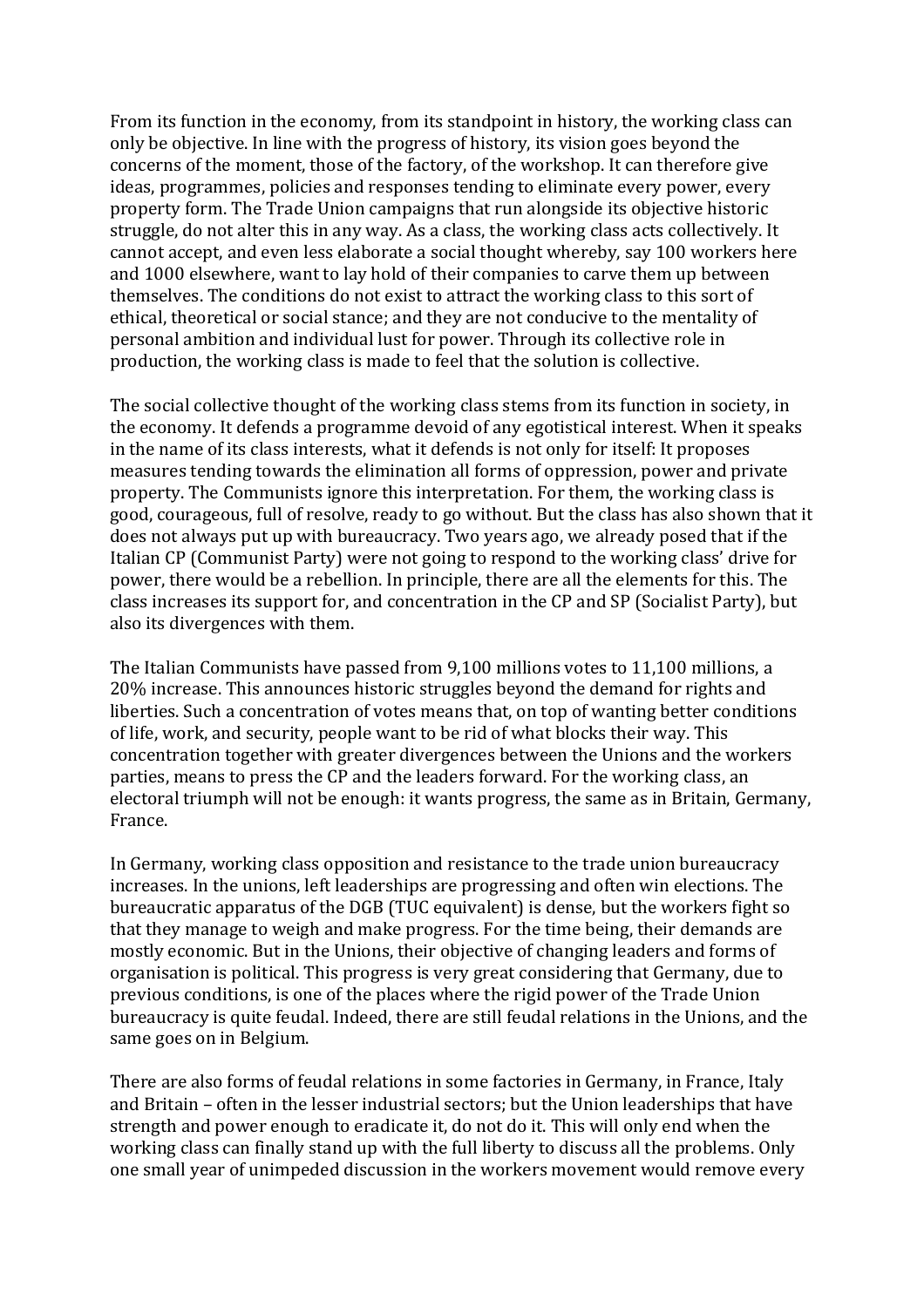From its function in the economy, from its standpoint in history, the working class can only be objective. In line with the progress of history, its vision goes beyond the concerns of the moment, those of the factory, of the workshop. It can therefore give ideas, programmes, policies and responses tending to eliminate every power, every property form. The Trade Union campaigns that run alongside its objective historic struggle, do not alter this in any way. As a class, the working class acts collectively. It cannot accept, and even less elaborate a social thought whereby, say 100 workers here and 1000 elsewhere, want to lay hold of their companies to carve them up between themselves. The conditions do not exist to attract the working class to this sort of ethical, theoretical or social stance; and they are not conducive to the mentality of personal ambition and individual lust for power. Through its collective role in production, the working class is made to feel that the solution is collective.

The social collective thought of the working class stems from its function in society, in the economy. It defends a programme devoid of any egotistical interest. When it speaks in the name of its class interests, what it defends is not only for itself: It proposes measures tending towards the elimination all forms of oppression, power and private property. The Communists ignore this interpretation. For them, the working class is good, courageous, full of resolve, ready to go without. But the class has also shown that it does not always put up with bureaucracy. Two years ago, we already posed that if the Italian CP (Communist Party) were not going to respond to the working class' drive for power, there would be a rebellion. In principle, there are all the elements for this. The class increases its support for, and concentration in the CP and SP (Socialist Party), but also its divergences with them.

The Italian Communists have passed from 9,100 millions votes to 11,100 millions, a 20% increase. This announces historic struggles beyond the demand for rights and liberties. Such a concentration of votes means that, on top of wanting better conditions of life, work, and security, people want to be rid of what blocks their way. This concentration together with greater divergences between the Unions and the workers parties, means to press the CP and the leaders forward. For the working class, an electoral triumph will not be enough: it wants progress, the same as in Britain, Germany, France.

In Germany, working class opposition and resistance to the trade union bureaucracy increases. In the unions, left leaderships are progressing and often win elections. The bureaucratic apparatus of the DGB (TUC equivalent) is dense, but the workers fight so that they manage to weigh and make progress. For the time being, their demands are mostly economic. But in the Unions, their objective of changing leaders and forms of organisation is political. This progress is very great considering that Germany, due to previous conditions, is one of the places where the rigid power of the Trade Union bureaucracy is quite feudal. Indeed, there are still feudal relations in the Unions, and the same goes on in Belgium.

There are also forms of feudal relations in some factories in Germany, in France, Italy and Britain – often in the lesser industrial sectors; but the Union leaderships that have strength and power enough to eradicate it, do not do it. This will only end when the working class can finally stand up with the full liberty to discuss all the problems. Only one small year of unimpeded discussion in the workers movement would remove every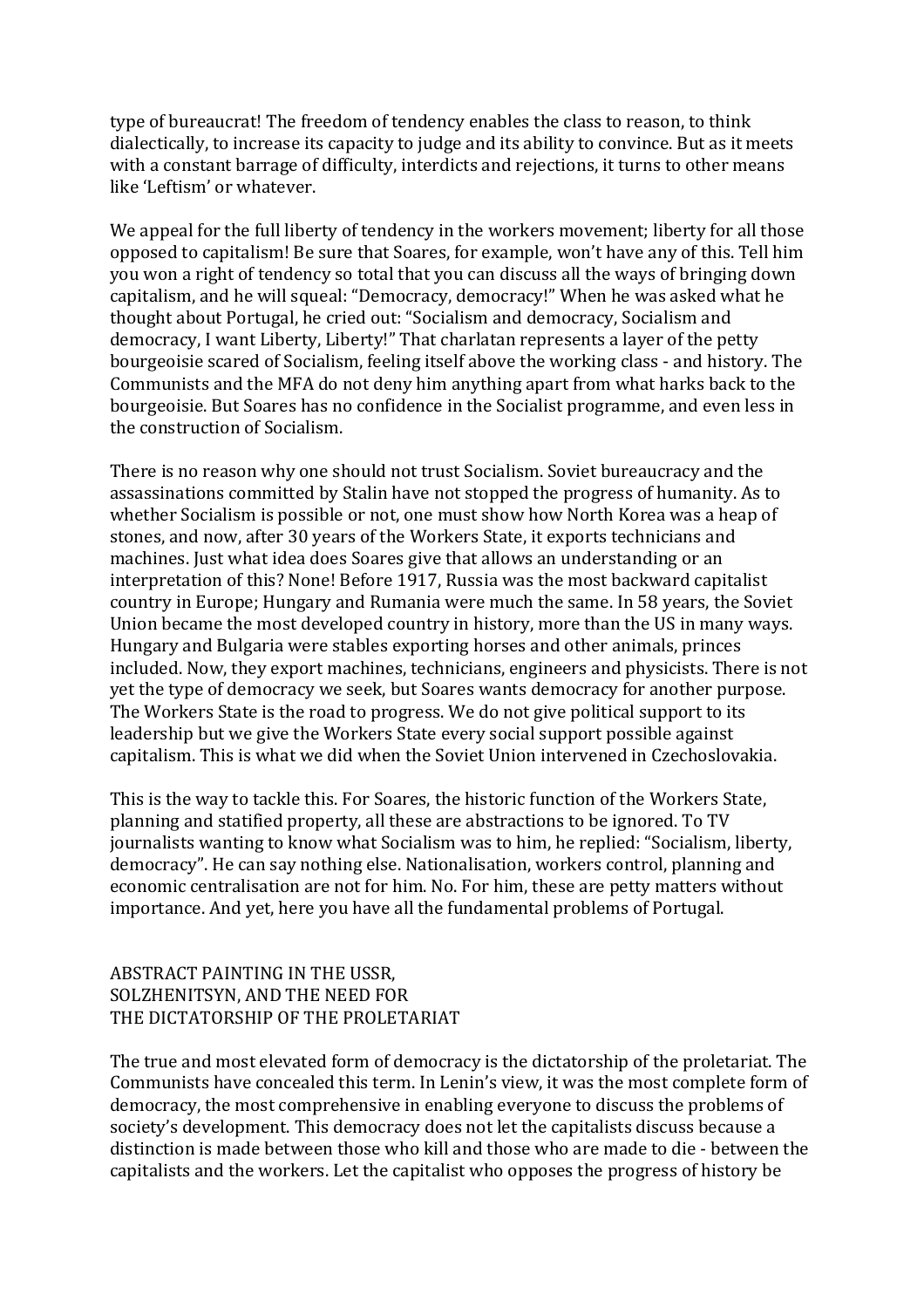type of bureaucrat! The freedom of tendency enables the class to reason, to think dialectically, to increase its capacity to judge and its ability to convince. But as it meets with a constant barrage of difficulty, interdicts and rejections, it turns to other means like 'Leftism' or whatever.

We appeal for the full liberty of tendency in the workers movement; liberty for all those opposed to capitalism! Be sure that Soares, for example, won't have any of this. Tell him you won a right of tendency so total that you can discuss all the ways of bringing down capitalism, and he will squeal: "Democracy, democracy!" When he was asked what he thought about Portugal, he cried out: "Socialism and democracy, Socialism and democracy, I want Liberty, Liberty!" That charlatan represents a layer of the petty bourgeoisie scared of Socialism, feeling itself above the working class - and history. The Communists and the MFA do not deny him anything apart from what harks back to the bourgeoisie. But Soares has no confidence in the Socialist programme, and even less in the construction of Socialism.

There is no reason why one should not trust Socialism. Soviet bureaucracy and the assassinations committed by Stalin have not stopped the progress of humanity. As to whether Socialism is possible or not, one must show how North Korea was a heap of stones, and now, after 30 years of the Workers State, it exports technicians and machines. Just what idea does Soares give that allows an understanding or an interpretation of this? None! Before 1917, Russia was the most backward capitalist country in Europe; Hungary and Rumania were much the same. In 58 years, the Soviet Union became the most developed country in history, more than the US in many ways. Hungary and Bulgaria were stables exporting horses and other animals, princes included. Now, they export machines, technicians, engineers and physicists. There is not yet the type of democracy we seek, but Soares wants democracy for another purpose. The Workers State is the road to progress. We do not give political support to its leadership but we give the Workers State every social support possible against capitalism. This is what we did when the Soviet Union intervened in Czechoslovakia.

This is the way to tackle this. For Soares, the historic function of the Workers State, planning and statified property, all these are abstractions to be ignored. To TV journalists wanting to know what Socialism was to him, he replied: "Socialism, liberty, democracy". He can say nothing else. Nationalisation, workers control, planning and economic centralisation are not for him. No. For him, these are petty matters without importance. And yet, here you have all the fundamental problems of Portugal.

## ABSTRACT PAINTING IN THE USSR, SOLZHENITSYN, AND THE NEED FOR THE DICTATORSHIP OF THE PROLETARIAT

The true and most elevated form of democracy is the dictatorship of the proletariat. The Communists have concealed this term. In Lenin's view, it was the most complete form of democracy, the most comprehensive in enabling everyone to discuss the problems of society's development. This democracy does not let the capitalists discuss because a distinction is made between those who kill and those who are made to die - between the capitalists and the workers. Let the capitalist who opposes the progress of history be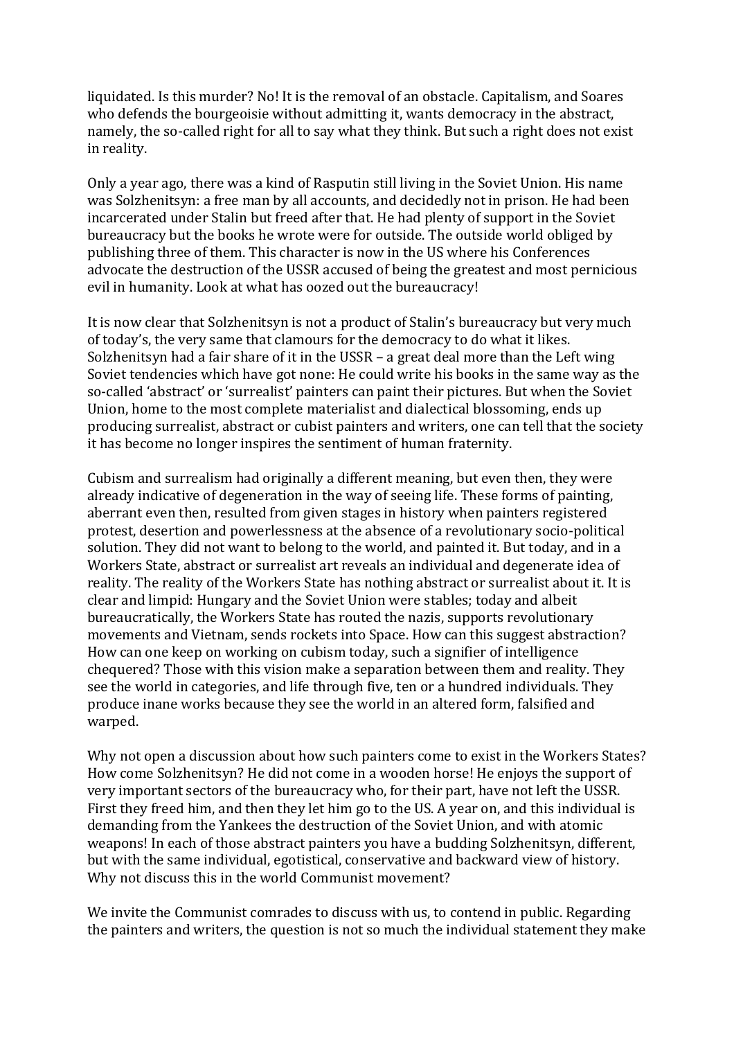liquidated. Is this murder? No! It is the removal of an obstacle. Capitalism, and Soares who defends the bourgeoisie without admitting it, wants democracy in the abstract, namely, the so-called right for all to say what they think. But such a right does not exist in reality.

Only a year ago, there was a kind of Rasputin still living in the Soviet Union. His name was Solzhenitsyn: a free man by all accounts, and decidedly not in prison. He had been incarcerated under Stalin but freed after that. He had plenty of support in the Soviet bureaucracy but the books he wrote were for outside. The outside world obliged by publishing three of them. This character is now in the US where his Conferences advocate the destruction of the USSR accused of being the greatest and most pernicious evil in humanity. Look at what has oozed out the bureaucracy!

It is now clear that Solzhenitsyn is not a product of Stalin's bureaucracy but very much of today's, the very same that clamours for the democracy to do what it likes. Solzhenitsyn had a fair share of it in the USSR – a great deal more than the Left wing Soviet tendencies which have got none: He could write his books in the same way as the so-called 'abstract' or 'surrealist' painters can paint their pictures. But when the Soviet Union, home to the most complete materialist and dialectical blossoming, ends up producing surrealist, abstract or cubist painters and writers, one can tell that the society it has become no longer inspires the sentiment of human fraternity.

Cubism and surrealism had originally a different meaning, but even then, they were already indicative of degeneration in the way of seeing life. These forms of painting, aberrant even then, resulted from given stages in history when painters registered protest, desertion and powerlessness at the absence of a revolutionary socio-political solution. They did not want to belong to the world, and painted it. But today, and in a Workers State, abstract or surrealist art reveals an individual and degenerate idea of reality. The reality of the Workers State has nothing abstract or surrealist about it. It is clear and limpid: Hungary and the Soviet Union were stables; today and albeit bureaucratically, the Workers State has routed the nazis, supports revolutionary movements and Vietnam, sends rockets into Space. How can this suggest abstraction? How can one keep on working on cubism today, such a signifier of intelligence chequered? Those with this vision make a separation between them and reality. They see the world in categories, and life through five, ten or a hundred individuals. They produce inane works because they see the world in an altered form, falsified and warped.

Why not open a discussion about how such painters come to exist in the Workers States? How come Solzhenitsyn? He did not come in a wooden horse! He enjoys the support of very important sectors of the bureaucracy who, for their part, have not left the USSR. First they freed him, and then they let him go to the US. A year on, and this individual is demanding from the Yankees the destruction of the Soviet Union, and with atomic weapons! In each of those abstract painters you have a budding Solzhenitsyn, different, but with the same individual, egotistical, conservative and backward view of history. Why not discuss this in the world Communist movement?

We invite the Communist comrades to discuss with us, to contend in public. Regarding the painters and writers, the question is not so much the individual statement they make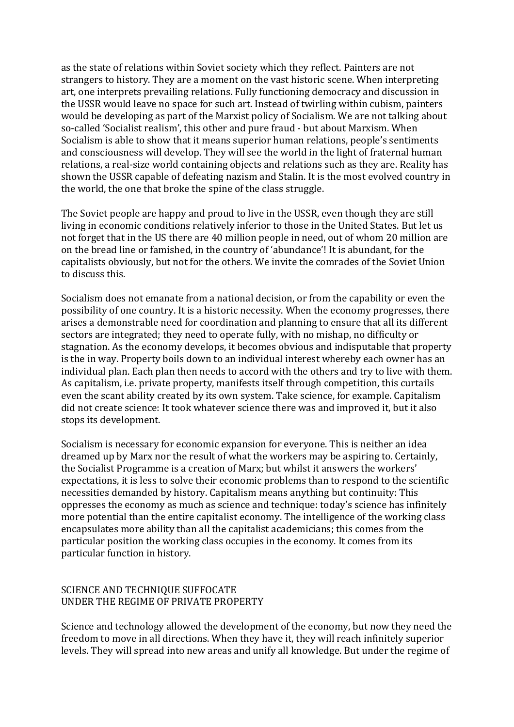as the state of relations within Soviet society which they reflect. Painters are not strangers to history. They are a moment on the vast historic scene. When interpreting art, one interprets prevailing relations. Fully functioning democracy and discussion in the USSR would leave no space for such art. Instead of twirling within cubism, painters would be developing as part of the Marxist policy of Socialism. We are not talking about so-called 'Socialist realism', this other and pure fraud - but about Marxism. When Socialism is able to show that it means superior human relations, people's sentiments and consciousness will develop. They will see the world in the light of fraternal human relations, a real-size world containing objects and relations such as they are. Reality has shown the USSR capable of defeating nazism and Stalin. It is the most evolved country in the world, the one that broke the spine of the class struggle.

The Soviet people are happy and proud to live in the USSR, even though they are still living in economic conditions relatively inferior to those in the United States. But let us not forget that in the US there are 40 million people in need, out of whom 20 million are on the bread line or famished, in the country of 'abundance'! It is abundant, for the capitalists obviously, but not for the others. We invite the comrades of the Soviet Union to discuss this.

Socialism does not emanate from a national decision, or from the capability or even the possibility of one country. It is a historic necessity. When the economy progresses, there arises a demonstrable need for coordination and planning to ensure that all its different sectors are integrated; they need to operate fully, with no mishap, no difficulty or stagnation. As the economy develops, it becomes obvious and indisputable that property is the in way. Property boils down to an individual interest whereby each owner has an individual plan. Each plan then needs to accord with the others and try to live with them. As capitalism, i.e. private property, manifests itself through competition, this curtails even the scant ability created by its own system. Take science, for example. Capitalism did not create science: It took whatever science there was and improved it, but it also stops its development.

Socialism is necessary for economic expansion for everyone. This is neither an idea dreamed up by Marx nor the result of what the workers may be aspiring to. Certainly, the Socialist Programme is a creation of Marx; but whilst it answers the workers' expectations, it is less to solve their economic problems than to respond to the scientific necessities demanded by history. Capitalism means anything but continuity: This oppresses the economy as much as science and technique: today's science has infinitely more potential than the entire capitalist economy. The intelligence of the working class encapsulates more ability than all the capitalist academicians; this comes from the particular position the working class occupies in the economy. It comes from its particular function in history.

## SCIENCE AND TECHNIQUE SUFFOCATE UNDER THE REGIME OF PRIVATE PROPERTY

Science and technology allowed the development of the economy, but now they need the freedom to move in all directions. When they have it, they will reach infinitely superior levels. They will spread into new areas and unify all knowledge. But under the regime of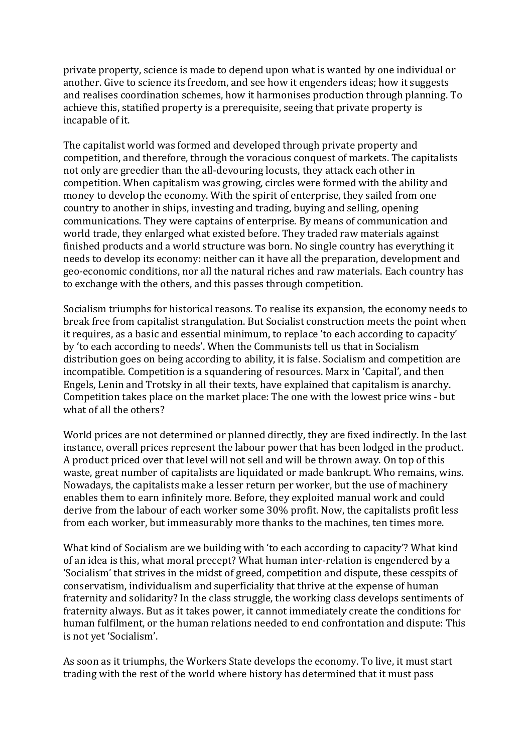private property, science is made to depend upon what is wanted by one individual or another. Give to science its freedom, and see how it engenders ideas; how it suggests and realises coordination schemes, how it harmonises production through planning. To achieve this, statified property is a prerequisite, seeing that private property is incapable of it.

The capitalist world was formed and developed through private property and competition, and therefore, through the voracious conquest of markets. The capitalists not only are greedier than the all-devouring locusts, they attack each other in competition. When capitalism was growing, circles were formed with the ability and money to develop the economy. With the spirit of enterprise, they sailed from one country to another in ships, investing and trading, buying and selling, opening communications. They were captains of enterprise. By means of communication and world trade, they enlarged what existed before. They traded raw materials against finished products and a world structure was born. No single country has everything it needs to develop its economy: neither can it have all the preparation, development and geo-economic conditions, nor all the natural riches and raw materials. Each country has to exchange with the others, and this passes through competition.

Socialism triumphs for historical reasons. To realise its expansion, the economy needs to break free from capitalist strangulation. But Socialist construction meets the point when it requires, as a basic and essential minimum, to replace 'to each according to capacity' by 'to each according to needs'. When the Communists tell us that in Socialism distribution goes on being according to ability, it is false. Socialism and competition are incompatible. Competition is a squandering of resources. Marx in 'Capital', and then Engels, Lenin and Trotsky in all their texts, have explained that capitalism is anarchy. Competition takes place on the market place: The one with the lowest price wins - but what of all the others?

World prices are not determined or planned directly, they are fixed indirectly. In the last instance, overall prices represent the labour power that has been lodged in the product. A product priced over that level will not sell and will be thrown away. On top of this waste, great number of capitalists are liquidated or made bankrupt. Who remains, wins. Nowadays, the capitalists make a lesser return per worker, but the use of machinery enables them to earn infinitely more. Before, they exploited manual work and could derive from the labour of each worker some 30% profit. Now, the capitalists profit less from each worker, but immeasurably more thanks to the machines, ten times more.

What kind of Socialism are we building with 'to each according to capacity'? What kind of an idea is this, what moral precept? What human inter-relation is engendered by a 'Socialism' that strives in the midst of greed, competition and dispute, these cesspits of conservatism, individualism and superficiality that thrive at the expense of human fraternity and solidarity? In the class struggle, the working class develops sentiments of fraternity always. But as it takes power, it cannot immediately create the conditions for human fulfilment, or the human relations needed to end confrontation and dispute: This is not yet 'Socialism'.

As soon as it triumphs, the Workers State develops the economy. To live, it must start trading with the rest of the world where history has determined that it must pass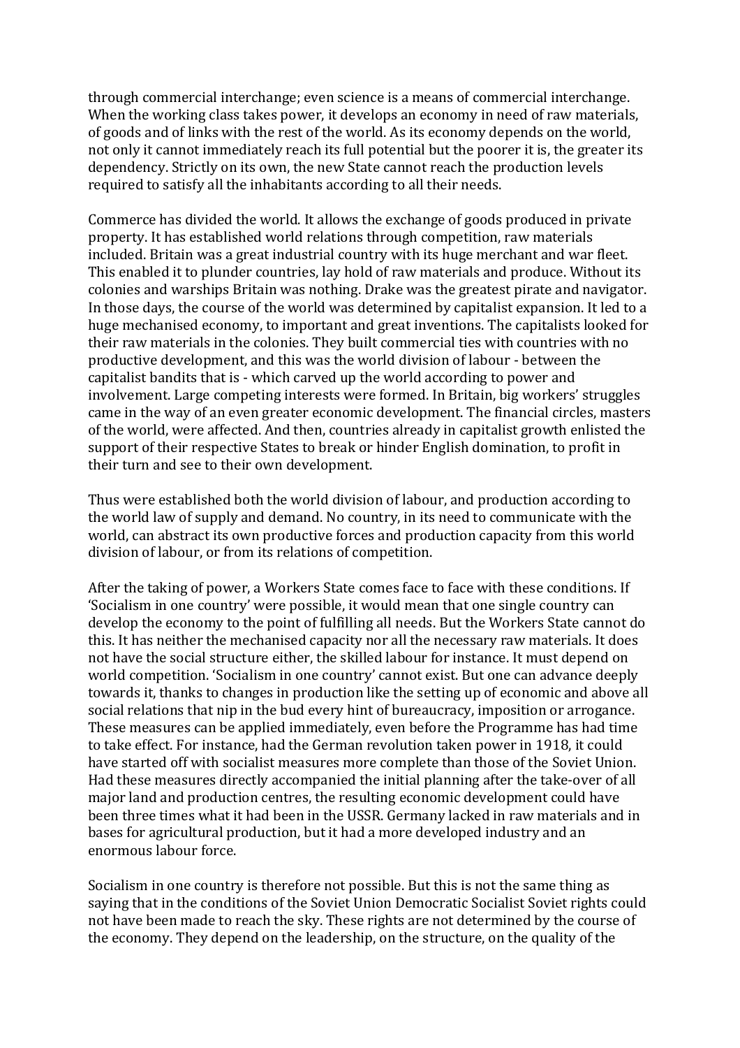through commercial interchange; even science is a means of commercial interchange. When the working class takes power, it develops an economy in need of raw materials, of goods and of links with the rest of the world. As its economy depends on the world, not only it cannot immediately reach its full potential but the poorer it is, the greater its dependency. Strictly on its own, the new State cannot reach the production levels required to satisfy all the inhabitants according to all their needs.

Commerce has divided the world. It allows the exchange of goods produced in private property. It has established world relations through competition, raw materials included. Britain was a great industrial country with its huge merchant and war fleet. This enabled it to plunder countries, lay hold of raw materials and produce. Without its colonies and warships Britain was nothing. Drake was the greatest pirate and navigator. In those days, the course of the world was determined by capitalist expansion. It led to a huge mechanised economy, to important and great inventions. The capitalists looked for their raw materials in the colonies. They built commercial ties with countries with no productive development, and this was the world division of labour - between the capitalist bandits that is - which carved up the world according to power and involvement. Large competing interests were formed. In Britain, big workers' struggles came in the way of an even greater economic development. The financial circles, masters of the world, were affected. And then, countries already in capitalist growth enlisted the support of their respective States to break or hinder English domination, to profit in their turn and see to their own development.

Thus were established both the world division of labour, and production according to the world law of supply and demand. No country, in its need to communicate with the world, can abstract its own productive forces and production capacity from this world division of labour, or from its relations of competition.

After the taking of power, a Workers State comes face to face with these conditions. If 'Socialism in one country' were possible, it would mean that one single country can develop the economy to the point of fulfilling all needs. But the Workers State cannot do this. It has neither the mechanised capacity nor all the necessary raw materials. It does not have the social structure either, the skilled labour for instance. It must depend on world competition. 'Socialism in one country' cannot exist. But one can advance deeply towards it, thanks to changes in production like the setting up of economic and above all social relations that nip in the bud every hint of bureaucracy, imposition or arrogance. These measures can be applied immediately, even before the Programme has had time to take effect. For instance, had the German revolution taken power in 1918, it could have started off with socialist measures more complete than those of the Soviet Union. Had these measures directly accompanied the initial planning after the take-over of all major land and production centres, the resulting economic development could have been three times what it had been in the USSR. Germany lacked in raw materials and in bases for agricultural production, but it had a more developed industry and an enormous labour force.

Socialism in one country is therefore not possible. But this is not the same thing as saying that in the conditions of the Soviet Union Democratic Socialist Soviet rights could not have been made to reach the sky. These rights are not determined by the course of the economy. They depend on the leadership, on the structure, on the quality of the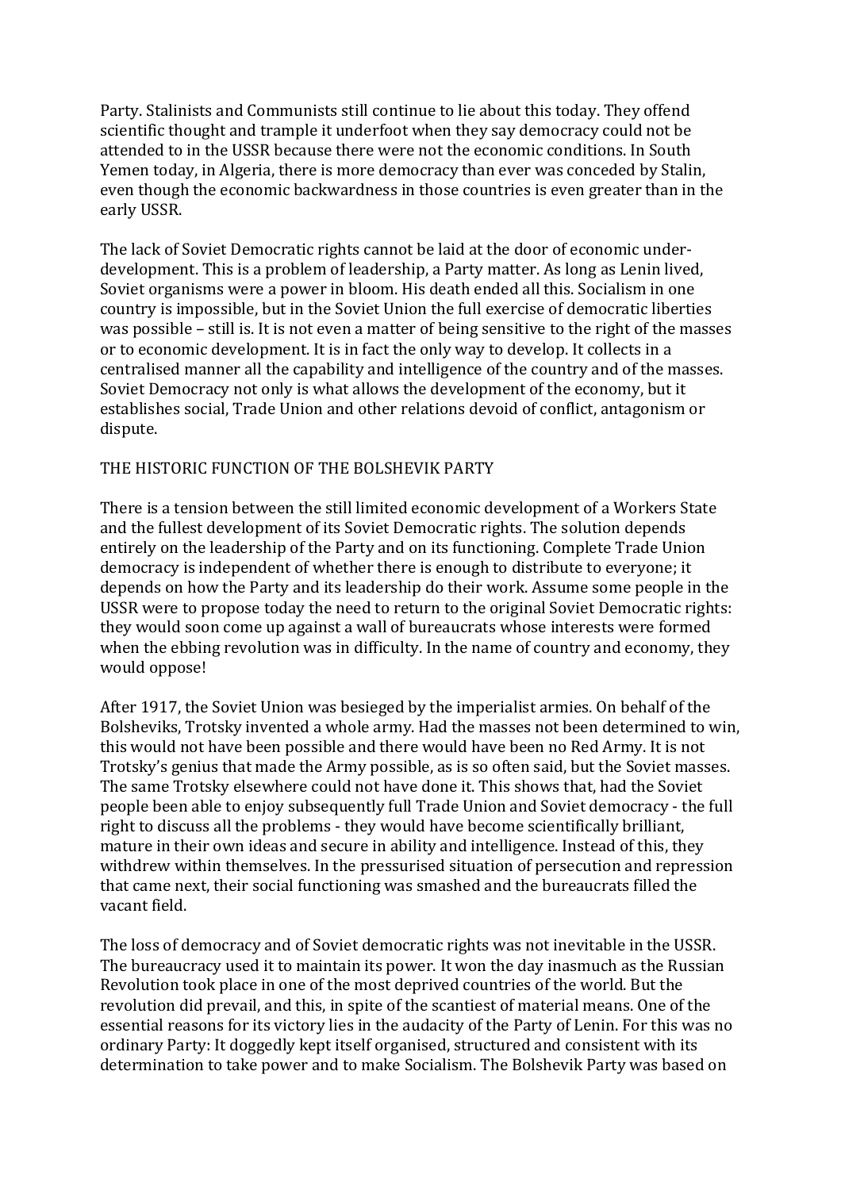Party. Stalinists and Communists still continue to lie about this today. They offend scientific thought and trample it underfoot when they say democracy could not be attended to in the USSR because there were not the economic conditions. In South Yemen today, in Algeria, there is more democracy than ever was conceded by Stalin, even though the economic backwardness in those countries is even greater than in the early USSR.

The lack of Soviet Democratic rights cannot be laid at the door of economic under-development. This is a problem of leadership, a Party matter. As long as Lenin lived, Soviet organisms were a power in bloom. His death ended all this. Socialism in one country is impossible, but in the Soviet Union the full exercise of democratic liberties was possible – still is. It is not even a matter of being sensitive to the right of the masses or to economic development. It is in fact the only way to develop. It collects in a centralised manner all the capability and intelligence of the country and of the masses. Soviet Democracy not only is what allows the development of the economy, but it establishes social, Trade Union and other relations devoid of conflict, antagonism or dispute.

## THE HISTORIC FUNCTION OF THE BOLSHEVIK PARTY

There is a tension between the still limited economic development of a Workers State and the fullest development of its Soviet Democratic rights. The solution depends entirely on the leadership of the Party and on its functioning. Complete Trade Union democracy is independent of whether there is enough to distribute to everyone; it depends on how the Party and its leadership do their work. Assume some people in the USSR were to propose today the need to return to the original Soviet Democratic rights: they would soon come up against a wall of bureaucrats whose interests were formed when the ebbing revolution was in difficulty. In the name of country and economy, they would oppose!

After 1917, the Soviet Union was besieged by the imperialist armies. On behalf of the Bolsheviks, Trotsky invented a whole army. Had the masses not been determined to win, this would not have been possible and there would have been no Red Army. It is not Trotsky's genius that made the Army possible, as is so often said, but the Soviet masses. The same Trotsky elsewhere could not have done it. This shows that, had the Soviet people been able to enjoy subsequently full Trade Union and Soviet democracy - the full right to discuss all the problems - they would have become scientifically brilliant, mature in their own ideas and secure in ability and intelligence. Instead of this, they withdrew within themselves. In the pressurised situation of persecution and repression that came next, their social functioning was smashed and the bureaucrats filled the vacant field.

The loss of democracy and of Soviet democratic rights was not inevitable in the USSR. The bureaucracy used it to maintain its power. It won the day inasmuch as the Russian Revolution took place in one of the most deprived countries of the world. But the revolution did prevail, and this, in spite of the scantiest of material means. One of the essential reasons for its victory lies in the audacity of the Party of Lenin. For this was no ordinary Party: It doggedly kept itself organised, structured and consistent with its determination to take power and to make Socialism. The Bolshevik Party was based on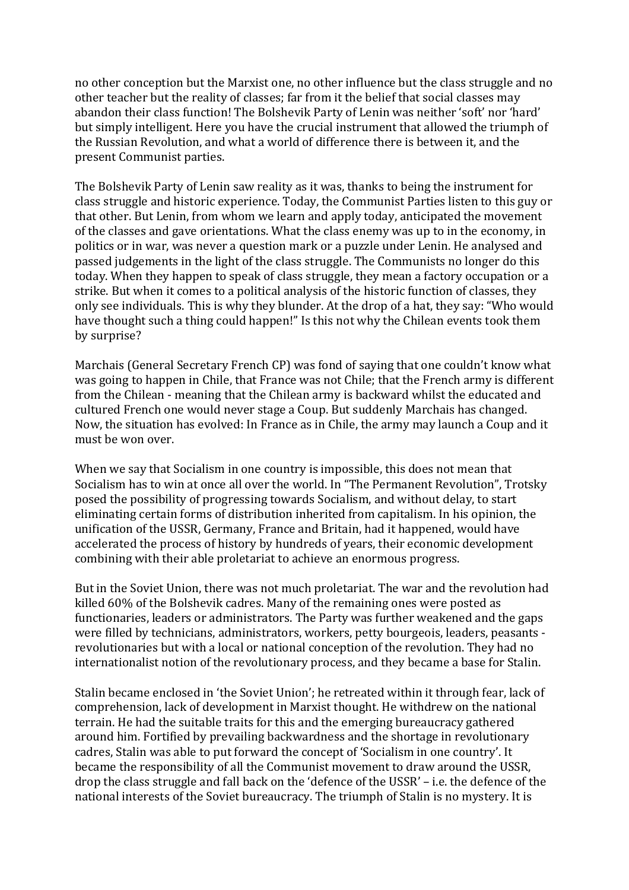no other conception but the Marxist one, no other influence but the class struggle and no other teacher but the reality of classes; far from it the belief that social classes may abandon their class function! The Bolshevik Party of Lenin was neither 'soft' nor 'hard' but simply intelligent. Here you have the crucial instrument that allowed the triumph of the Russian Revolution, and what a world of difference there is between it, and the present Communist parties.

The Bolshevik Party of Lenin saw reality as it was, thanks to being the instrument for class struggle and historic experience. Today, the Communist Parties listen to this guy or that other. But Lenin, from whom we learn and apply today, anticipated the movement of the classes and gave orientations. What the class enemy was up to in the economy, in politics or in war, was never a question mark or a puzzle under Lenin. He analysed and passed judgements in the light of the class struggle. The Communists no longer do this today. When they happen to speak of class struggle, they mean a factory occupation or a strike. But when it comes to a political analysis of the historic function of classes, they only see individuals. This is why they blunder. At the drop of a hat, they say: "Who would have thought such a thing could happen!" Is this not why the Chilean events took them by surprise?

Marchais (General Secretary French CP) was fond of saying that one couldn't know what was going to happen in Chile, that France was not Chile; that the French army is different from the Chilean - meaning that the Chilean army is backward whilst the educated and cultured French one would never stage a Coup. But suddenly Marchais has changed. Now, the situation has evolved: In France as in Chile, the army may launch a Coup and it must be won over.

When we say that Socialism in one country is impossible, this does not mean that Socialism has to win at once all over the world. In "The Permanent Revolution", Trotsky posed the possibility of progressing towards Socialism, and without delay, to start eliminating certain forms of distribution inherited from capitalism. In his opinion, the unification of the USSR, Germany, France and Britain, had it happened, would have accelerated the process of history by hundreds of years, their economic development combining with their able proletariat to achieve an enormous progress.

But in the Soviet Union, there was not much proletariat. The war and the revolution had killed 60% of the Bolshevik cadres. Many of the remaining ones were posted as functionaries, leaders or administrators. The Party was further weakened and the gaps were filled by technicians, administrators, workers, petty bourgeois, leaders, peasants - revolutionaries but with a local or national conception of the revolution. They had no internationalist notion of the revolutionary process, and they became a base for Stalin.

Stalin became enclosed in 'the Soviet Union'; he retreated within it through fear, lack of comprehension, lack of development in Marxist thought. He withdrew on the national terrain. He had the suitable traits for this and the emerging bureaucracy gathered around him. Fortified by prevailing backwardness and the shortage in revolutionary cadres, Stalin was able to put forward the concept of 'Socialism in one country'. It became the responsibility of all the Communist movement to draw around the USSR, drop the class struggle and fall back on the 'defence of the USSR' – i.e. the defence of the national interests of the Soviet bureaucracy. The triumph of Stalin is no mystery. It is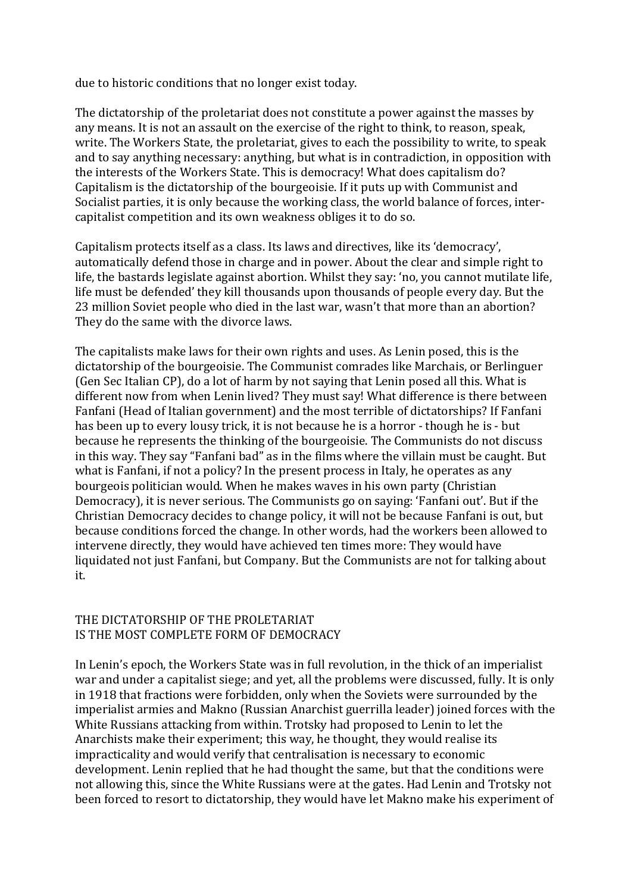due to historic conditions that no longer exist today.

The dictatorship of the proletariat does not constitute a power against the masses by any means. It is not an assault on the exercise of the right to think, to reason, speak, write. The Workers State, the proletariat, gives to each the possibility to write, to speak and to say anything necessary: anything, but what is in contradiction, in opposition with the interests of the Workers State. This is democracy! What does capitalism do? Capitalism is the dictatorship of the bourgeoisie. If it puts up with Communist and Socialist parties, it is only because the working class, the world balance of forces, inter-capitalist competition and its own weakness obliges it to do so.

Capitalism protects itself as a class. Its laws and directives, like its 'democracy', automatically defend those in charge and in power. About the clear and simple right to life, the bastards legislate against abortion. Whilst they say: 'no, you cannot mutilate life, life must be defended' they kill thousands upon thousands of people every day. But the 23 million Soviet people who died in the last war, wasn't that more than an abortion? They do the same with the divorce laws.

The capitalists make laws for their own rights and uses. As Lenin posed, this is the dictatorship of the bourgeoisie. The Communist comrades like Marchais, or Berlinguer (Gen Sec Italian CP), do a lot of harm by not saying that Lenin posed all this. What is different now from when Lenin lived? They must say! What difference is there between Fanfani (Head of Italian government) and the most terrible of dictatorships? If Fanfani has been up to every lousy trick, it is not because he is a horror - though he is - but because he represents the thinking of the bourgeoisie. The Communists do not discuss in this way. They say "Fanfani bad" as in the films where the villain must be caught. But what is Fanfani, if not a policy? In the present process in Italy, he operates as any bourgeois politician would. When he makes waves in his own party (Christian Democracy), it is never serious. The Communists go on saying: 'Fanfani out'. But if the Christian Democracy decides to change policy, it will not be because Fanfani is out, but because conditions forced the change. In other words, had the workers been allowed to intervene directly, they would have achieved ten times more: They would have liquidated not just Fanfani, but Company. But the Communists are not for talking about it.

## THE DICTATORSHIP OF THE PROLETARIAT IS THE MOST COMPLETE FORM OF DEMOCRACY

In Lenin's epoch, the Workers State was in full revolution, in the thick of an imperialist war and under a capitalist siege; and yet, all the problems were discussed, fully. It is only in 1918 that fractions were forbidden, only when the Soviets were surrounded by the imperialist armies and Makno (Russian Anarchist guerrilla leader) joined forces with the White Russians attacking from within. Trotsky had proposed to Lenin to let the Anarchists make their experiment; this way, he thought, they would realise its impracticality and would verify that centralisation is necessary to economic development. Lenin replied that he had thought the same, but that the conditions were not allowing this, since the White Russians were at the gates. Had Lenin and Trotsky not been forced to resort to dictatorship, they would have let Makno make his experiment of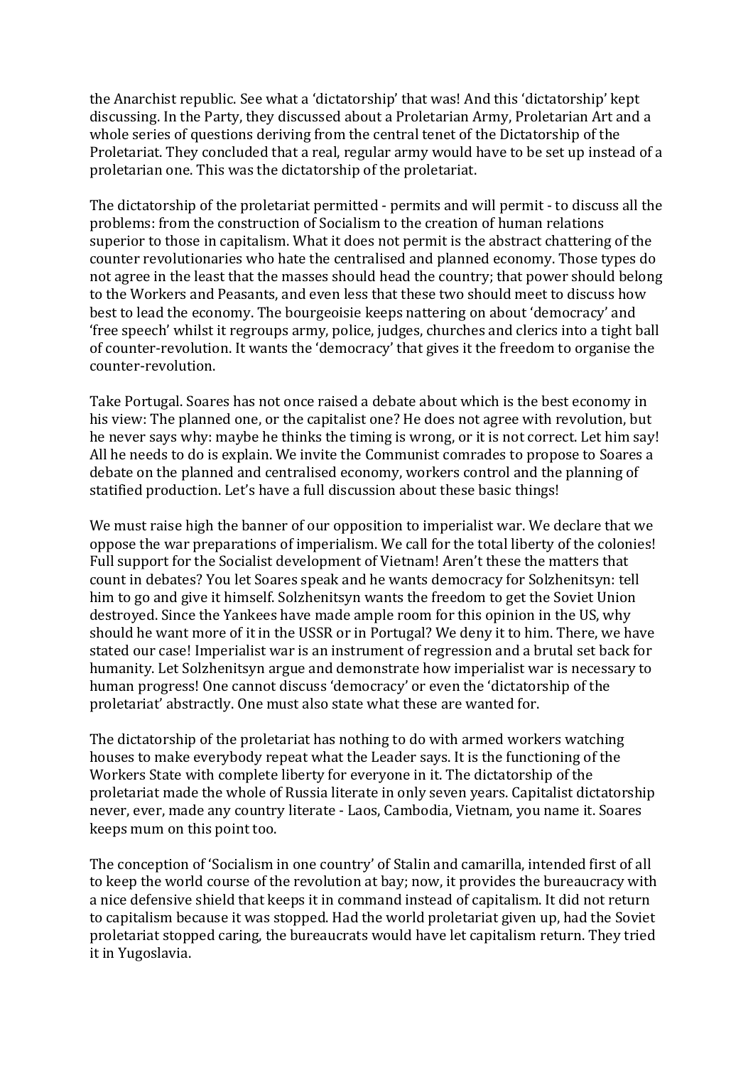the Anarchist republic. See what a 'dictatorship' that was! And this 'dictatorship' kept discussing. In the Party, they discussed about a Proletarian Army, Proletarian Art and a whole series of questions deriving from the central tenet of the Dictatorship of the Proletariat. They concluded that a real, regular army would have to be set up instead of a proletarian one. This was the dictatorship of the proletariat.

The dictatorship of the proletariat permitted - permits and will permit - to discuss all the problems: from the construction of Socialism to the creation of human relations superior to those in capitalism. What it does not permit is the abstract chattering of the counter revolutionaries who hate the centralised and planned economy. Those types do not agree in the least that the masses should head the country; that power should belong to the Workers and Peasants, and even less that these two should meet to discuss how best to lead the economy. The bourgeoisie keeps nattering on about 'democracy' and 'free speech' whilst it regroups army, police, judges, churches and clerics into a tight ball of counter-revolution. It wants the 'democracy' that gives it the freedom to organise the counter-revolution.

Take Portugal. Soares has not once raised a debate about which is the best economy in his view: The planned one, or the capitalist one? He does not agree with revolution, but he never says why: maybe he thinks the timing is wrong, or it is not correct. Let him say! All he needs to do is explain. We invite the Communist comrades to propose to Soares a debate on the planned and centralised economy, workers control and the planning of statified production. Let's have a full discussion about these basic things!

We must raise high the banner of our opposition to imperialist war. We declare that we oppose the war preparations of imperialism. We call for the total liberty of the colonies! Full support for the Socialist development of Vietnam! Aren't these the matters that count in debates? You let Soares speak and he wants democracy for Solzhenitsyn: tell him to go and give it himself. Solzhenitsyn wants the freedom to get the Soviet Union destroyed. Since the Yankees have made ample room for this opinion in the US, why should he want more of it in the USSR or in Portugal? We deny it to him. There, we have stated our case! Imperialist war is an instrument of regression and a brutal set back for humanity. Let Solzhenitsyn argue and demonstrate how imperialist war is necessary to human progress! One cannot discuss 'democracy' or even the 'dictatorship of the proletariat' abstractly. One must also state what these are wanted for.

The dictatorship of the proletariat has nothing to do with armed workers watching houses to make everybody repeat what the Leader says. It is the functioning of the Workers State with complete liberty for everyone in it. The dictatorship of the proletariat made the whole of Russia literate in only seven years. Capitalist dictatorship never, ever, made any country literate - Laos, Cambodia, Vietnam, you name it. Soares keeps mum on this point too.

The conception of 'Socialism in one country' of Stalin and camarilla, intended first of all to keep the world course of the revolution at bay; now, it provides the bureaucracy with a nice defensive shield that keeps it in command instead of capitalism. It did not return to capitalism because it was stopped. Had the world proletariat given up, had the Soviet proletariat stopped caring, the bureaucrats would have let capitalism return. They tried it in Yugoslavia.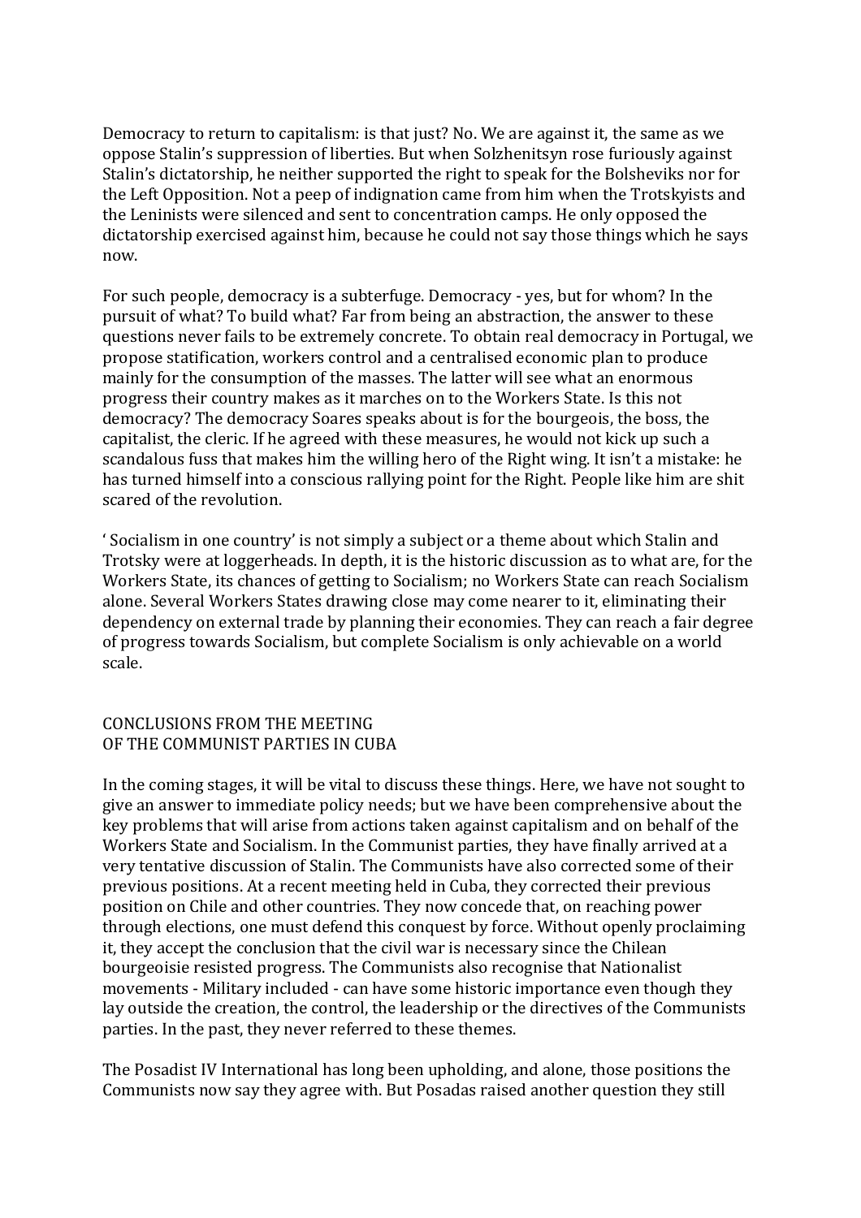Democracy to return to capitalism: is that just? No. We are against it, the same as we oppose Stalin's suppression of liberties. But when Solzhenitsyn rose furiously against Stalin's dictatorship, he neither supported the right to speak for the Bolsheviks nor for the Left Opposition. Not a peep of indignation came from him when the Trotskyists and the Leninists were silenced and sent to concentration camps. He only opposed the dictatorship exercised against him, because he could not say those things which he says now.

For such people, democracy is a subterfuge. Democracy - yes, but for whom? In the pursuit of what? To build what? Far from being an abstraction, the answer to these questions never fails to be extremely concrete. To obtain real democracy in Portugal, we propose statification, workers control and a centralised economic plan to produce mainly for the consumption of the masses. The latter will see what an enormous progress their country makes as it marches on to the Workers State. Is this not democracy? The democracy Soares speaks about is for the bourgeois, the boss, the capitalist, the cleric. If he agreed with these measures, he would not kick up such a scandalous fuss that makes him the willing hero of the Right wing. It isn't a mistake: he has turned himself into a conscious rallying point for the Right. People like him are shit scared of the revolution.

' Socialism in one country' is not simply a subject or a theme about which Stalin and Trotsky were at loggerheads. In depth, it is the historic discussion as to what are, for the Workers State, its chances of getting to Socialism; no Workers State can reach Socialism alone. Several Workers States drawing close may come nearer to it, eliminating their dependency on external trade by planning their economies. They can reach a fair degree of progress towards Socialism, but complete Socialism is only achievable on a world scale.

## CONCLUSIONS FROM THE MEETING OF THE COMMUNIST PARTIES IN CUBA

In the coming stages, it will be vital to discuss these things. Here, we have not sought to give an answer to immediate policy needs; but we have been comprehensive about the key problems that will arise from actions taken against capitalism and on behalf of the Workers State and Socialism. In the Communist parties, they have finally arrived at a very tentative discussion of Stalin. The Communists have also corrected some of their previous positions. At a recent meeting held in Cuba, they corrected their previous position on Chile and other countries. They now concede that, on reaching power through elections, one must defend this conquest by force. Without openly proclaiming it, they accept the conclusion that the civil war is necessary since the Chilean bourgeoisie resisted progress. The Communists also recognise that Nationalist movements - Military included - can have some historic importance even though they lay outside the creation, the control, the leadership or the directives of the Communists parties. In the past, they never referred to these themes.

The Posadist IV International has long been upholding, and alone, those positions the Communists now say they agree with. But Posadas raised another question they still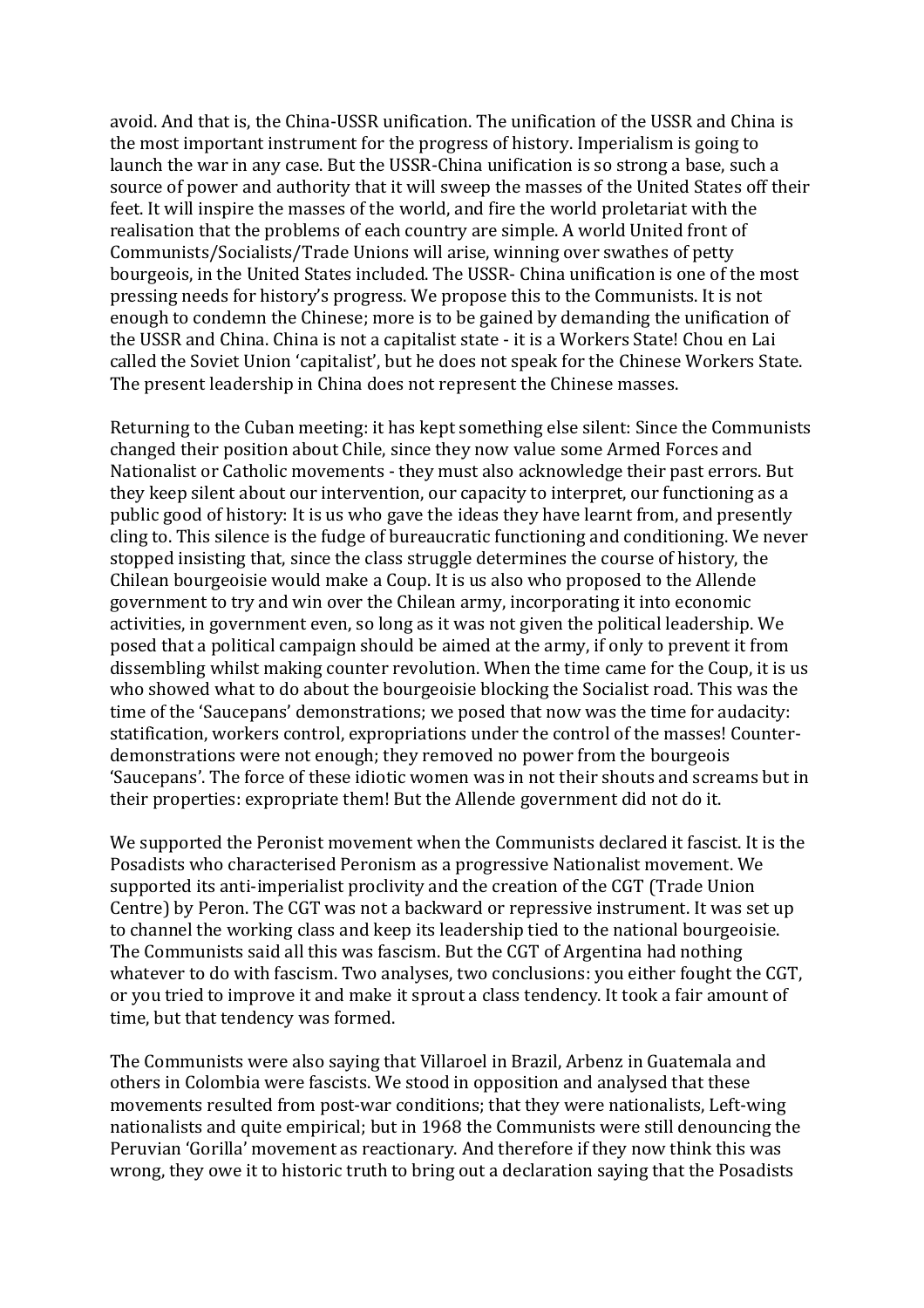avoid. And that is, the China-USSR unification. The unification of the USSR and China is the most important instrument for the progress of history. Imperialism is going to launch the war in any case. But the USSR-China unification is so strong a base, such a source of power and authority that it will sweep the masses of the United States off their feet. It will inspire the masses of the world, and fire the world proletariat with the realisation that the problems of each country are simple. A world United front of Communists/Socialists/Trade Unions will arise, winning over swathes of petty bourgeois, in the United States included. The USSR- China unification is one of the most pressing needs for history's progress. We propose this to the Communists. It is not enough to condemn the Chinese; more is to be gained by demanding the unification of the USSR and China. China is not a capitalist state - it is a Workers State! Chou en Lai called the Soviet Union 'capitalist', but he does not speak for the Chinese Workers State. The present leadership in China does not represent the Chinese masses.

Returning to the Cuban meeting: it has kept something else silent: Since the Communists changed their position about Chile, since they now value some Armed Forces and Nationalist or Catholic movements - they must also acknowledge their past errors. But they keep silent about our intervention, our capacity to interpret, our functioning as a public good of history: It is us who gave the ideas they have learnt from, and presently cling to. This silence is the fudge of bureaucratic functioning and conditioning. We never stopped insisting that, since the class struggle determines the course of history, the Chilean bourgeoisie would make a Coup. It is us also who proposed to the Allende government to try and win over the Chilean army, incorporating it into economic activities, in government even, so long as it was not given the political leadership. We posed that a political campaign should be aimed at the army, if only to prevent it from dissembling whilst making counter revolution. When the time came for the Coup, it is us who showed what to do about the bourgeoisie blocking the Socialist road. This was the time of the 'Saucepans' demonstrations; we posed that now was the time for audacity: statification, workers control, expropriations under the control of the masses! Counter-demonstrations were not enough; they removed no power from the bourgeois 'Saucepans'. The force of these idiotic women was in not their shouts and screams but in their properties: expropriate them! But the Allende government did not do it.

We supported the Peronist movement when the Communists declared it fascist. It is the Posadists who characterised Peronism as a progressive Nationalist movement. We supported its anti-imperialist proclivity and the creation of the CGT (Trade Union Centre) by Peron. The CGT was not a backward or repressive instrument. It was set up to channel the working class and keep its leadership tied to the national bourgeoisie. The Communists said all this was fascism. But the CGT of Argentina had nothing whatever to do with fascism. Two analyses, two conclusions: you either fought the CGT, or you tried to improve it and make it sprout a class tendency. It took a fair amount of time, but that tendency was formed.

The Communists were also saying that Villaroel in Brazil, Arbenz in Guatemala and others in Colombia were fascists. We stood in opposition and analysed that these movements resulted from post-war conditions; that they were nationalists, Left-wing nationalists and quite empirical; but in 1968 the Communists were still denouncing the Peruvian 'Gorilla' movement as reactionary. And therefore if they now think this was wrong, they owe it to historic truth to bring out a declaration saying that the Posadists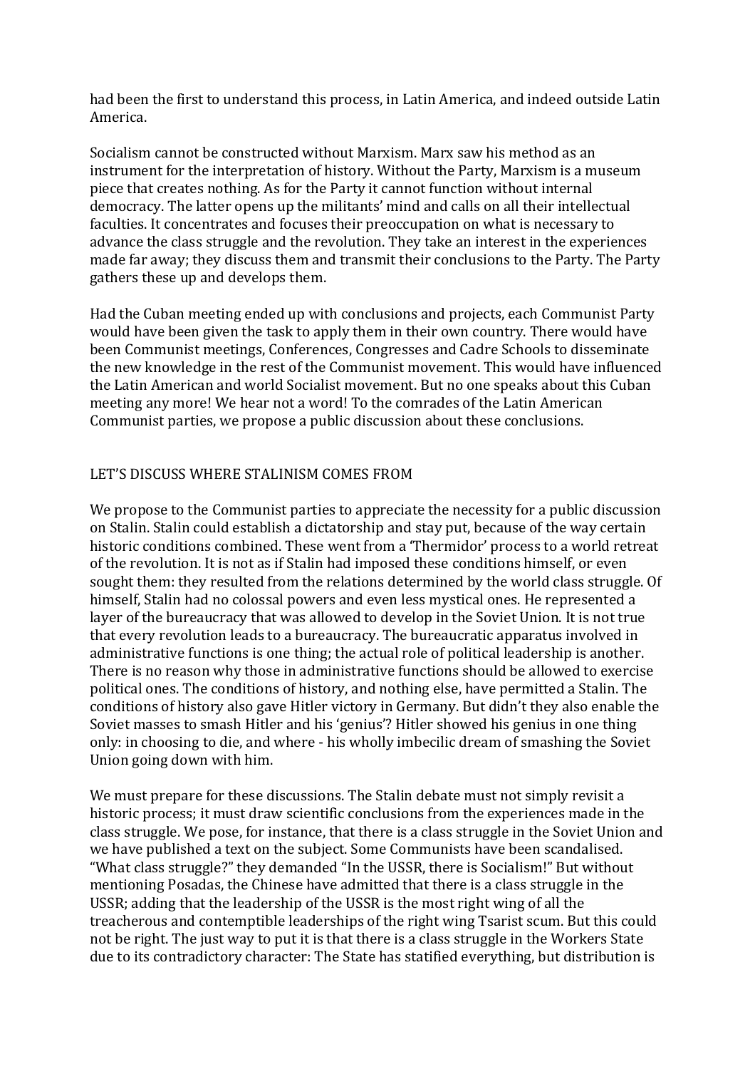had been the first to understand this process, in Latin America, and indeed outside Latin America.

Socialism cannot be constructed without Marxism. Marx saw his method as an instrument for the interpretation of history. Without the Party, Marxism is a museum piece that creates nothing. As for the Party it cannot function without internal democracy. The latter opens up the militants' mind and calls on all their intellectual faculties. It concentrates and focuses their preoccupation on what is necessary to advance the class struggle and the revolution. They take an interest in the experiences made far away; they discuss them and transmit their conclusions to the Party. The Party gathers these up and develops them.

Had the Cuban meeting ended up with conclusions and projects, each Communist Party would have been given the task to apply them in their own country. There would have been Communist meetings, Conferences, Congresses and Cadre Schools to disseminate the new knowledge in the rest of the Communist movement. This would have influenced the Latin American and world Socialist movement. But no one speaks about this Cuban meeting any more! We hear not a word! To the comrades of the Latin American Communist parties, we propose a public discussion about these conclusions.

## LET'S DISCUSS WHERE STALINISM COMES FROM

We propose to the Communist parties to appreciate the necessity for a public discussion on Stalin. Stalin could establish a dictatorship and stay put, because of the way certain historic conditions combined. These went from a 'Thermidor' process to a world retreat of the revolution. It is not as if Stalin had imposed these conditions himself, or even sought them: they resulted from the relations determined by the world class struggle. Of himself, Stalin had no colossal powers and even less mystical ones. He represented a layer of the bureaucracy that was allowed to develop in the Soviet Union. It is not true that every revolution leads to a bureaucracy. The bureaucratic apparatus involved in administrative functions is one thing; the actual role of political leadership is another. There is no reason why those in administrative functions should be allowed to exercise political ones. The conditions of history, and nothing else, have permitted a Stalin. The conditions of history also gave Hitler victory in Germany. But didn't they also enable the Soviet masses to smash Hitler and his 'genius'? Hitler showed his genius in one thing only: in choosing to die, and where - his wholly imbecilic dream of smashing the Soviet Union going down with him.

We must prepare for these discussions. The Stalin debate must not simply revisit a historic process; it must draw scientific conclusions from the experiences made in the class struggle. We pose, for instance, that there is a class struggle in the Soviet Union and we have published a text on the subject. Some Communists have been scandalised. "What class struggle?" they demanded "In the USSR, there is Socialism!" But without mentioning Posadas, the Chinese have admitted that there is a class struggle in the USSR; adding that the leadership of the USSR is the most right wing of all the treacherous and contemptible leaderships of the right wing Tsarist scum. But this could not be right. The just way to put it is that there is a class struggle in the Workers State due to its contradictory character: The State has statified everything, but distribution is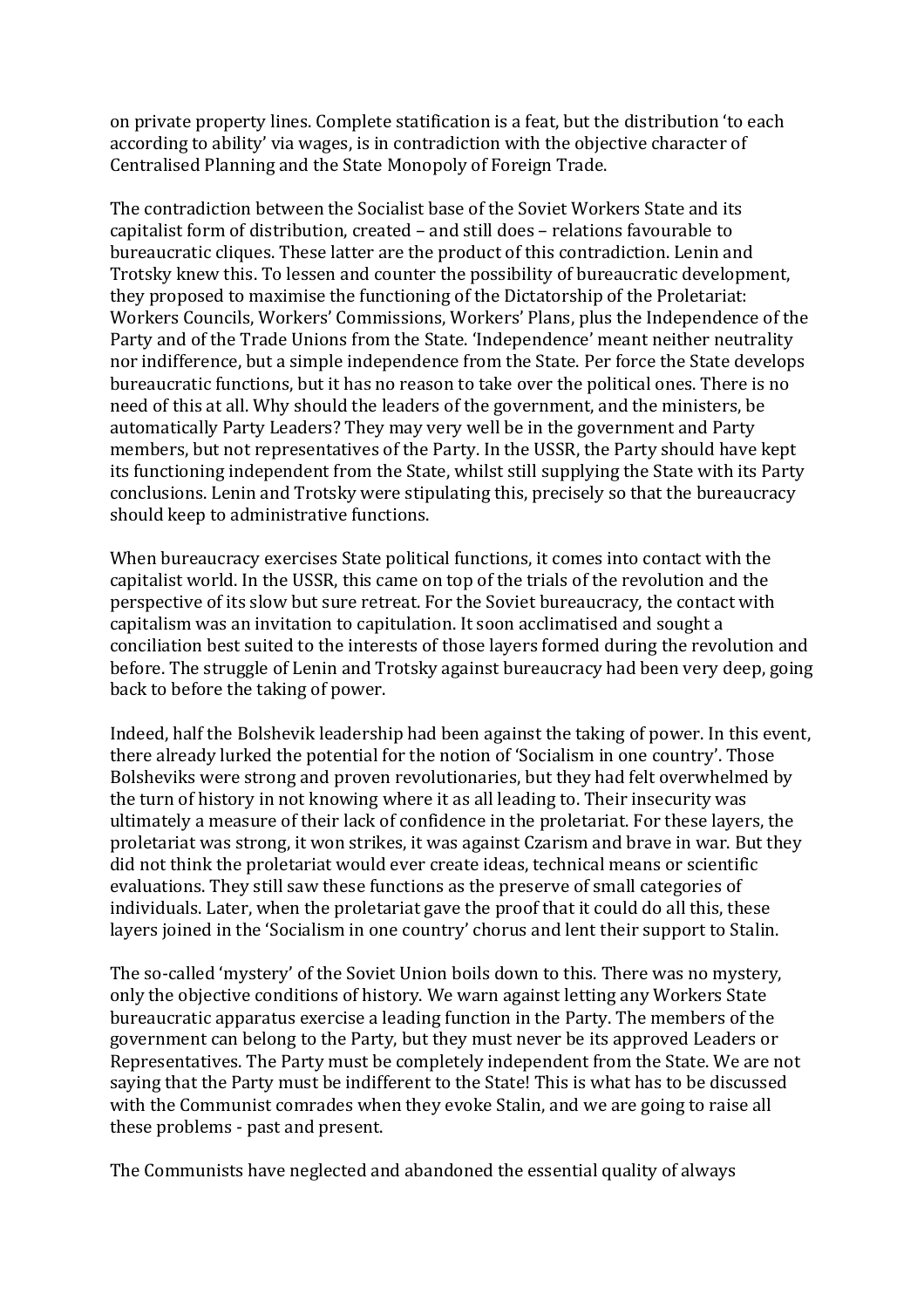on private property lines. Complete statification is a feat, but the distribution 'to each according to ability' via wages, is in contradiction with the objective character of Centralised Planning and the State Monopoly of Foreign Trade.

The contradiction between the Socialist base of the Soviet Workers State and its capitalist form of distribution, created – and still does – relations favourable to bureaucratic cliques. These latter are the product of this contradiction. Lenin and Trotsky knew this. To lessen and counter the possibility of bureaucratic development, they proposed to maximise the functioning of the Dictatorship of the Proletariat: Workers Councils, Workers' Commissions, Workers' Plans, plus the Independence of the Party and of the Trade Unions from the State. 'Independence' meant neither neutrality nor indifference, but a simple independence from the State. Per force the State develops bureaucratic functions, but it has no reason to take over the political ones. There is no need of this at all. Why should the leaders of the government, and the ministers, be automatically Party Leaders? They may very well be in the government and Party members, but not representatives of the Party. In the USSR, the Party should have kept its functioning independent from the State, whilst still supplying the State with its Party conclusions. Lenin and Trotsky were stipulating this, precisely so that the bureaucracy should keep to administrative functions.

When bureaucracy exercises State political functions, it comes into contact with the capitalist world. In the USSR, this came on top of the trials of the revolution and the perspective of its slow but sure retreat. For the Soviet bureaucracy, the contact with capitalism was an invitation to capitulation. It soon acclimatised and sought a conciliation best suited to the interests of those layers formed during the revolution and before. The struggle of Lenin and Trotsky against bureaucracy had been very deep, going back to before the taking of power.

Indeed, half the Bolshevik leadership had been against the taking of power. In this event, there already lurked the potential for the notion of 'Socialism in one country'. Those Bolsheviks were strong and proven revolutionaries, but they had felt overwhelmed by the turn of history in not knowing where it as all leading to. Their insecurity was ultimately a measure of their lack of confidence in the proletariat. For these layers, the proletariat was strong, it won strikes, it was against Czarism and brave in war. But they did not think the proletariat would ever create ideas, technical means or scientific evaluations. They still saw these functions as the preserve of small categories of individuals. Later, when the proletariat gave the proof that it could do all this, these layers joined in the 'Socialism in one country' chorus and lent their support to Stalin.

The so-called 'mystery' of the Soviet Union boils down to this. There was no mystery, only the objective conditions of history. We warn against letting any Workers State bureaucratic apparatus exercise a leading function in the Party. The members of the government can belong to the Party, but they must never be its approved Leaders or Representatives. The Party must be completely independent from the State. We are not saying that the Party must be indifferent to the State! This is what has to be discussed with the Communist comrades when they evoke Stalin, and we are going to raise all these problems - past and present.

The Communists have neglected and abandoned the essential quality of always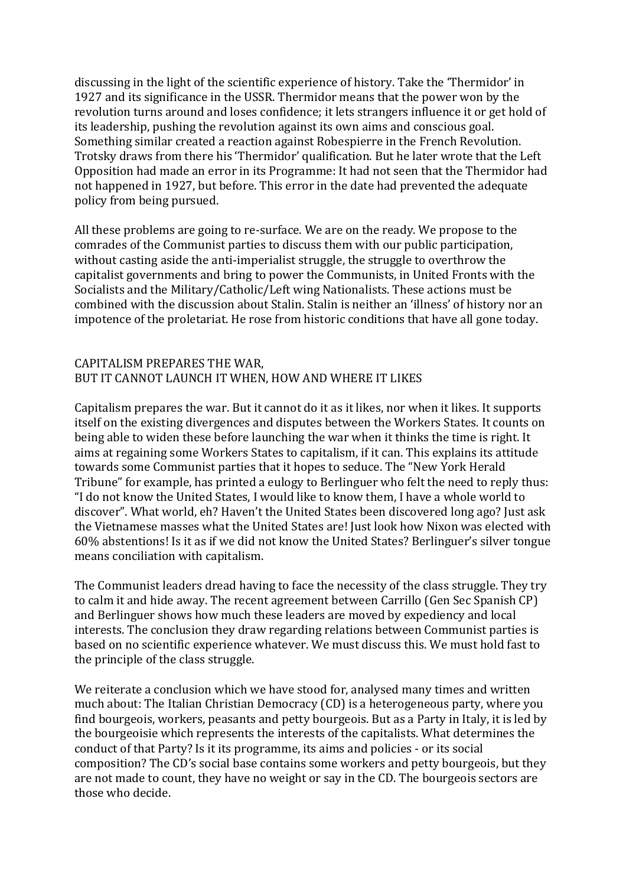discussing in the light of the scientific experience of history. Take the 'Thermidor' in 1927 and its significance in the USSR. Thermidor means that the power won by the revolution turns around and loses confidence; it lets strangers influence it or get hold of its leadership, pushing the revolution against its own aims and conscious goal. Something similar created a reaction against Robespierre in the French Revolution. Trotsky draws from there his 'Thermidor' qualification. But he later wrote that the Left Opposition had made an error in its Programme: It had not seen that the Thermidor had not happened in 1927, but before. This error in the date had prevented the adequate policy from being pursued.

All these problems are going to re-surface. We are on the ready. We propose to the comrades of the Communist parties to discuss them with our public participation, without casting aside the anti-imperialist struggle, the struggle to overthrow the capitalist governments and bring to power the Communists, in United Fronts with the Socialists and the Military/Catholic/Left wing Nationalists. These actions must be combined with the discussion about Stalin. Stalin is neither an 'illness' of history nor an impotence of the proletariat. He rose from historic conditions that have all gone today.

## CAPITALISM PREPARES THE WAR, BUT IT CANNOT LAUNCH IT WHEN, HOW AND WHERE IT LIKES

Capitalism prepares the war. But it cannot do it as it likes, nor when it likes. It supports itself on the existing divergences and disputes between the Workers States. It counts on being able to widen these before launching the war when it thinks the time is right. It aims at regaining some Workers States to capitalism, if it can. This explains its attitude towards some Communist parties that it hopes to seduce. The "New York Herald Tribune" for example, has printed a eulogy to Berlinguer who felt the need to reply thus: "I do not know the United States, I would like to know them, I have a whole world to discover". What world, eh? Haven't the United States been discovered long ago? Just ask the Vietnamese masses what the United States are! Just look how Nixon was elected with 60% abstentions! Is it as if we did not know the United States? Berlinguer's silver tongue means conciliation with capitalism.

The Communist leaders dread having to face the necessity of the class struggle. They try to calm it and hide away. The recent agreement between Carrillo (Gen Sec Spanish CP) and Berlinguer shows how much these leaders are moved by expediency and local interests. The conclusion they draw regarding relations between Communist parties is based on no scientific experience whatever. We must discuss this. We must hold fast to the principle of the class struggle.

We reiterate a conclusion which we have stood for, analysed many times and written much about: The Italian Christian Democracy (CD) is a heterogeneous party, where you find bourgeois, workers, peasants and petty bourgeois. But as a Party in Italy, it is led by the bourgeoisie which represents the interests of the capitalists. What determines the conduct of that Party? Is it its programme, its aims and policies - or its social composition? The CD's social base contains some workers and petty bourgeois, but they are not made to count, they have no weight or say in the CD. The bourgeois sectors are those who decide.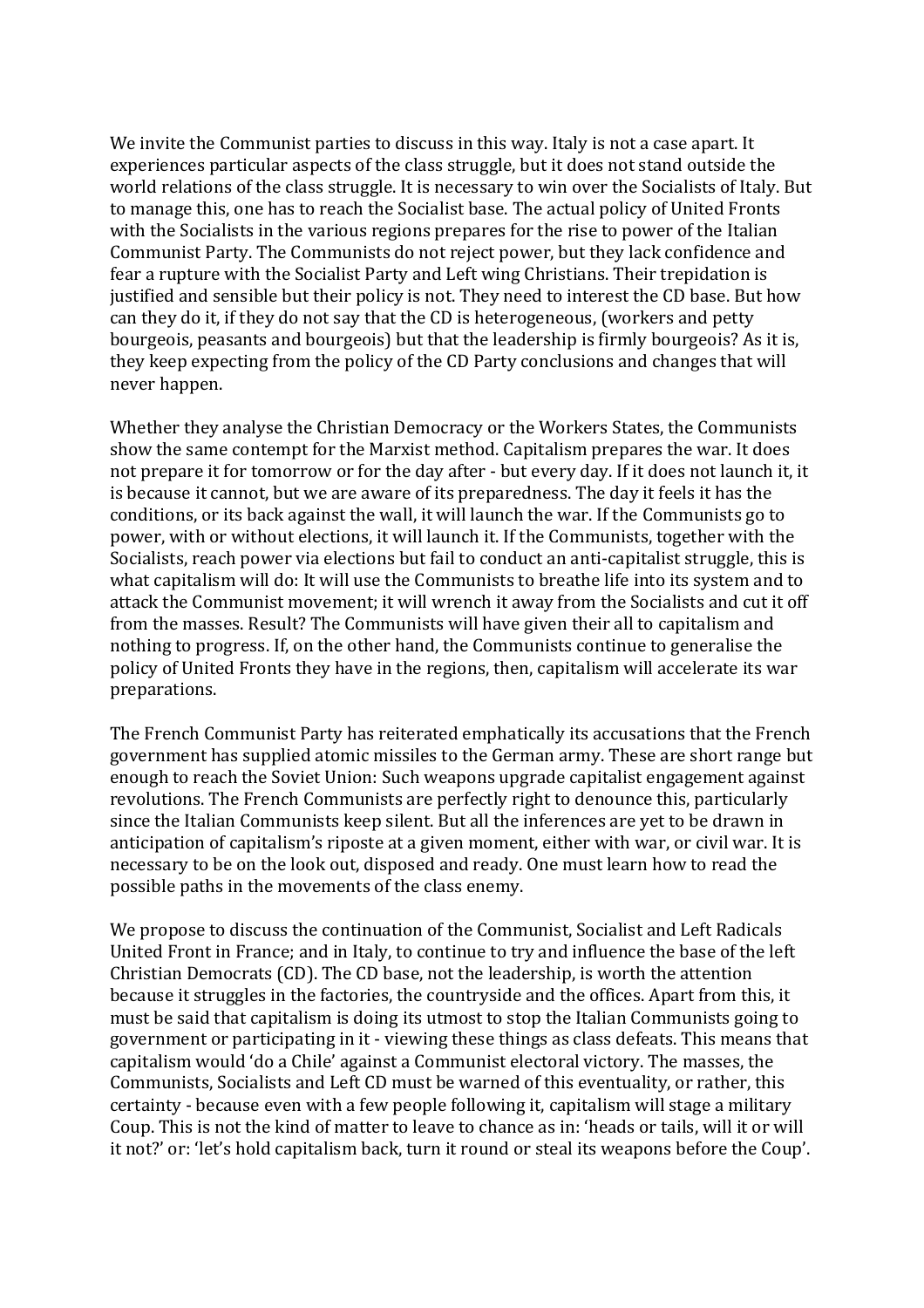We invite the Communist parties to discuss in this way. Italy is not a case apart. It experiences particular aspects of the class struggle, but it does not stand outside the world relations of the class struggle. It is necessary to win over the Socialists of Italy. But to manage this, one has to reach the Socialist base. The actual policy of United Fronts with the Socialists in the various regions prepares for the rise to power of the Italian Communist Party. The Communists do not reject power, but they lack confidence and fear a rupture with the Socialist Party and Left wing Christians. Their trepidation is justified and sensible but their policy is not. They need to interest the CD base. But how can they do it, if they do not say that the CD is heterogeneous, (workers and petty bourgeois, peasants and bourgeois) but that the leadership is firmly bourgeois? As it is, they keep expecting from the policy of the CD Party conclusions and changes that will never happen.

Whether they analyse the Christian Democracy or the Workers States, the Communists show the same contempt for the Marxist method. Capitalism prepares the war. It does not prepare it for tomorrow or for the day after - but every day. If it does not launch it, it is because it cannot, but we are aware of its preparedness. The day it feels it has the conditions, or its back against the wall, it will launch the war. If the Communists go to power, with or without elections, it will launch it. If the Communists, together with the Socialists, reach power via elections but fail to conduct an anti-capitalist struggle, this is what capitalism will do: It will use the Communists to breathe life into its system and to attack the Communist movement; it will wrench it away from the Socialists and cut it off from the masses. Result? The Communists will have given their all to capitalism and nothing to progress. If, on the other hand, the Communists continue to generalise the policy of United Fronts they have in the regions, then, capitalism will accelerate its war preparations.

The French Communist Party has reiterated emphatically its accusations that the French government has supplied atomic missiles to the German army. These are short range but enough to reach the Soviet Union: Such weapons upgrade capitalist engagement against revolutions. The French Communists are perfectly right to denounce this, particularly since the Italian Communists keep silent. But all the inferences are yet to be drawn in anticipation of capitalism's riposte at a given moment, either with war, or civil war. It is necessary to be on the look out, disposed and ready. One must learn how to read the possible paths in the movements of the class enemy.

We propose to discuss the continuation of the Communist, Socialist and Left Radicals United Front in France; and in Italy, to continue to try and influence the base of the left Christian Democrats (CD). The CD base, not the leadership, is worth the attention because it struggles in the factories, the countryside and the offices. Apart from this, it must be said that capitalism is doing its utmost to stop the Italian Communists going to government or participating in it - viewing these things as class defeats. This means that capitalism would 'do a Chile' against a Communist electoral victory. The masses, the Communists, Socialists and Left CD must be warned of this eventuality, or rather, this certainty - because even with a few people following it, capitalism will stage a military Coup. This is not the kind of matter to leave to chance as in: 'heads or tails, will it or will it not?' or: 'let's hold capitalism back, turn it round or steal its weapons before the Coup'.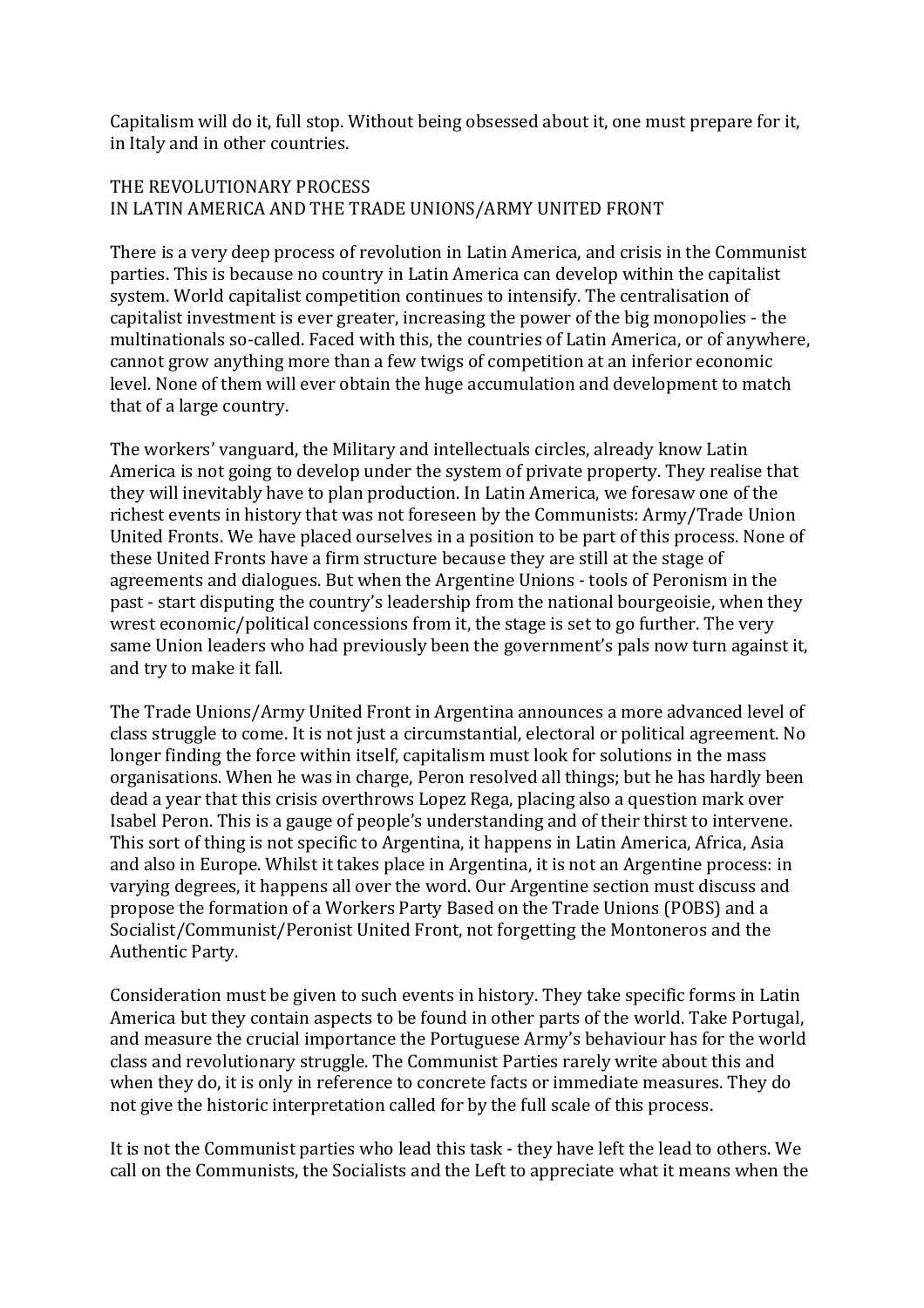Capitalism will do it, full stop. Without being obsessed about it, one must prepare for it, in Italy and in other countries.

## THE REVOLUTIONARY PROCESS
## IN LATIN AMERICA AND THE TRADE UNIONS/ARMY UNITED FRONT

There is a very deep process of revolution in Latin America, and crisis in the Communist parties. This is because no country in Latin America can develop within the capitalist system. World capitalist competition continues to intensify. The centralisation of capitalist investment is ever greater, increasing the power of the big monopolies - the multinationals so-called. Faced with this, the countries of Latin America, or of anywhere, cannot grow anything more than a few twigs of competition at an inferior economic level. None of them will ever obtain the huge accumulation and development to match that of a large country.

The workers' vanguard, the Military and intellectuals circles, already know Latin America is not going to develop under the system of private property. They realise that they will inevitably have to plan production. In Latin America, we foresaw one of the richest events in history that was not foreseen by the Communists: Army/Trade Union United Fronts. We have placed ourselves in a position to be part of this process. None of these United Fronts have a firm structure because they are still at the stage of agreements and dialogues. But when the Argentine Unions - tools of Peronism in the past - start disputing the country's leadership from the national bourgeoisie, when they wrest economic/political concessions from it, the stage is set to go further. The very same Union leaders who had previously been the government's pals now turn against it, and try to make it fall.

The Trade Unions/Army United Front in Argentina announces a more advanced level of class struggle to come. It is not just a circumstantial, electoral or political agreement. No longer finding the force within itself, capitalism must look for solutions in the mass organisations. When he was in charge, Peron resolved all things; but he has hardly been dead a year that this crisis overthrows Lopez Rega, placing also a question mark over Isabel Peron. This is a gauge of people's understanding and of their thirst to intervene. This sort of thing is not specific to Argentina, it happens in Latin America, Africa, Asia and also in Europe. Whilst it takes place in Argentina, it is not an Argentine process: in varying degrees, it happens all over the word. Our Argentine section must discuss and propose the formation of a Workers Party Based on the Trade Unions (POBS) and a Socialist/Communist/Peronist United Front, not forgetting the Montoneros and the Authentic Party.

Consideration must be given to such events in history. They take specific forms in Latin America but they contain aspects to be found in other parts of the world. Take Portugal, and measure the crucial importance the Portuguese Army's behaviour has for the world class and revolutionary struggle. The Communist Parties rarely write about this and when they do, it is only in reference to concrete facts or immediate measures. They do not give the historic interpretation called for by the full scale of this process.

It is not the Communist parties who lead this task - they have left the lead to others. We call on the Communists, the Socialists and the Left to appreciate what it means when the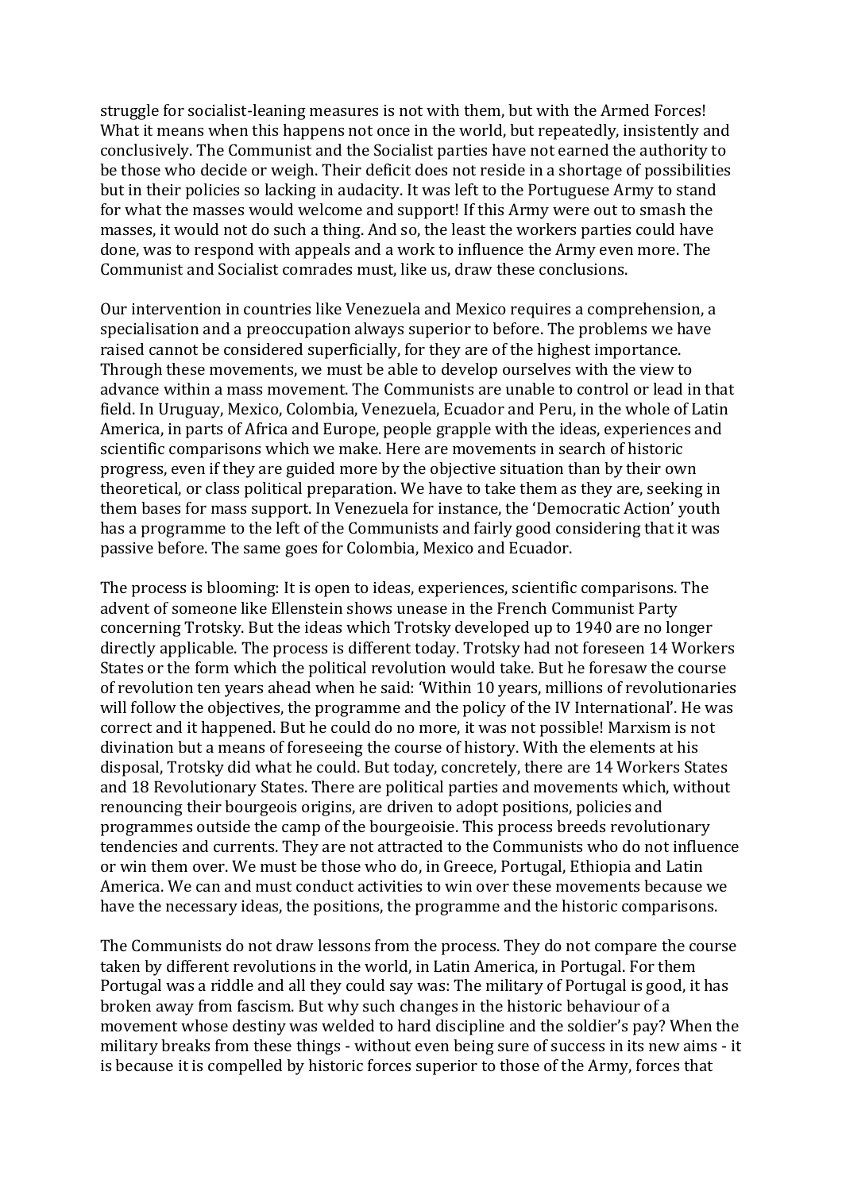struggle for socialist-leaning measures is not with them, but with the Armed Forces! What it means when this happens not once in the world, but repeatedly, insistently and conclusively. The Communist and the Socialist parties have not earned the authority to be those who decide or weigh. Their deficit does not reside in a shortage of possibilities but in their policies so lacking in audacity. It was left to the Portuguese Army to stand for what the masses would welcome and support! If this Army were out to smash the masses, it would not do such a thing. And so, the least the workers parties could have done, was to respond with appeals and a work to influence the Army even more. The Communist and Socialist comrades must, like us, draw these conclusions.

Our intervention in countries like Venezuela and Mexico requires a comprehension, a specialisation and a preoccupation always superior to before. The problems we have raised cannot be considered superficially, for they are of the highest importance. Through these movements, we must be able to develop ourselves with the view to advance within a mass movement. The Communists are unable to control or lead in that field. In Uruguay, Mexico, Colombia, Venezuela, Ecuador and Peru, in the whole of Latin America, in parts of Africa and Europe, people grapple with the ideas, experiences and scientific comparisons which we make. Here are movements in search of historic progress, even if they are guided more by the objective situation than by their own theoretical, or class political preparation. We have to take them as they are, seeking in them bases for mass support. In Venezuela for instance, the 'Democratic Action' youth has a programme to the left of the Communists and fairly good considering that it was passive before. The same goes for Colombia, Mexico and Ecuador.

The process is blooming: It is open to ideas, experiences, scientific comparisons. The advent of someone like Ellenstein shows unease in the French Communist Party concerning Trotsky. But the ideas which Trotsky developed up to 1940 are no longer directly applicable. The process is different today. Trotsky had not foreseen 14 Workers States or the form which the political revolution would take. But he foresaw the course of revolution ten years ahead when he said: 'Within 10 years, millions of revolutionaries will follow the objectives, the programme and the policy of the IV International'. He was correct and it happened. But he could do no more, it was not possible! Marxism is not divination but a means of foreseeing the course of history. With the elements at his disposal, Trotsky did what he could. But today, concretely, there are 14 Workers States and 18 Revolutionary States. There are political parties and movements which, without renouncing their bourgeois origins, are driven to adopt positions, policies and programmes outside the camp of the bourgeoisie. This process breeds revolutionary tendencies and currents. They are not attracted to the Communists who do not influence or win them over. We must be those who do, in Greece, Portugal, Ethiopia and Latin America. We can and must conduct activities to win over these movements because we have the necessary ideas, the positions, the programme and the historic comparisons.

The Communists do not draw lessons from the process. They do not compare the course taken by different revolutions in the world, in Latin America, in Portugal. For them Portugal was a riddle and all they could say was: The military of Portugal is good, it has broken away from fascism. But why such changes in the historic behaviour of a movement whose destiny was welded to hard discipline and the soldier's pay? When the military breaks from these things - without even being sure of success in its new aims - it is because it is compelled by historic forces superior to those of the Army, forces that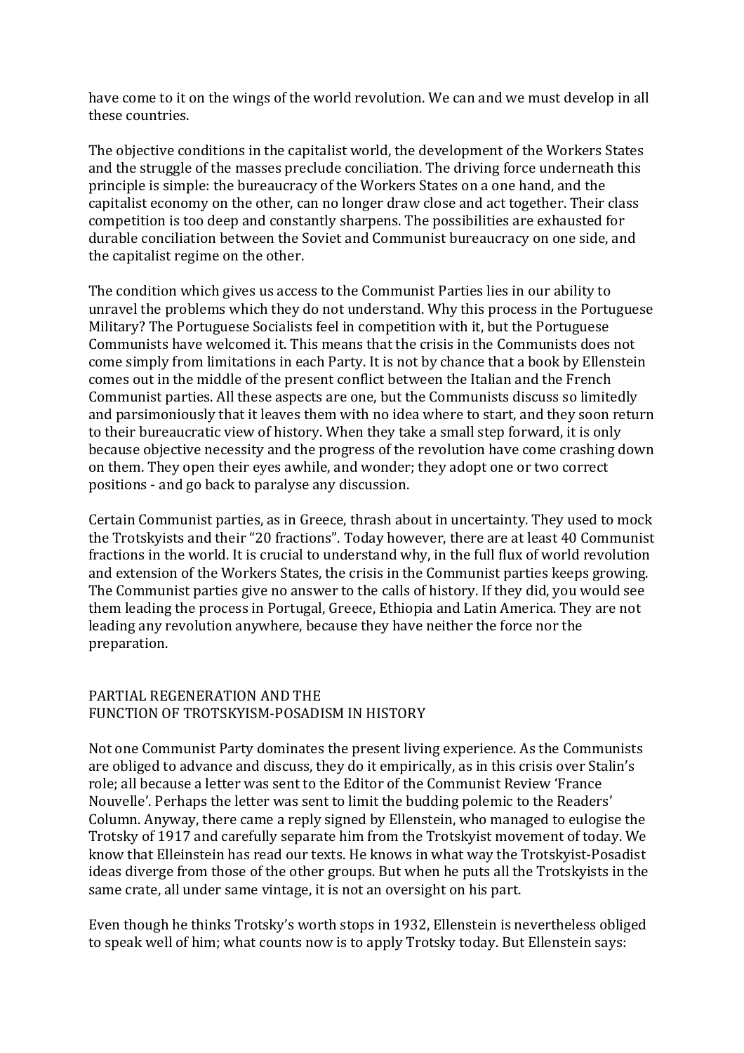have come to it on the wings of the world revolution. We can and we must develop in all these countries.

The objective conditions in the capitalist world, the development of the Workers States and the struggle of the masses preclude conciliation. The driving force underneath this principle is simple: the bureaucracy of the Workers States on a one hand, and the capitalist economy on the other, can no longer draw close and act together. Their class competition is too deep and constantly sharpens. The possibilities are exhausted for durable conciliation between the Soviet and Communist bureaucracy on one side, and the capitalist regime on the other.

The condition which gives us access to the Communist Parties lies in our ability to unravel the problems which they do not understand. Why this process in the Portuguese Military? The Portuguese Socialists feel in competition with it, but the Portuguese Communists have welcomed it. This means that the crisis in the Communists does not come simply from limitations in each Party. It is not by chance that a book by Ellenstein comes out in the middle of the present conflict between the Italian and the French Communist parties. All these aspects are one, but the Communists discuss so limitedly and parsimoniously that it leaves them with no idea where to start, and they soon return to their bureaucratic view of history. When they take a small step forward, it is only because objective necessity and the progress of the revolution have come crashing down on them. They open their eyes awhile, and wonder; they adopt one or two correct positions - and go back to paralyse any discussion.

Certain Communist parties, as in Greece, thrash about in uncertainty. They used to mock the Trotskyists and their "20 fractions". Today however, there are at least 40 Communist fractions in the world. It is crucial to understand why, in the full flux of world revolution and extension of the Workers States, the crisis in the Communist parties keeps growing. The Communist parties give no answer to the calls of history. If they did, you would see them leading the process in Portugal, Greece, Ethiopia and Latin America. They are not leading any revolution anywhere, because they have neither the force nor the preparation.

## PARTIAL REGENERATION AND THE FUNCTION OF TROTSKYISM-POSADISM IN HISTORY

Not one Communist Party dominates the present living experience. As the Communists are obliged to advance and discuss, they do it empirically, as in this crisis over Stalin's role; all because a letter was sent to the Editor of the Communist Review 'France Nouvelle'. Perhaps the letter was sent to limit the budding polemic to the Readers' Column. Anyway, there came a reply signed by Ellenstein, who managed to eulogise the Trotsky of 1917 and carefully separate him from the Trotskyist movement of today. We know that Elleinstein has read our texts. He knows in what way the Trotskyist-Posadist ideas diverge from those of the other groups. But when he puts all the Trotskyists in the same crate, all under same vintage, it is not an oversight on his part.

Even though he thinks Trotsky's worth stops in 1932, Ellenstein is nevertheless obliged to speak well of him; what counts now is to apply Trotsky today. But Ellenstein says: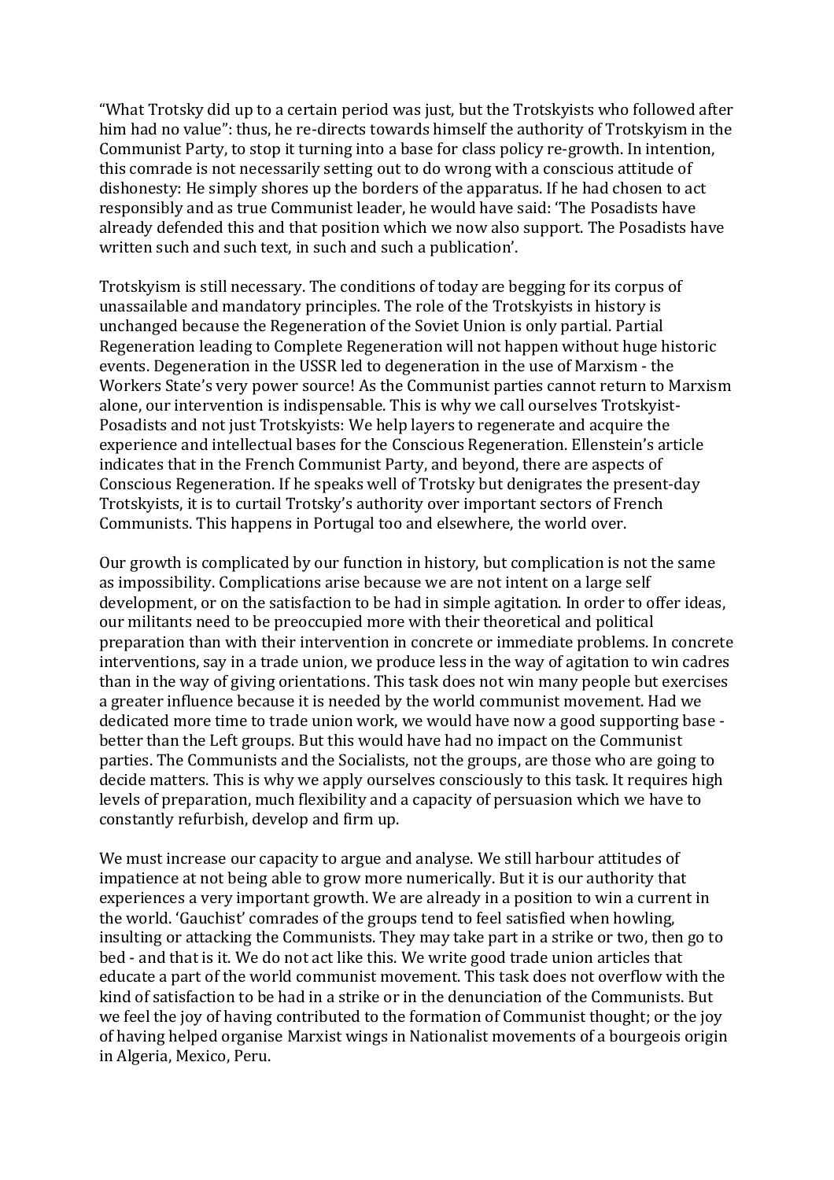"What Trotsky did up to a certain period was just, but the Trotskyists who followed after him had no value": thus, he re-directs towards himself the authority of Trotskyism in the Communist Party, to stop it turning into a base for class policy re-growth. In intention, this comrade is not necessarily setting out to do wrong with a conscious attitude of dishonesty: He simply shores up the borders of the apparatus. If he had chosen to act responsibly and as true Communist leader, he would have said: 'The Posadists have already defended this and that position which we now also support. The Posadists have written such and such text, in such and such a publication'.

Trotskyism is still necessary. The conditions of today are begging for its corpus of unassailable and mandatory principles. The role of the Trotskyists in history is unchanged because the Regeneration of the Soviet Union is only partial. Partial Regeneration leading to Complete Regeneration will not happen without huge historic events. Degeneration in the USSR led to degeneration in the use of Marxism - the Workers State's very power source! As the Communist parties cannot return to Marxism alone, our intervention is indispensable. This is why we call ourselves Trotskyist-Posadists and not just Trotskyists: We help layers to regenerate and acquire the experience and intellectual bases for the Conscious Regeneration. Ellenstein's article indicates that in the French Communist Party, and beyond, there are aspects of Conscious Regeneration. If he speaks well of Trotsky but denigrates the present-day Trotskyists, it is to curtail Trotsky's authority over important sectors of French Communists. This happens in Portugal too and elsewhere, the world over.

Our growth is complicated by our function in history, but complication is not the same as impossibility. Complications arise because we are not intent on a large self development, or on the satisfaction to be had in simple agitation. In order to offer ideas, our militants need to be preoccupied more with their theoretical and political preparation than with their intervention in concrete or immediate problems. In concrete interventions, say in a trade union, we produce less in the way of agitation to win cadres than in the way of giving orientations. This task does not win many people but exercises a greater influence because it is needed by the world communist movement. Had we dedicated more time to trade union work, we would have now a good supporting base - better than the Left groups. But this would have had no impact on the Communist parties. The Communists and the Socialists, not the groups, are those who are going to decide matters. This is why we apply ourselves consciously to this task. It requires high levels of preparation, much flexibility and a capacity of persuasion which we have to constantly refurbish, develop and firm up.

We must increase our capacity to argue and analyse. We still harbour attitudes of impatience at not being able to grow more numerically. But it is our authority that experiences a very important growth. We are already in a position to win a current in the world. 'Gauchist' comrades of the groups tend to feel satisfied when howling, insulting or attacking the Communists. They may take part in a strike or two, then go to bed - and that is it. We do not act like this. We write good trade union articles that educate a part of the world communist movement. This task does not overflow with the kind of satisfaction to be had in a strike or in the denunciation of the Communists. But we feel the joy of having contributed to the formation of Communist thought; or the joy of having helped organise Marxist wings in Nationalist movements of a bourgeois origin in Algeria, Mexico, Peru.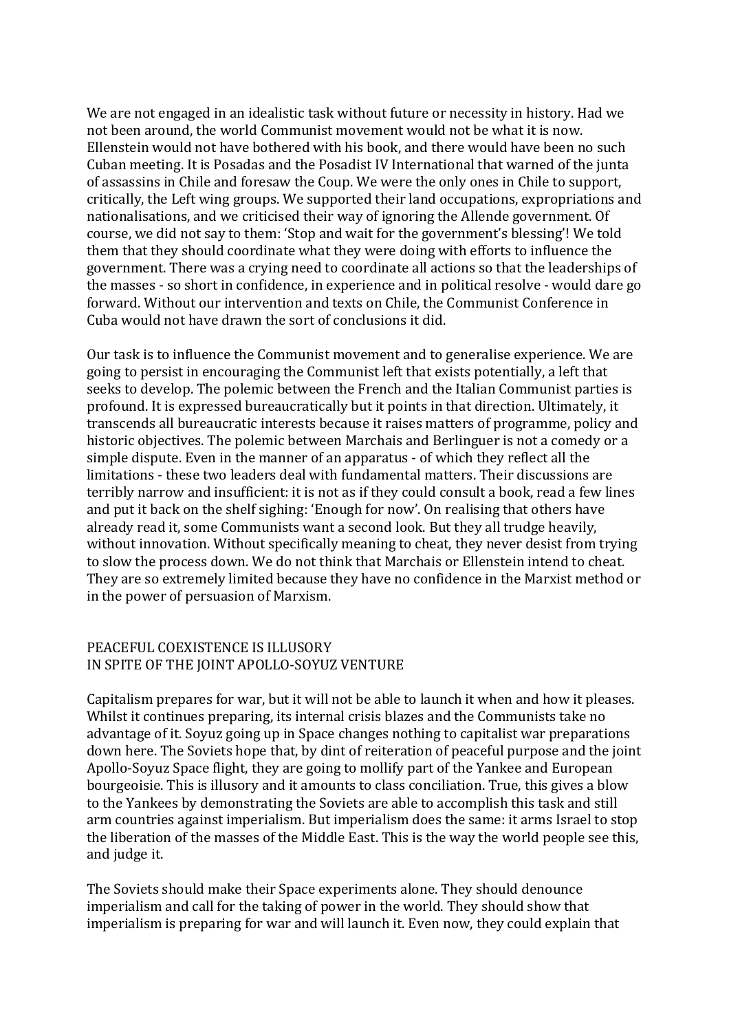We are not engaged in an idealistic task without future or necessity in history. Had we not been around, the world Communist movement would not be what it is now. Ellenstein would not have bothered with his book, and there would have been no such Cuban meeting. It is Posadas and the Posadist IV International that warned of the junta of assassins in Chile and foresaw the Coup. We were the only ones in Chile to support, critically, the Left wing groups. We supported their land occupations, expropriations and nationalisations, and we criticised their way of ignoring the Allende government. Of course, we did not say to them: 'Stop and wait for the government's blessing'! We told them that they should coordinate what they were doing with efforts to influence the government. There was a crying need to coordinate all actions so that the leaderships of the masses - so short in confidence, in experience and in political resolve - would dare go forward. Without our intervention and texts on Chile, the Communist Conference in Cuba would not have drawn the sort of conclusions it did.

Our task is to influence the Communist movement and to generalise experience. We are going to persist in encouraging the Communist left that exists potentially, a left that seeks to develop. The polemic between the French and the Italian Communist parties is profound. It is expressed bureaucratically but it points in that direction. Ultimately, it transcends all bureaucratic interests because it raises matters of programme, policy and historic objectives. The polemic between Marchais and Berlinguer is not a comedy or a simple dispute. Even in the manner of an apparatus - of which they reflect all the limitations - these two leaders deal with fundamental matters. Their discussions are terribly narrow and insufficient: it is not as if they could consult a book, read a few lines and put it back on the shelf sighing: 'Enough for now'. On realising that others have already read it, some Communists want a second look. But they all trudge heavily, without innovation. Without specifically meaning to cheat, they never desist from trying to slow the process down. We do not think that Marchais or Ellenstein intend to cheat. They are so extremely limited because they have no confidence in the Marxist method or in the power of persuasion of Marxism.

## PEACEFUL COEXISTENCE IS ILLUSORY IN SPITE OF THE JOINT APOLLO-SOYUZ VENTURE

Capitalism prepares for war, but it will not be able to launch it when and how it pleases. Whilst it continues preparing, its internal crisis blazes and the Communists take no advantage of it. Soyuz going up in Space changes nothing to capitalist war preparations down here. The Soviets hope that, by dint of reiteration of peaceful purpose and the joint Apollo-Soyuz Space flight, they are going to mollify part of the Yankee and European bourgeoisie. This is illusory and it amounts to class conciliation. True, this gives a blow to the Yankees by demonstrating the Soviets are able to accomplish this task and still arm countries against imperialism. But imperialism does the same: it arms Israel to stop the liberation of the masses of the Middle East. This is the way the world people see this, and judge it.

The Soviets should make their Space experiments alone. They should denounce imperialism and call for the taking of power in the world. They should show that imperialism is preparing for war and will launch it. Even now, they could explain that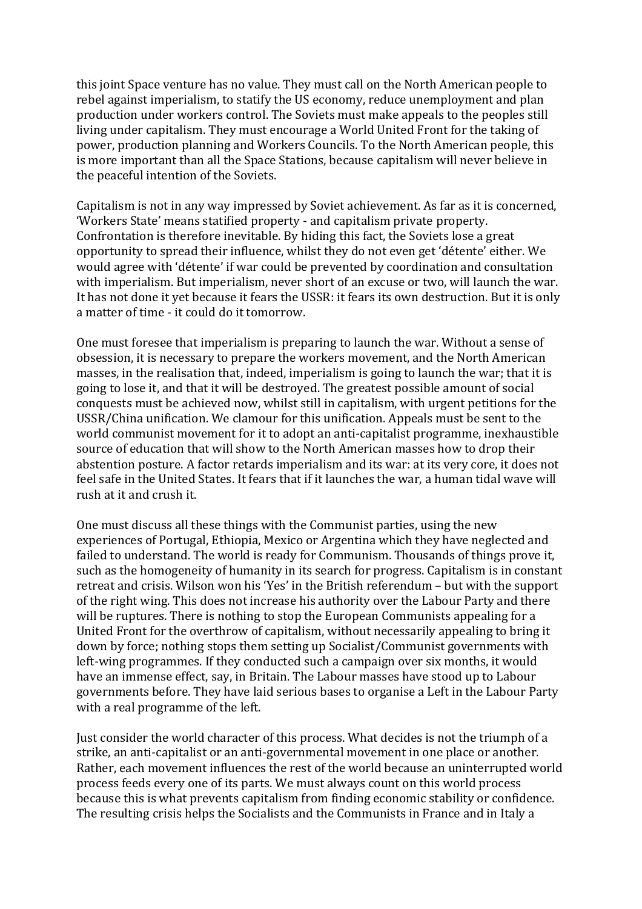this joint Space venture has no value. They must call on the North American people to rebel against imperialism, to statify the US economy, reduce unemployment and plan production under workers control. The Soviets must make appeals to the peoples still living under capitalism. They must encourage a World United Front for the taking of power, production planning and Workers Councils. To the North American people, this is more important than all the Space Stations, because capitalism will never believe in the peaceful intention of the Soviets.

Capitalism is not in any way impressed by Soviet achievement. As far as it is concerned, 'Workers State' means statified property - and capitalism private property. Confrontation is therefore inevitable. By hiding this fact, the Soviets lose a great opportunity to spread their influence, whilst they do not even get 'détente' either. We would agree with 'détente' if war could be prevented by coordination and consultation with imperialism. But imperialism, never short of an excuse or two, will launch the war. It has not done it yet because it fears the USSR: it fears its own destruction. But it is only a matter of time - it could do it tomorrow.

One must foresee that imperialism is preparing to launch the war. Without a sense of obsession, it is necessary to prepare the workers movement, and the North American masses, in the realisation that, indeed, imperialism is going to launch the war; that it is going to lose it, and that it will be destroyed. The greatest possible amount of social conquests must be achieved now, whilst still in capitalism, with urgent petitions for the USSR/China unification. We clamour for this unification. Appeals must be sent to the world communist movement for it to adopt an anti-capitalist programme, inexhaustible source of education that will show to the North American masses how to drop their abstention posture. A factor retards imperialism and its war: at its very core, it does not feel safe in the United States. It fears that if it launches the war, a human tidal wave will rush at it and crush it.

One must discuss all these things with the Communist parties, using the new experiences of Portugal, Ethiopia, Mexico or Argentina which they have neglected and failed to understand. The world is ready for Communism. Thousands of things prove it, such as the homogeneity of humanity in its search for progress. Capitalism is in constant retreat and crisis. Wilson won his 'Yes' in the British referendum – but with the support of the right wing. This does not increase his authority over the Labour Party and there will be ruptures. There is nothing to stop the European Communists appealing for a United Front for the overthrow of capitalism, without necessarily appealing to bring it down by force; nothing stops them setting up Socialist/Communist governments with left-wing programmes. If they conducted such a campaign over six months, it would have an immense effect, say, in Britain. The Labour masses have stood up to Labour governments before. They have laid serious bases to organise a Left in the Labour Party with a real programme of the left.

Just consider the world character of this process. What decides is not the triumph of a strike, an anti-capitalist or an anti-governmental movement in one place or another. Rather, each movement influences the rest of the world because an uninterrupted world process feeds every one of its parts. We must always count on this world process because this is what prevents capitalism from finding economic stability or confidence. The resulting crisis helps the Socialists and the Communists in France and in Italy a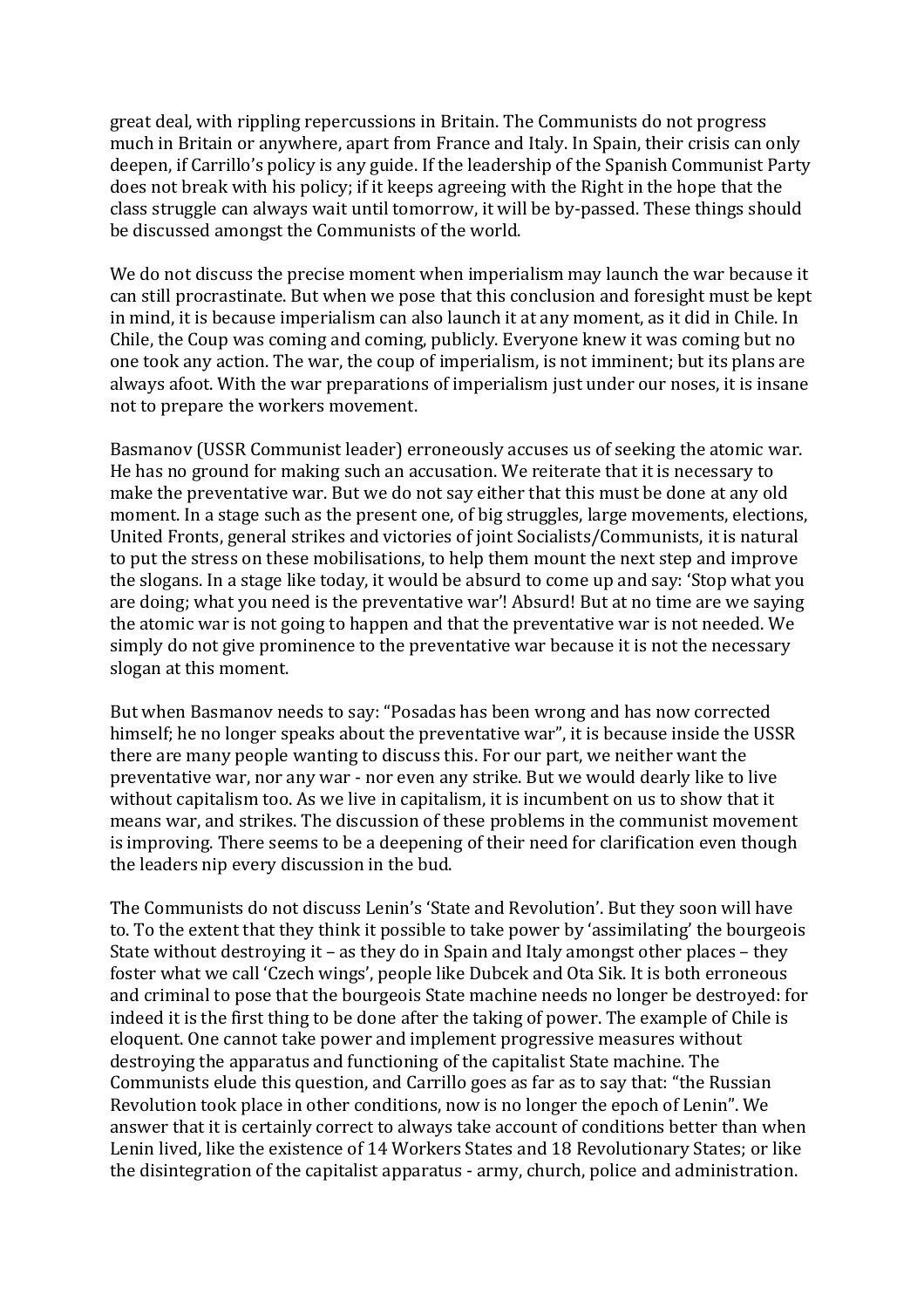great deal, with rippling repercussions in Britain. The Communists do not progress much in Britain or anywhere, apart from France and Italy. In Spain, their crisis can only deepen, if Carrillo's policy is any guide. If the leadership of the Spanish Communist Party does not break with his policy; if it keeps agreeing with the Right in the hope that the class struggle can always wait until tomorrow, it will be by-passed. These things should be discussed amongst the Communists of the world.

We do not discuss the precise moment when imperialism may launch the war because it can still procrastinate. But when we pose that this conclusion and foresight must be kept in mind, it is because imperialism can also launch it at any moment, as it did in Chile. In Chile, the Coup was coming and coming, publicly. Everyone knew it was coming but no one took any action. The war, the coup of imperialism, is not imminent; but its plans are always afoot. With the war preparations of imperialism just under our noses, it is insane not to prepare the workers movement.

Basmanov (USSR Communist leader) erroneously accuses us of seeking the atomic war. He has no ground for making such an accusation. We reiterate that it is necessary to make the preventative war. But we do not say either that this must be done at any old moment. In a stage such as the present one, of big struggles, large movements, elections, United Fronts, general strikes and victories of joint Socialists/Communists, it is natural to put the stress on these mobilisations, to help them mount the next step and improve the slogans. In a stage like today, it would be absurd to come up and say: 'Stop what you are doing; what you need is the preventative war'! Absurd! But at no time are we saying the atomic war is not going to happen and that the preventative war is not needed. We simply do not give prominence to the preventative war because it is not the necessary slogan at this moment.

But when Basmanov needs to say: "Posadas has been wrong and has now corrected himself; he no longer speaks about the preventative war", it is because inside the USSR there are many people wanting to discuss this. For our part, we neither want the preventative war, nor any war - nor even any strike. But we would dearly like to live without capitalism too. As we live in capitalism, it is incumbent on us to show that it means war, and strikes. The discussion of these problems in the communist movement is improving. There seems to be a deepening of their need for clarification even though the leaders nip every discussion in the bud.

The Communists do not discuss Lenin's 'State and Revolution'. But they soon will have to. To the extent that they think it possible to take power by 'assimilating' the bourgeois State without destroying it – as they do in Spain and Italy amongst other places – they foster what we call 'Czech wings', people like Dubcek and Ota Sik. It is both erroneous and criminal to pose that the bourgeois State machine needs no longer be destroyed: for indeed it is the first thing to be done after the taking of power. The example of Chile is eloquent. One cannot take power and implement progressive measures without destroying the apparatus and functioning of the capitalist State machine. The Communists elude this question, and Carrillo goes as far as to say that: "the Russian Revolution took place in other conditions, now is no longer the epoch of Lenin". We answer that it is certainly correct to always take account of conditions better than when Lenin lived, like the existence of 14 Workers States and 18 Revolutionary States; or like the disintegration of the capitalist apparatus - army, church, police and administration.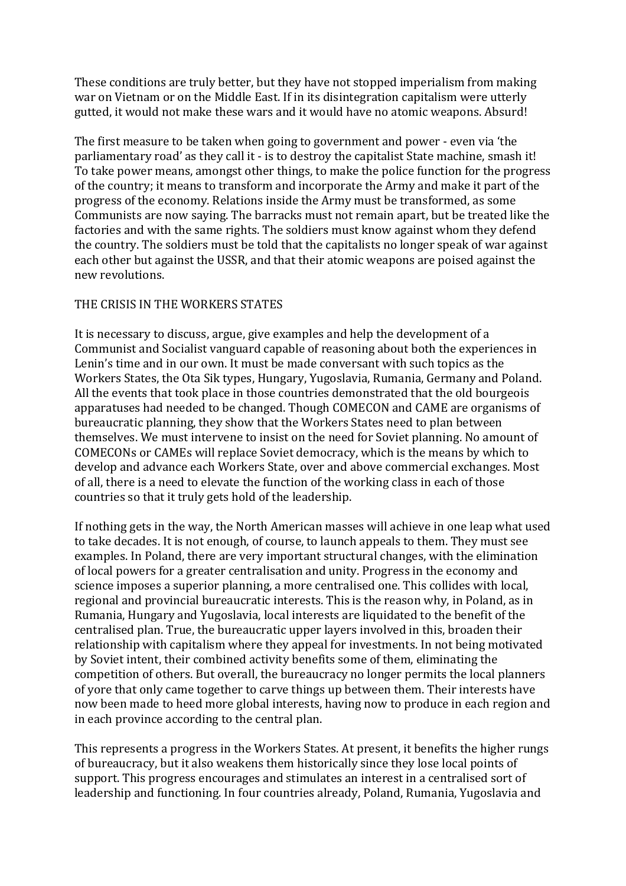These conditions are truly better, but they have not stopped imperialism from making war on Vietnam or on the Middle East. If in its disintegration capitalism were utterly gutted, it would not make these wars and it would have no atomic weapons. Absurd!

The first measure to be taken when going to government and power - even via 'the parliamentary road' as they call it - is to destroy the capitalist State machine, smash it! To take power means, amongst other things, to make the police function for the progress of the country; it means to transform and incorporate the Army and make it part of the progress of the economy. Relations inside the Army must be transformed, as some Communists are now saying. The barracks must not remain apart, but be treated like the factories and with the same rights. The soldiers must know against whom they defend the country. The soldiers must be told that the capitalists no longer speak of war against each other but against the USSR, and that their atomic weapons are poised against the new revolutions.

## THE CRISIS IN THE WORKERS STATES

It is necessary to discuss, argue, give examples and help the development of a Communist and Socialist vanguard capable of reasoning about both the experiences in Lenin's time and in our own. It must be made conversant with such topics as the Workers States, the Ota Sik types, Hungary, Yugoslavia, Rumania, Germany and Poland. All the events that took place in those countries demonstrated that the old bourgeois apparatuses had needed to be changed. Though COMECON and CAME are organisms of bureaucratic planning, they show that the Workers States need to plan between themselves. We must intervene to insist on the need for Soviet planning. No amount of COMECONs or CAMEs will replace Soviet democracy, which is the means by which to develop and advance each Workers State, over and above commercial exchanges. Most of all, there is a need to elevate the function of the working class in each of those countries so that it truly gets hold of the leadership.

If nothing gets in the way, the North American masses will achieve in one leap what used to take decades. It is not enough, of course, to launch appeals to them. They must see examples. In Poland, there are very important structural changes, with the elimination of local powers for a greater centralisation and unity. Progress in the economy and science imposes a superior planning, a more centralised one. This collides with local, regional and provincial bureaucratic interests. This is the reason why, in Poland, as in Rumania, Hungary and Yugoslavia, local interests are liquidated to the benefit of the centralised plan. True, the bureaucratic upper layers involved in this, broaden their relationship with capitalism where they appeal for investments. In not being motivated by Soviet intent, their combined activity benefits some of them, eliminating the competition of others. But overall, the bureaucracy no longer permits the local planners of yore that only came together to carve things up between them. Their interests have now been made to heed more global interests, having now to produce in each region and in each province according to the central plan.

This represents a progress in the Workers States. At present, it benefits the higher rungs of bureaucracy, but it also weakens them historically since they lose local points of support. This progress encourages and stimulates an interest in a centralised sort of leadership and functioning. In four countries already, Poland, Rumania, Yugoslavia and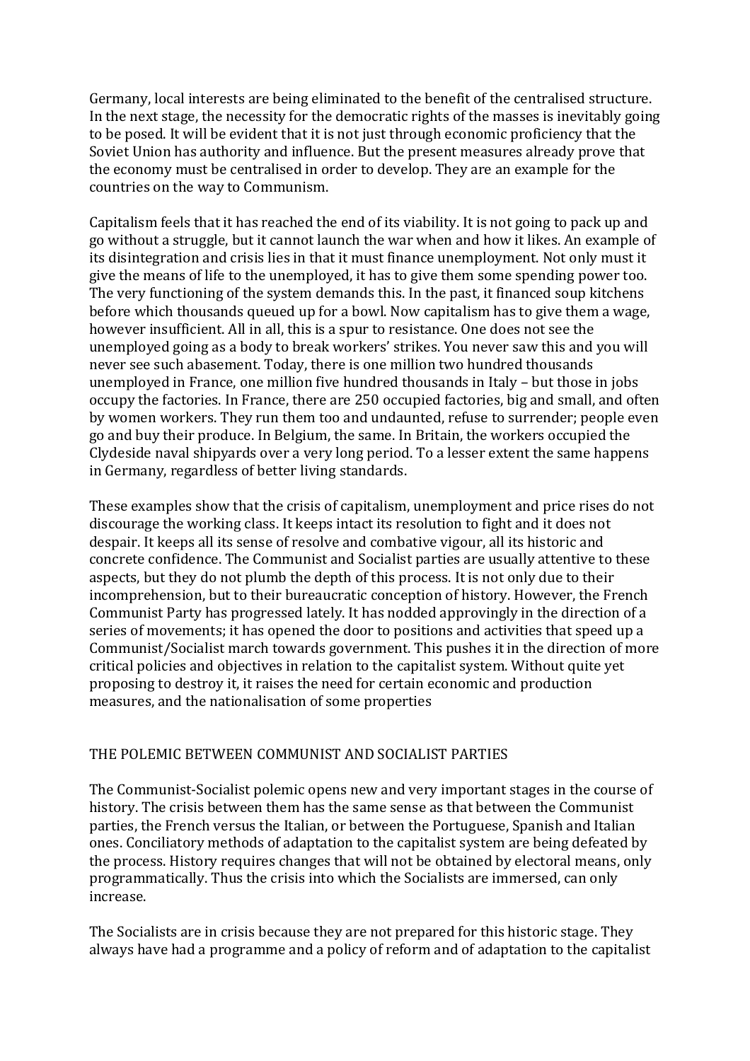Germany, local interests are being eliminated to the benefit of the centralised structure. In the next stage, the necessity for the democratic rights of the masses is inevitably going to be posed. It will be evident that it is not just through economic proficiency that the Soviet Union has authority and influence. But the present measures already prove that the economy must be centralised in order to develop. They are an example for the countries on the way to Communism.

Capitalism feels that it has reached the end of its viability. It is not going to pack up and go without a struggle, but it cannot launch the war when and how it likes. An example of its disintegration and crisis lies in that it must finance unemployment. Not only must it give the means of life to the unemployed, it has to give them some spending power too. The very functioning of the system demands this. In the past, it financed soup kitchens before which thousands queued up for a bowl. Now capitalism has to give them a wage, however insufficient. All in all, this is a spur to resistance. One does not see the unemployed going as a body to break workers' strikes. You never saw this and you will never see such abasement. Today, there is one million two hundred thousands unemployed in France, one million five hundred thousands in Italy – but those in jobs occupy the factories. In France, there are 250 occupied factories, big and small, and often by women workers. They run them too and undaunted, refuse to surrender; people even go and buy their produce. In Belgium, the same. In Britain, the workers occupied the Clydeside naval shipyards over a very long period. To a lesser extent the same happens in Germany, regardless of better living standards.

These examples show that the crisis of capitalism, unemployment and price rises do not discourage the working class. It keeps intact its resolution to fight and it does not despair. It keeps all its sense of resolve and combative vigour, all its historic and concrete confidence. The Communist and Socialist parties are usually attentive to these aspects, but they do not plumb the depth of this process. It is not only due to their incomprehension, but to their bureaucratic conception of history. However, the French Communist Party has progressed lately. It has nodded approvingly in the direction of a series of movements; it has opened the door to positions and activities that speed up a Communist/Socialist march towards government. This pushes it in the direction of more critical policies and objectives in relation to the capitalist system. Without quite yet proposing to destroy it, it raises the need for certain economic and production measures, and the nationalisation of some properties

## THE POLEMIC BETWEEN COMMUNIST AND SOCIALIST PARTIES

The Communist-Socialist polemic opens new and very important stages in the course of history. The crisis between them has the same sense as that between the Communist parties, the French versus the Italian, or between the Portuguese, Spanish and Italian ones. Conciliatory methods of adaptation to the capitalist system are being defeated by the process. History requires changes that will not be obtained by electoral means, only programmatically. Thus the crisis into which the Socialists are immersed, can only increase.

The Socialists are in crisis because they are not prepared for this historic stage. They always have had a programme and a policy of reform and of adaptation to the capitalist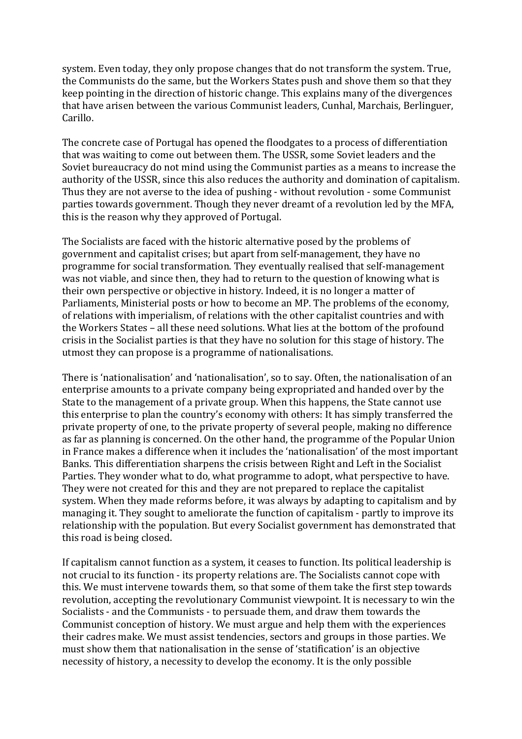system. Even today, they only propose changes that do not transform the system. True, the Communists do the same, but the Workers States push and shove them so that they keep pointing in the direction of historic change. This explains many of the divergences that have arisen between the various Communist leaders, Cunhal, Marchais, Berlinguer, Carillo.

The concrete case of Portugal has opened the floodgates to a process of differentiation that was waiting to come out between them. The USSR, some Soviet leaders and the Soviet bureaucracy do not mind using the Communist parties as a means to increase the authority of the USSR, since this also reduces the authority and domination of capitalism. Thus they are not averse to the idea of pushing - without revolution - some Communist parties towards government. Though they never dreamt of a revolution led by the MFA, this is the reason why they approved of Portugal.

The Socialists are faced with the historic alternative posed by the problems of government and capitalist crises; but apart from self-management, they have no programme for social transformation. They eventually realised that self-management was not viable, and since then, they had to return to the question of knowing what is their own perspective or objective in history. Indeed, it is no longer a matter of Parliaments, Ministerial posts or how to become an MP. The problems of the economy, of relations with imperialism, of relations with the other capitalist countries and with the Workers States – all these need solutions. What lies at the bottom of the profound crisis in the Socialist parties is that they have no solution for this stage of history. The utmost they can propose is a programme of nationalisations.

There is 'nationalisation' and 'nationalisation', so to say. Often, the nationalisation of an enterprise amounts to a private company being expropriated and handed over by the State to the management of a private group. When this happens, the State cannot use this enterprise to plan the country's economy with others: It has simply transferred the private property of one, to the private property of several people, making no difference as far as planning is concerned. On the other hand, the programme of the Popular Union in France makes a difference when it includes the 'nationalisation' of the most important Banks. This differentiation sharpens the crisis between Right and Left in the Socialist Parties. They wonder what to do, what programme to adopt, what perspective to have. They were not created for this and they are not prepared to replace the capitalist system. When they made reforms before, it was always by adapting to capitalism and by managing it. They sought to ameliorate the function of capitalism - partly to improve its relationship with the population. But every Socialist government has demonstrated that this road is being closed.

If capitalism cannot function as a system, it ceases to function. Its political leadership is not crucial to its function - its property relations are. The Socialists cannot cope with this. We must intervene towards them, so that some of them take the first step towards revolution, accepting the revolutionary Communist viewpoint. It is necessary to win the Socialists - and the Communists - to persuade them, and draw them towards the Communist conception of history. We must argue and help them with the experiences their cadres make. We must assist tendencies, sectors and groups in those parties. We must show them that nationalisation in the sense of 'statification' is an objective necessity of history, a necessity to develop the economy. It is the only possible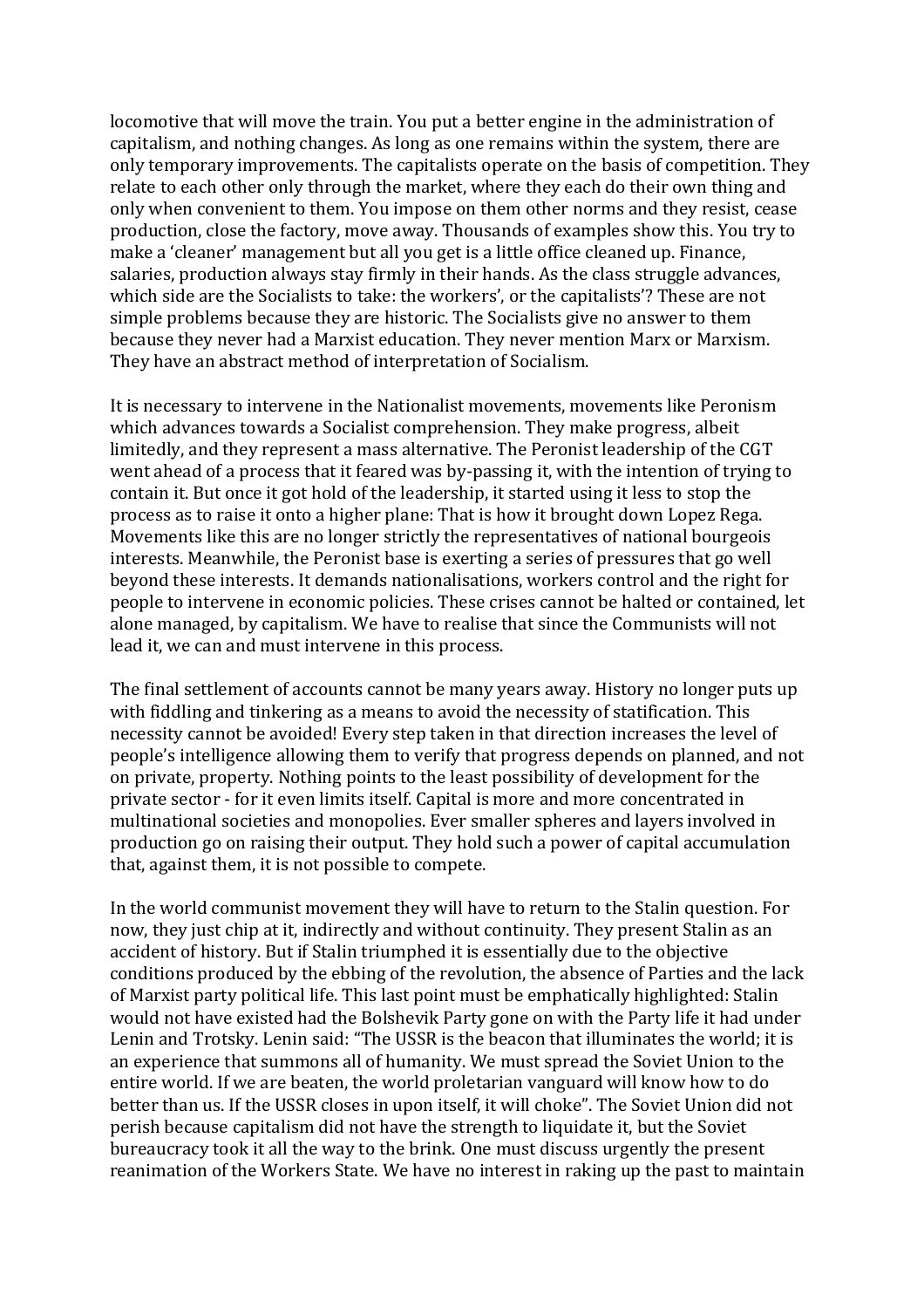locomotive that will move the train. You put a better engine in the administration of capitalism, and nothing changes. As long as one remains within the system, there are only temporary improvements. The capitalists operate on the basis of competition. They relate to each other only through the market, where they each do their own thing and only when convenient to them. You impose on them other norms and they resist, cease production, close the factory, move away. Thousands of examples show this. You try to make a 'cleaner' management but all you get is a little office cleaned up. Finance, salaries, production always stay firmly in their hands. As the class struggle advances, which side are the Socialists to take: the workers', or the capitalists'? These are not simple problems because they are historic. The Socialists give no answer to them because they never had a Marxist education. They never mention Marx or Marxism. They have an abstract method of interpretation of Socialism.

It is necessary to intervene in the Nationalist movements, movements like Peronism which advances towards a Socialist comprehension. They make progress, albeit limitedly, and they represent a mass alternative. The Peronist leadership of the CGT went ahead of a process that it feared was by-passing it, with the intention of trying to contain it. But once it got hold of the leadership, it started using it less to stop the process as to raise it onto a higher plane: That is how it brought down Lopez Rega. Movements like this are no longer strictly the representatives of national bourgeois interests. Meanwhile, the Peronist base is exerting a series of pressures that go well beyond these interests. It demands nationalisations, workers control and the right for people to intervene in economic policies. These crises cannot be halted or contained, let alone managed, by capitalism. We have to realise that since the Communists will not lead it, we can and must intervene in this process.

The final settlement of accounts cannot be many years away. History no longer puts up with fiddling and tinkering as a means to avoid the necessity of statification. This necessity cannot be avoided! Every step taken in that direction increases the level of people's intelligence allowing them to verify that progress depends on planned, and not on private, property. Nothing points to the least possibility of development for the private sector - for it even limits itself. Capital is more and more concentrated in multinational societies and monopolies. Ever smaller spheres and layers involved in production go on raising their output. They hold such a power of capital accumulation that, against them, it is not possible to compete.

In the world communist movement they will have to return to the Stalin question. For now, they just chip at it, indirectly and without continuity. They present Stalin as an accident of history. But if Stalin triumphed it is essentially due to the objective conditions produced by the ebbing of the revolution, the absence of Parties and the lack of Marxist party political life. This last point must be emphatically highlighted: Stalin would not have existed had the Bolshevik Party gone on with the Party life it had under Lenin and Trotsky. Lenin said: "The USSR is the beacon that illuminates the world; it is an experience that summons all of humanity. We must spread the Soviet Union to the entire world. If we are beaten, the world proletarian vanguard will know how to do better than us. If the USSR closes in upon itself, it will choke". The Soviet Union did not perish because capitalism did not have the strength to liquidate it, but the Soviet bureaucracy took it all the way to the brink. One must discuss urgently the present reanimation of the Workers State. We have no interest in raking up the past to maintain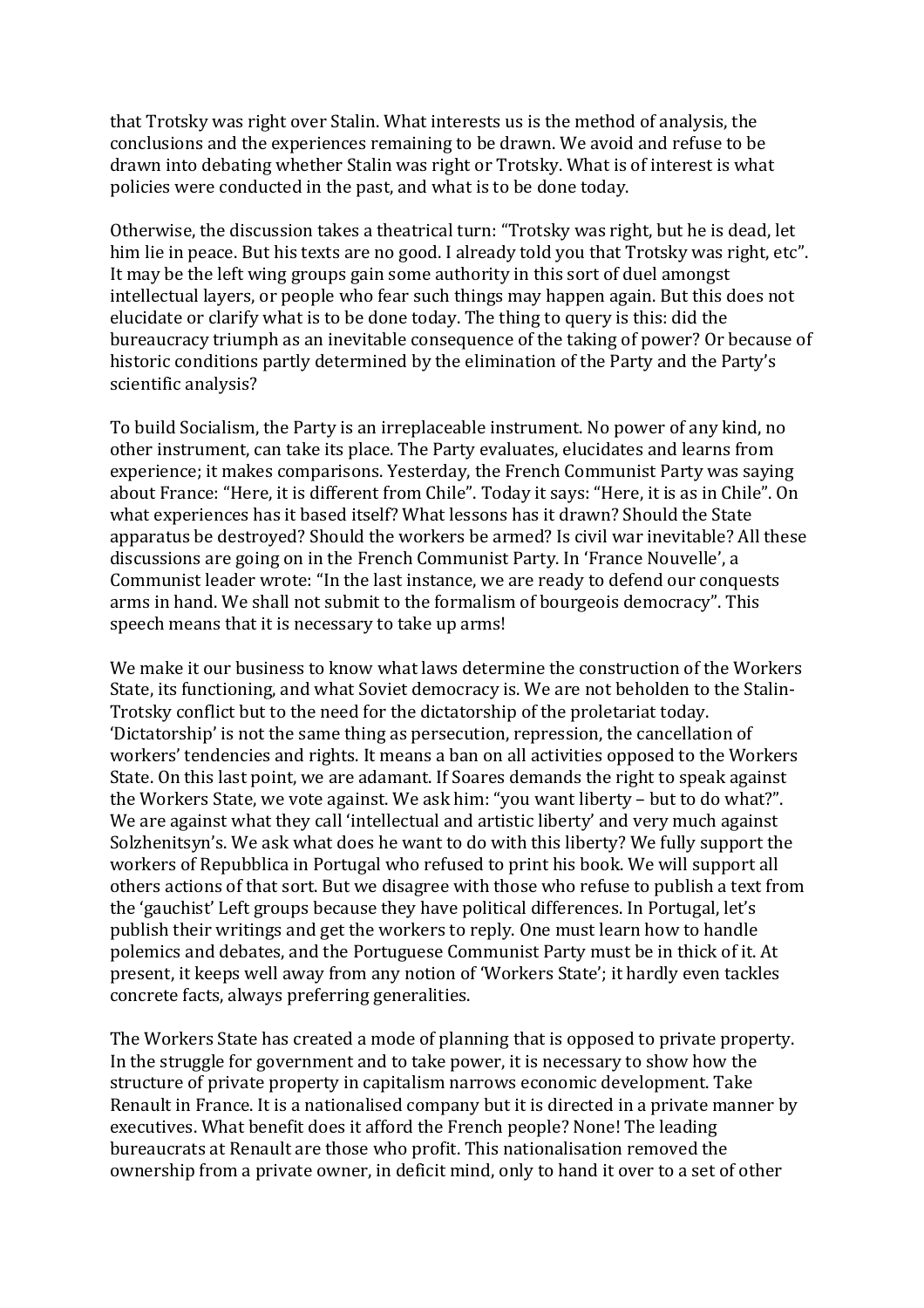that Trotsky was right over Stalin. What interests us is the method of analysis, the conclusions and the experiences remaining to be drawn. We avoid and refuse to be drawn into debating whether Stalin was right or Trotsky. What is of interest is what policies were conducted in the past, and what is to be done today.

Otherwise, the discussion takes a theatrical turn: "Trotsky was right, but he is dead, let him lie in peace. But his texts are no good. I already told you that Trotsky was right, etc". It may be the left wing groups gain some authority in this sort of duel amongst intellectual layers, or people who fear such things may happen again. But this does not elucidate or clarify what is to be done today. The thing to query is this: did the bureaucracy triumph as an inevitable consequence of the taking of power? Or because of historic conditions partly determined by the elimination of the Party and the Party's scientific analysis?

To build Socialism, the Party is an irreplaceable instrument. No power of any kind, no other instrument, can take its place. The Party evaluates, elucidates and learns from experience; it makes comparisons. Yesterday, the French Communist Party was saying about France: "Here, it is different from Chile". Today it says: "Here, it is as in Chile". On what experiences has it based itself? What lessons has it drawn? Should the State apparatus be destroyed? Should the workers be armed? Is civil war inevitable? All these discussions are going on in the French Communist Party. In 'France Nouvelle', a Communist leader wrote: "In the last instance, we are ready to defend our conquests arms in hand. We shall not submit to the formalism of bourgeois democracy". This speech means that it is necessary to take up arms!

We make it our business to know what laws determine the construction of the Workers State, its functioning, and what Soviet democracy is. We are not beholden to the Stalin-Trotsky conflict but to the need for the dictatorship of the proletariat today. 'Dictatorship' is not the same thing as persecution, repression, the cancellation of workers' tendencies and rights. It means a ban on all activities opposed to the Workers State. On this last point, we are adamant. If Soares demands the right to speak against the Workers State, we vote against. We ask him: "you want liberty – but to do what?". We are against what they call 'intellectual and artistic liberty' and very much against Solzhenitsyn's. We ask what does he want to do with this liberty? We fully support the workers of Repubblica in Portugal who refused to print his book. We will support all others actions of that sort. But we disagree with those who refuse to publish a text from the 'gauchist' Left groups because they have political differences. In Portugal, let's publish their writings and get the workers to reply. One must learn how to handle polemics and debates, and the Portuguese Communist Party must be in thick of it. At present, it keeps well away from any notion of 'Workers State'; it hardly even tackles concrete facts, always preferring generalities.

The Workers State has created a mode of planning that is opposed to private property. In the struggle for government and to take power, it is necessary to show how the structure of private property in capitalism narrows economic development. Take Renault in France. It is a nationalised company but it is directed in a private manner by executives. What benefit does it afford the French people? None! The leading bureaucrats at Renault are those who profit. This nationalisation removed the ownership from a private owner, in deficit mind, only to hand it over to a set of other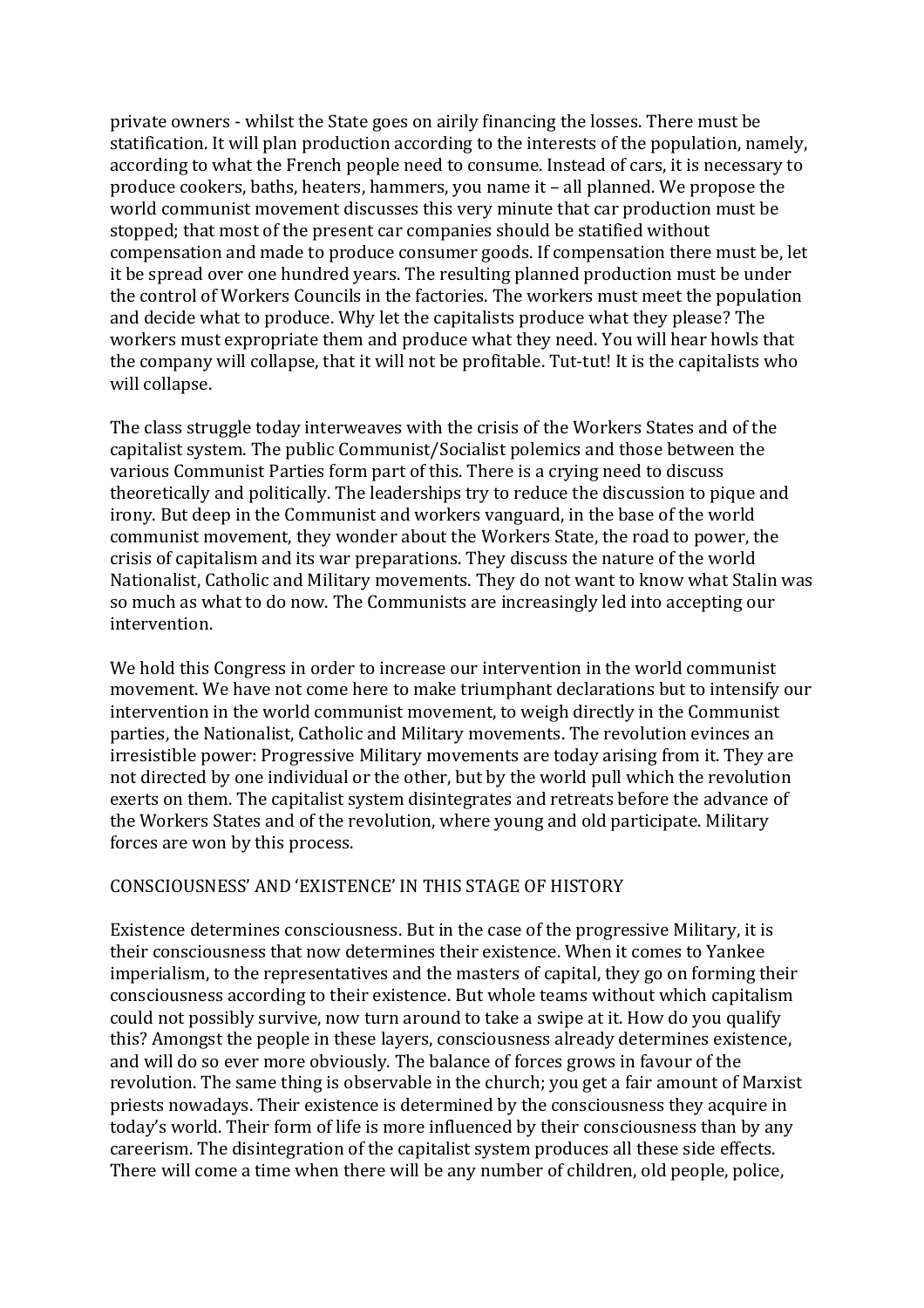private owners - whilst the State goes on airily financing the losses. There must be statification. It will plan production according to the interests of the population, namely, according to what the French people need to consume. Instead of cars, it is necessary to produce cookers, baths, heaters, hammers, you name it – all planned. We propose the world communist movement discusses this very minute that car production must be stopped; that most of the present car companies should be statified without compensation and made to produce consumer goods. If compensation there must be, let it be spread over one hundred years. The resulting planned production must be under the control of Workers Councils in the factories. The workers must meet the population and decide what to produce. Why let the capitalists produce what they please? The workers must expropriate them and produce what they need. You will hear howls that the company will collapse, that it will not be profitable. Tut-tut! It is the capitalists who will collapse.

The class struggle today interweaves with the crisis of the Workers States and of the capitalist system. The public Communist/Socialist polemics and those between the various Communist Parties form part of this. There is a crying need to discuss theoretically and politically. The leaderships try to reduce the discussion to pique and irony. But deep in the Communist and workers vanguard, in the base of the world communist movement, they wonder about the Workers State, the road to power, the crisis of capitalism and its war preparations. They discuss the nature of the world Nationalist, Catholic and Military movements. They do not want to know what Stalin was so much as what to do now. The Communists are increasingly led into accepting our intervention.

We hold this Congress in order to increase our intervention in the world communist movement. We have not come here to make triumphant declarations but to intensify our intervention in the world communist movement, to weigh directly in the Communist parties, the Nationalist, Catholic and Military movements. The revolution evinces an irresistible power: Progressive Military movements are today arising from it. They are not directed by one individual or the other, but by the world pull which the revolution exerts on them. The capitalist system disintegrates and retreats before the advance of the Workers States and of the revolution, where young and old participate. Military forces are won by this process.

## CONSCIOUSNESS' AND 'EXISTENCE' IN THIS STAGE OF HISTORY

Existence determines consciousness. But in the case of the progressive Military, it is their consciousness that now determines their existence. When it comes to Yankee imperialism, to the representatives and the masters of capital, they go on forming their consciousness according to their existence. But whole teams without which capitalism could not possibly survive, now turn around to take a swipe at it. How do you qualify this? Amongst the people in these layers, consciousness already determines existence, and will do so ever more obviously. The balance of forces grows in favour of the revolution. The same thing is observable in the church; you get a fair amount of Marxist priests nowadays. Their existence is determined by the consciousness they acquire in today's world. Their form of life is more influenced by their consciousness than by any careerism. The disintegration of the capitalist system produces all these side effects. There will come a time when there will be any number of children, old people, police,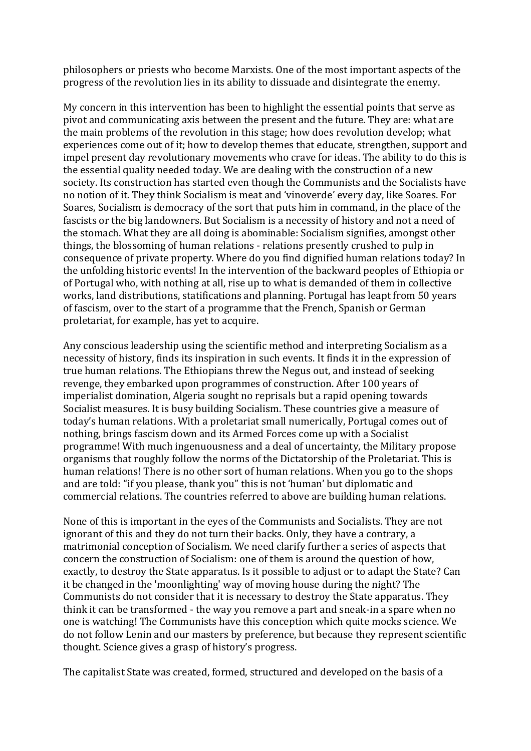philosophers or priests who become Marxists. One of the most important aspects of the progress of the revolution lies in its ability to dissuade and disintegrate the enemy.

My concern in this intervention has been to highlight the essential points that serve as pivot and communicating axis between the present and the future. They are: what are the main problems of the revolution in this stage; how does revolution develop; what experiences come out of it; how to develop themes that educate, strengthen, support and impel present day revolutionary movements who crave for ideas. The ability to do this is the essential quality needed today. We are dealing with the construction of a new society. Its construction has started even though the Communists and the Socialists have no notion of it. They think Socialism is meat and 'vinoverde' every day, like Soares. For Soares, Socialism is democracy of the sort that puts him in command, in the place of the fascists or the big landowners. But Socialism is a necessity of history and not a need of the stomach. What they are all doing is abominable: Socialism signifies, amongst other things, the blossoming of human relations - relations presently crushed to pulp in consequence of private property. Where do you find dignified human relations today? In the unfolding historic events! In the intervention of the backward peoples of Ethiopia or of Portugal who, with nothing at all, rise up to what is demanded of them in collective works, land distributions, statifications and planning. Portugal has leapt from 50 years of fascism, over to the start of a programme that the French, Spanish or German proletariat, for example, has yet to acquire.

Any conscious leadership using the scientific method and interpreting Socialism as a necessity of history, finds its inspiration in such events. It finds it in the expression of true human relations. The Ethiopians threw the Negus out, and instead of seeking revenge, they embarked upon programmes of construction. After 100 years of imperialist domination, Algeria sought no reprisals but a rapid opening towards Socialist measures. It is busy building Socialism. These countries give a measure of today's human relations. With a proletariat small numerically, Portugal comes out of nothing, brings fascism down and its Armed Forces come up with a Socialist programme! With much ingenuousness and a deal of uncertainty, the Military propose organisms that roughly follow the norms of the Dictatorship of the Proletariat. This is human relations! There is no other sort of human relations. When you go to the shops and are told: "if you please, thank you" this is not 'human' but diplomatic and commercial relations. The countries referred to above are building human relations.

None of this is important in the eyes of the Communists and Socialists. They are not ignorant of this and they do not turn their backs. Only, they have a contrary, a matrimonial conception of Socialism. We need clarify further a series of aspects that concern the construction of Socialism: one of them is around the question of how, exactly, to destroy the State apparatus. Is it possible to adjust or to adapt the State? Can it be changed in the 'moonlighting' way of moving house during the night? The Communists do not consider that it is necessary to destroy the State apparatus. They think it can be transformed - the way you remove a part and sneak-in a spare when no one is watching! The Communists have this conception which quite mocks science. We do not follow Lenin and our masters by preference, but because they represent scientific thought. Science gives a grasp of history's progress.

The capitalist State was created, formed, structured and developed on the basis of a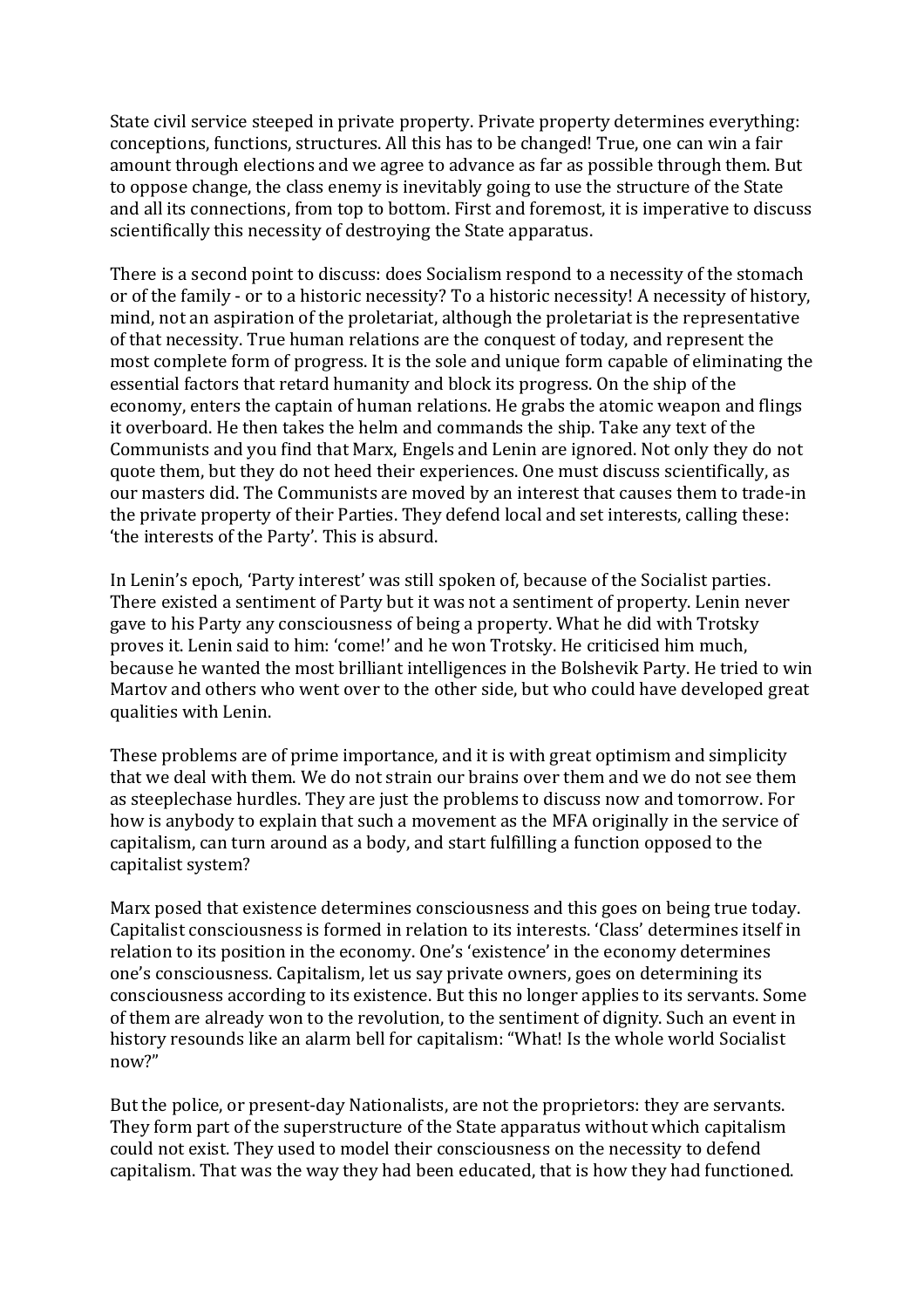State civil service steeped in private property. Private property determines everything: conceptions, functions, structures. All this has to be changed! True, one can win a fair amount through elections and we agree to advance as far as possible through them. But to oppose change, the class enemy is inevitably going to use the structure of the State and all its connections, from top to bottom. First and foremost, it is imperative to discuss scientifically this necessity of destroying the State apparatus.

There is a second point to discuss: does Socialism respond to a necessity of the stomach or of the family - or to a historic necessity? To a historic necessity! A necessity of history, mind, not an aspiration of the proletariat, although the proletariat is the representative of that necessity. True human relations are the conquest of today, and represent the most complete form of progress. It is the sole and unique form capable of eliminating the essential factors that retard humanity and block its progress. On the ship of the economy, enters the captain of human relations. He grabs the atomic weapon and flings it overboard. He then takes the helm and commands the ship. Take any text of the Communists and you find that Marx, Engels and Lenin are ignored. Not only they do not quote them, but they do not heed their experiences. One must discuss scientifically, as our masters did. The Communists are moved by an interest that causes them to trade-in the private property of their Parties. They defend local and set interests, calling these: 'the interests of the Party'. This is absurd.

In Lenin's epoch, 'Party interest' was still spoken of, because of the Socialist parties. There existed a sentiment of Party but it was not a sentiment of property. Lenin never gave to his Party any consciousness of being a property. What he did with Trotsky proves it. Lenin said to him: 'come!' and he won Trotsky. He criticised him much, because he wanted the most brilliant intelligences in the Bolshevik Party. He tried to win Martov and others who went over to the other side, but who could have developed great qualities with Lenin.

These problems are of prime importance, and it is with great optimism and simplicity that we deal with them. We do not strain our brains over them and we do not see them as steeplechase hurdles. They are just the problems to discuss now and tomorrow. For how is anybody to explain that such a movement as the MFA originally in the service of capitalism, can turn around as a body, and start fulfilling a function opposed to the capitalist system?

Marx posed that existence determines consciousness and this goes on being true today. Capitalist consciousness is formed in relation to its interests. 'Class' determines itself in relation to its position in the economy. One's 'existence' in the economy determines one's consciousness. Capitalism, let us say private owners, goes on determining its consciousness according to its existence. But this no longer applies to its servants. Some of them are already won to the revolution, to the sentiment of dignity. Such an event in history resounds like an alarm bell for capitalism: "What! Is the whole world Socialist now?"

But the police, or present-day Nationalists, are not the proprietors: they are servants. They form part of the superstructure of the State apparatus without which capitalism could not exist. They used to model their consciousness on the necessity to defend capitalism. That was the way they had been educated, that is how they had functioned.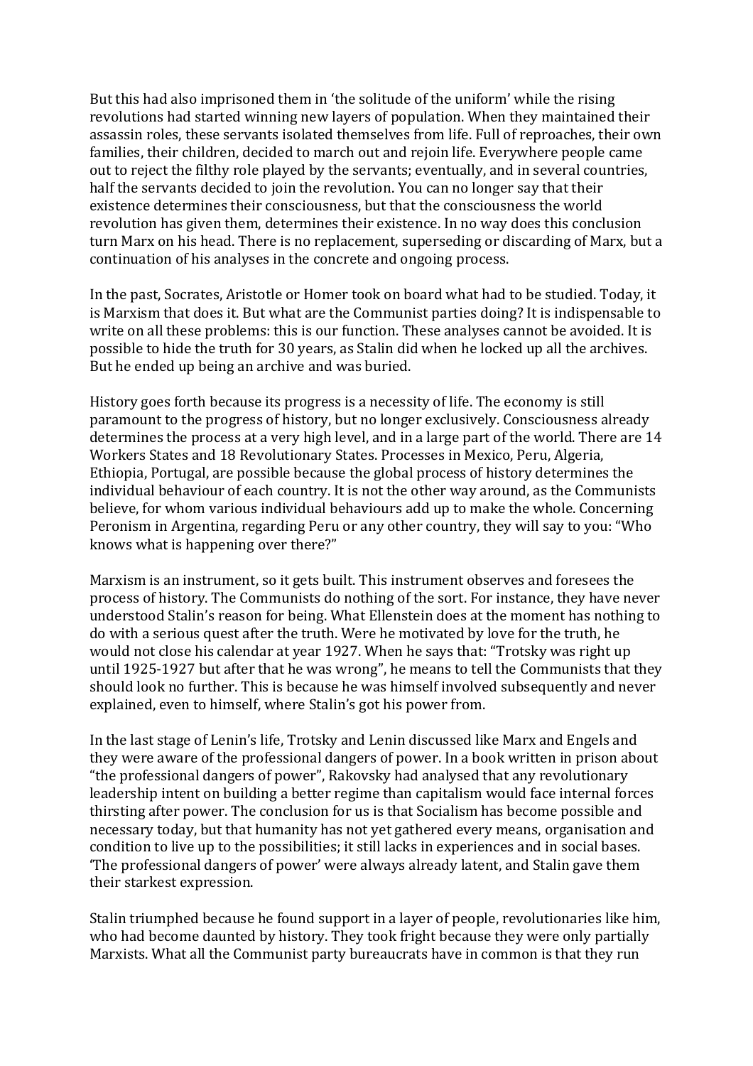But this had also imprisoned them in 'the solitude of the uniform' while the rising revolutions had started winning new layers of population. When they maintained their assassin roles, these servants isolated themselves from life. Full of reproaches, their own families, their children, decided to march out and rejoin life. Everywhere people came out to reject the filthy role played by the servants; eventually, and in several countries, half the servants decided to join the revolution. You can no longer say that their existence determines their consciousness, but that the consciousness the world revolution has given them, determines their existence. In no way does this conclusion turn Marx on his head. There is no replacement, superseding or discarding of Marx, but a continuation of his analyses in the concrete and ongoing process.

In the past, Socrates, Aristotle or Homer took on board what had to be studied. Today, it is Marxism that does it. But what are the Communist parties doing? It is indispensable to write on all these problems: this is our function. These analyses cannot be avoided. It is possible to hide the truth for 30 years, as Stalin did when he locked up all the archives. But he ended up being an archive and was buried.

History goes forth because its progress is a necessity of life. The economy is still paramount to the progress of history, but no longer exclusively. Consciousness already determines the process at a very high level, and in a large part of the world. There are 14 Workers States and 18 Revolutionary States. Processes in Mexico, Peru, Algeria, Ethiopia, Portugal, are possible because the global process of history determines the individual behaviour of each country. It is not the other way around, as the Communists believe, for whom various individual behaviours add up to make the whole. Concerning Peronism in Argentina, regarding Peru or any other country, they will say to you: "Who knows what is happening over there?"

Marxism is an instrument, so it gets built. This instrument observes and foresees the process of history. The Communists do nothing of the sort. For instance, they have never understood Stalin's reason for being. What Ellenstein does at the moment has nothing to do with a serious quest after the truth. Were he motivated by love for the truth, he would not close his calendar at year 1927. When he says that: "Trotsky was right up until 1925-1927 but after that he was wrong", he means to tell the Communists that they should look no further. This is because he was himself involved subsequently and never explained, even to himself, where Stalin's got his power from.

In the last stage of Lenin's life, Trotsky and Lenin discussed like Marx and Engels and they were aware of the professional dangers of power. In a book written in prison about "the professional dangers of power", Rakovsky had analysed that any revolutionary leadership intent on building a better regime than capitalism would face internal forces thirsting after power. The conclusion for us is that Socialism has become possible and necessary today, but that humanity has not yet gathered every means, organisation and condition to live up to the possibilities; it still lacks in experiences and in social bases. 'The professional dangers of power' were always already latent, and Stalin gave them their starkest expression.

Stalin triumphed because he found support in a layer of people, revolutionaries like him, who had become daunted by history. They took fright because they were only partially Marxists. What all the Communist party bureaucrats have in common is that they run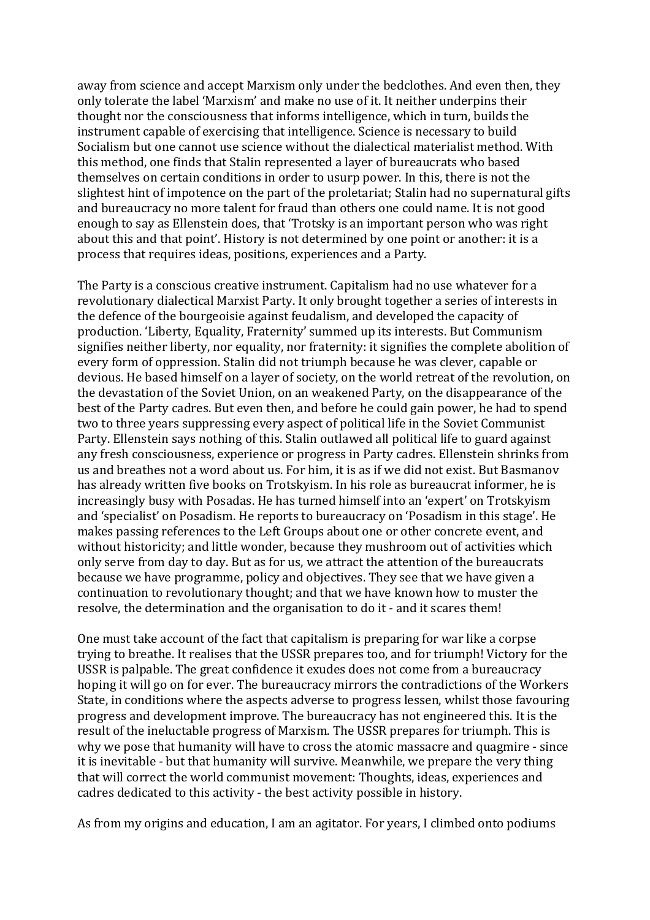away from science and accept Marxism only under the bedclothes. And even then, they only tolerate the label 'Marxism' and make no use of it. It neither underpins their thought nor the consciousness that informs intelligence, which in turn, builds the instrument capable of exercising that intelligence. Science is necessary to build Socialism but one cannot use science without the dialectical materialist method. With this method, one finds that Stalin represented a layer of bureaucrats who based themselves on certain conditions in order to usurp power. In this, there is not the slightest hint of impotence on the part of the proletariat; Stalin had no supernatural gifts and bureaucracy no more talent for fraud than others one could name. It is not good enough to say as Ellenstein does, that 'Trotsky is an important person who was right about this and that point'. History is not determined by one point or another: it is a process that requires ideas, positions, experiences and a Party.

The Party is a conscious creative instrument. Capitalism had no use whatever for a revolutionary dialectical Marxist Party. It only brought together a series of interests in the defence of the bourgeoisie against feudalism, and developed the capacity of production. 'Liberty, Equality, Fraternity' summed up its interests. But Communism signifies neither liberty, nor equality, nor fraternity: it signifies the complete abolition of every form of oppression. Stalin did not triumph because he was clever, capable or devious. He based himself on a layer of society, on the world retreat of the revolution, on the devastation of the Soviet Union, on an weakened Party, on the disappearance of the best of the Party cadres. But even then, and before he could gain power, he had to spend two to three years suppressing every aspect of political life in the Soviet Communist Party. Ellenstein says nothing of this. Stalin outlawed all political life to guard against any fresh consciousness, experience or progress in Party cadres. Ellenstein shrinks from us and breathes not a word about us. For him, it is as if we did not exist. But Basmanov has already written five books on Trotskyism. In his role as bureaucrat informer, he is increasingly busy with Posadas. He has turned himself into an 'expert' on Trotskyism and 'specialist' on Posadism. He reports to bureaucracy on 'Posadism in this stage'. He makes passing references to the Left Groups about one or other concrete event, and without historicity; and little wonder, because they mushroom out of activities which only serve from day to day. But as for us, we attract the attention of the bureaucrats because we have programme, policy and objectives. They see that we have given a continuation to revolutionary thought; and that we have known how to muster the resolve, the determination and the organisation to do it - and it scares them!

One must take account of the fact that capitalism is preparing for war like a corpse trying to breathe. It realises that the USSR prepares too, and for triumph! Victory for the USSR is palpable. The great confidence it exudes does not come from a bureaucracy hoping it will go on for ever. The bureaucracy mirrors the contradictions of the Workers State, in conditions where the aspects adverse to progress lessen, whilst those favouring progress and development improve. The bureaucracy has not engineered this. It is the result of the ineluctable progress of Marxism. The USSR prepares for triumph. This is why we pose that humanity will have to cross the atomic massacre and quagmire - since it is inevitable - but that humanity will survive. Meanwhile, we prepare the very thing that will correct the world communist movement: Thoughts, ideas, experiences and cadres dedicated to this activity - the best activity possible in history.

As from my origins and education, I am an agitator. For years, I climbed onto podiums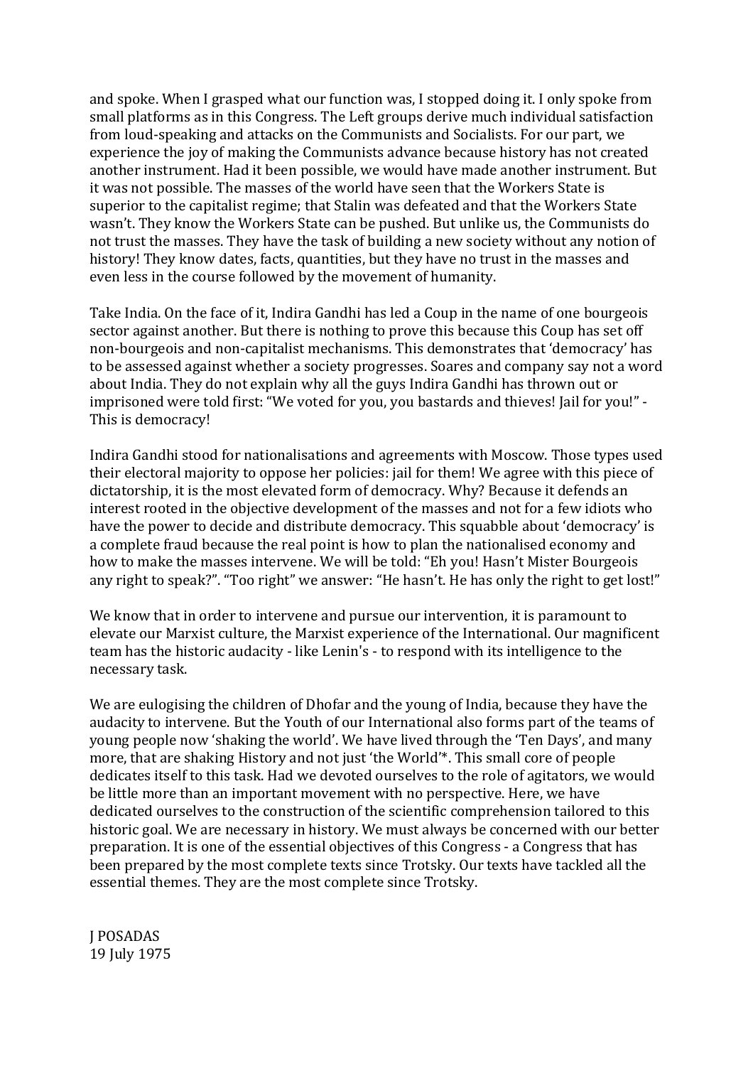and spoke. When I grasped what our function was, I stopped doing it. I only spoke from small platforms as in this Congress. The Left groups derive much individual satisfaction from loud-speaking and attacks on the Communists and Socialists. For our part, we experience the joy of making the Communists advance because history has not created another instrument. Had it been possible, we would have made another instrument. But it was not possible. The masses of the world have seen that the Workers State is superior to the capitalist regime; that Stalin was defeated and that the Workers State wasn't. They know the Workers State can be pushed. But unlike us, the Communists do not trust the masses. They have the task of building a new society without any notion of history! They know dates, facts, quantities, but they have no trust in the masses and even less in the course followed by the movement of humanity.

Take India. On the face of it, Indira Gandhi has led a Coup in the name of one bourgeois sector against another. But there is nothing to prove this because this Coup has set off non-bourgeois and non-capitalist mechanisms. This demonstrates that 'democracy' has to be assessed against whether a society progresses. Soares and company say not a word about India. They do not explain why all the guys Indira Gandhi has thrown out or imprisoned were told first: "We voted for you, you bastards and thieves! Jail for you!" - This is democracy!

Indira Gandhi stood for nationalisations and agreements with Moscow. Those types used their electoral majority to oppose her policies: jail for them! We agree with this piece of dictatorship, it is the most elevated form of democracy. Why? Because it defends an interest rooted in the objective development of the masses and not for a few idiots who have the power to decide and distribute democracy. This squabble about 'democracy' is a complete fraud because the real point is how to plan the nationalised economy and how to make the masses intervene. We will be told: "Eh you! Hasn't Mister Bourgeois any right to speak?". "Too right" we answer: "He hasn't. He has only the right to get lost!"

We know that in order to intervene and pursue our intervention, it is paramount to elevate our Marxist culture, the Marxist experience of the International. Our magnificent team has the historic audacity - like Lenin's - to respond with its intelligence to the necessary task.

We are eulogising the children of Dhofar and the young of India, because they have the audacity to intervene. But the Youth of our International also forms part of the teams of young people now 'shaking the world'. We have lived through the 'Ten Days', and many more, that are shaking History and not just 'the World'*. This small core of people dedicates itself to this task. Had we devoted ourselves to the role of agitators, we would be little more than an important movement with no perspective. Here, we have dedicated ourselves to the construction of the scientific comprehension tailored to this historic goal. We are necessary in history. We must always be concerned with our better preparation. It is one of the essential objectives of this Congress - a Congress that has been prepared by the most complete texts since Trotsky. Our texts have tackled all the essential themes. They are the most complete since Trotsky.

J POSADAS
19 July 1975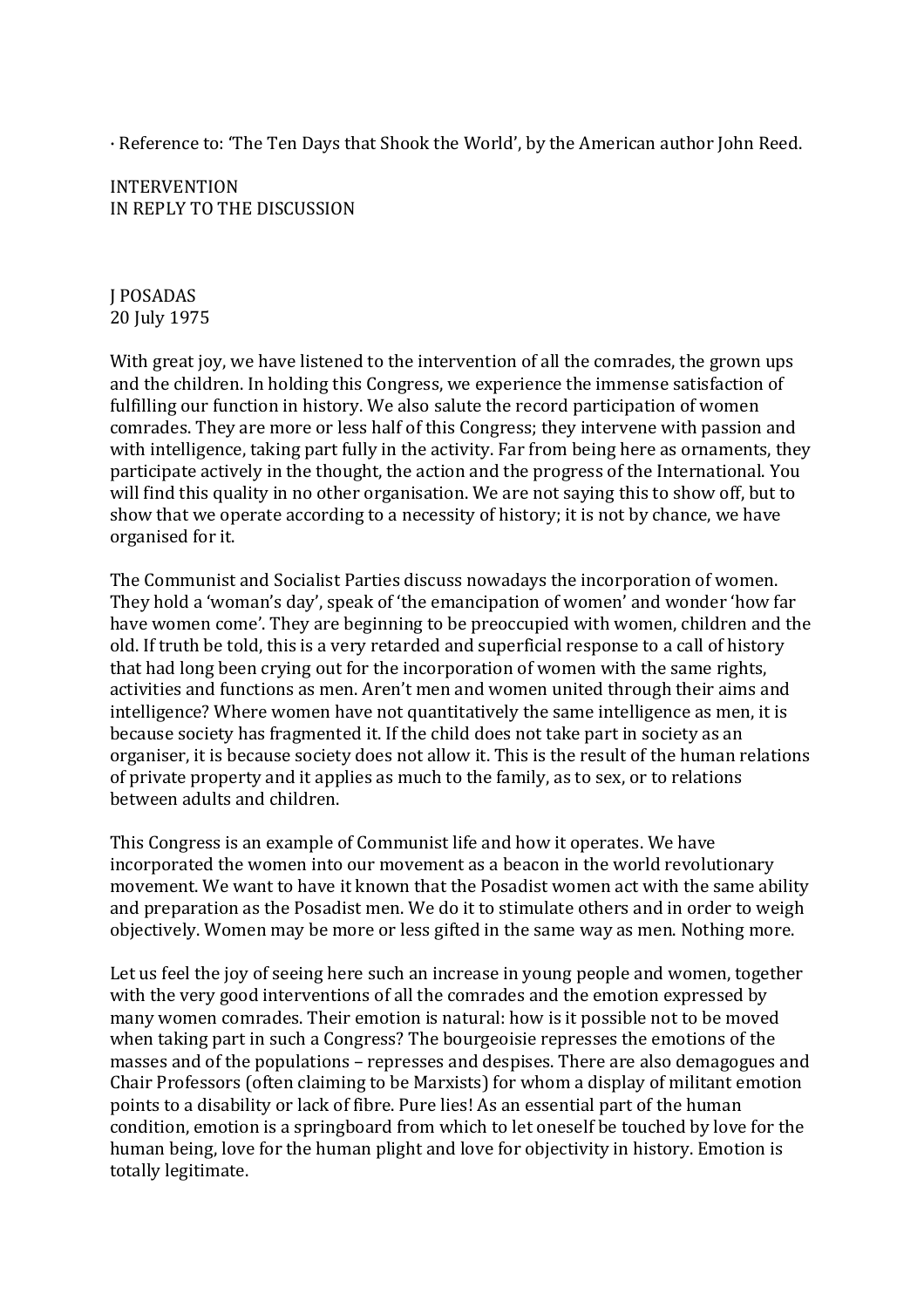· Reference to: 'The Ten Days that Shook the World', by the American author John Reed.

## INTERVENTION
## IN REPLY TO THE DISCUSSION

J POSADAS
20 July 1975

With great joy, we have listened to the intervention of all the comrades, the grown ups and the children. In holding this Congress, we experience the immense satisfaction of fulfilling our function in history. We also salute the record participation of women comrades. They are more or less half of this Congress; they intervene with passion and with intelligence, taking part fully in the activity. Far from being here as ornaments, they participate actively in the thought, the action and the progress of the International. You will find this quality in no other organisation. We are not saying this to show off, but to show that we operate according to a necessity of history; it is not by chance, we have organised for it.

The Communist and Socialist Parties discuss nowadays the incorporation of women. They hold a 'woman's day', speak of 'the emancipation of women' and wonder 'how far have women come'. They are beginning to be preoccupied with women, children and the old. If truth be told, this is a very retarded and superficial response to a call of history that had long been crying out for the incorporation of women with the same rights, activities and functions as men. Aren't men and women united through their aims and intelligence? Where women have not quantitatively the same intelligence as men, it is because society has fragmented it. If the child does not take part in society as an organiser, it is because society does not allow it. This is the result of the human relations of private property and it applies as much to the family, as to sex, or to relations between adults and children.

This Congress is an example of Communist life and how it operates. We have incorporated the women into our movement as a beacon in the world revolutionary movement. We want to have it known that the Posadist women act with the same ability and preparation as the Posadist men. We do it to stimulate others and in order to weigh objectively. Women may be more or less gifted in the same way as men. Nothing more.

Let us feel the joy of seeing here such an increase in young people and women, together with the very good interventions of all the comrades and the emotion expressed by many women comrades. Their emotion is natural: how is it possible not to be moved when taking part in such a Congress? The bourgeoisie represses the emotions of the masses and of the populations – represses and despises. There are also demagogues and Chair Professors (often claiming to be Marxists) for whom a display of militant emotion points to a disability or lack of fibre. Pure lies! As an essential part of the human condition, emotion is a springboard from which to let oneself be touched by love for the human being, love for the human plight and love for objectivity in history. Emotion is totally legitimate.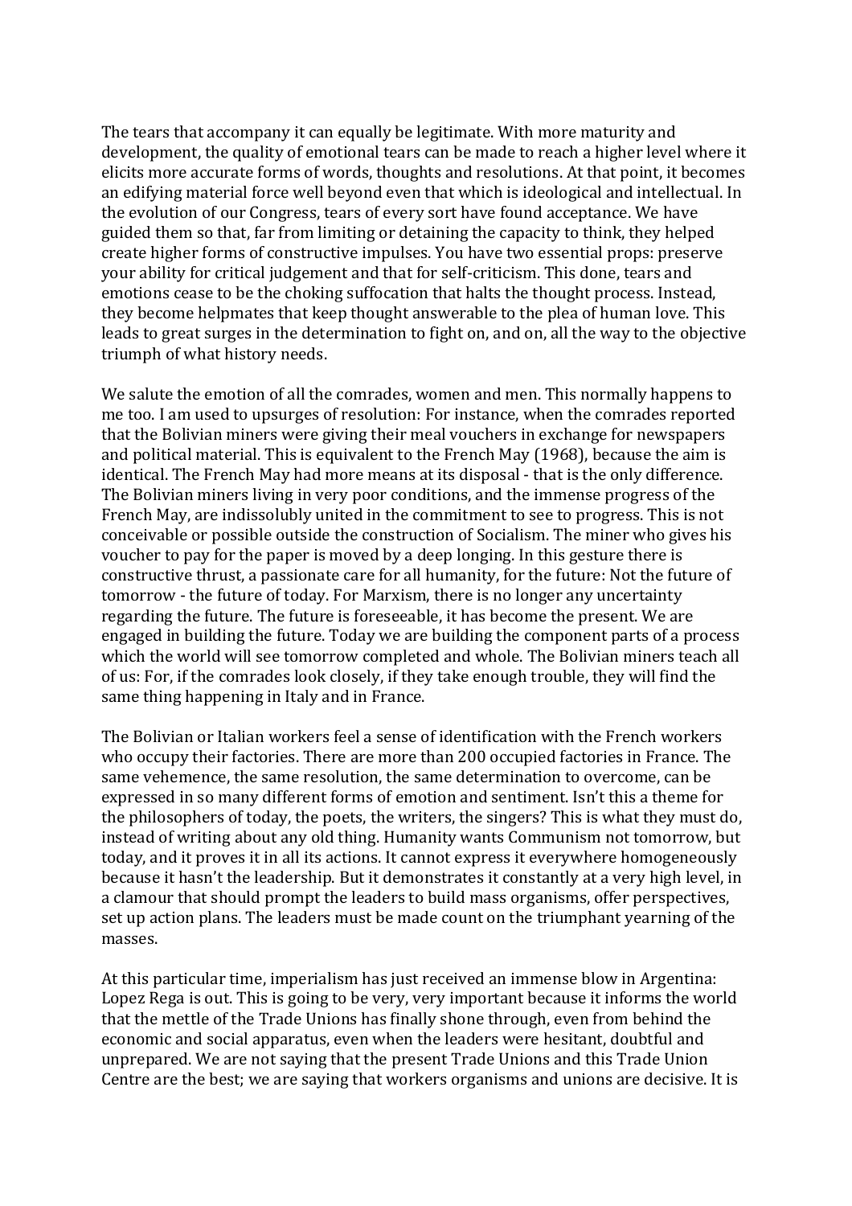The tears that accompany it can equally be legitimate. With more maturity and development, the quality of emotional tears can be made to reach a higher level where it elicits more accurate forms of words, thoughts and resolutions. At that point, it becomes an edifying material force well beyond even that which is ideological and intellectual. In the evolution of our Congress, tears of every sort have found acceptance. We have guided them so that, far from limiting or detaining the capacity to think, they helped create higher forms of constructive impulses. You have two essential props: preserve your ability for critical judgement and that for self-criticism. This done, tears and emotions cease to be the choking suffocation that halts the thought process. Instead, they become helpmates that keep thought answerable to the plea of human love. This leads to great surges in the determination to fight on, and on, all the way to the objective triumph of what history needs.

We salute the emotion of all the comrades, women and men. This normally happens to me too. I am used to upsurges of resolution: For instance, when the comrades reported that the Bolivian miners were giving their meal vouchers in exchange for newspapers and political material. This is equivalent to the French May (1968), because the aim is identical. The French May had more means at its disposal - that is the only difference. The Bolivian miners living in very poor conditions, and the immense progress of the French May, are indissolubly united in the commitment to see to progress. This is not conceivable or possible outside the construction of Socialism. The miner who gives his voucher to pay for the paper is moved by a deep longing. In this gesture there is constructive thrust, a passionate care for all humanity, for the future: Not the future of tomorrow - the future of today. For Marxism, there is no longer any uncertainty regarding the future. The future is foreseeable, it has become the present. We are engaged in building the future. Today we are building the component parts of a process which the world will see tomorrow completed and whole. The Bolivian miners teach all of us: For, if the comrades look closely, if they take enough trouble, they will find the same thing happening in Italy and in France.

The Bolivian or Italian workers feel a sense of identification with the French workers who occupy their factories. There are more than 200 occupied factories in France. The same vehemence, the same resolution, the same determination to overcome, can be expressed in so many different forms of emotion and sentiment. Isn't this a theme for the philosophers of today, the poets, the writers, the singers? This is what they must do, instead of writing about any old thing. Humanity wants Communism not tomorrow, but today, and it proves it in all its actions. It cannot express it everywhere homogeneously because it hasn't the leadership. But it demonstrates it constantly at a very high level, in a clamour that should prompt the leaders to build mass organisms, offer perspectives, set up action plans. The leaders must be made count on the triumphant yearning of the masses.

At this particular time, imperialism has just received an immense blow in Argentina: Lopez Rega is out. This is going to be very, very important because it informs the world that the mettle of the Trade Unions has finally shone through, even from behind the economic and social apparatus, even when the leaders were hesitant, doubtful and unprepared. We are not saying that the present Trade Unions and this Trade Union Centre are the best; we are saying that workers organisms and unions are decisive. It is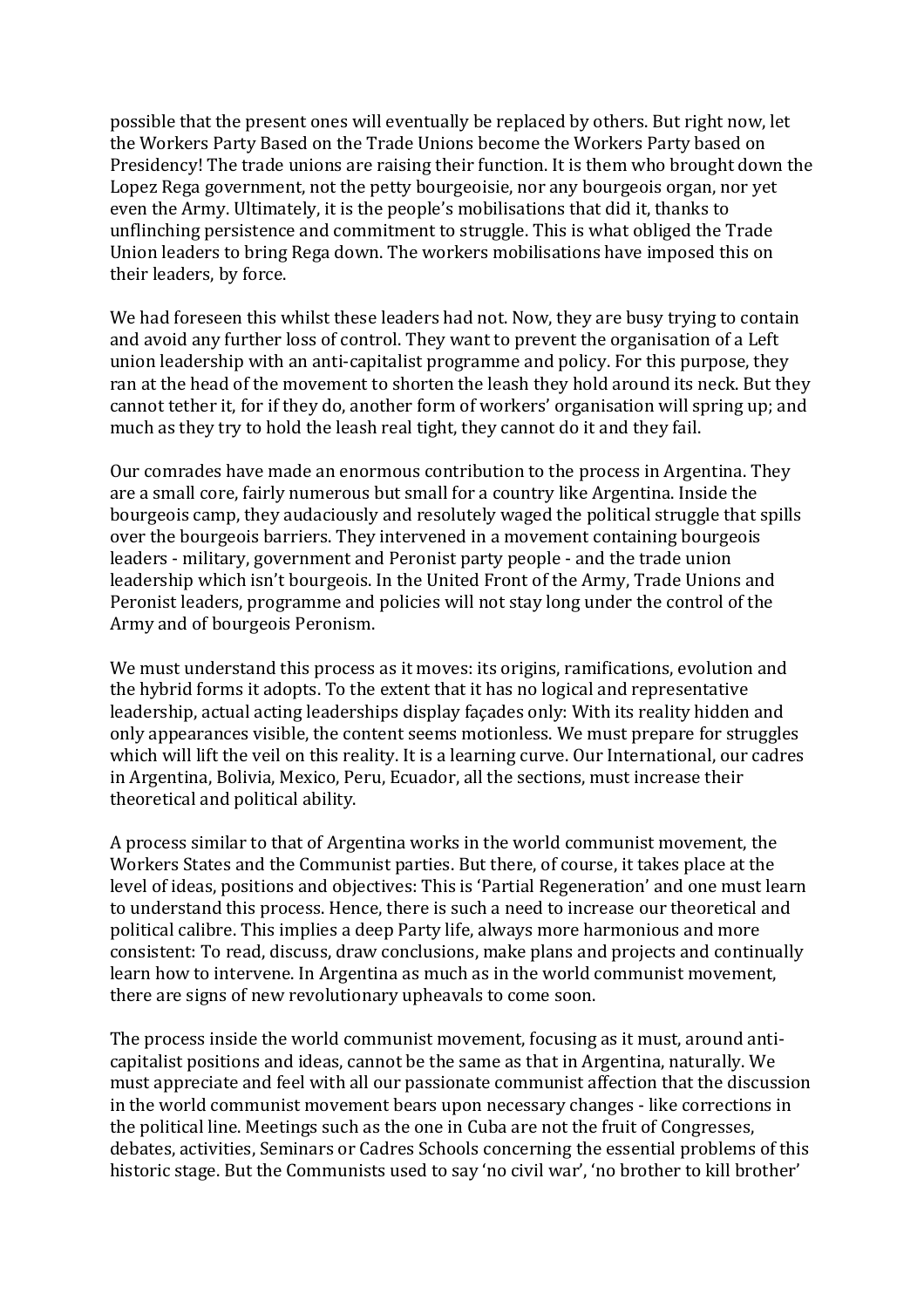possible that the present ones will eventually be replaced by others. But right now, let the Workers Party Based on the Trade Unions become the Workers Party based on Presidency! The trade unions are raising their function. It is them who brought down the Lopez Rega government, not the petty bourgeoisie, nor any bourgeois organ, nor yet even the Army. Ultimately, it is the people's mobilisations that did it, thanks to unflinching persistence and commitment to struggle. This is what obliged the Trade Union leaders to bring Rega down. The workers mobilisations have imposed this on their leaders, by force.

We had foreseen this whilst these leaders had not. Now, they are busy trying to contain and avoid any further loss of control. They want to prevent the organisation of a Left union leadership with an anti-capitalist programme and policy. For this purpose, they ran at the head of the movement to shorten the leash they hold around its neck. But they cannot tether it, for if they do, another form of workers' organisation will spring up; and much as they try to hold the leash real tight, they cannot do it and they fail.

Our comrades have made an enormous contribution to the process in Argentina. They are a small core, fairly numerous but small for a country like Argentina. Inside the bourgeois camp, they audaciously and resolutely waged the political struggle that spills over the bourgeois barriers. They intervened in a movement containing bourgeois leaders - military, government and Peronist party people - and the trade union leadership which isn't bourgeois. In the United Front of the Army, Trade Unions and Peronist leaders, programme and policies will not stay long under the control of the Army and of bourgeois Peronism.

We must understand this process as it moves: its origins, ramifications, evolution and the hybrid forms it adopts. To the extent that it has no logical and representative leadership, actual acting leaderships display façades only: With its reality hidden and only appearances visible, the content seems motionless. We must prepare for struggles which will lift the veil on this reality. It is a learning curve. Our International, our cadres in Argentina, Bolivia, Mexico, Peru, Ecuador, all the sections, must increase their theoretical and political ability.

A process similar to that of Argentina works in the world communist movement, the Workers States and the Communist parties. But there, of course, it takes place at the level of ideas, positions and objectives: This is 'Partial Regeneration' and one must learn to understand this process. Hence, there is such a need to increase our theoretical and political calibre. This implies a deep Party life, always more harmonious and more consistent: To read, discuss, draw conclusions, make plans and projects and continually learn how to intervene. In Argentina as much as in the world communist movement, there are signs of new revolutionary upheavals to come soon.

The process inside the world communist movement, focusing as it must, around anti-capitalist positions and ideas, cannot be the same as that in Argentina, naturally. We must appreciate and feel with all our passionate communist affection that the discussion in the world communist movement bears upon necessary changes - like corrections in the political line. Meetings such as the one in Cuba are not the fruit of Congresses, debates, activities, Seminars or Cadres Schools concerning the essential problems of this historic stage. But the Communists used to say 'no civil war', 'no brother to kill brother'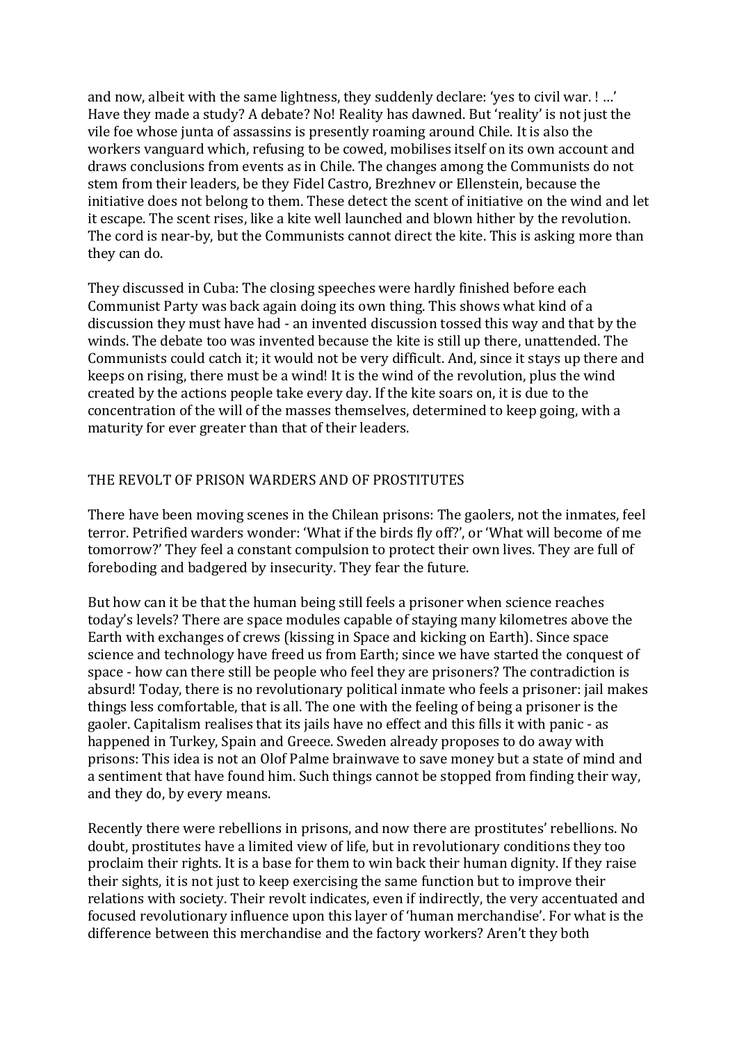and now, albeit with the same lightness, they suddenly declare: 'yes to civil war. ! …' Have they made a study? A debate? No! Reality has dawned. But 'reality' is not just the vile foe whose junta of assassins is presently roaming around Chile. It is also the workers vanguard which, refusing to be cowed, mobilises itself on its own account and draws conclusions from events as in Chile. The changes among the Communists do not stem from their leaders, be they Fidel Castro, Brezhnev or Ellenstein, because the initiative does not belong to them. These detect the scent of initiative on the wind and let it escape. The scent rises, like a kite well launched and blown hither by the revolution. The cord is near-by, but the Communists cannot direct the kite. This is asking more than they can do.

They discussed in Cuba: The closing speeches were hardly finished before each Communist Party was back again doing its own thing. This shows what kind of a discussion they must have had - an invented discussion tossed this way and that by the winds. The debate too was invented because the kite is still up there, unattended. The Communists could catch it; it would not be very difficult. And, since it stays up there and keeps on rising, there must be a wind! It is the wind of the revolution, plus the wind created by the actions people take every day. If the kite soars on, it is due to the concentration of the will of the masses themselves, determined to keep going, with a maturity for ever greater than that of their leaders.

## THE REVOLT OF PRISON WARDERS AND OF PROSTITUTES

There have been moving scenes in the Chilean prisons: The gaolers, not the inmates, feel terror. Petrified warders wonder: 'What if the birds fly off?', or 'What will become of me tomorrow?' They feel a constant compulsion to protect their own lives. They are full of foreboding and badgered by insecurity. They fear the future.

But how can it be that the human being still feels a prisoner when science reaches today's levels? There are space modules capable of staying many kilometres above the Earth with exchanges of crews (kissing in Space and kicking on Earth). Since space science and technology have freed us from Earth; since we have started the conquest of space - how can there still be people who feel they are prisoners? The contradiction is absurd! Today, there is no revolutionary political inmate who feels a prisoner: jail makes things less comfortable, that is all. The one with the feeling of being a prisoner is the gaoler. Capitalism realises that its jails have no effect and this fills it with panic - as happened in Turkey, Spain and Greece. Sweden already proposes to do away with prisons: This idea is not an Olof Palme brainwave to save money but a state of mind and a sentiment that have found him. Such things cannot be stopped from finding their way, and they do, by every means.

Recently there were rebellions in prisons, and now there are prostitutes' rebellions. No doubt, prostitutes have a limited view of life, but in revolutionary conditions they too proclaim their rights. It is a base for them to win back their human dignity. If they raise their sights, it is not just to keep exercising the same function but to improve their relations with society. Their revolt indicates, even if indirectly, the very accentuated and focused revolutionary influence upon this layer of 'human merchandise'. For what is the difference between this merchandise and the factory workers? Aren't they both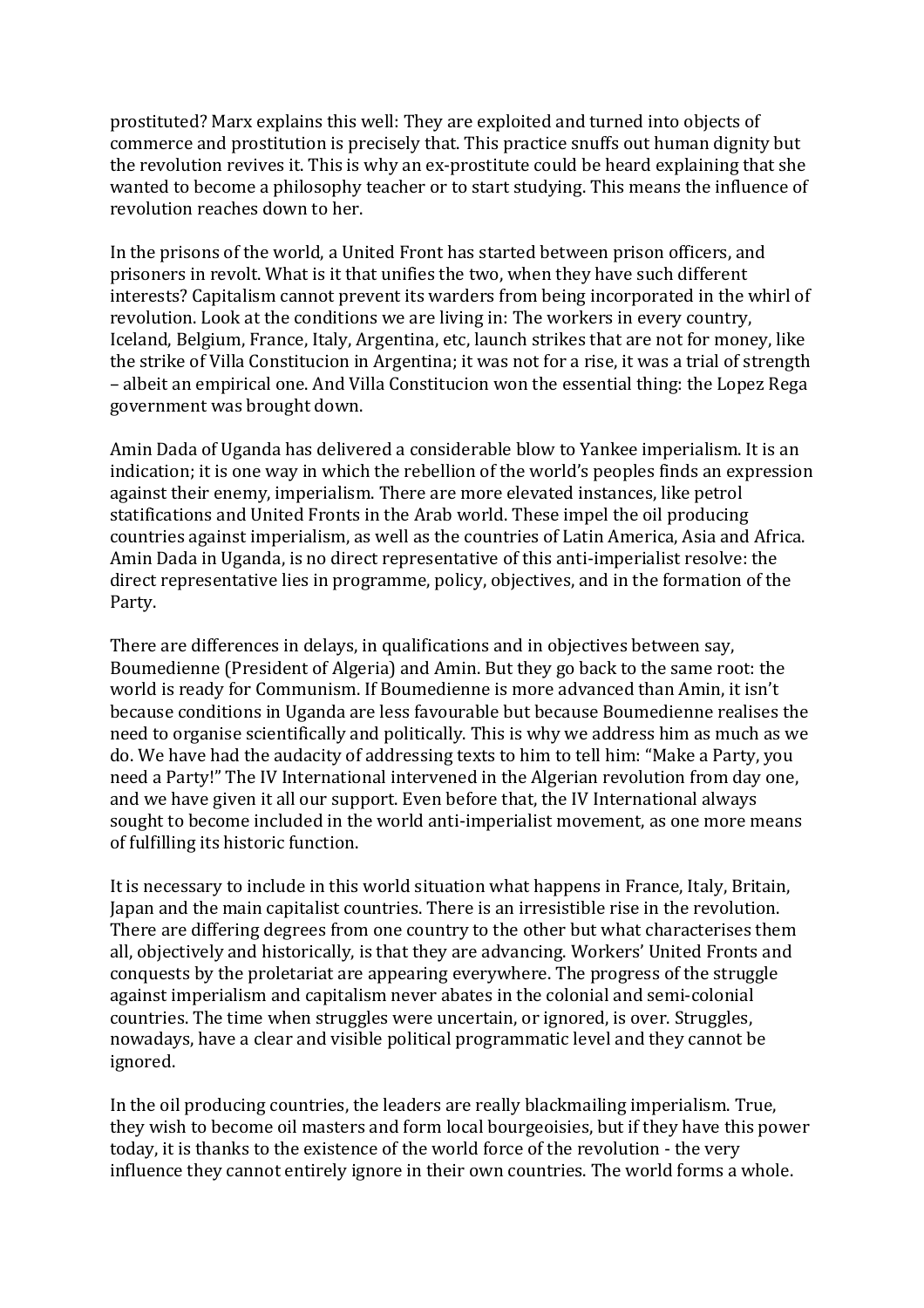prostituted? Marx explains this well: They are exploited and turned into objects of commerce and prostitution is precisely that. This practice snuffs out human dignity but the revolution revives it. This is why an ex-prostitute could be heard explaining that she wanted to become a philosophy teacher or to start studying. This means the influence of revolution reaches down to her.

In the prisons of the world, a United Front has started between prison officers, and prisoners in revolt. What is it that unifies the two, when they have such different interests? Capitalism cannot prevent its warders from being incorporated in the whirl of revolution. Look at the conditions we are living in: The workers in every country, Iceland, Belgium, France, Italy, Argentina, etc, launch strikes that are not for money, like the strike of Villa Constitucion in Argentina; it was not for a rise, it was a trial of strength – albeit an empirical one. And Villa Constitucion won the essential thing: the Lopez Rega government was brought down.

Amin Dada of Uganda has delivered a considerable blow to Yankee imperialism. It is an indication; it is one way in which the rebellion of the world's peoples finds an expression against their enemy, imperialism. There are more elevated instances, like petrol statifications and United Fronts in the Arab world. These impel the oil producing countries against imperialism, as well as the countries of Latin America, Asia and Africa. Amin Dada in Uganda, is no direct representative of this anti-imperialist resolve: the direct representative lies in programme, policy, objectives, and in the formation of the Party.

There are differences in delays, in qualifications and in objectives between say, Boumedienne (President of Algeria) and Amin. But they go back to the same root: the world is ready for Communism. If Boumedienne is more advanced than Amin, it isn't because conditions in Uganda are less favourable but because Boumedienne realises the need to organise scientifically and politically. This is why we address him as much as we do. We have had the audacity of addressing texts to him to tell him: "Make a Party, you need a Party!" The IV International intervened in the Algerian revolution from day one, and we have given it all our support. Even before that, the IV International always sought to become included in the world anti-imperialist movement, as one more means of fulfilling its historic function.

It is necessary to include in this world situation what happens in France, Italy, Britain, Japan and the main capitalist countries. There is an irresistible rise in the revolution. There are differing degrees from one country to the other but what characterises them all, objectively and historically, is that they are advancing. Workers' United Fronts and conquests by the proletariat are appearing everywhere. The progress of the struggle against imperialism and capitalism never abates in the colonial and semi-colonial countries. The time when struggles were uncertain, or ignored, is over. Struggles, nowadays, have a clear and visible political programmatic level and they cannot be ignored.

In the oil producing countries, the leaders are really blackmailing imperialism. True, they wish to become oil masters and form local bourgeoisies, but if they have this power today, it is thanks to the existence of the world force of the revolution - the very influence they cannot entirely ignore in their own countries. The world forms a whole.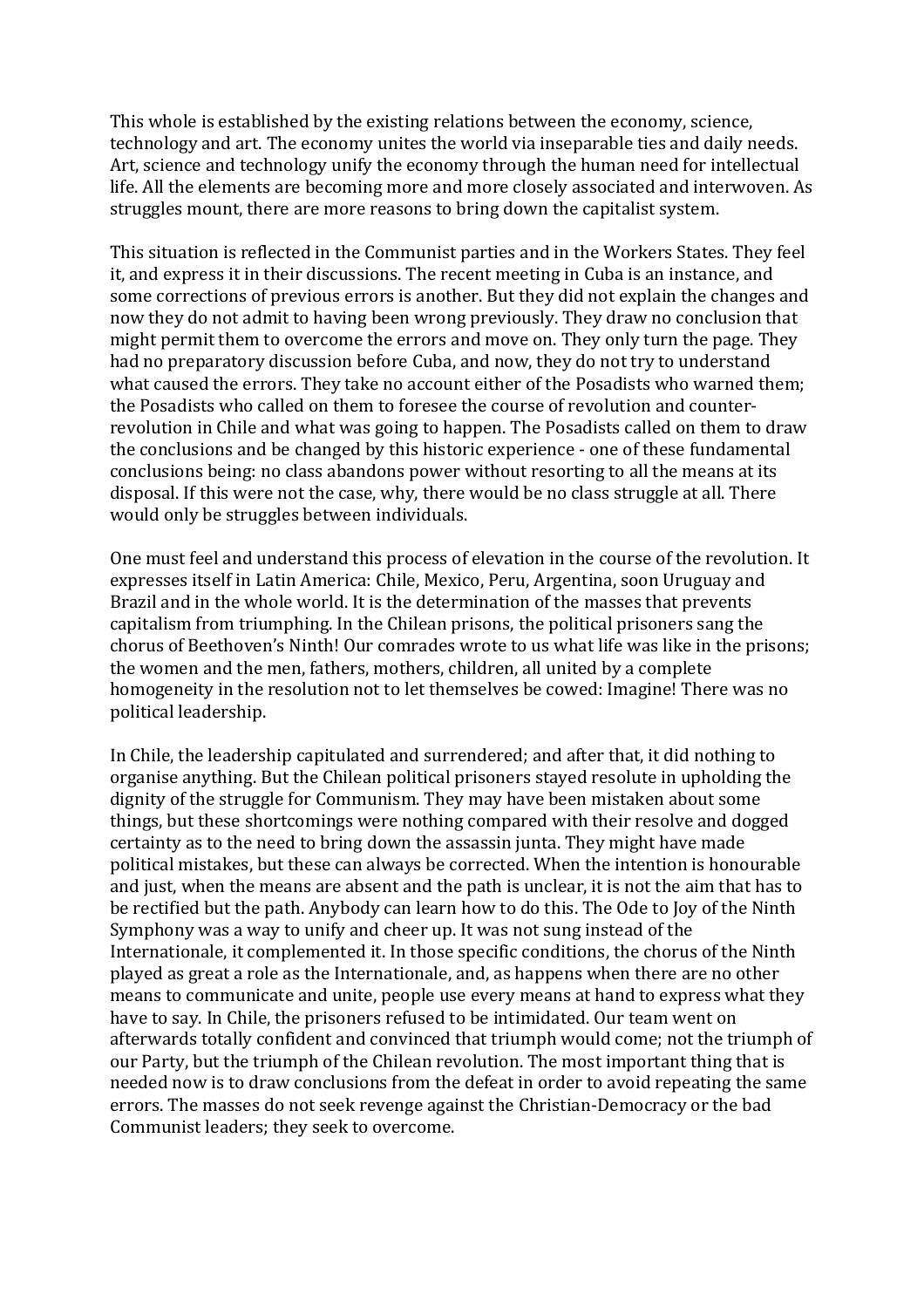This whole is established by the existing relations between the economy, science, technology and art. The economy unites the world via inseparable ties and daily needs. Art, science and technology unify the economy through the human need for intellectual life. All the elements are becoming more and more closely associated and interwoven. As struggles mount, there are more reasons to bring down the capitalist system.

This situation is reflected in the Communist parties and in the Workers States. They feel it, and express it in their discussions. The recent meeting in Cuba is an instance, and some corrections of previous errors is another. But they did not explain the changes and now they do not admit to having been wrong previously. They draw no conclusion that might permit them to overcome the errors and move on. They only turn the page. They had no preparatory discussion before Cuba, and now, they do not try to understand what caused the errors. They take no account either of the Posadists who warned them; the Posadists who called on them to foresee the course of revolution and counter-revolution in Chile and what was going to happen. The Posadists called on them to draw the conclusions and be changed by this historic experience - one of these fundamental conclusions being: no class abandons power without resorting to all the means at its disposal. If this were not the case, why, there would be no class struggle at all. There would only be struggles between individuals.

One must feel and understand this process of elevation in the course of the revolution. It expresses itself in Latin America: Chile, Mexico, Peru, Argentina, soon Uruguay and Brazil and in the whole world. It is the determination of the masses that prevents capitalism from triumphing. In the Chilean prisons, the political prisoners sang the chorus of Beethoven's Ninth! Our comrades wrote to us what life was like in the prisons; the women and the men, fathers, mothers, children, all united by a complete homogeneity in the resolution not to let themselves be cowed: Imagine! There was no political leadership.

In Chile, the leadership capitulated and surrendered; and after that, it did nothing to organise anything. But the Chilean political prisoners stayed resolute in upholding the dignity of the struggle for Communism. They may have been mistaken about some things, but these shortcomings were nothing compared with their resolve and dogged certainty as to the need to bring down the assassin junta. They might have made political mistakes, but these can always be corrected. When the intention is honourable and just, when the means are absent and the path is unclear, it is not the aim that has to be rectified but the path. Anybody can learn how to do this. The Ode to Joy of the Ninth Symphony was a way to unify and cheer up. It was not sung instead of the Internationale, it complemented it. In those specific conditions, the chorus of the Ninth played as great a role as the Internationale, and, as happens when there are no other means to communicate and unite, people use every means at hand to express what they have to say. In Chile, the prisoners refused to be intimidated. Our team went on afterwards totally confident and convinced that triumph would come; not the triumph of our Party, but the triumph of the Chilean revolution. The most important thing that is needed now is to draw conclusions from the defeat in order to avoid repeating the same errors. The masses do not seek revenge against the Christian-Democracy or the bad Communist leaders; they seek to overcome.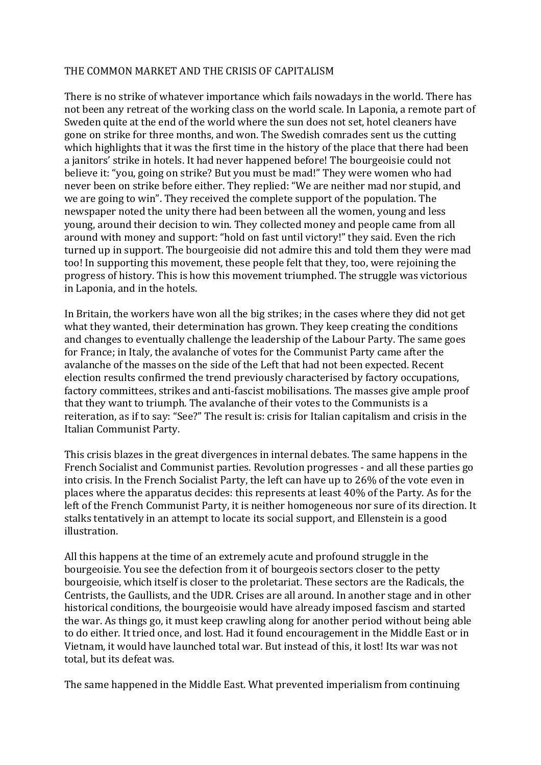# THE COMMON MARKET AND THE CRISIS OF CAPITALISM

There is no strike of whatever importance which fails nowadays in the world. There has not been any retreat of the working class on the world scale. In Laponia, a remote part of Sweden quite at the end of the world where the sun does not set, hotel cleaners have gone on strike for three months, and won. The Swedish comrades sent us the cutting which highlights that it was the first time in the history of the place that there had been a janitors' strike in hotels. It had never happened before! The bourgeoisie could not believe it: "you, going on strike? But you must be mad!" They were women who had never been on strike before either. They replied: "We are neither mad nor stupid, and we are going to win". They received the complete support of the population. The newspaper noted the unity there had been between all the women, young and less young, around their decision to win. They collected money and people came from all around with money and support: "hold on fast until victory!" they said. Even the rich turned up in support. The bourgeoisie did not admire this and told them they were mad too! In supporting this movement, these people felt that they, too, were rejoining the progress of history. This is how this movement triumphed. The struggle was victorious in Laponia, and in the hotels.

In Britain, the workers have won all the big strikes; in the cases where they did not get what they wanted, their determination has grown. They keep creating the conditions and changes to eventually challenge the leadership of the Labour Party. The same goes for France; in Italy, the avalanche of votes for the Communist Party came after the avalanche of the masses on the side of the Left that had not been expected. Recent election results confirmed the trend previously characterised by factory occupations, factory committees, strikes and anti-fascist mobilisations. The masses give ample proof that they want to triumph. The avalanche of their votes to the Communists is a reiteration, as if to say: "See?" The result is: crisis for Italian capitalism and crisis in the Italian Communist Party.

This crisis blazes in the great divergences in internal debates. The same happens in the French Socialist and Communist parties. Revolution progresses - and all these parties go into crisis. In the French Socialist Party, the left can have up to 26% of the vote even in places where the apparatus decides: this represents at least 40% of the Party. As for the left of the French Communist Party, it is neither homogeneous nor sure of its direction. It stalks tentatively in an attempt to locate its social support, and Ellenstein is a good illustration.

All this happens at the time of an extremely acute and profound struggle in the bourgeoisie. You see the defection from it of bourgeois sectors closer to the petty bourgeoisie, which itself is closer to the proletariat. These sectors are the Radicals, the Centrists, the Gaullists, and the UDR. Crises are all around. In another stage and in other historical conditions, the bourgeoisie would have already imposed fascism and started the war. As things go, it must keep crawling along for another period without being able to do either. It tried once, and lost. Had it found encouragement in the Middle East or in Vietnam, it would have launched total war. But instead of this, it lost! Its war was not total, but its defeat was.

The same happened in the Middle East. What prevented imperialism from continuing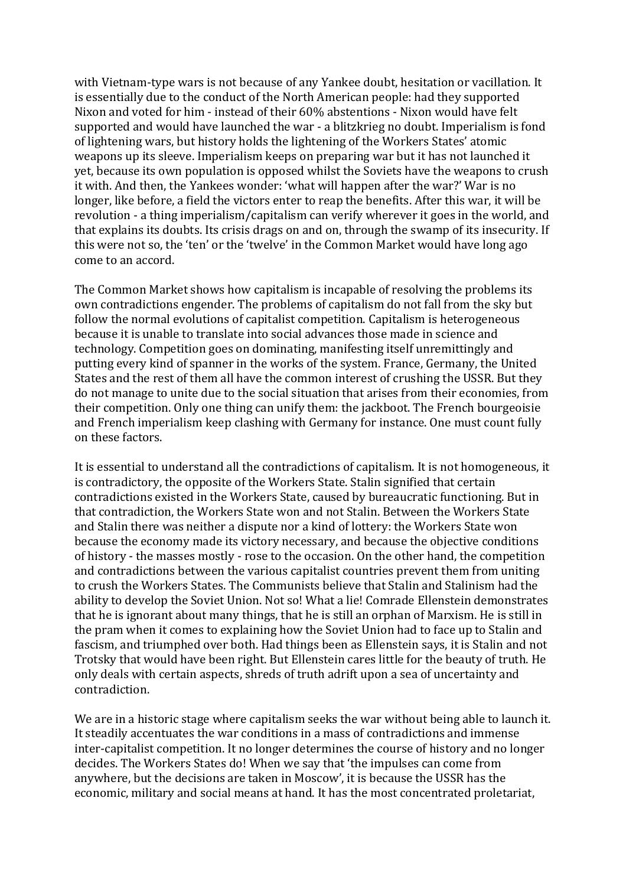with Vietnam-type wars is not because of any Yankee doubt, hesitation or vacillation. It is essentially due to the conduct of the North American people: had they supported Nixon and voted for him - instead of their 60% abstentions - Nixon would have felt supported and would have launched the war - a blitzkrieg no doubt. Imperialism is fond of lightening wars, but history holds the lightening of the Workers States' atomic weapons up its sleeve. Imperialism keeps on preparing war but it has not launched it yet, because its own population is opposed whilst the Soviets have the weapons to crush it with. And then, the Yankees wonder: 'what will happen after the war?' War is no longer, like before, a field the victors enter to reap the benefits. After this war, it will be revolution - a thing imperialism/capitalism can verify wherever it goes in the world, and that explains its doubts. Its crisis drags on and on, through the swamp of its insecurity. If this were not so, the 'ten' or the 'twelve' in the Common Market would have long ago come to an accord.

The Common Market shows how capitalism is incapable of resolving the problems its own contradictions engender. The problems of capitalism do not fall from the sky but follow the normal evolutions of capitalist competition. Capitalism is heterogeneous because it is unable to translate into social advances those made in science and technology. Competition goes on dominating, manifesting itself unremittingly and putting every kind of spanner in the works of the system. France, Germany, the United States and the rest of them all have the common interest of crushing the USSR. But they do not manage to unite due to the social situation that arises from their economies, from their competition. Only one thing can unify them: the jackboot. The French bourgeoisie and French imperialism keep clashing with Germany for instance. One must count fully on these factors.

It is essential to understand all the contradictions of capitalism. It is not homogeneous, it is contradictory, the opposite of the Workers State. Stalin signified that certain contradictions existed in the Workers State, caused by bureaucratic functioning. But in that contradiction, the Workers State won and not Stalin. Between the Workers State and Stalin there was neither a dispute nor a kind of lottery: the Workers State won because the economy made its victory necessary, and because the objective conditions of history - the masses mostly - rose to the occasion. On the other hand, the competition and contradictions between the various capitalist countries prevent them from uniting to crush the Workers States. The Communists believe that Stalin and Stalinism had the ability to develop the Soviet Union. Not so! What a lie! Comrade Ellenstein demonstrates that he is ignorant about many things, that he is still an orphan of Marxism. He is still in the pram when it comes to explaining how the Soviet Union had to face up to Stalin and fascism, and triumphed over both. Had things been as Ellenstein says, it is Stalin and not Trotsky that would have been right. But Ellenstein cares little for the beauty of truth. He only deals with certain aspects, shreds of truth adrift upon a sea of uncertainty and contradiction.

We are in a historic stage where capitalism seeks the war without being able to launch it. It steadily accentuates the war conditions in a mass of contradictions and immense inter-capitalist competition. It no longer determines the course of history and no longer decides. The Workers States do! When we say that 'the impulses can come from anywhere, but the decisions are taken in Moscow', it is because the USSR has the economic, military and social means at hand. It has the most concentrated proletariat,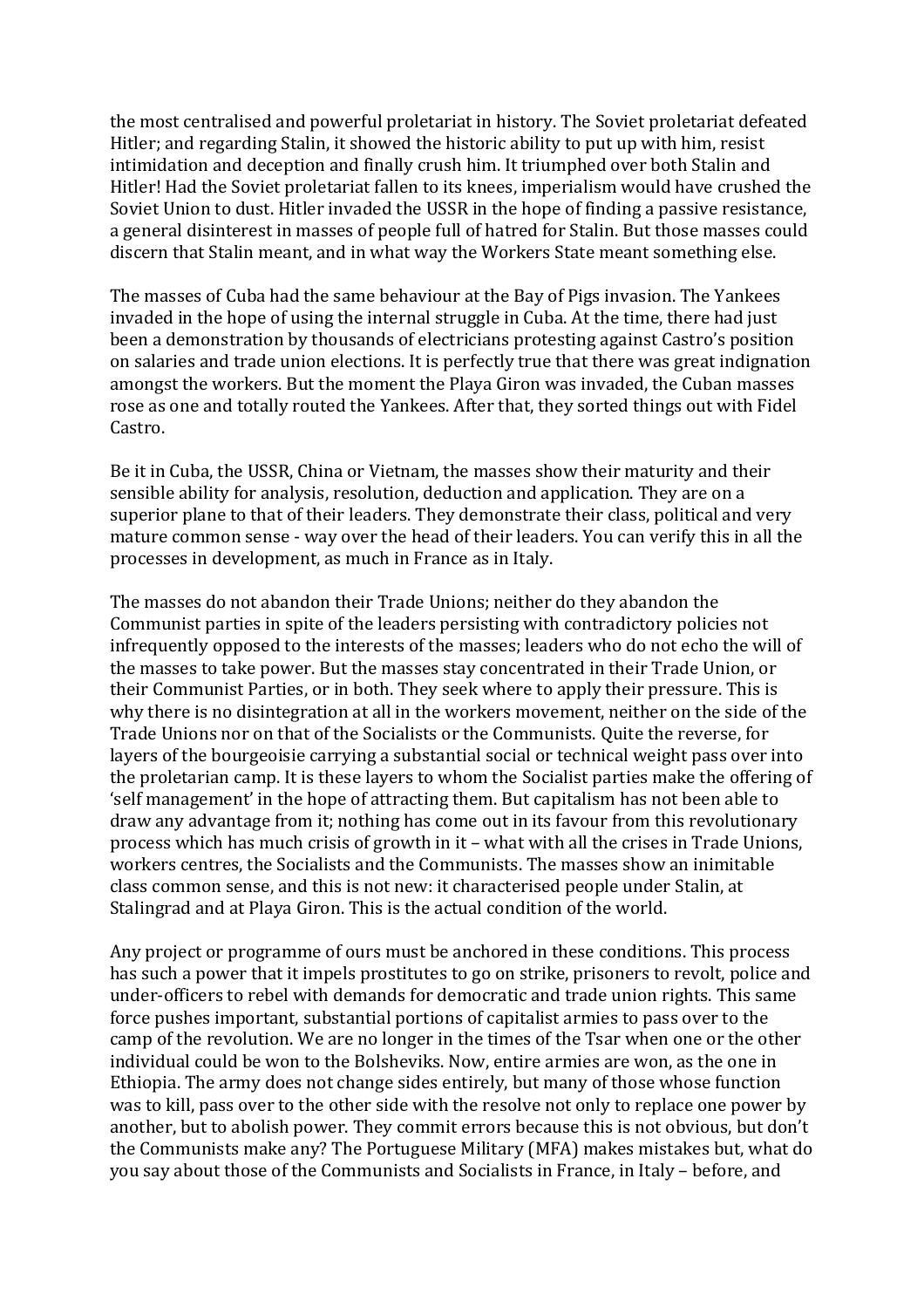the most centralised and powerful proletariat in history. The Soviet proletariat defeated Hitler; and regarding Stalin, it showed the historic ability to put up with him, resist intimidation and deception and finally crush him. It triumphed over both Stalin and Hitler! Had the Soviet proletariat fallen to its knees, imperialism would have crushed the Soviet Union to dust. Hitler invaded the USSR in the hope of finding a passive resistance, a general disinterest in masses of people full of hatred for Stalin. But those masses could discern that Stalin meant, and in what way the Workers State meant something else.

The masses of Cuba had the same behaviour at the Bay of Pigs invasion. The Yankees invaded in the hope of using the internal struggle in Cuba. At the time, there had just been a demonstration by thousands of electricians protesting against Castro's position on salaries and trade union elections. It is perfectly true that there was great indignation amongst the workers. But the moment the Playa Giron was invaded, the Cuban masses rose as one and totally routed the Yankees. After that, they sorted things out with Fidel Castro.

Be it in Cuba, the USSR, China or Vietnam, the masses show their maturity and their sensible ability for analysis, resolution, deduction and application. They are on a superior plane to that of their leaders. They demonstrate their class, political and very mature common sense - way over the head of their leaders. You can verify this in all the processes in development, as much in France as in Italy.

The masses do not abandon their Trade Unions; neither do they abandon the Communist parties in spite of the leaders persisting with contradictory policies not infrequently opposed to the interests of the masses; leaders who do not echo the will of the masses to take power. But the masses stay concentrated in their Trade Union, or their Communist Parties, or in both. They seek where to apply their pressure. This is why there is no disintegration at all in the workers movement, neither on the side of the Trade Unions nor on that of the Socialists or the Communists. Quite the reverse, for layers of the bourgeoisie carrying a substantial social or technical weight pass over into the proletarian camp. It is these layers to whom the Socialist parties make the offering of 'self management' in the hope of attracting them. But capitalism has not been able to draw any advantage from it; nothing has come out in its favour from this revolutionary process which has much crisis of growth in it – what with all the crises in Trade Unions, workers centres, the Socialists and the Communists. The masses show an inimitable class common sense, and this is not new: it characterised people under Stalin, at Stalingrad and at Playa Giron. This is the actual condition of the world.

Any project or programme of ours must be anchored in these conditions. This process has such a power that it impels prostitutes to go on strike, prisoners to revolt, police and under-officers to rebel with demands for democratic and trade union rights. This same force pushes important, substantial portions of capitalist armies to pass over to the camp of the revolution. We are no longer in the times of the Tsar when one or the other individual could be won to the Bolsheviks. Now, entire armies are won, as the one in Ethiopia. The army does not change sides entirely, but many of those whose function was to kill, pass over to the other side with the resolve not only to replace one power by another, but to abolish power. They commit errors because this is not obvious, but don't the Communists make any? The Portuguese Military (MFA) makes mistakes but, what do you say about those of the Communists and Socialists in France, in Italy – before, and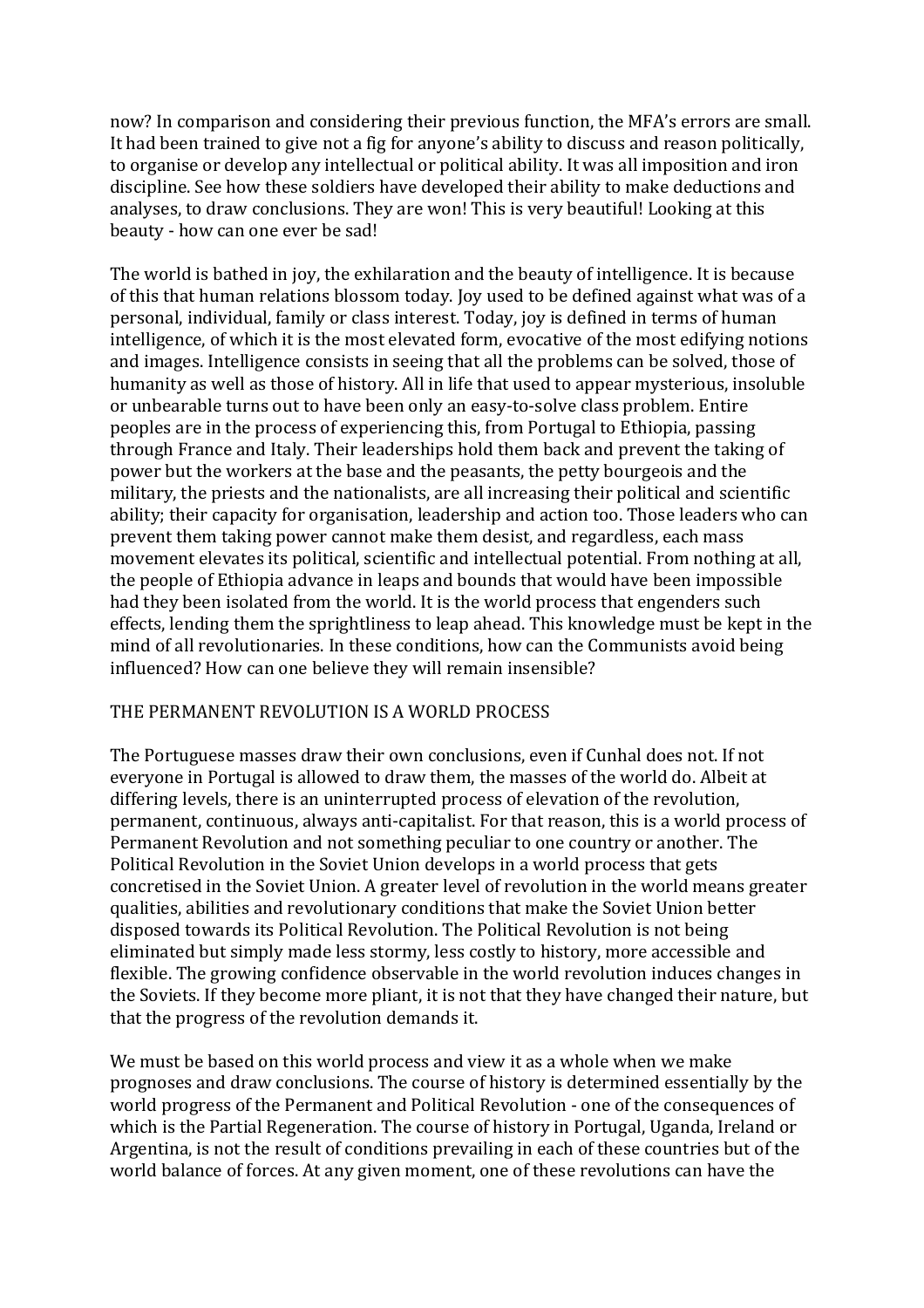now? In comparison and considering their previous function, the MFA's errors are small. It had been trained to give not a fig for anyone's ability to discuss and reason politically, to organise or develop any intellectual or political ability. It was all imposition and iron discipline. See how these soldiers have developed their ability to make deductions and analyses, to draw conclusions. They are won! This is very beautiful! Looking at this beauty - how can one ever be sad!

The world is bathed in joy, the exhilaration and the beauty of intelligence. It is because of this that human relations blossom today. Joy used to be defined against what was of a personal, individual, family or class interest. Today, joy is defined in terms of human intelligence, of which it is the most elevated form, evocative of the most edifying notions and images. Intelligence consists in seeing that all the problems can be solved, those of humanity as well as those of history. All in life that used to appear mysterious, insoluble or unbearable turns out to have been only an easy-to-solve class problem. Entire peoples are in the process of experiencing this, from Portugal to Ethiopia, passing through France and Italy. Their leaderships hold them back and prevent the taking of power but the workers at the base and the peasants, the petty bourgeois and the military, the priests and the nationalists, are all increasing their political and scientific ability; their capacity for organisation, leadership and action too. Those leaders who can prevent them taking power cannot make them desist, and regardless, each mass movement elevates its political, scientific and intellectual potential. From nothing at all, the people of Ethiopia advance in leaps and bounds that would have been impossible had they been isolated from the world. It is the world process that engenders such effects, lending them the sprightliness to leap ahead. This knowledge must be kept in the mind of all revolutionaries. In these conditions, how can the Communists avoid being influenced? How can one believe they will remain insensible?

## THE PERMANENT REVOLUTION IS A WORLD PROCESS

The Portuguese masses draw their own conclusions, even if Cunhal does not. If not everyone in Portugal is allowed to draw them, the masses of the world do. Albeit at differing levels, there is an uninterrupted process of elevation of the revolution, permanent, continuous, always anti-capitalist. For that reason, this is a world process of Permanent Revolution and not something peculiar to one country or another. The Political Revolution in the Soviet Union develops in a world process that gets concretised in the Soviet Union. A greater level of revolution in the world means greater qualities, abilities and revolutionary conditions that make the Soviet Union better disposed towards its Political Revolution. The Political Revolution is not being eliminated but simply made less stormy, less costly to history, more accessible and flexible. The growing confidence observable in the world revolution induces changes in the Soviets. If they become more pliant, it is not that they have changed their nature, but that the progress of the revolution demands it.

We must be based on this world process and view it as a whole when we make prognoses and draw conclusions. The course of history is determined essentially by the world progress of the Permanent and Political Revolution - one of the consequences of which is the Partial Regeneration. The course of history in Portugal, Uganda, Ireland or Argentina, is not the result of conditions prevailing in each of these countries but of the world balance of forces. At any given moment, one of these revolutions can have the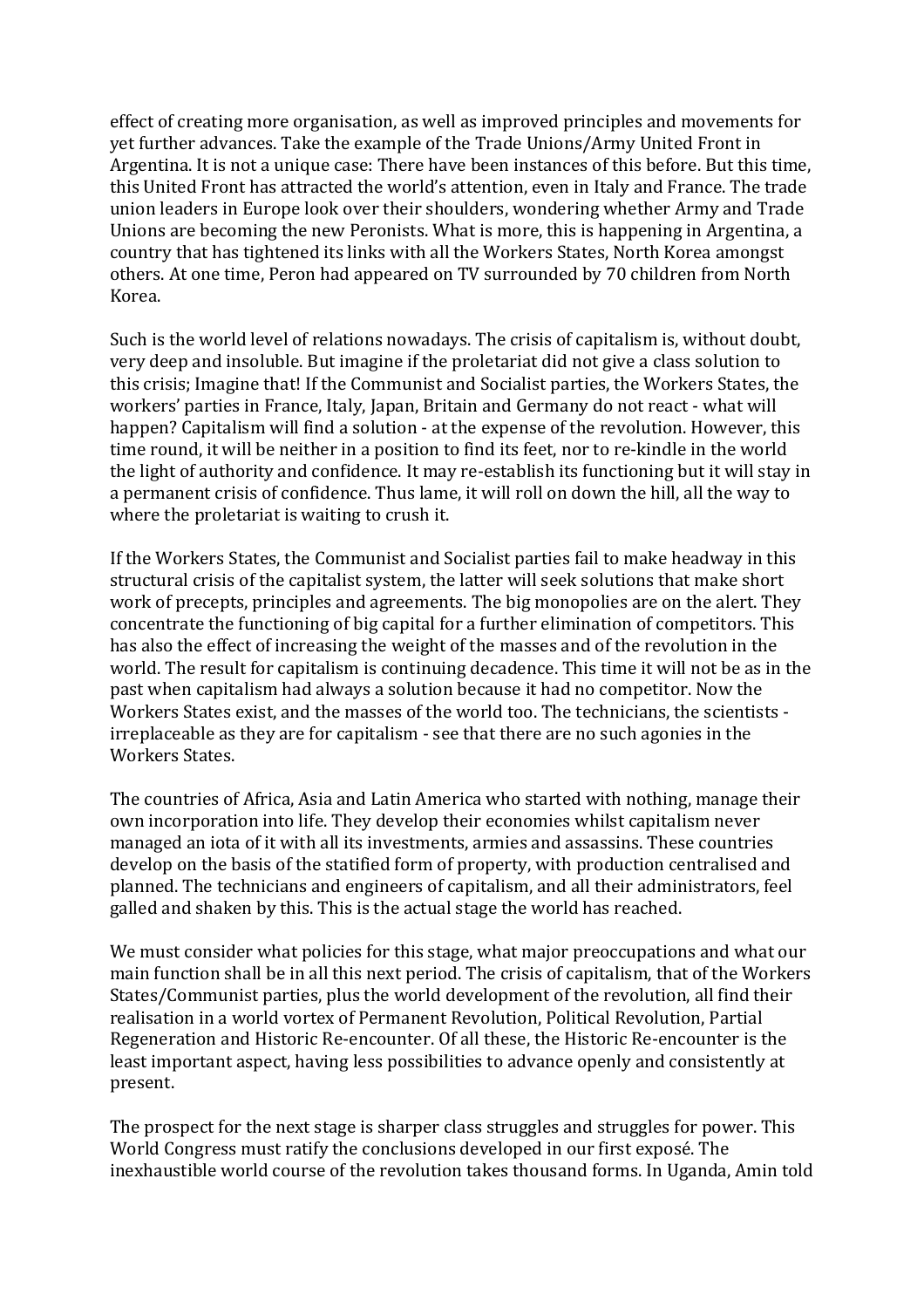effect of creating more organisation, as well as improved principles and movements for yet further advances. Take the example of the Trade Unions/Army United Front in Argentina. It is not a unique case: There have been instances of this before. But this time, this United Front has attracted the world's attention, even in Italy and France. The trade union leaders in Europe look over their shoulders, wondering whether Army and Trade Unions are becoming the new Peronists. What is more, this is happening in Argentina, a country that has tightened its links with all the Workers States, North Korea amongst others. At one time, Peron had appeared on TV surrounded by 70 children from North Korea.

Such is the world level of relations nowadays. The crisis of capitalism is, without doubt, very deep and insoluble. But imagine if the proletariat did not give a class solution to this crisis; Imagine that! If the Communist and Socialist parties, the Workers States, the workers' parties in France, Italy, Japan, Britain and Germany do not react - what will happen? Capitalism will find a solution - at the expense of the revolution. However, this time round, it will be neither in a position to find its feet, nor to re-kindle in the world the light of authority and confidence. It may re-establish its functioning but it will stay in a permanent crisis of confidence. Thus lame, it will roll on down the hill, all the way to where the proletariat is waiting to crush it.

If the Workers States, the Communist and Socialist parties fail to make headway in this structural crisis of the capitalist system, the latter will seek solutions that make short work of precepts, principles and agreements. The big monopolies are on the alert. They concentrate the functioning of big capital for a further elimination of competitors. This has also the effect of increasing the weight of the masses and of the revolution in the world. The result for capitalism is continuing decadence. This time it will not be as in the past when capitalism had always a solution because it had no competitor. Now the Workers States exist, and the masses of the world too. The technicians, the scientists - irreplaceable as they are for capitalism - see that there are no such agonies in the Workers States.

The countries of Africa, Asia and Latin America who started with nothing, manage their own incorporation into life. They develop their economies whilst capitalism never managed an iota of it with all its investments, armies and assassins. These countries develop on the basis of the statified form of property, with production centralised and planned. The technicians and engineers of capitalism, and all their administrators, feel galled and shaken by this. This is the actual stage the world has reached.

We must consider what policies for this stage, what major preoccupations and what our main function shall be in all this next period. The crisis of capitalism, that of the Workers States/Communist parties, plus the world development of the revolution, all find their realisation in a world vortex of Permanent Revolution, Political Revolution, Partial Regeneration and Historic Re-encounter. Of all these, the Historic Re-encounter is the least important aspect, having less possibilities to advance openly and consistently at present.

The prospect for the next stage is sharper class struggles and struggles for power. This World Congress must ratify the conclusions developed in our first exposé. The inexhaustible world course of the revolution takes thousand forms. In Uganda, Amin told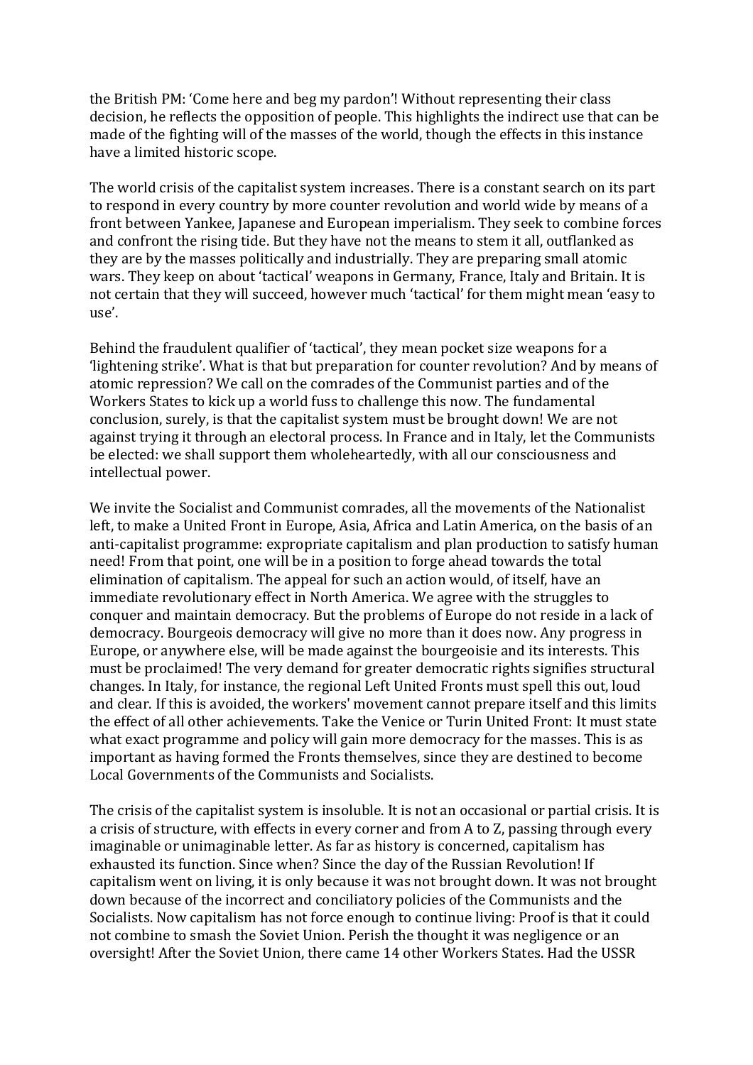the British PM: 'Come here and beg my pardon'! Without representing their class decision, he reflects the opposition of people. This highlights the indirect use that can be made of the fighting will of the masses of the world, though the effects in this instance have a limited historic scope.

The world crisis of the capitalist system increases. There is a constant search on its part to respond in every country by more counter revolution and world wide by means of a front between Yankee, Japanese and European imperialism. They seek to combine forces and confront the rising tide. But they have not the means to stem it all, outflanked as they are by the masses politically and industrially. They are preparing small atomic wars. They keep on about 'tactical' weapons in Germany, France, Italy and Britain. It is not certain that they will succeed, however much 'tactical' for them might mean 'easy to use'.

Behind the fraudulent qualifier of 'tactical', they mean pocket size weapons for a 'lightening strike'. What is that but preparation for counter revolution? And by means of atomic repression? We call on the comrades of the Communist parties and of the Workers States to kick up a world fuss to challenge this now. The fundamental conclusion, surely, is that the capitalist system must be brought down! We are not against trying it through an electoral process. In France and in Italy, let the Communists be elected: we shall support them wholeheartedly, with all our consciousness and intellectual power.

We invite the Socialist and Communist comrades, all the movements of the Nationalist left, to make a United Front in Europe, Asia, Africa and Latin America, on the basis of an anti-capitalist programme: expropriate capitalism and plan production to satisfy human need! From that point, one will be in a position to forge ahead towards the total elimination of capitalism. The appeal for such an action would, of itself, have an immediate revolutionary effect in North America. We agree with the struggles to conquer and maintain democracy. But the problems of Europe do not reside in a lack of democracy. Bourgeois democracy will give no more than it does now. Any progress in Europe, or anywhere else, will be made against the bourgeoisie and its interests. This must be proclaimed! The very demand for greater democratic rights signifies structural changes. In Italy, for instance, the regional Left United Fronts must spell this out, loud and clear. If this is avoided, the workers' movement cannot prepare itself and this limits the effect of all other achievements. Take the Venice or Turin United Front: It must state what exact programme and policy will gain more democracy for the masses. This is as important as having formed the Fronts themselves, since they are destined to become Local Governments of the Communists and Socialists.

The crisis of the capitalist system is insoluble. It is not an occasional or partial crisis. It is a crisis of structure, with effects in every corner and from A to Z, passing through every imaginable or unimaginable letter. As far as history is concerned, capitalism has exhausted its function. Since when? Since the day of the Russian Revolution! If capitalism went on living, it is only because it was not brought down. It was not brought down because of the incorrect and conciliatory policies of the Communists and the Socialists. Now capitalism has not force enough to continue living: Proof is that it could not combine to smash the Soviet Union. Perish the thought it was negligence or an oversight! After the Soviet Union, there came 14 other Workers States. Had the USSR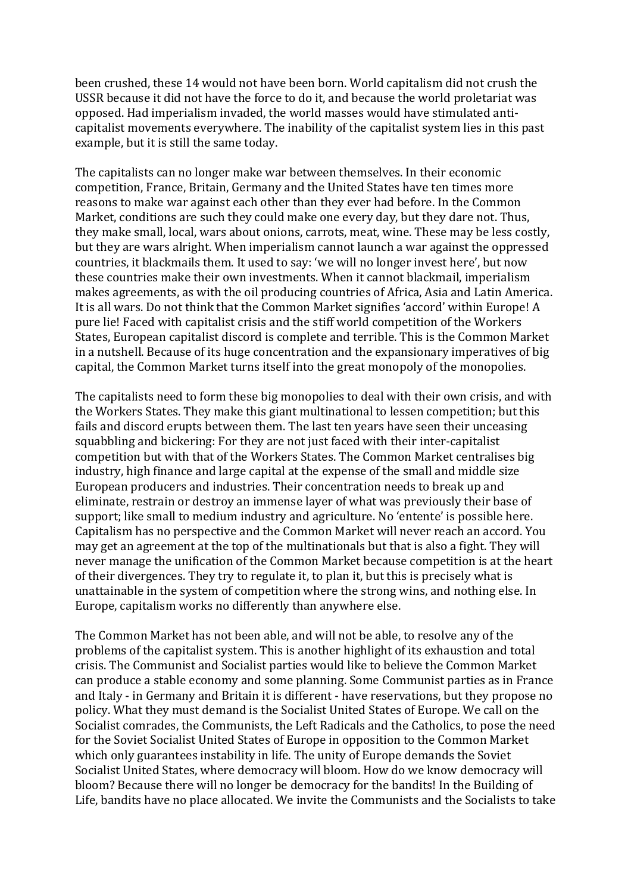been crushed, these 14 would not have been born. World capitalism did not crush the USSR because it did not have the force to do it, and because the world proletariat was opposed. Had imperialism invaded, the world masses would have stimulated anti-capitalist movements everywhere. The inability of the capitalist system lies in this past example, but it is still the same today.

The capitalists can no longer make war between themselves. In their economic competition, France, Britain, Germany and the United States have ten times more reasons to make war against each other than they ever had before. In the Common Market, conditions are such they could make one every day, but they dare not. Thus, they make small, local, wars about onions, carrots, meat, wine. These may be less costly, but they are wars alright. When imperialism cannot launch a war against the oppressed countries, it blackmails them. It used to say: 'we will no longer invest here', but now these countries make their own investments. When it cannot blackmail, imperialism makes agreements, as with the oil producing countries of Africa, Asia and Latin America. It is all wars. Do not think that the Common Market signifies 'accord' within Europe! A pure lie! Faced with capitalist crisis and the stiff world competition of the Workers States, European capitalist discord is complete and terrible. This is the Common Market in a nutshell. Because of its huge concentration and the expansionary imperatives of big capital, the Common Market turns itself into the great monopoly of the monopolies.

The capitalists need to form these big monopolies to deal with their own crisis, and with the Workers States. They make this giant multinational to lessen competition; but this fails and discord erupts between them. The last ten years have seen their unceasing squabbling and bickering: For they are not just faced with their inter-capitalist competition but with that of the Workers States. The Common Market centralises big industry, high finance and large capital at the expense of the small and middle size European producers and industries. Their concentration needs to break up and eliminate, restrain or destroy an immense layer of what was previously their base of support; like small to medium industry and agriculture. No 'entente' is possible here. Capitalism has no perspective and the Common Market will never reach an accord. You may get an agreement at the top of the multinationals but that is also a fight. They will never manage the unification of the Common Market because competition is at the heart of their divergences. They try to regulate it, to plan it, but this is precisely what is unattainable in the system of competition where the strong wins, and nothing else. In Europe, capitalism works no differently than anywhere else.

The Common Market has not been able, and will not be able, to resolve any of the problems of the capitalist system. This is another highlight of its exhaustion and total crisis. The Communist and Socialist parties would like to believe the Common Market can produce a stable economy and some planning. Some Communist parties as in France and Italy - in Germany and Britain it is different - have reservations, but they propose no policy. What they must demand is the Socialist United States of Europe. We call on the Socialist comrades, the Communists, the Left Radicals and the Catholics, to pose the need for the Soviet Socialist United States of Europe in opposition to the Common Market which only guarantees instability in life. The unity of Europe demands the Soviet Socialist United States, where democracy will bloom. How do we know democracy will bloom? Because there will no longer be democracy for the bandits! In the Building of Life, bandits have no place allocated. We invite the Communists and the Socialists to take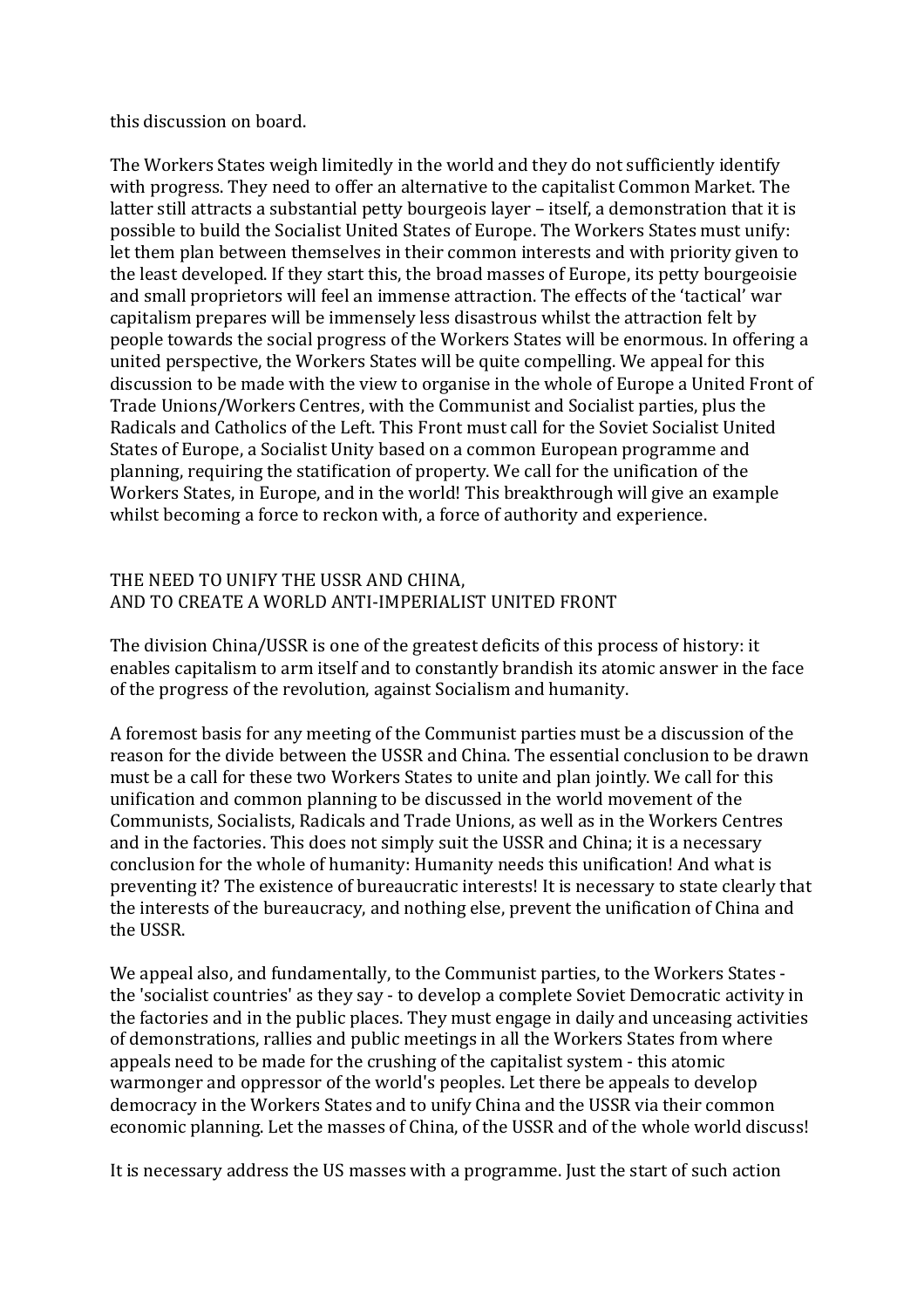this discussion on board.

The Workers States weigh limitedly in the world and they do not sufficiently identify with progress. They need to offer an alternative to the capitalist Common Market. The latter still attracts a substantial petty bourgeois layer – itself, a demonstration that it is possible to build the Socialist United States of Europe. The Workers States must unify: let them plan between themselves in their common interests and with priority given to the least developed. If they start this, the broad masses of Europe, its petty bourgeoisie and small proprietors will feel an immense attraction. The effects of the 'tactical' war capitalism prepares will be immensely less disastrous whilst the attraction felt by people towards the social progress of the Workers States will be enormous. In offering a united perspective, the Workers States will be quite compelling. We appeal for this discussion to be made with the view to organise in the whole of Europe a United Front of Trade Unions/Workers Centres, with the Communist and Socialist parties, plus the Radicals and Catholics of the Left. This Front must call for the Soviet Socialist United States of Europe, a Socialist Unity based on a common European programme and planning, requiring the statification of property. We call for the unification of the Workers States, in Europe, and in the world! This breakthrough will give an example whilst becoming a force to reckon with, a force of authority and experience.

## THE NEED TO UNIFY THE USSR AND CHINA, AND TO CREATE A WORLD ANTI-IMPERIALIST UNITED FRONT

The division China/USSR is one of the greatest deficits of this process of history: it enables capitalism to arm itself and to constantly brandish its atomic answer in the face of the progress of the revolution, against Socialism and humanity.

A foremost basis for any meeting of the Communist parties must be a discussion of the reason for the divide between the USSR and China. The essential conclusion to be drawn must be a call for these two Workers States to unite and plan jointly. We call for this unification and common planning to be discussed in the world movement of the Communists, Socialists, Radicals and Trade Unions, as well as in the Workers Centres and in the factories. This does not simply suit the USSR and China; it is a necessary conclusion for the whole of humanity: Humanity needs this unification! And what is preventing it? The existence of bureaucratic interests! It is necessary to state clearly that the interests of the bureaucracy, and nothing else, prevent the unification of China and the USSR.

We appeal also, and fundamentally, to the Communist parties, to the Workers States - the 'socialist countries' as they say - to develop a complete Soviet Democratic activity in the factories and in the public places. They must engage in daily and unceasing activities of demonstrations, rallies and public meetings in all the Workers States from where appeals need to be made for the crushing of the capitalist system - this atomic warmonger and oppressor of the world's peoples. Let there be appeals to develop democracy in the Workers States and to unify China and the USSR via their common economic planning. Let the masses of China, of the USSR and of the whole world discuss!

It is necessary address the US masses with a programme. Just the start of such action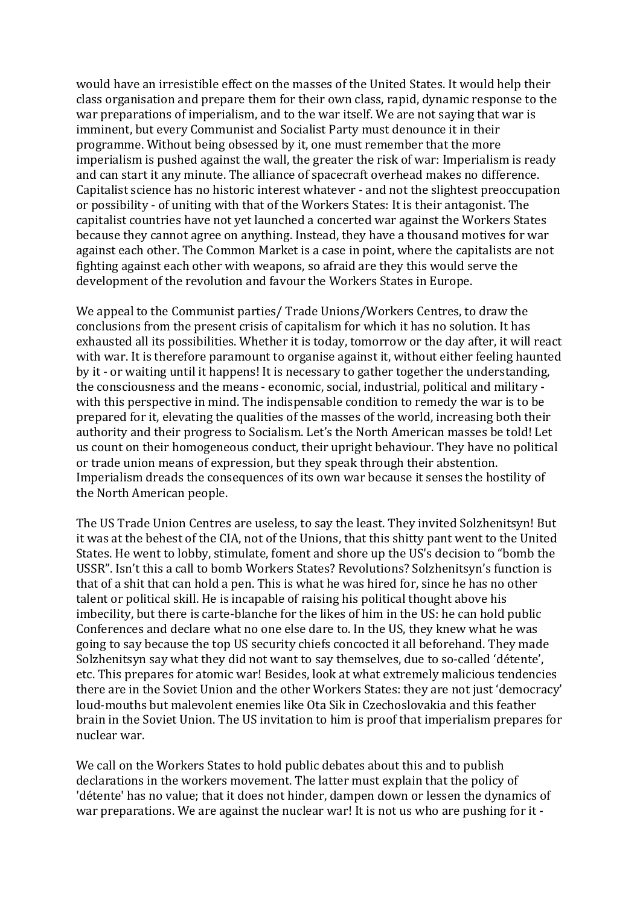would have an irresistible effect on the masses of the United States. It would help their class organisation and prepare them for their own class, rapid, dynamic response to the war preparations of imperialism, and to the war itself. We are not saying that war is imminent, but every Communist and Socialist Party must denounce it in their programme. Without being obsessed by it, one must remember that the more imperialism is pushed against the wall, the greater the risk of war: Imperialism is ready and can start it any minute. The alliance of spacecraft overhead makes no difference. Capitalist science has no historic interest whatever - and not the slightest preoccupation or possibility - of uniting with that of the Workers States: It is their antagonist. The capitalist countries have not yet launched a concerted war against the Workers States because they cannot agree on anything. Instead, they have a thousand motives for war against each other. The Common Market is a case in point, where the capitalists are not fighting against each other with weapons, so afraid are they this would serve the development of the revolution and favour the Workers States in Europe.

We appeal to the Communist parties/ Trade Unions/Workers Centres, to draw the conclusions from the present crisis of capitalism for which it has no solution. It has exhausted all its possibilities. Whether it is today, tomorrow or the day after, it will react with war. It is therefore paramount to organise against it, without either feeling haunted by it - or waiting until it happens! It is necessary to gather together the understanding, the consciousness and the means - economic, social, industrial, political and military - with this perspective in mind. The indispensable condition to remedy the war is to be prepared for it, elevating the qualities of the masses of the world, increasing both their authority and their progress to Socialism. Let's the North American masses be told! Let us count on their homogeneous conduct, their upright behaviour. They have no political or trade union means of expression, but they speak through their abstention. Imperialism dreads the consequences of its own war because it senses the hostility of the North American people.

The US Trade Union Centres are useless, to say the least. They invited Solzhenitsyn! But it was at the behest of the CIA, not of the Unions, that this shitty pant went to the United States. He went to lobby, stimulate, foment and shore up the US's decision to "bomb the USSR". Isn't this a call to bomb Workers States? Revolutions? Solzhenitsyn's function is that of a shit that can hold a pen. This is what he was hired for, since he has no other talent or political skill. He is incapable of raising his political thought above his imbecility, but there is carte-blanche for the likes of him in the US: he can hold public Conferences and declare what no one else dare to. In the US, they knew what he was going to say because the top US security chiefs concocted it all beforehand. They made Solzhenitsyn say what they did not want to say themselves, due to so-called 'détente', etc. This prepares for atomic war! Besides, look at what extremely malicious tendencies there are in the Soviet Union and the other Workers States: they are not just 'democracy' loud-mouths but malevolent enemies like Ota Sik in Czechoslovakia and this feather brain in the Soviet Union. The US invitation to him is proof that imperialism prepares for nuclear war.

We call on the Workers States to hold public debates about this and to publish declarations in the workers movement. The latter must explain that the policy of 'détente' has no value; that it does not hinder, dampen down or lessen the dynamics of war preparations. We are against the nuclear war! It is not us who are pushing for it -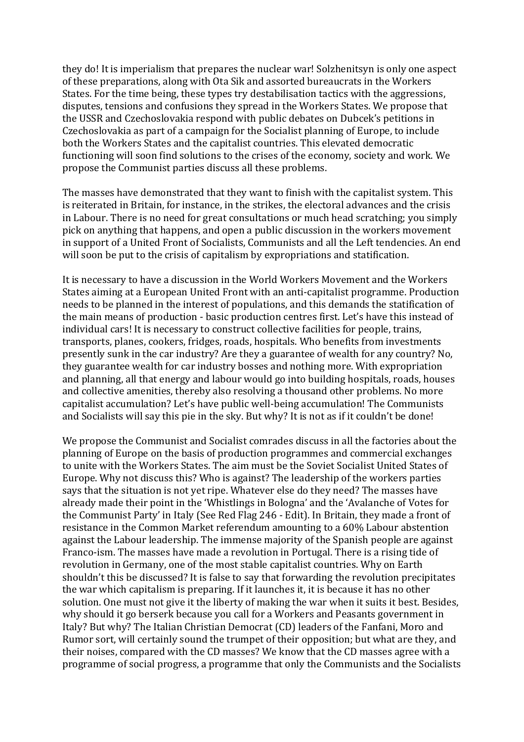they do! It is imperialism that prepares the nuclear war! Solzhenitsyn is only one aspect of these preparations, along with Ota Sik and assorted bureaucrats in the Workers States. For the time being, these types try destabilisation tactics with the aggressions, disputes, tensions and confusions they spread in the Workers States. We propose that the USSR and Czechoslovakia respond with public debates on Dubcek's petitions in Czechoslovakia as part of a campaign for the Socialist planning of Europe, to include both the Workers States and the capitalist countries. This elevated democratic functioning will soon find solutions to the crises of the economy, society and work. We propose the Communist parties discuss all these problems.

The masses have demonstrated that they want to finish with the capitalist system. This is reiterated in Britain, for instance, in the strikes, the electoral advances and the crisis in Labour. There is no need for great consultations or much head scratching; you simply pick on anything that happens, and open a public discussion in the workers movement in support of a United Front of Socialists, Communists and all the Left tendencies. An end will soon be put to the crisis of capitalism by expropriations and statification.

It is necessary to have a discussion in the World Workers Movement and the Workers States aiming at a European United Front with an anti-capitalist programme. Production needs to be planned in the interest of populations, and this demands the statification of the main means of production - basic production centres first. Let's have this instead of individual cars! It is necessary to construct collective facilities for people, trains, transports, planes, cookers, fridges, roads, hospitals. Who benefits from investments presently sunk in the car industry? Are they a guarantee of wealth for any country? No, they guarantee wealth for car industry bosses and nothing more. With expropriation and planning, all that energy and labour would go into building hospitals, roads, houses and collective amenities, thereby also resolving a thousand other problems. No more capitalist accumulation? Let's have public well-being accumulation! The Communists and Socialists will say this pie in the sky. But why? It is not as if it couldn't be done!

We propose the Communist and Socialist comrades discuss in all the factories about the planning of Europe on the basis of production programmes and commercial exchanges to unite with the Workers States. The aim must be the Soviet Socialist United States of Europe. Why not discuss this? Who is against? The leadership of the workers parties says that the situation is not yet ripe. Whatever else do they need? The masses have already made their point in the 'Whistlings in Bologna' and the 'Avalanche of Votes for the Communist Party' in Italy (See Red Flag 246 - Edit). In Britain, they made a front of resistance in the Common Market referendum amounting to a 60% Labour abstention against the Labour leadership. The immense majority of the Spanish people are against Franco-ism. The masses have made a revolution in Portugal. There is a rising tide of revolution in Germany, one of the most stable capitalist countries. Why on Earth shouldn't this be discussed? It is false to say that forwarding the revolution precipitates the war which capitalism is preparing. If it launches it, it is because it has no other solution. One must not give it the liberty of making the war when it suits it best. Besides, why should it go berserk because you call for a Workers and Peasants government in Italy? But why? The Italian Christian Democrat (CD) leaders of the Fanfani, Moro and Rumor sort, will certainly sound the trumpet of their opposition; but what are they, and their noises, compared with the CD masses? We know that the CD masses agree with a programme of social progress, a programme that only the Communists and the Socialists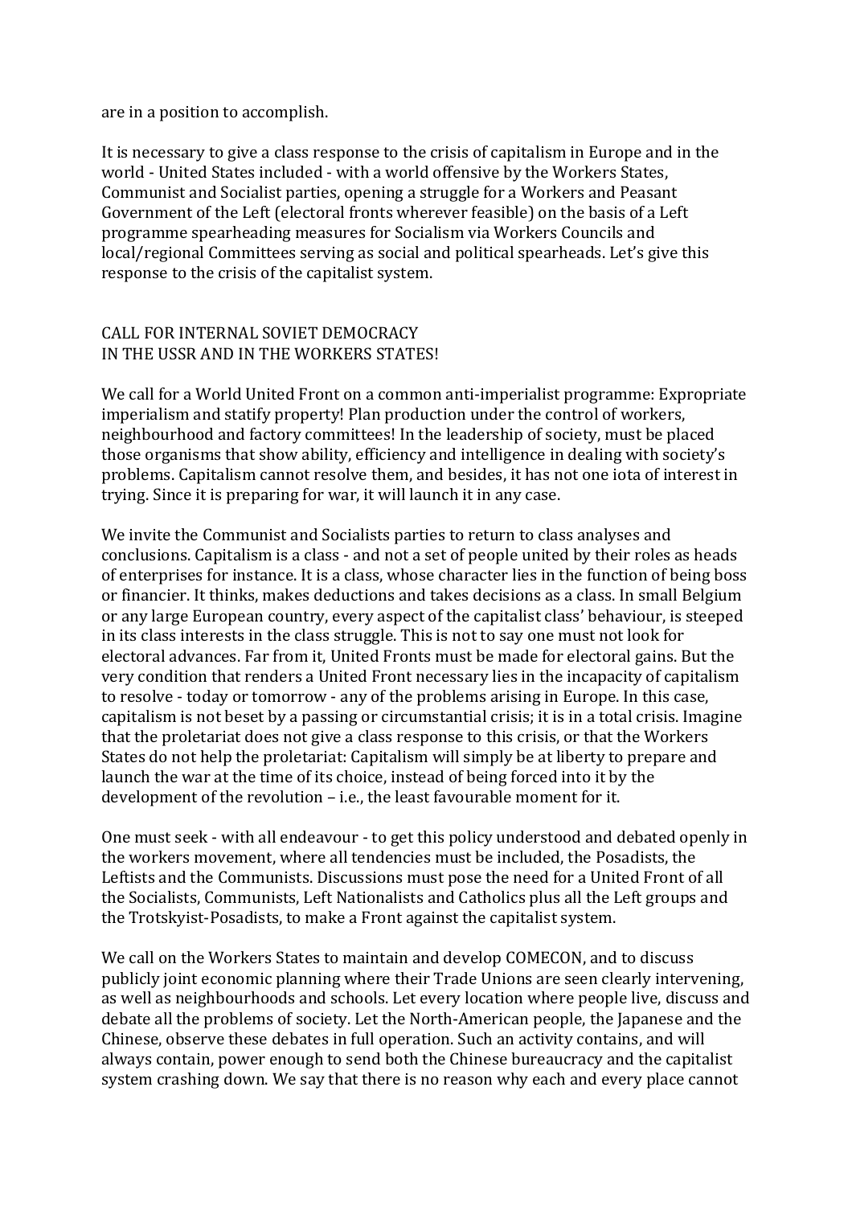are in a position to accomplish.

It is necessary to give a class response to the crisis of capitalism in Europe and in the world - United States included - with a world offensive by the Workers States, Communist and Socialist parties, opening a struggle for a Workers and Peasant Government of the Left (electoral fronts wherever feasible) on the basis of a Left programme spearheading measures for Socialism via Workers Councils and local/regional Committees serving as social and political spearheads. Let's give this response to the crisis of the capitalist system.

## CALL FOR INTERNAL SOVIET DEMOCRACY IN THE USSR AND IN THE WORKERS STATES!

We call for a World United Front on a common anti-imperialist programme: Expropriate imperialism and statify property! Plan production under the control of workers, neighbourhood and factory committees! In the leadership of society, must be placed those organisms that show ability, efficiency and intelligence in dealing with society's problems. Capitalism cannot resolve them, and besides, it has not one iota of interest in trying. Since it is preparing for war, it will launch it in any case.

We invite the Communist and Socialists parties to return to class analyses and conclusions. Capitalism is a class - and not a set of people united by their roles as heads of enterprises for instance. It is a class, whose character lies in the function of being boss or financier. It thinks, makes deductions and takes decisions as a class. In small Belgium or any large European country, every aspect of the capitalist class' behaviour, is steeped in its class interests in the class struggle. This is not to say one must not look for electoral advances. Far from it, United Fronts must be made for electoral gains. But the very condition that renders a United Front necessary lies in the incapacity of capitalism to resolve - today or tomorrow - any of the problems arising in Europe. In this case, capitalism is not beset by a passing or circumstantial crisis; it is in a total crisis. Imagine that the proletariat does not give a class response to this crisis, or that the Workers States do not help the proletariat: Capitalism will simply be at liberty to prepare and launch the war at the time of its choice, instead of being forced into it by the development of the revolution – i.e., the least favourable moment for it.

One must seek - with all endeavour - to get this policy understood and debated openly in the workers movement, where all tendencies must be included, the Posadists, the Leftists and the Communists. Discussions must pose the need for a United Front of all the Socialists, Communists, Left Nationalists and Catholics plus all the Left groups and the Trotskyist-Posadists, to make a Front against the capitalist system.

We call on the Workers States to maintain and develop COMECON, and to discuss publicly joint economic planning where their Trade Unions are seen clearly intervening, as well as neighbourhoods and schools. Let every location where people live, discuss and debate all the problems of society. Let the North-American people, the Japanese and the Chinese, observe these debates in full operation. Such an activity contains, and will always contain, power enough to send both the Chinese bureaucracy and the capitalist system crashing down. We say that there is no reason why each and every place cannot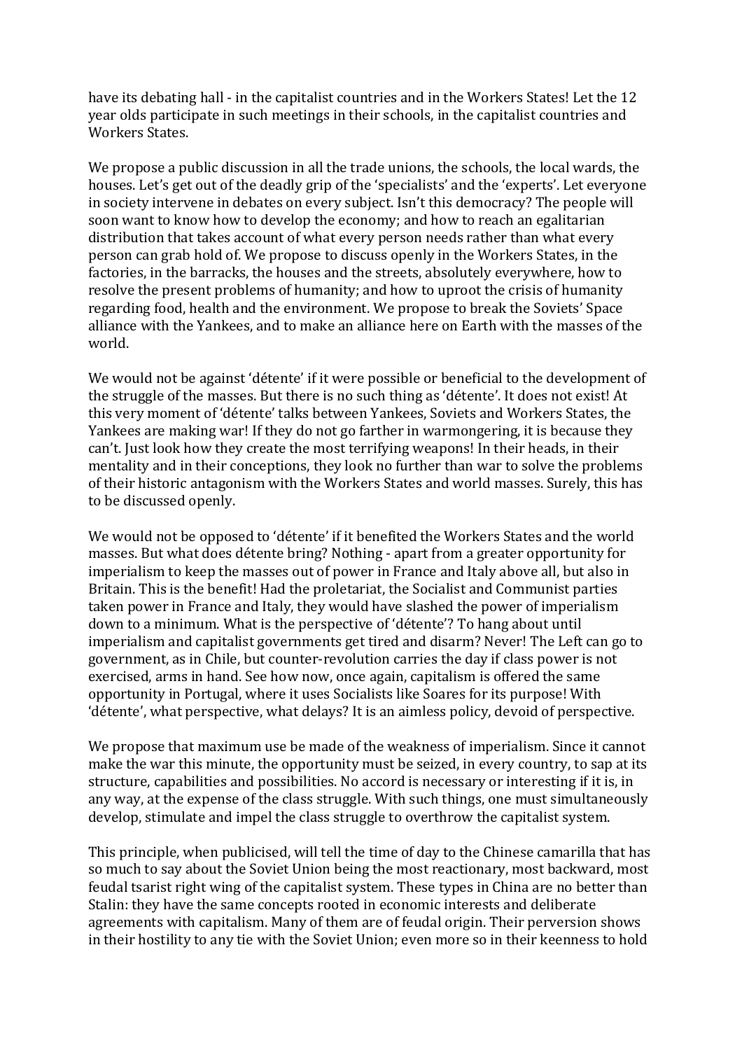have its debating hall - in the capitalist countries and in the Workers States! Let the 12 year olds participate in such meetings in their schools, in the capitalist countries and Workers States.

We propose a public discussion in all the trade unions, the schools, the local wards, the houses. Let's get out of the deadly grip of the 'specialists' and the 'experts'. Let everyone in society intervene in debates on every subject. Isn't this democracy? The people will soon want to know how to develop the economy; and how to reach an egalitarian distribution that takes account of what every person needs rather than what every person can grab hold of. We propose to discuss openly in the Workers States, in the factories, in the barracks, the houses and the streets, absolutely everywhere, how to resolve the present problems of humanity; and how to uproot the crisis of humanity regarding food, health and the environment. We propose to break the Soviets' Space alliance with the Yankees, and to make an alliance here on Earth with the masses of the world.

We would not be against 'détente' if it were possible or beneficial to the development of the struggle of the masses. But there is no such thing as 'détente'. It does not exist! At this very moment of 'détente' talks between Yankees, Soviets and Workers States, the Yankees are making war! If they do not go farther in warmongering, it is because they can't. Just look how they create the most terrifying weapons! In their heads, in their mentality and in their conceptions, they look no further than war to solve the problems of their historic antagonism with the Workers States and world masses. Surely, this has to be discussed openly.

We would not be opposed to 'détente' if it benefited the Workers States and the world masses. But what does détente bring? Nothing - apart from a greater opportunity for imperialism to keep the masses out of power in France and Italy above all, but also in Britain. This is the benefit! Had the proletariat, the Socialist and Communist parties taken power in France and Italy, they would have slashed the power of imperialism down to a minimum. What is the perspective of 'détente'? To hang about until imperialism and capitalist governments get tired and disarm? Never! The Left can go to government, as in Chile, but counter-revolution carries the day if class power is not exercised, arms in hand. See how now, once again, capitalism is offered the same opportunity in Portugal, where it uses Socialists like Soares for its purpose! With 'détente', what perspective, what delays? It is an aimless policy, devoid of perspective.

We propose that maximum use be made of the weakness of imperialism. Since it cannot make the war this minute, the opportunity must be seized, in every country, to sap at its structure, capabilities and possibilities. No accord is necessary or interesting if it is, in any way, at the expense of the class struggle. With such things, one must simultaneously develop, stimulate and impel the class struggle to overthrow the capitalist system.

This principle, when publicised, will tell the time of day to the Chinese camarilla that has so much to say about the Soviet Union being the most reactionary, most backward, most feudal tsarist right wing of the capitalist system. These types in China are no better than Stalin: they have the same concepts rooted in economic interests and deliberate agreements with capitalism. Many of them are of feudal origin. Their perversion shows in their hostility to any tie with the Soviet Union; even more so in their keenness to hold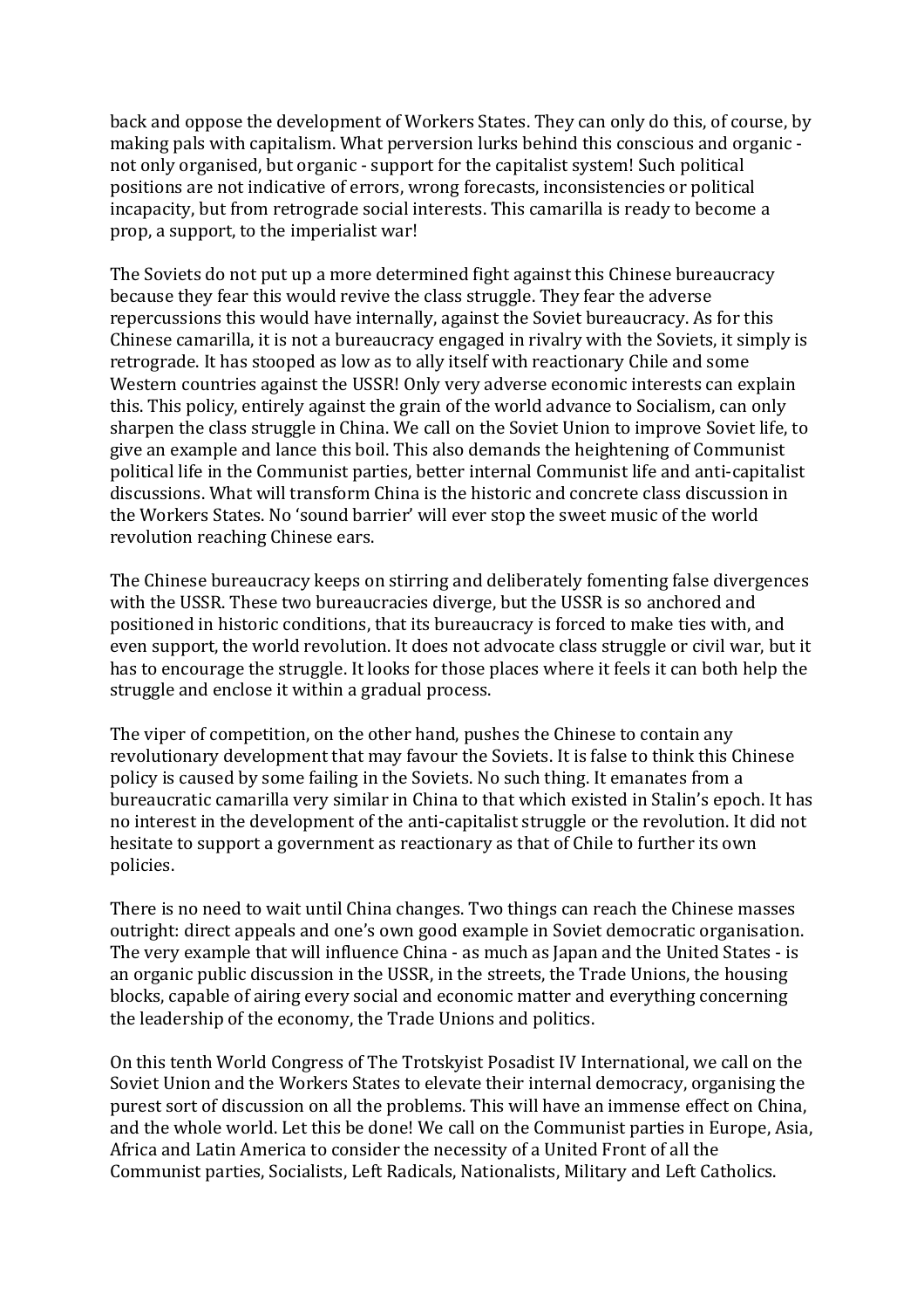back and oppose the development of Workers States. They can only do this, of course, by making pals with capitalism. What perversion lurks behind this conscious and organic - not only organised, but organic - support for the capitalist system! Such political positions are not indicative of errors, wrong forecasts, inconsistencies or political incapacity, but from retrograde social interests. This camarilla is ready to become a prop, a support, to the imperialist war!

The Soviets do not put up a more determined fight against this Chinese bureaucracy because they fear this would revive the class struggle. They fear the adverse repercussions this would have internally, against the Soviet bureaucracy. As for this Chinese camarilla, it is not a bureaucracy engaged in rivalry with the Soviets, it simply is retrograde. It has stooped as low as to ally itself with reactionary Chile and some Western countries against the USSR! Only very adverse economic interests can explain this. This policy, entirely against the grain of the world advance to Socialism, can only sharpen the class struggle in China. We call on the Soviet Union to improve Soviet life, to give an example and lance this boil. This also demands the heightening of Communist political life in the Communist parties, better internal Communist life and anti-capitalist discussions. What will transform China is the historic and concrete class discussion in the Workers States. No 'sound barrier' will ever stop the sweet music of the world revolution reaching Chinese ears.

The Chinese bureaucracy keeps on stirring and deliberately fomenting false divergences with the USSR. These two bureaucracies diverge, but the USSR is so anchored and positioned in historic conditions, that its bureaucracy is forced to make ties with, and even support, the world revolution. It does not advocate class struggle or civil war, but it has to encourage the struggle. It looks for those places where it feels it can both help the struggle and enclose it within a gradual process.

The viper of competition, on the other hand, pushes the Chinese to contain any revolutionary development that may favour the Soviets. It is false to think this Chinese policy is caused by some failing in the Soviets. No such thing. It emanates from a bureaucratic camarilla very similar in China to that which existed in Stalin's epoch. It has no interest in the development of the anti-capitalist struggle or the revolution. It did not hesitate to support a government as reactionary as that of Chile to further its own policies.

There is no need to wait until China changes. Two things can reach the Chinese masses outright: direct appeals and one's own good example in Soviet democratic organisation. The very example that will influence China - as much as Japan and the United States - is an organic public discussion in the USSR, in the streets, the Trade Unions, the housing blocks, capable of airing every social and economic matter and everything concerning the leadership of the economy, the Trade Unions and politics.

On this tenth World Congress of The Trotskyist Posadist IV International, we call on the Soviet Union and the Workers States to elevate their internal democracy, organising the purest sort of discussion on all the problems. This will have an immense effect on China, and the whole world. Let this be done! We call on the Communist parties in Europe, Asia, Africa and Latin America to consider the necessity of a United Front of all the Communist parties, Socialists, Left Radicals, Nationalists, Military and Left Catholics.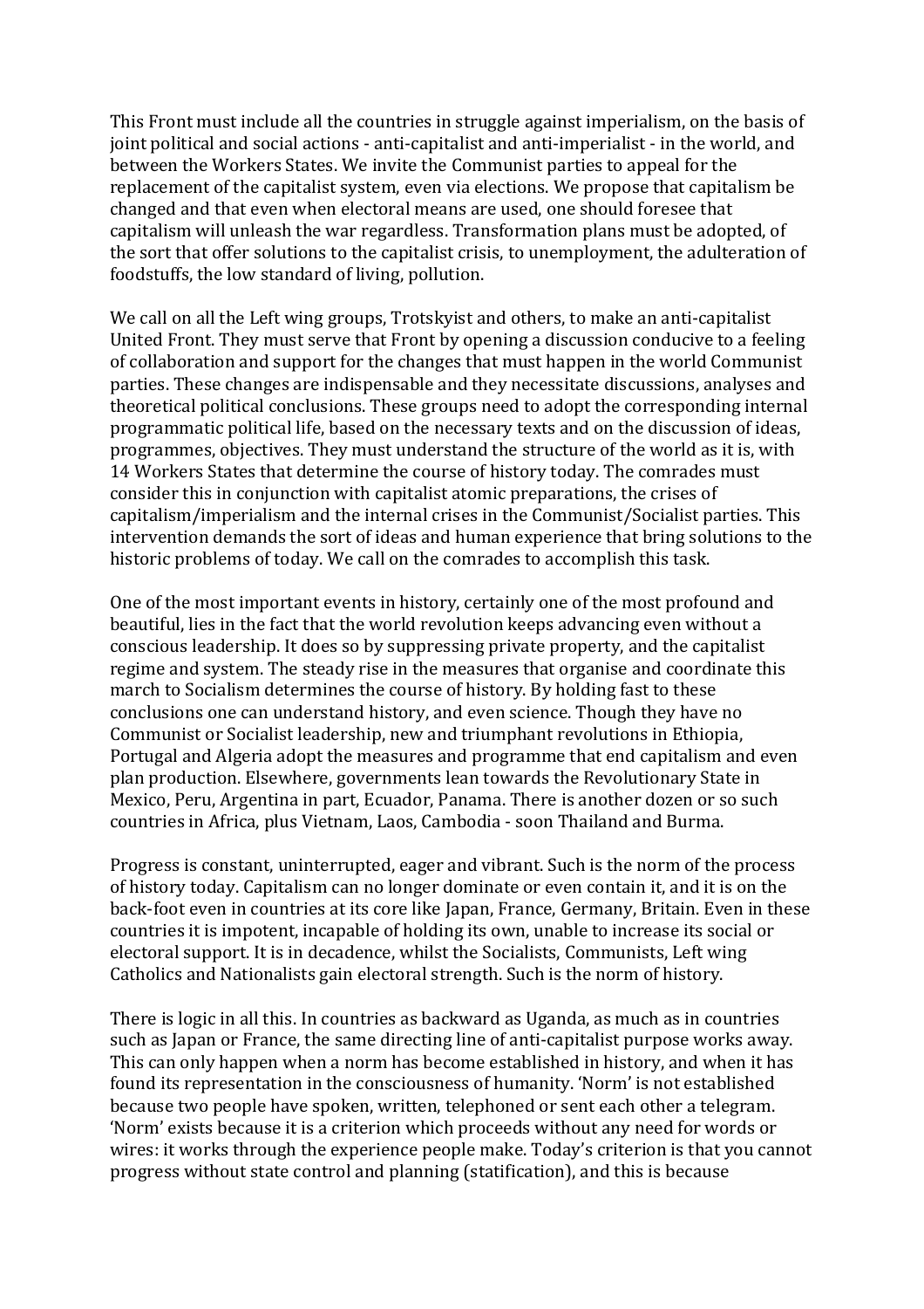This Front must include all the countries in struggle against imperialism, on the basis of joint political and social actions - anti-capitalist and anti-imperialist - in the world, and between the Workers States. We invite the Communist parties to appeal for the replacement of the capitalist system, even via elections. We propose that capitalism be changed and that even when electoral means are used, one should foresee that capitalism will unleash the war regardless. Transformation plans must be adopted, of the sort that offer solutions to the capitalist crisis, to unemployment, the adulteration of foodstuffs, the low standard of living, pollution.

We call on all the Left wing groups, Trotskyist and others, to make an anti-capitalist United Front. They must serve that Front by opening a discussion conducive to a feeling of collaboration and support for the changes that must happen in the world Communist parties. These changes are indispensable and they necessitate discussions, analyses and theoretical political conclusions. These groups need to adopt the corresponding internal programmatic political life, based on the necessary texts and on the discussion of ideas, programmes, objectives. They must understand the structure of the world as it is, with 14 Workers States that determine the course of history today. The comrades must consider this in conjunction with capitalist atomic preparations, the crises of capitalism/imperialism and the internal crises in the Communist/Socialist parties. This intervention demands the sort of ideas and human experience that bring solutions to the historic problems of today. We call on the comrades to accomplish this task.

One of the most important events in history, certainly one of the most profound and beautiful, lies in the fact that the world revolution keeps advancing even without a conscious leadership. It does so by suppressing private property, and the capitalist regime and system. The steady rise in the measures that organise and coordinate this march to Socialism determines the course of history. By holding fast to these conclusions one can understand history, and even science. Though they have no Communist or Socialist leadership, new and triumphant revolutions in Ethiopia, Portugal and Algeria adopt the measures and programme that end capitalism and even plan production. Elsewhere, governments lean towards the Revolutionary State in Mexico, Peru, Argentina in part, Ecuador, Panama. There is another dozen or so such countries in Africa, plus Vietnam, Laos, Cambodia - soon Thailand and Burma.

Progress is constant, uninterrupted, eager and vibrant. Such is the norm of the process of history today. Capitalism can no longer dominate or even contain it, and it is on the back-foot even in countries at its core like Japan, France, Germany, Britain. Even in these countries it is impotent, incapable of holding its own, unable to increase its social or electoral support. It is in decadence, whilst the Socialists, Communists, Left wing Catholics and Nationalists gain electoral strength. Such is the norm of history.

There is logic in all this. In countries as backward as Uganda, as much as in countries such as Japan or France, the same directing line of anti-capitalist purpose works away. This can only happen when a norm has become established in history, and when it has found its representation in the consciousness of humanity. 'Norm' is not established because two people have spoken, written, telephoned or sent each other a telegram. 'Norm' exists because it is a criterion which proceeds without any need for words or wires: it works through the experience people make. Today's criterion is that you cannot progress without state control and planning (statification), and this is because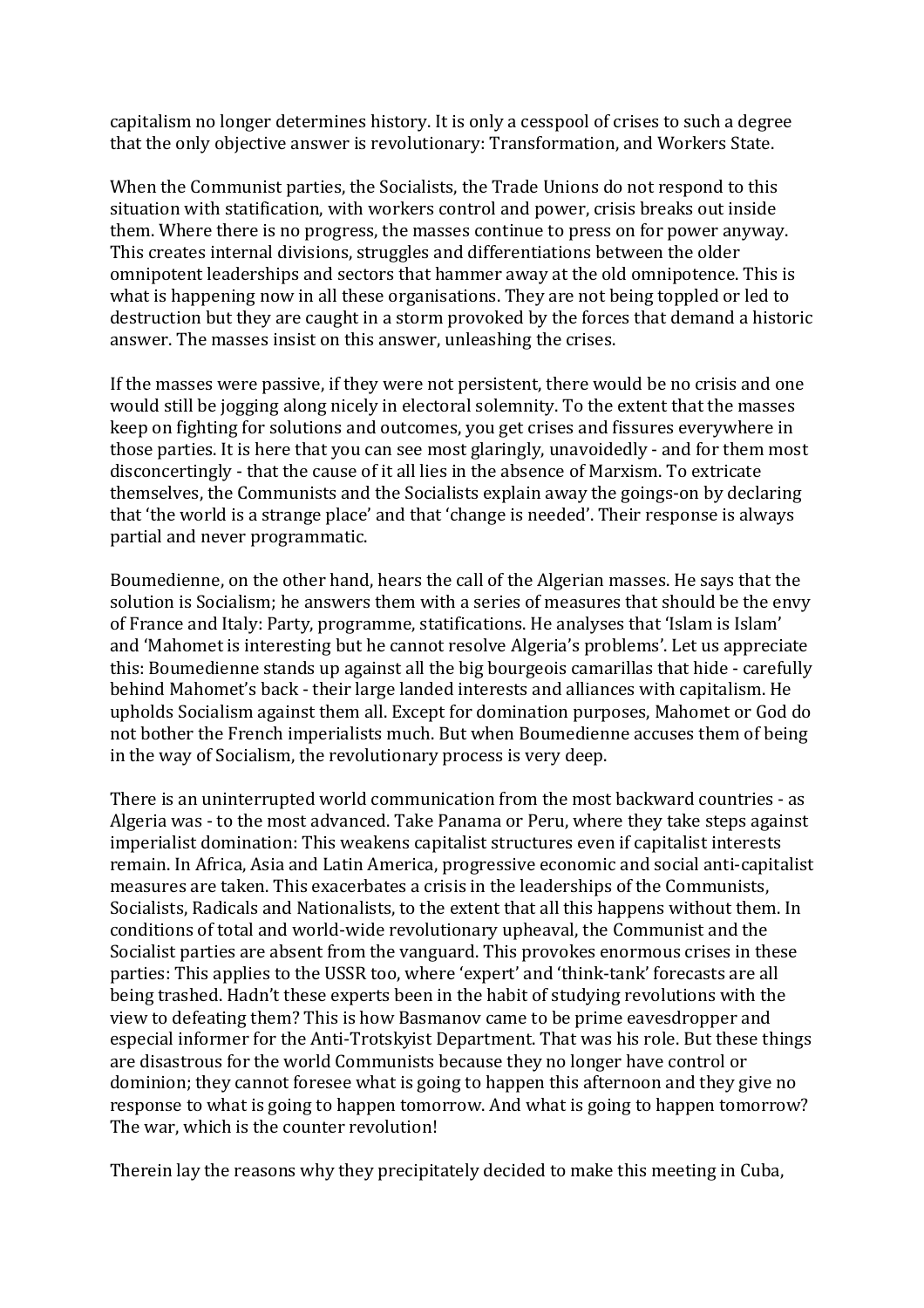capitalism no longer determines history. It is only a cesspool of crises to such a degree that the only objective answer is revolutionary: Transformation, and Workers State.

When the Communist parties, the Socialists, the Trade Unions do not respond to this situation with statification, with workers control and power, crisis breaks out inside them. Where there is no progress, the masses continue to press on for power anyway. This creates internal divisions, struggles and differentiations between the older omnipotent leaderships and sectors that hammer away at the old omnipotence. This is what is happening now in all these organisations. They are not being toppled or led to destruction but they are caught in a storm provoked by the forces that demand a historic answer. The masses insist on this answer, unleashing the crises.

If the masses were passive, if they were not persistent, there would be no crisis and one would still be jogging along nicely in electoral solemnity. To the extent that the masses keep on fighting for solutions and outcomes, you get crises and fissures everywhere in those parties. It is here that you can see most glaringly, unavoidedly - and for them most disconcertingly - that the cause of it all lies in the absence of Marxism. To extricate themselves, the Communists and the Socialists explain away the goings-on by declaring that 'the world is a strange place' and that 'change is needed'. Their response is always partial and never programmatic.

Boumedienne, on the other hand, hears the call of the Algerian masses. He says that the solution is Socialism; he answers them with a series of measures that should be the envy of France and Italy: Party, programme, statifications. He analyses that 'Islam is Islam' and 'Mahomet is interesting but he cannot resolve Algeria's problems'. Let us appreciate this: Boumedienne stands up against all the big bourgeois camarillas that hide - carefully behind Mahomet's back - their large landed interests and alliances with capitalism. He upholds Socialism against them all. Except for domination purposes, Mahomet or God do not bother the French imperialists much. But when Boumedienne accuses them of being in the way of Socialism, the revolutionary process is very deep.

There is an uninterrupted world communication from the most backward countries - as Algeria was - to the most advanced. Take Panama or Peru, where they take steps against imperialist domination: This weakens capitalist structures even if capitalist interests remain. In Africa, Asia and Latin America, progressive economic and social anti-capitalist measures are taken. This exacerbates a crisis in the leaderships of the Communists, Socialists, Radicals and Nationalists, to the extent that all this happens without them. In conditions of total and world-wide revolutionary upheaval, the Communist and the Socialist parties are absent from the vanguard. This provokes enormous crises in these parties: This applies to the USSR too, where 'expert' and 'think-tank' forecasts are all being trashed. Hadn't these experts been in the habit of studying revolutions with the view to defeating them? This is how Basmanov came to be prime eavesdropper and especial informer for the Anti-Trotskyist Department. That was his role. But these things are disastrous for the world Communists because they no longer have control or dominion; they cannot foresee what is going to happen this afternoon and they give no response to what is going to happen tomorrow. And what is going to happen tomorrow? The war, which is the counter revolution!

Therein lay the reasons why they precipitately decided to make this meeting in Cuba,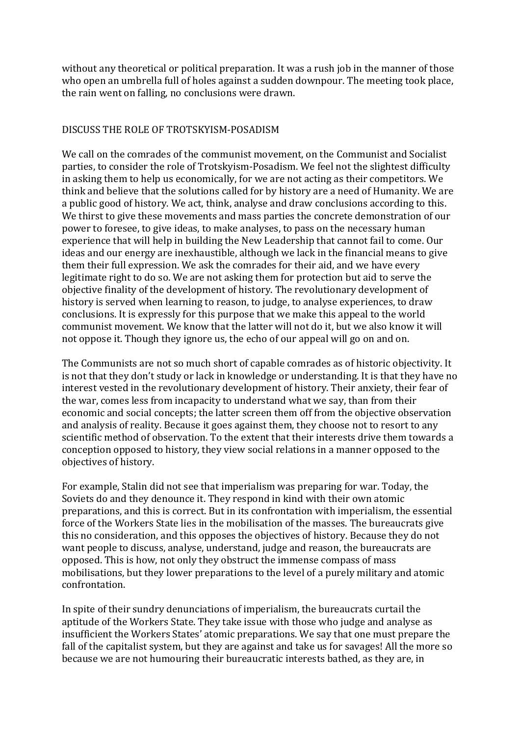without any theoretical or political preparation. It was a rush job in the manner of those who open an umbrella full of holes against a sudden downpour. The meeting took place, the rain went on falling, no conclusions were drawn.

## DISCUSS THE ROLE OF TROTSKYISM-POSADISM

We call on the comrades of the communist movement, on the Communist and Socialist parties, to consider the role of Trotskyism-Posadism. We feel not the slightest difficulty in asking them to help us economically, for we are not acting as their competitors. We think and believe that the solutions called for by history are a need of Humanity. We are a public good of history. We act, think, analyse and draw conclusions according to this. We thirst to give these movements and mass parties the concrete demonstration of our power to foresee, to give ideas, to make analyses, to pass on the necessary human experience that will help in building the New Leadership that cannot fail to come. Our ideas and our energy are inexhaustible, although we lack in the financial means to give them their full expression. We ask the comrades for their aid, and we have every legitimate right to do so. We are not asking them for protection but aid to serve the objective finality of the development of history. The revolutionary development of history is served when learning to reason, to judge, to analyse experiences, to draw conclusions. It is expressly for this purpose that we make this appeal to the world communist movement. We know that the latter will not do it, but we also know it will not oppose it. Though they ignore us, the echo of our appeal will go on and on.

The Communists are not so much short of capable comrades as of historic objectivity. It is not that they don't study or lack in knowledge or understanding. It is that they have no interest vested in the revolutionary development of history. Their anxiety, their fear of the war, comes less from incapacity to understand what we say, than from their economic and social concepts; the latter screen them off from the objective observation and analysis of reality. Because it goes against them, they choose not to resort to any scientific method of observation. To the extent that their interests drive them towards a conception opposed to history, they view social relations in a manner opposed to the objectives of history.

For example, Stalin did not see that imperialism was preparing for war. Today, the Soviets do and they denounce it. They respond in kind with their own atomic preparations, and this is correct. But in its confrontation with imperialism, the essential force of the Workers State lies in the mobilisation of the masses. The bureaucrats give this no consideration, and this opposes the objectives of history. Because they do not want people to discuss, analyse, understand, judge and reason, the bureaucrats are opposed. This is how, not only they obstruct the immense compass of mass mobilisations, but they lower preparations to the level of a purely military and atomic confrontation.

In spite of their sundry denunciations of imperialism, the bureaucrats curtail the aptitude of the Workers State. They take issue with those who judge and analyse as insufficient the Workers States' atomic preparations. We say that one must prepare the fall of the capitalist system, but they are against and take us for savages! All the more so because we are not humouring their bureaucratic interests bathed, as they are, in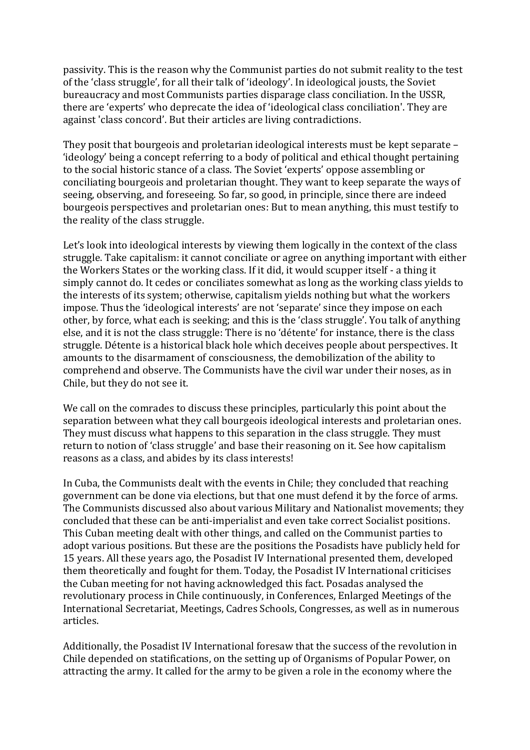passivity. This is the reason why the Communist parties do not submit reality to the test of the 'class struggle', for all their talk of 'ideology'. In ideological jousts, the Soviet bureaucracy and most Communists parties disparage class conciliation. In the USSR, there are 'experts' who deprecate the idea of 'ideological class conciliation'. They are against 'class concord'. But their articles are living contradictions.

They posit that bourgeois and proletarian ideological interests must be kept separate – 'ideology' being a concept referring to a body of political and ethical thought pertaining to the social historic stance of a class. The Soviet 'experts' oppose assembling or conciliating bourgeois and proletarian thought. They want to keep separate the ways of seeing, observing, and foreseeing. So far, so good, in principle, since there are indeed bourgeois perspectives and proletarian ones: But to mean anything, this must testify to the reality of the class struggle.

Let's look into ideological interests by viewing them logically in the context of the class struggle. Take capitalism: it cannot conciliate or agree on anything important with either the Workers States or the working class. If it did, it would scupper itself - a thing it simply cannot do. It cedes or conciliates somewhat as long as the working class yields to the interests of its system; otherwise, capitalism yields nothing but what the workers impose. Thus the 'ideological interests' are not 'separate' since they impose on each other, by force, what each is seeking; and this is the 'class struggle'. You talk of anything else, and it is not the class struggle: There is no 'détente' for instance, there is the class struggle. Détente is a historical black hole which deceives people about perspectives. It amounts to the disarmament of consciousness, the demobilization of the ability to comprehend and observe. The Communists have the civil war under their noses, as in Chile, but they do not see it.

We call on the comrades to discuss these principles, particularly this point about the separation between what they call bourgeois ideological interests and proletarian ones. They must discuss what happens to this separation in the class struggle. They must return to notion of 'class struggle' and base their reasoning on it. See how capitalism reasons as a class, and abides by its class interests!

In Cuba, the Communists dealt with the events in Chile; they concluded that reaching government can be done via elections, but that one must defend it by the force of arms. The Communists discussed also about various Military and Nationalist movements; they concluded that these can be anti-imperialist and even take correct Socialist positions. This Cuban meeting dealt with other things, and called on the Communist parties to adopt various positions. But these are the positions the Posadists have publicly held for 15 years. All these years ago, the Posadist IV International presented them, developed them theoretically and fought for them. Today, the Posadist IV International criticises the Cuban meeting for not having acknowledged this fact. Posadas analysed the revolutionary process in Chile continuously, in Conferences, Enlarged Meetings of the International Secretariat, Meetings, Cadres Schools, Congresses, as well as in numerous articles.

Additionally, the Posadist IV International foresaw that the success of the revolution in Chile depended on statifications, on the setting up of Organisms of Popular Power, on attracting the army. It called for the army to be given a role in the economy where the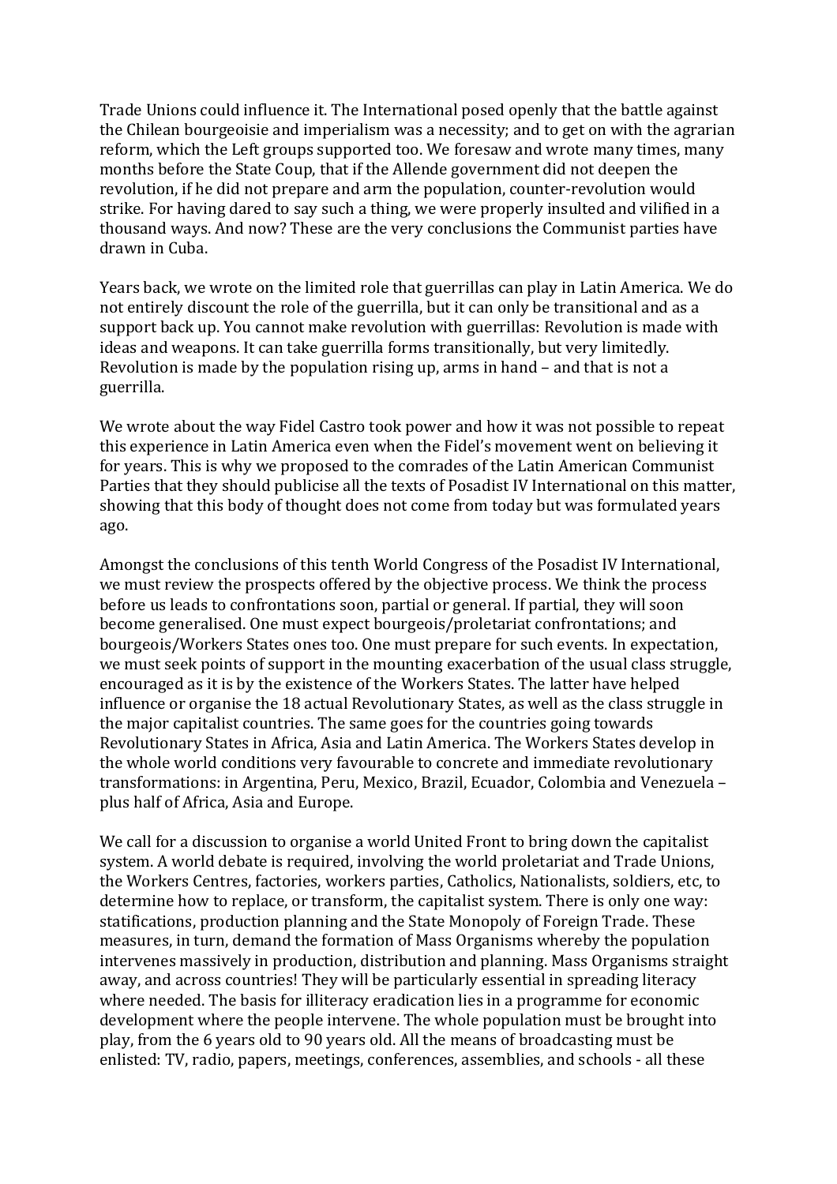Trade Unions could influence it. The International posed openly that the battle against the Chilean bourgeoisie and imperialism was a necessity; and to get on with the agrarian reform, which the Left groups supported too. We foresaw and wrote many times, many months before the State Coup, that if the Allende government did not deepen the revolution, if he did not prepare and arm the population, counter-revolution would strike. For having dared to say such a thing, we were properly insulted and vilified in a thousand ways. And now? These are the very conclusions the Communist parties have drawn in Cuba.

Years back, we wrote on the limited role that guerrillas can play in Latin America. We do not entirely discount the role of the guerrilla, but it can only be transitional and as a support back up. You cannot make revolution with guerrillas: Revolution is made with ideas and weapons. It can take guerrilla forms transitionally, but very limitedly. Revolution is made by the population rising up, arms in hand – and that is not a guerrilla.

We wrote about the way Fidel Castro took power and how it was not possible to repeat this experience in Latin America even when the Fidel's movement went on believing it for years. This is why we proposed to the comrades of the Latin American Communist Parties that they should publicise all the texts of Posadist IV International on this matter, showing that this body of thought does not come from today but was formulated years ago.

Amongst the conclusions of this tenth World Congress of the Posadist IV International, we must review the prospects offered by the objective process. We think the process before us leads to confrontations soon, partial or general. If partial, they will soon become generalised. One must expect bourgeois/proletariat confrontations; and bourgeois/Workers States ones too. One must prepare for such events. In expectation, we must seek points of support in the mounting exacerbation of the usual class struggle, encouraged as it is by the existence of the Workers States. The latter have helped influence or organise the 18 actual Revolutionary States, as well as the class struggle in the major capitalist countries. The same goes for the countries going towards Revolutionary States in Africa, Asia and Latin America. The Workers States develop in the whole world conditions very favourable to concrete and immediate revolutionary transformations: in Argentina, Peru, Mexico, Brazil, Ecuador, Colombia and Venezuela – plus half of Africa, Asia and Europe.

We call for a discussion to organise a world United Front to bring down the capitalist system. A world debate is required, involving the world proletariat and Trade Unions, the Workers Centres, factories, workers parties, Catholics, Nationalists, soldiers, etc, to determine how to replace, or transform, the capitalist system. There is only one way: statifications, production planning and the State Monopoly of Foreign Trade. These measures, in turn, demand the formation of Mass Organisms whereby the population intervenes massively in production, distribution and planning. Mass Organisms straight away, and across countries! They will be particularly essential in spreading literacy where needed. The basis for illiteracy eradication lies in a programme for economic development where the people intervene. The whole population must be brought into play, from the 6 years old to 90 years old. All the means of broadcasting must be enlisted: TV, radio, papers, meetings, conferences, assemblies, and schools - all these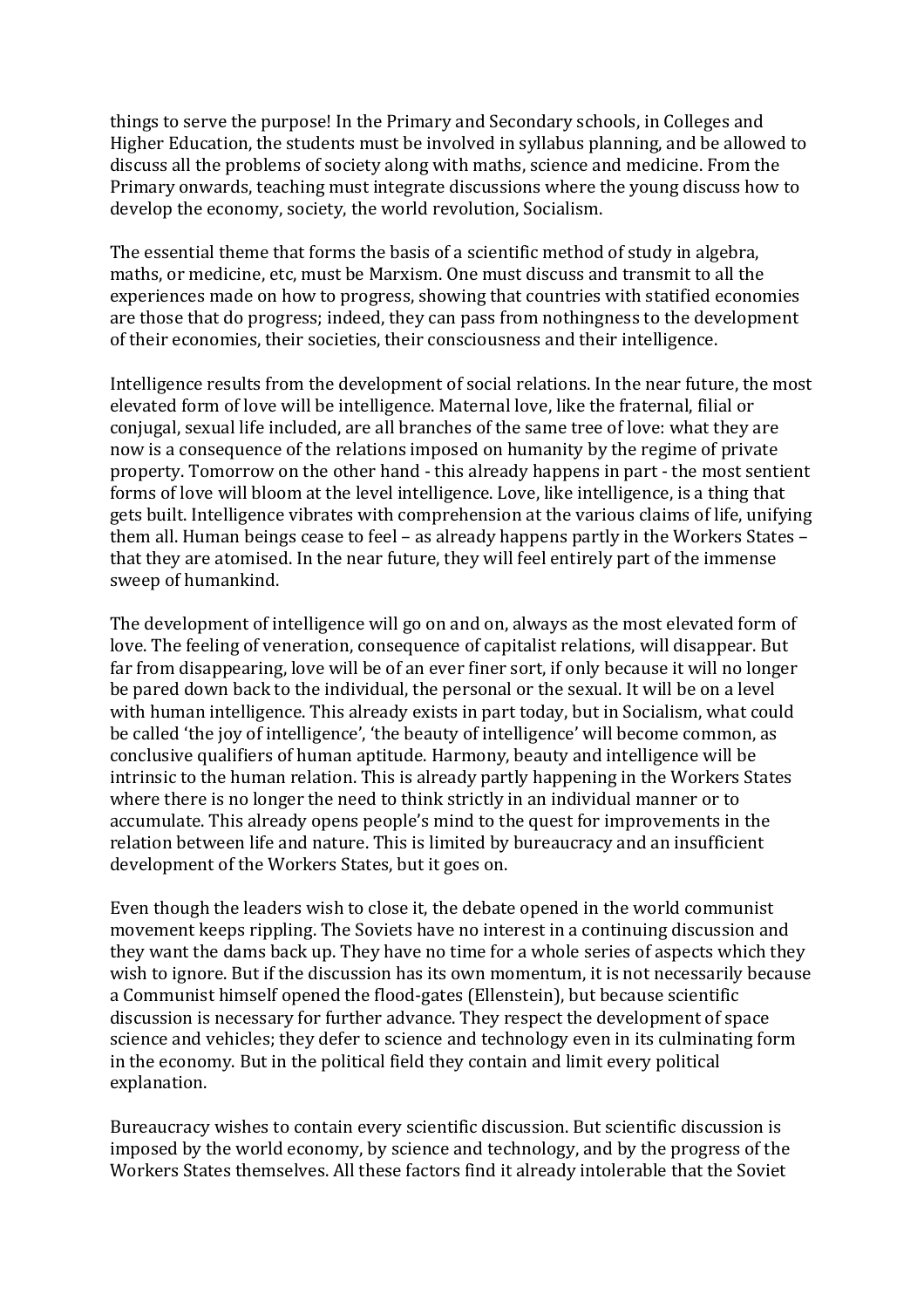things to serve the purpose! In the Primary and Secondary schools, in Colleges and Higher Education, the students must be involved in syllabus planning, and be allowed to discuss all the problems of society along with maths, science and medicine. From the Primary onwards, teaching must integrate discussions where the young discuss how to develop the economy, society, the world revolution, Socialism.

The essential theme that forms the basis of a scientific method of study in algebra, maths, or medicine, etc, must be Marxism. One must discuss and transmit to all the experiences made on how to progress, showing that countries with statified economies are those that do progress; indeed, they can pass from nothingness to the development of their economies, their societies, their consciousness and their intelligence.

Intelligence results from the development of social relations. In the near future, the most elevated form of love will be intelligence. Maternal love, like the fraternal, filial or conjugal, sexual life included, are all branches of the same tree of love: what they are now is a consequence of the relations imposed on humanity by the regime of private property. Tomorrow on the other hand - this already happens in part - the most sentient forms of love will bloom at the level intelligence. Love, like intelligence, is a thing that gets built. Intelligence vibrates with comprehension at the various claims of life, unifying them all. Human beings cease to feel – as already happens partly in the Workers States – that they are atomised. In the near future, they will feel entirely part of the immense sweep of humankind.

The development of intelligence will go on and on, always as the most elevated form of love. The feeling of veneration, consequence of capitalist relations, will disappear. But far from disappearing, love will be of an ever finer sort, if only because it will no longer be pared down back to the individual, the personal or the sexual. It will be on a level with human intelligence. This already exists in part today, but in Socialism, what could be called 'the joy of intelligence', 'the beauty of intelligence' will become common, as conclusive qualifiers of human aptitude. Harmony, beauty and intelligence will be intrinsic to the human relation. This is already partly happening in the Workers States where there is no longer the need to think strictly in an individual manner or to accumulate. This already opens people's mind to the quest for improvements in the relation between life and nature. This is limited by bureaucracy and an insufficient development of the Workers States, but it goes on.

Even though the leaders wish to close it, the debate opened in the world communist movement keeps rippling. The Soviets have no interest in a continuing discussion and they want the dams back up. They have no time for a whole series of aspects which they wish to ignore. But if the discussion has its own momentum, it is not necessarily because a Communist himself opened the flood-gates (Ellenstein), but because scientific discussion is necessary for further advance. They respect the development of space science and vehicles; they defer to science and technology even in its culminating form in the economy. But in the political field they contain and limit every political explanation.

Bureaucracy wishes to contain every scientific discussion. But scientific discussion is imposed by the world economy, by science and technology, and by the progress of the Workers States themselves. All these factors find it already intolerable that the Soviet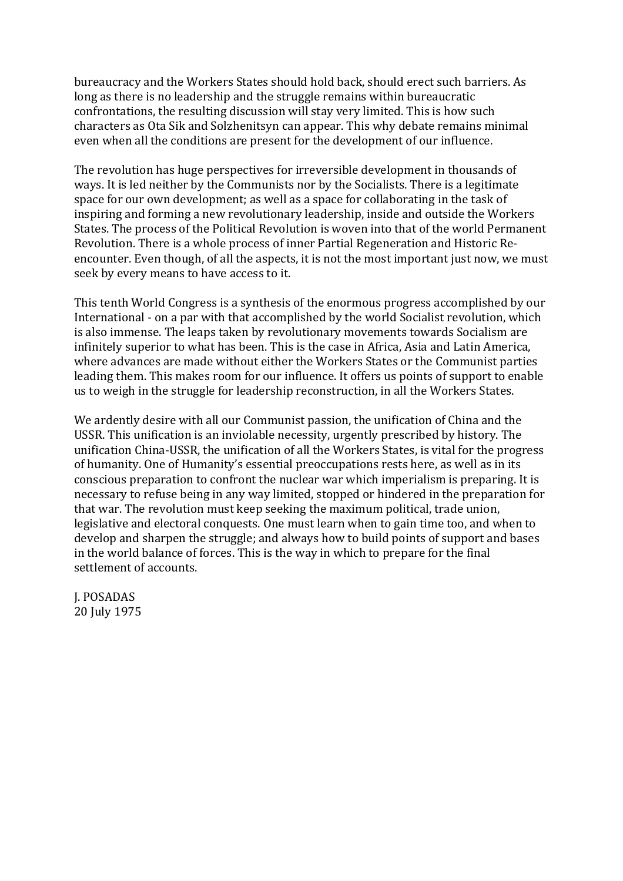bureaucracy and the Workers States should hold back, should erect such barriers. As long as there is no leadership and the struggle remains within bureaucratic confrontations, the resulting discussion will stay very limited. This is how such characters as Ota Sik and Solzhenitsyn can appear. This why debate remains minimal even when all the conditions are present for the development of our influence.

The revolution has huge perspectives for irreversible development in thousands of ways. It is led neither by the Communists nor by the Socialists. There is a legitimate space for our own development; as well as a space for collaborating in the task of inspiring and forming a new revolutionary leadership, inside and outside the Workers States. The process of the Political Revolution is woven into that of the world Permanent Revolution. There is a whole process of inner Partial Regeneration and Historic Re-encounter. Even though, of all the aspects, it is not the most important just now, we must seek by every means to have access to it.

This tenth World Congress is a synthesis of the enormous progress accomplished by our International - on a par with that accomplished by the world Socialist revolution, which is also immense. The leaps taken by revolutionary movements towards Socialism are infinitely superior to what has been. This is the case in Africa, Asia and Latin America, where advances are made without either the Workers States or the Communist parties leading them. This makes room for our influence. It offers us points of support to enable us to weigh in the struggle for leadership reconstruction, in all the Workers States.

We ardently desire with all our Communist passion, the unification of China and the USSR. This unification is an inviolable necessity, urgently prescribed by history. The unification China-USSR, the unification of all the Workers States, is vital for the progress of humanity. One of Humanity's essential preoccupations rests here, as well as in its conscious preparation to confront the nuclear war which imperialism is preparing. It is necessary to refuse being in any way limited, stopped or hindered in the preparation for that war. The revolution must keep seeking the maximum political, trade union, legislative and electoral conquests. One must learn when to gain time too, and when to develop and sharpen the struggle; and always how to build points of support and bases in the world balance of forces. This is the way in which to prepare for the final settlement of accounts.

J. POSADAS
20 July 1975